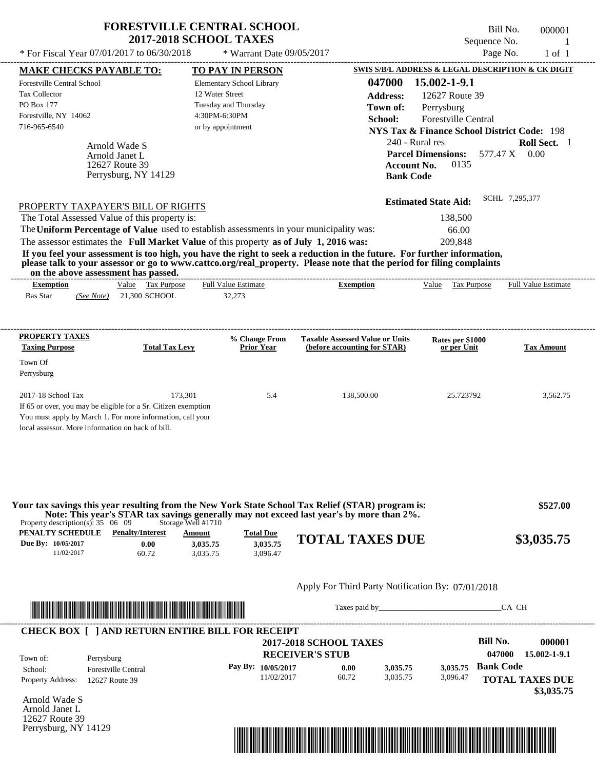# FORESTVILLE CENTRAL SCHOOL
## 2017-2018 SCHOOL TAXES

Bill No. 000001
Sequence No. 1
Page No. 1 of 1

* For Fiscal Year 07/01/2017 to 06/30/2018 * Warrant Date 09/05/2017

| MAKE CHECKS PAYABLE TO: | TO PAY IN PERSON | SWIS S/B/L ADDRESS & LEGAL DESCRIPTION & CK DIGIT |
|---|---|---|
| Forestville Central School | Elementary School Library | **047000 15.002-1-9.1** |
| Tax Collector | 12 Water Street | **Address:** 12627 Route 39 |
| PO Box 177 | Tuesday and Thursday | **Town of:** Perrysburg |
| Forestville, NY 14062 | 4:30PM-6:30PM | **School:** Forestville Central |
| 716-965-6540 | or by appointment | **NYS Tax & Finance School District Code:** 198 |

Arnold Wade S
Arnold Janet L
12627 Route 39
Perrysburg, NY 14129

240 - Rural res **Roll Sect.** 1
**Parcel Dimensions:** 577.47 X 0.00
**Account No.** 0135
**Bank Code**

**Estimated State Aid:** SCHL 7,295,377

PROPERTY TAXPAYER'S BILL OF RIGHTS

| | |
|---|---|
| The Total Assessed Value of this property is: | 138,500 |
| The **Uniform Percentage of Value** used to establish assessments in your municipality was: | 66.00 |
| The assessor estimates the **Full Market Value** of this property **as of July 1, 2016 was:** | 209,848 |

**If you feel your assessment is too high, you have the right to seek a reduction in the future. For further information, please talk to your assessor or go to www.cattco.org/real_property. Please note that the period for filing complaints on the above assessment has passed.**

| Exemption | Value | Tax Purpose | Full Value Estimate | Exemption | Value | Tax Purpose | Full Value Estimate |
|---|---|---|---|---|---|---|---|
| Bas Star *(See Note)* | 21,300 | SCHOOL | 32,273 | | | | |

| PROPERTY TAXES Taxing Purpose | Total Tax Levy | % Change From Prior Year | Taxable Assessed Value or Units (before accounting for STAR) | Rates per $1000 or per Unit | Tax Amount |
|---|---|---|---|---|---|
| Town Of Perrysburg | | | | | |
| 2017-18 School Tax | 173,301 | 5.4 | 138,500.00 | 25.723792 | 3,562.75 |

If 65 or over, you may be eligible for a Sr. Citizen exemption
You must apply by March 1. For more information, call your local assessor. More information on back of bill.

**Your tax savings this year resulting from the New York State School Tax Relief (STAR) program is: $527.00**
**Note: This year's STAR tax savings generally may not exceed last year's by more than 2%.**

Property description(s): 35 06 09 Storage Well #1710

| PENALTY SCHEDULE | Penalty/Interest | Amount | Total Due |
|---|---|---|---|
| Due By: 10/05/2017 | 0.00 | 3,035.75 | 3,035.75 |
| 11/02/2017 | 60.72 | 3,035.75 | 3,096.47 |

**TOTAL TAXES DUE $3,035.75**

Apply For Third Party Notification By: 07/01/2018

Taxes paid by_______________________________CA CH

**CHECK BOX [ ] AND RETURN ENTIRE BILL FOR RECEIPT**

**2017-2018 SCHOOL TAXES**
**RECEIVER'S STUB**

Bill No. 000001
047000 15.002-1-9.1

| | |
|---|---|
| Town of: | Perrysburg |
| School: | Forestville Central |
| Property Address: | 12627 Route 39 |

| Pay By: | | | |
|---|---|---|---|
| 10/05/2017 | 0.00 | 3,035.75 | 3,035.75 |
| 11/02/2017 | 60.72 | 3,035.75 | 3,096.47 |

**Bank Code**
**TOTAL TAXES DUE $3,035.75**

Arnold Wade S
Arnold Janet L
12627 Route 39
Perrysburg, NY 14129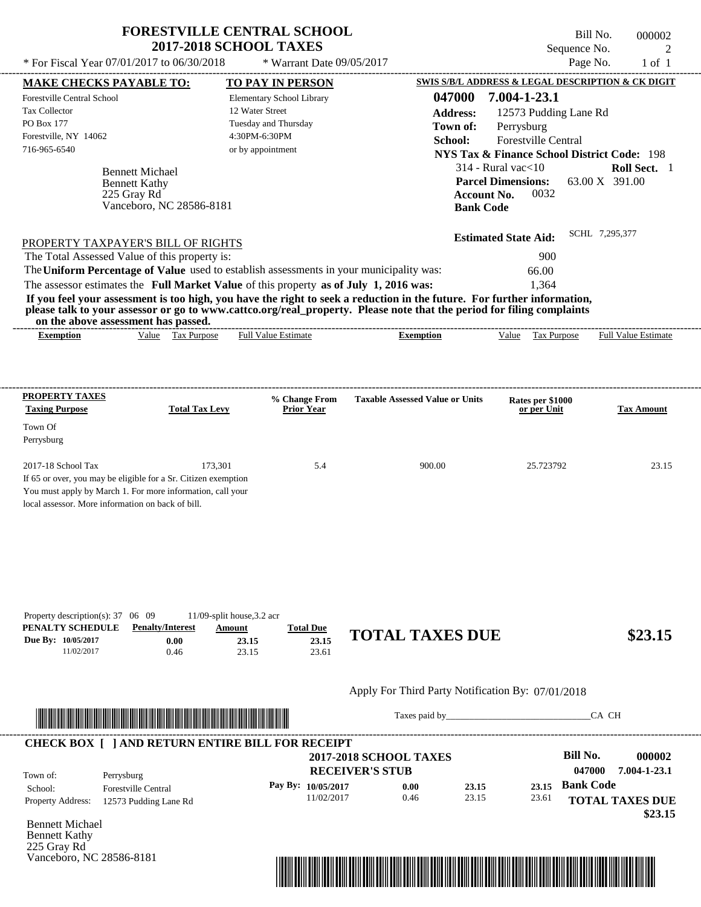# FORESTVILLE CENTRAL SCHOOL
## 2017-2018 SCHOOL TAXES

\* For Fiscal Year 07/01/2017 to 06/30/2018 \* Warrant Date 09/05/2017

Bill No. 000002
Sequence No. 2
Page No. 1 of 1

**MAKE CHECKS PAYABLE TO:**
Forestville Central School
Tax Collector
PO Box 177
Forestville, NY 14062
716-965-6540

**TO PAY IN PERSON**
Elementary School Library
12 Water Street
Tuesday and Thursday
4:30PM-6:30PM
or by appointment

**SWIS S/B/L ADDRESS & LEGAL DESCRIPTION & CK DIGIT**
**047000 7.004-1-23.1**
**Address:** 12573 Pudding Lane Rd
**Town of:** Perrysburg
**School:** Forestville Central
**NYS Tax & Finance School District Code:** 198
314 - Rural vac<10 **Roll Sect.** 1
**Parcel Dimensions:** 63.00 X 391.00
**Account No.** 0032
**Bank Code**

Bennett Michael
Bennett Kathy
225 Gray Rd
Vanceboro, NC 28586-8181

**Estimated State Aid:** SCHL 7,295,377

PROPERTY TAXPAYER'S BILL OF RIGHTS

The Total Assessed Value of this property is: 900
The **Uniform Percentage of Value** used to establish assessments in your municipality was: 66.00
The assessor estimates the **Full Market Value** of this property **as of July 1, 2016 was:** 1,364

**If you feel your assessment is too high, you have the right to seek a reduction in the future. For further information, please talk to your assessor or go to www.cattco.org/real_property. Please note that the period for filing complaints on the above assessment has passed.**

| Exemption | Value | Tax Purpose | Full Value Estimate | Exemption | Value | Tax Purpose | Full Value Estimate |
|---|---|---|---|---|---|---|---|

| PROPERTY TAXES Taxing Purpose | Total Tax Levy | % Change From Prior Year | Taxable Assessed Value or Units | Rates per $1000 or per Unit | Tax Amount |
|---|---|---|---|---|---|
| Town Of Perrysburg | | | | | |
| 2017-18 School Tax | 173,301 | 5.4 | 900.00 | 25.723792 | 23.15 |

If 65 or over, you may be eligible for a Sr. Citizen exemption
You must apply by March 1. For more information, call your local assessor. More information on back of bill.

Property description(s): 37 06 09 11/09-split house,3.2 acr

| PENALTY SCHEDULE | Penalty/Interest | Amount | Total Due |
|---|---|---|---|
| Due By: 10/05/2017 | 0.00 | 23.15 | 23.15 |
| 11/02/2017 | 0.46 | 23.15 | 23.61 |

**TOTAL TAXES DUE $23.15**

Apply For Third Party Notification By: 07/01/2018

Taxes paid by_______________________________CA CH

**CHECK BOX [ ] AND RETURN ENTIRE BILL FOR RECEIPT**

**2017-2018 SCHOOL TAXES**
**RECEIVER'S STUB**

Town of: Perrysburg
School: Forestville Central
Property Address: 12573 Pudding Lane Rd

| Pay By: | | | |
|---|---|---|---|
| 10/05/2017 | 0.00 | 23.15 | 23.15 |
| 11/02/2017 | 0.46 | 23.15 | 23.61 |

**Bill No. 000002**
**047000 7.004-1-23.1**
**Bank Code**
**TOTAL TAXES DUE $23.15**

Bennett Michael
Bennett Kathy
225 Gray Rd
Vanceboro, NC 28586-8181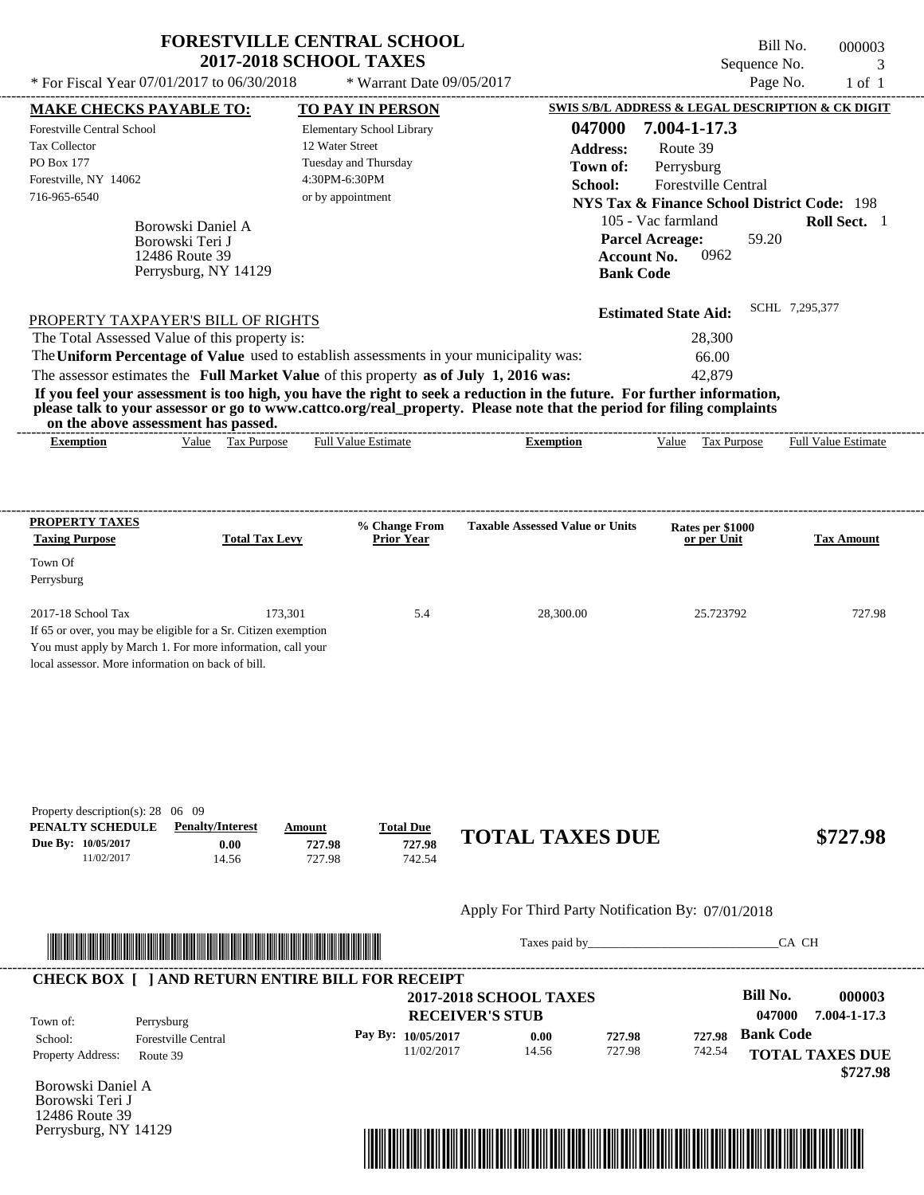# FORESTVILLE CENTRAL SCHOOL
## 2017-2018 SCHOOL TAXES

\* For Fiscal Year 07/01/2017 to 06/30/2018 &nbsp;&nbsp; \* Warrant Date 09/05/2017

Bill No. 000003
Sequence No. 3
Page No. 1 of 1

| MAKE CHECKS PAYABLE TO: | TO PAY IN PERSON | SWIS S/B/L ADDRESS & LEGAL DESCRIPTION & CK DIGIT |
|---|---|---|
| Forestville Central School | Elementary School Library | 047000 7.004-1-17.3 |
| Tax Collector | 12 Water Street | Address: Route 39 |
| PO Box 177 | Tuesday and Thursday | Town of: Perrysburg |
| Forestville, NY 14062 | 4:30PM-6:30PM | School: Forestville Central |
| 716-965-6540 | or by appointment | NYS Tax & Finance School District Code: 198 |

Borowski Daniel A
Borowski Teri J
12486 Route 39
Perrysburg, NY 14129

105 - Vac farmland &nbsp;&nbsp; **Roll Sect.** 1
**Parcel Acreage:** 59.20
**Account No.** 0962
**Bank Code**

**Estimated State Aid:** SCHL 7,295,377

PROPERTY TAXPAYER'S BILL OF RIGHTS

The Total Assessed Value of this property is: 28,300

The **Uniform Percentage of Value** used to establish assessments in your municipality was: 66.00

The assessor estimates the **Full Market Value** of this property **as of July 1, 2016 was:** 42,879

**If you feel your assessment is too high, you have the right to seek a reduction in the future. For further information, please talk to your assessor or go to www.cattco.org/real_property. Please note that the period for filing complaints on the above assessment has passed.**

| Exemption | Value | Tax Purpose | Full Value Estimate | Exemption | Value | Tax Purpose | Full Value Estimate |
|---|---|---|---|---|---|---|---|

| PROPERTY TAXES Taxing Purpose | Total Tax Levy | % Change From Prior Year | Taxable Assessed Value or Units | Rates per $1000 or per Unit | Tax Amount |
|---|---|---|---|---|---|
| Town Of Perrysburg | | | | | |
| 2017-18 School Tax | 173,301 | 5.4 | 28,300.00 | 25.723792 | 727.98 |

If 65 or over, you may be eligible for a Sr. Citizen exemption
You must apply by March 1. For more information, call your local assessor. More information on back of bill.

Property description(s): 28 06 09

| PENALTY SCHEDULE | Penalty/Interest | Amount | Total Due |
|---|---|---|---|
| Due By: 10/05/2017 | 0.00 | 727.98 | 727.98 |
| 11/02/2017 | 14.56 | 727.98 | 742.54 |

**TOTAL TAXES DUE** **$727.98**

Apply For Third Party Notification By: 07/01/2018

Taxes paid by______________________________CA CH

**CHECK BOX [ ] AND RETURN ENTIRE BILL FOR RECEIPT**

**2017-2018 SCHOOL TAXES**
**RECEIVER'S STUB**

**Bill No.** 000003
047000 7.004-1-17.3

Town of: Perrysburg
School: Forestville Central
Property Address: Route 39

| Pay By: | | | |
|---|---|---|---|
| 10/05/2017 | 0.00 | 727.98 | 727.98 |
| 11/02/2017 | 14.56 | 727.98 | 742.54 |

**Bank Code**

**TOTAL TAXES DUE** **$727.98**

Borowski Daniel A
Borowski Teri J
12486 Route 39
Perrysburg, NY 14129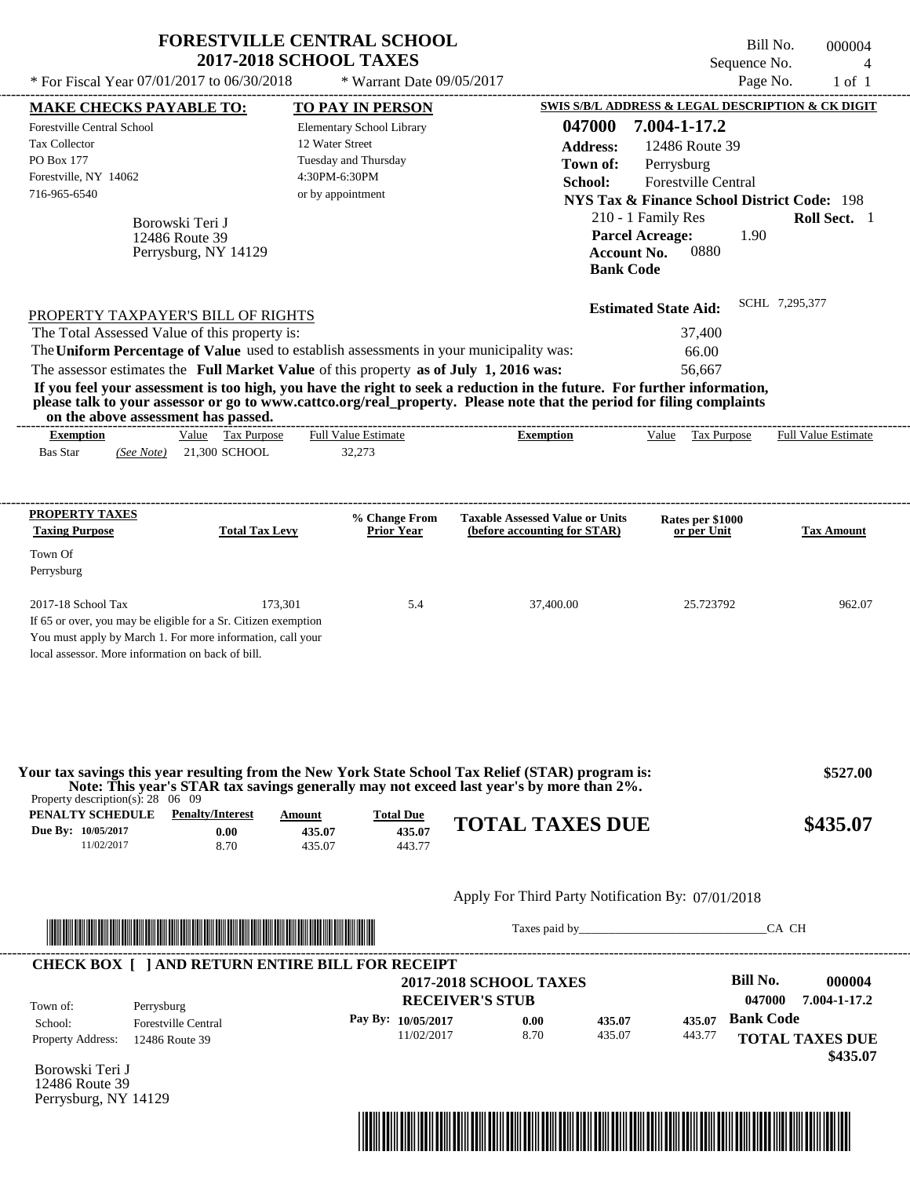# FORESTVILLE CENTRAL SCHOOL
## 2017-2018 SCHOOL TAXES

* For Fiscal Year 07/01/2017 to 06/30/2018 * Warrant Date 09/05/2017

Bill No. 000004
Sequence No. 4
Page No. 1 of 1

**MAKE CHECKS PAYABLE TO:**
Forestville Central School
Tax Collector
PO Box 177
Forestville, NY 14062
716-965-6540

**TO PAY IN PERSON**
Elementary School Library
12 Water Street
Tuesday and Thursday
4:30PM-6:30PM
or by appointment

**SWIS S/B/L ADDRESS & LEGAL DESCRIPTION & CK DIGIT**
**047000 7.004-1-17.2**
**Address:** 12486 Route 39
**Town of:** Perrysburg
**School:** Forestville Central
**NYS Tax & Finance School District Code:** 198
210 - 1 Family Res **Roll Sect.** 1
**Parcel Acreage:** 1.90
**Account No.** 0880
**Bank Code**

Borowski Teri J
12486 Route 39
Perrysburg, NY 14129

**Estimated State Aid:** SCHL 7,295,377

PROPERTY TAXPAYER'S BILL OF RIGHTS

The Total Assessed Value of this property is: 37,400
The **Uniform Percentage of Value** used to establish assessments in your municipality was: 66.00
The assessor estimates the **Full Market Value** of this property **as of July 1, 2016 was:** 56,667

**If you feel your assessment is too high, you have the right to seek a reduction in the future. For further information, please talk to your assessor or go to www.cattco.org/real_property. Please note that the period for filing complaints on the above assessment has passed.**

| Exemption | Value | Tax Purpose | Full Value Estimate | Exemption | Value | Tax Purpose | Full Value Estimate |
|---|---|---|---|---|---|---|---|
| Bas Star *(See Note)* | 21,300 | SCHOOL | 32,273 | | | | |

| PROPERTY TAXES Taxing Purpose | Total Tax Levy | % Change From Prior Year | Taxable Assessed Value or Units (before accounting for STAR) | Rates per $1000 or per Unit | Tax Amount |
|---|---|---|---|---|---|
| Town Of Perrysburg | | | | | |
| 2017-18 School Tax | 173,301 | 5.4 | 37,400.00 | 25.723792 | 962.07 |

If 65 or over, you may be eligible for a Sr. Citizen exemption
You must apply by March 1. For more information, call your local assessor. More information on back of bill.

**Your tax savings this year resulting from the New York State School Tax Relief (STAR) program is: $527.00**
**Note: This year's STAR tax savings generally may not exceed last year's by more than 2%.**

Property description(s): 28 06 09

| PENALTY SCHEDULE | Penalty/Interest | Amount | Total Due |
|---|---|---|---|
| Due By: 10/05/2017 | 0.00 | 435.07 | 435.07 |
| 11/02/2017 | 8.70 | 435.07 | 443.77 |

**TOTAL TAXES DUE $435.07**

Apply For Third Party Notification By: 07/01/2018

Taxes paid by______________________________CA CH

**CHECK BOX [ ] AND RETURN ENTIRE BILL FOR RECEIPT**

**2017-2018 SCHOOL TAXES**
**RECEIVER'S STUB**

**Bill No. 000004**
**047000 7.004-1-17.2**

Town of: Perrysburg
School: Forestville Central
Property Address: 12486 Route 39

| Pay By: | Penalty/Interest | Amount | Total Due |
|---|---|---|---|
| 10/05/2017 | 0.00 | 435.07 | 435.07 |
| 11/02/2017 | 8.70 | 435.07 | 443.77 |

**Bank Code**
**TOTAL TAXES DUE $435.07**

Borowski Teri J
12486 Route 39
Perrysburg, NY 14129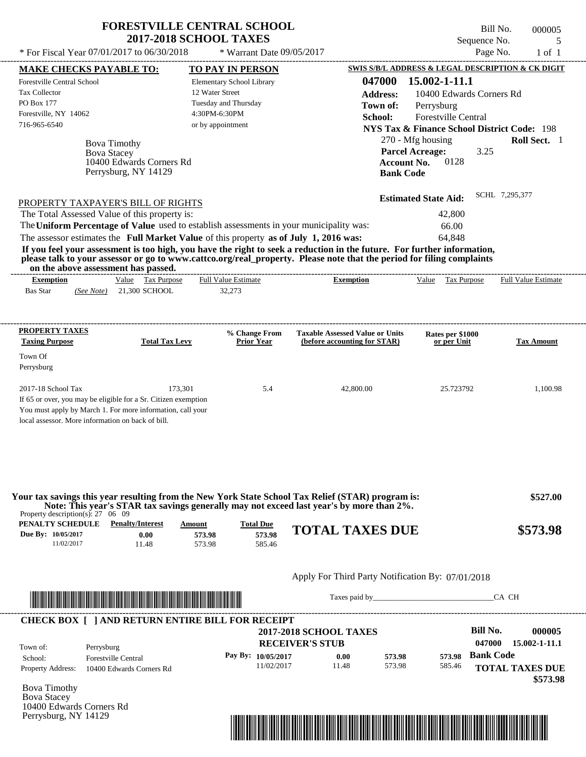# FORESTVILLE CENTRAL SCHOOL
## 2017-2018 SCHOOL TAXES

Bill No. 000005
Sequence No. 5
Page No. 1 of 1

* For Fiscal Year 07/01/2017 to 06/30/2018 * Warrant Date 09/05/2017

**MAKE CHECKS PAYABLE TO:**
Forestville Central School
Tax Collector
PO Box 177
Forestville, NY 14062
716-965-6540

**TO PAY IN PERSON**
Elementary School Library
12 Water Street
Tuesday and Thursday
4:30PM-6:30PM
or by appointment

**SWIS S/B/L ADDRESS & LEGAL DESCRIPTION & CK DIGIT**
**047000 15.002-1-11.1**
**Address:** 10400 Edwards Corners Rd
**Town of:** Perrysburg
**School:** Forestville Central
**NYS Tax & Finance School District Code:** 198
270 - Mfg housing **Roll Sect.** 1
**Parcel Acreage:** 3.25
**Account No.** 0128
**Bank Code**

Bova Timothy
Bova Stacey
10400 Edwards Corners Rd
Perrysburg, NY 14129

**Estimated State Aid:** SCHL 7,295,377

PROPERTY TAXPAYER'S BILL OF RIGHTS

The Total Assessed Value of this property is: 42,800
The **Uniform Percentage of Value** used to establish assessments in your municipality was: 66.00
The assessor estimates the **Full Market Value** of this property **as of July 1, 2016 was:** 64,848

**If you feel your assessment is too high, you have the right to seek a reduction in the future. For further information, please talk to your assessor or go to www.cattco.org/real_property. Please note that the period for filing complaints on the above assessment has passed.**

| Exemption | Value | Tax Purpose | Full Value Estimate | Exemption | Value | Tax Purpose | Full Value Estimate |
|---|---|---|---|---|---|---|---|
| Bas Star *(See Note)* | 21,300 | SCHOOL | 32,273 | | | | |

| PROPERTY TAXES Taxing Purpose | Total Tax Levy | % Change From Prior Year | Taxable Assessed Value or Units (before accounting for STAR) | Rates per $1000 or per Unit | Tax Amount |
|---|---|---|---|---|---|
| Town Of Perrysburg | | | | | |
| 2017-18 School Tax | 173,301 | 5.4 | 42,800.00 | 25.723792 | 1,100.98 |

If 65 or over, you may be eligible for a Sr. Citizen exemption
You must apply by March 1. For more information, call your local assessor. More information on back of bill.

**Your tax savings this year resulting from the New York State School Tax Relief (STAR) program is: $527.00**
**Note: This year's STAR tax savings generally may not exceed last year's by more than 2%.**

Property description(s): 27 06 09

| PENALTY SCHEDULE | Penalty/Interest | Amount | Total Due |
|---|---|---|---|
| Due By: 10/05/2017 | 0.00 | 573.98 | 573.98 |
| 11/02/2017 | 11.48 | 573.98 | 585.46 |

**TOTAL TAXES DUE $573.98**

Apply For Third Party Notification By: 07/01/2018

Taxes paid by_______________________________CA CH

**CHECK BOX [ ] AND RETURN ENTIRE BILL FOR RECEIPT**

**2017-2018 SCHOOL TAXES**
**RECEIVER'S STUB**

**Bill No. 000005**
**047000 15.002-1-11.1**

Town of: Perrysburg
School: Forestville Central
Property Address: 10400 Edwards Corners Rd

| Pay By: | | | |
|---|---|---|---|
| 10/05/2017 | 0.00 | 573.98 | 573.98 |
| 11/02/2017 | 11.48 | 573.98 | 585.46 |

**Bank Code**

**TOTAL TAXES DUE $573.98**

Bova Timothy
Bova Stacey
10400 Edwards Corners Rd
Perrysburg, NY 14129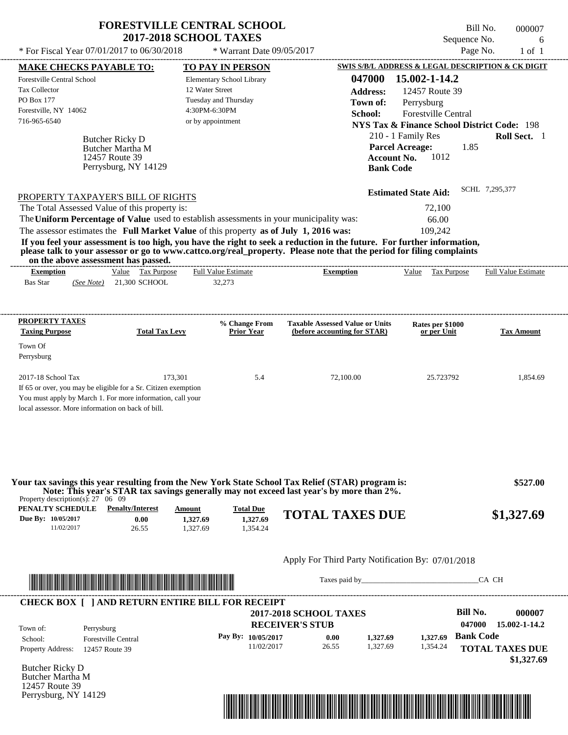# FORESTVILLE CENTRAL SCHOOL
## 2017-2018 SCHOOL TAXES

\* For Fiscal Year 07/01/2017 to 06/30/2018 &nbsp;&nbsp; \* Warrant Date 09/05/2017

Bill No. 000007
Sequence No. 6

**MAKE CHECKS PAYABLE TO:**
Forestville Central School
Tax Collector
PO Box 177
Forestville, NY 14062
716-965-6540

**TO PAY IN PERSON**
Elementary School Library
12 Water Street
Tuesday and Thursday
4:30PM-6:30PM
or by appointment

**SWIS S/B/L ADDRESS & LEGAL DESCRIPTION & CK DIGIT**
**047000 15.002-1-14.2**
**Address:** 12457 Route 39
**Town of:** Perrysburg
**School:** Forestville Central
**NYS Tax & Finance School District Code:** 198
210 - 1 Family Res &nbsp;&nbsp; **Roll Sect.** 1
**Parcel Acreage:** 1.85
**Account No.** 1012
**Bank Code**

Butcher Ricky D
Butcher Martha M
12457 Route 39
Perrysburg, NY 14129

**Estimated State Aid:** SCHL 7,295,377

PROPERTY TAXPAYER'S BILL OF RIGHTS

The Total Assessed Value of this property is: 72,100
The **Uniform Percentage of Value** used to establish assessments in your municipality was: 66.00
The assessor estimates the **Full Market Value** of this property **as of July 1, 2016 was:** 109,242

**If you feel your assessment is too high, you have the right to seek a reduction in the future. For further information, please talk to your assessor or go to www.cattco.org/real_property. Please note that the period for filing complaints on the above assessment has passed.**

| Exemption | Value | Tax Purpose | Full Value Estimate | Exemption | Value | Tax Purpose | Full Value Estimate |
|---|---|---|---|---|---|---|---|
| Bas Star *(See Note)* | 21,300 | SCHOOL | 32,273 | | | | |

| PROPERTY TAXES Taxing Purpose | Total Tax Levy | % Change From Prior Year | Taxable Assessed Value or Units (before accounting for STAR) | Rates per $1000 or per Unit | Tax Amount |
|---|---|---|---|---|---|
| Town Of Perrysburg | | | | | |
| 2017-18 School Tax | 173,301 | 5.4 | 72,100.00 | 25.723792 | 1,854.69 |

If 65 or over, you may be eligible for a Sr. Citizen exemption
You must apply by March 1. For more information, call your local assessor. More information on back of bill.

**Your tax savings this year resulting from the New York State School Tax Relief (STAR) program is: $527.00**
**Note: This year's STAR tax savings generally may not exceed last year's by more than 2%.**

Property description(s): 27 06 09

| PENALTY SCHEDULE | Penalty/Interest | Amount | Total Due |
|---|---|---|---|
| Due By: 10/05/2017 | 0.00 | 1,327.69 | 1,327.69 |
| 11/02/2017 | 26.55 | 1,327.69 | 1,354.24 |

**TOTAL TAXES DUE $1,327.69**

Apply For Third Party Notification By: 07/01/2018

Taxes paid by_______________________________CA CH

**CHECK BOX [ ] AND RETURN ENTIRE BILL FOR RECEIPT**

**2017-2018 SCHOOL TAXES**
**RECEIVER'S STUB**

**Bill No. 000007**
**047000 15.002-1-14.2**

Town of: Perrysburg
School: Forestville Central
Property Address: 12457 Route 39

| Pay By: | | | |
|---|---|---|---|
| 10/05/2017 | 0.00 | 1,327.69 | 1,327.69 |
| 11/02/2017 | 26.55 | 1,327.69 | 1,354.24 |

**Bank Code**
**TOTAL TAXES DUE $1,327.69**

Butcher Ricky D
Butcher Martha M
12457 Route 39
Perrysburg, NY 14129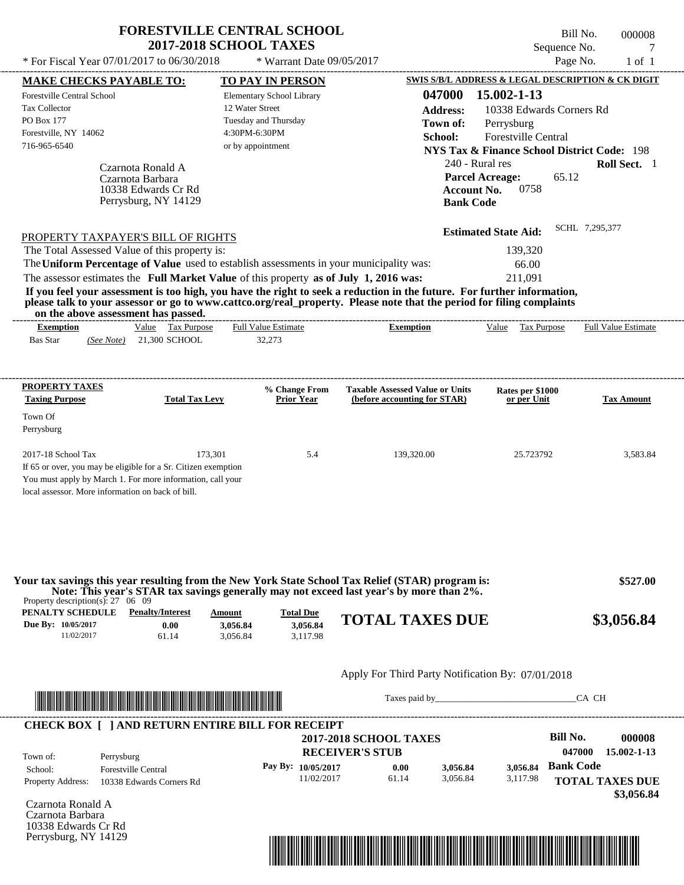# FORESTVILLE CENTRAL SCHOOL
## 2017-2018 SCHOOL TAXES

\* For Fiscal Year 07/01/2017 to 06/30/2018 &nbsp;&nbsp;&nbsp; \* Warrant Date 09/05/2017

Bill No. 000008
Sequence No. 7
Page No. 1 of 1

| MAKE CHECKS PAYABLE TO: | TO PAY IN PERSON | SWIS S/B/L ADDRESS & LEGAL DESCRIPTION & CK DIGIT |
|---|---|---|
| Forestville Central School | Elementary School Library | 047000 15.002-1-13 |
| Tax Collector | 12 Water Street | Address: 10338 Edwards Corners Rd |
| PO Box 177 | Tuesday and Thursday | Town of: Perrysburg |
| Forestville, NY 14062 | 4:30PM-6:30PM | School: Forestville Central |
| 716-965-6540 | or by appointment | NYS Tax & Finance School District Code: 198 |

Czarnota Ronald A
Czarnota Barbara
10338 Edwards Cr Rd
Perrysburg, NY 14129

240 - Rural res &nbsp;&nbsp; **Roll Sect.** 1
**Parcel Acreage:** 65.12
**Account No.** 0758
**Bank Code**

**Estimated State Aid:** SCHL 7,295,377

PROPERTY TAXPAYER'S BILL OF RIGHTS

The Total Assessed Value of this property is: 139,320
The **Uniform Percentage of Value** used to establish assessments in your municipality was: 66.00
The assessor estimates the **Full Market Value** of this property **as of July 1, 2016 was:** 211,091

**If you feel your assessment is too high, you have the right to seek a reduction in the future. For further information, please talk to your assessor or go to www.cattco.org/real_property. Please note that the period for filing complaints on the above assessment has passed.**

| Exemption | Value | Tax Purpose | Full Value Estimate | Exemption | Value | Tax Purpose | Full Value Estimate |
|---|---|---|---|---|---|---|---|
| Bas Star *(See Note)* | 21,300 | SCHOOL | 32,273 | | | | |

| PROPERTY TAXES Taxing Purpose | Total Tax Levy | % Change From Prior Year | Taxable Assessed Value or Units (before accounting for STAR) | Rates per $1000 or per Unit | Tax Amount |
|---|---|---|---|---|---|
| Town Of Perrysburg | | | | | |
| 2017-18 School Tax | 173,301 | 5.4 | 139,320.00 | 25.723792 | 3,583.84 |

If 65 or over, you may be eligible for a Sr. Citizen exemption
You must apply by March 1. For more information, call your local assessor. More information on back of bill.

**Your tax savings this year resulting from the New York State School Tax Relief (STAR) program is: $527.00**
**Note: This year's STAR tax savings generally may not exceed last year's by more than 2%.**

Property description(s): 27 06 09

| PENALTY SCHEDULE | Penalty/Interest | Amount | Total Due |
|---|---|---|---|
| Due By: 10/05/2017 | 0.00 | 3,056.84 | 3,056.84 |
| 11/02/2017 | 61.14 | 3,056.84 | 3,117.98 |

**TOTAL TAXES DUE $3,056.84**

Apply For Third Party Notification By: 07/01/2018

Taxes paid by_______________________________CA CH

**CHECK BOX [ ] AND RETURN ENTIRE BILL FOR RECEIPT**

**2017-2018 SCHOOL TAXES**
**RECEIVER'S STUB**

**Bill No. 000008**
047000 15.002-1-13

Town of: Perrysburg
School: Forestville Central
Property Address: 10338 Edwards Corners Rd

| Pay By: | Penalty/Interest | Amount | Total Due |
|---|---|---|---|
| 10/05/2017 | 0.00 | 3,056.84 | 3,056.84 |
| 11/02/2017 | 61.14 | 3,056.84 | 3,117.98 |

**Bank Code**

**TOTAL TAXES DUE $3,056.84**

Czarnota Ronald A
Czarnota Barbara
10338 Edwards Cr Rd
Perrysburg, NY 14129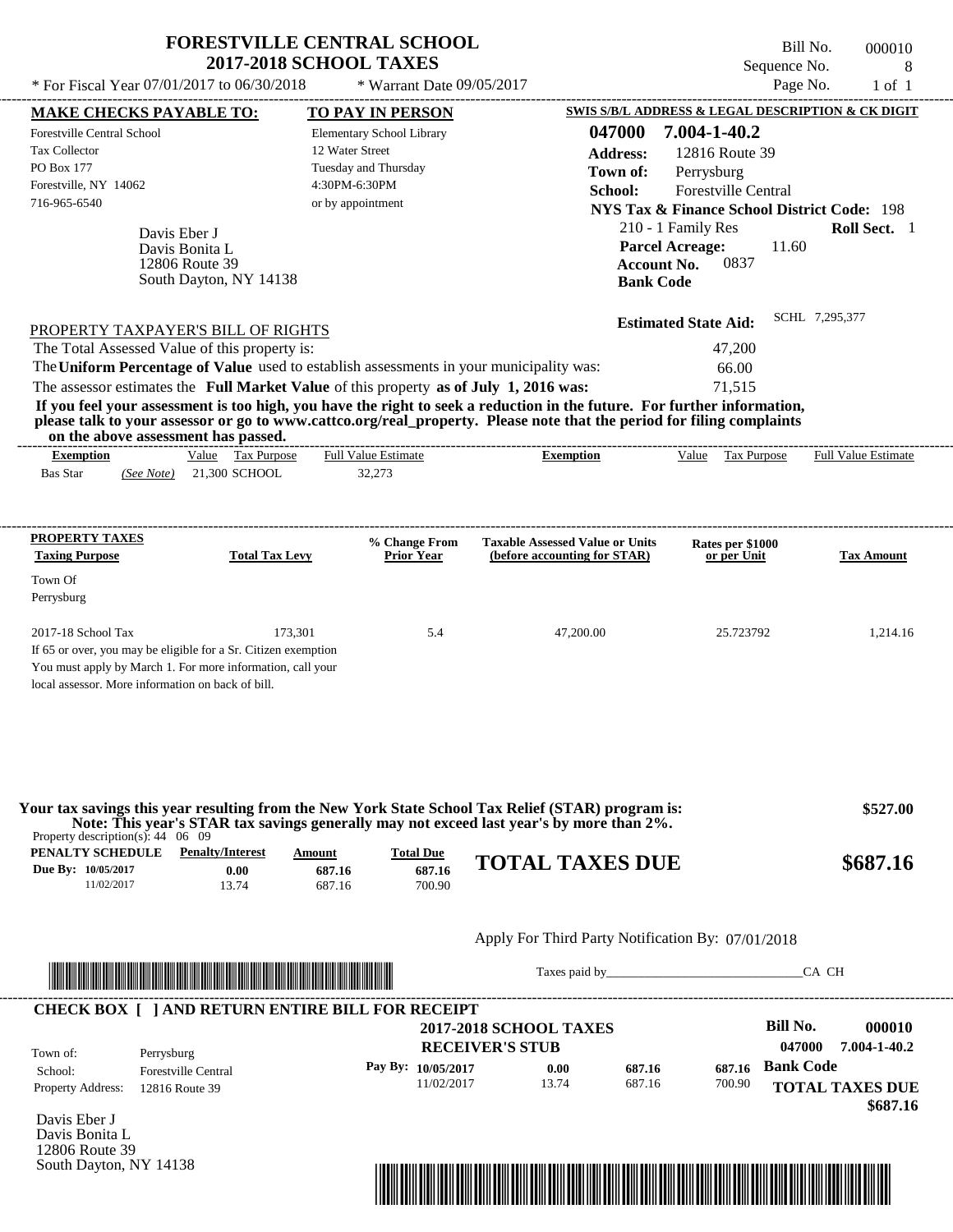# FORESTVILLE CENTRAL SCHOOL
## 2017-2018 SCHOOL TAXES

Bill No. 000010
Sequence No. 8
Page No. 1 of 1

\* For Fiscal Year 07/01/2017 to 06/30/2018 &nbsp;&nbsp;&nbsp; \* Warrant Date 09/05/2017

**MAKE CHECKS PAYABLE TO:**
Forestville Central School
Tax Collector
PO Box 177
Forestville, NY 14062
716-965-6540

**TO PAY IN PERSON**
Elementary School Library
12 Water Street
Tuesday and Thursday
4:30PM-6:30PM
or by appointment

**SWIS S/B/L ADDRESS & LEGAL DESCRIPTION & CK DIGIT**
**047000 7.004-1-40.2**
**Address:** 12816 Route 39
**Town of:** Perrysburg
**School:** Forestville Central
**NYS Tax & Finance School District Code:** 198
210 - 1 Family Res &nbsp;&nbsp; **Roll Sect.** 1
**Parcel Acreage:** 11.60
**Account No.** 0837
**Bank Code**

Davis Eber J
Davis Bonita L
12806 Route 39
South Dayton, NY 14138

**Estimated State Aid:** SCHL 7,295,377

PROPERTY TAXPAYER'S BILL OF RIGHTS

| | |
|---|---|
| The Total Assessed Value of this property is: | 47,200 |
| The **Uniform Percentage of Value** used to establish assessments in your municipality was: | 66.00 |
| The assessor estimates the **Full Market Value** of this property **as of July 1, 2016 was:** | 71,515 |

**If you feel your assessment is too high, you have the right to seek a reduction in the future. For further information, please talk to your assessor or go to www.cattco.org/real_property. Please note that the period for filing complaints on the above assessment has passed.**

| Exemption | Value | Tax Purpose | Full Value Estimate | Exemption | Value | Tax Purpose | Full Value Estimate |
|---|---|---|---|---|---|---|---|
| Bas Star *(See Note)* | 21,300 | SCHOOL | 32,273 | | | | |

| PROPERTY TAXES Taxing Purpose | Total Tax Levy | % Change From Prior Year | Taxable Assessed Value or Units (before accounting for STAR) | Rates per $1000 or per Unit | Tax Amount |
|---|---|---|---|---|---|
| Town Of Perrysburg | | | | | |
| 2017-18 School Tax | 173,301 | 5.4 | 47,200.00 | 25.723792 | 1,214.16 |

If 65 or over, you may be eligible for a Sr. Citizen exemption
You must apply by March 1. For more information, call your local assessor. More information on back of bill.

**Your tax savings this year resulting from the New York State School Tax Relief (STAR) program is: $527.00**
**Note: This year's STAR tax savings generally may not exceed last year's by more than 2%.**

Property description(s): 44 06 09

| PENALTY SCHEDULE | Penalty/Interest | Amount | Total Due |
|---|---|---|---|
| Due By: 10/05/2017 | 0.00 | 687.16 | 687.16 |
| 11/02/2017 | 13.74 | 687.16 | 700.90 |

**TOTAL TAXES DUE $687.16**

Apply For Third Party Notification By: 07/01/2018

Taxes paid by______________________________CA CH

**CHECK BOX [ ] AND RETURN ENTIRE BILL FOR RECEIPT**

**2017-2018 SCHOOL TAXES**
**RECEIVER'S STUB**

**Bill No. 000010**
**047000 7.004-1-40.2**

| | |
|---|---|
| Town of: | Perrysburg |
| School: | Forestville Central |
| Property Address: | 12816 Route 39 |

| Pay By: | Penalty/Interest | Amount | Total Due |
|---|---|---|---|
| 10/05/2017 | 0.00 | 687.16 | 687.16 |
| 11/02/2017 | 13.74 | 687.16 | 700.90 |

**Bank Code**
**TOTAL TAXES DUE $687.16**

Davis Eber J
Davis Bonita L
12806 Route 39
South Dayton, NY 14138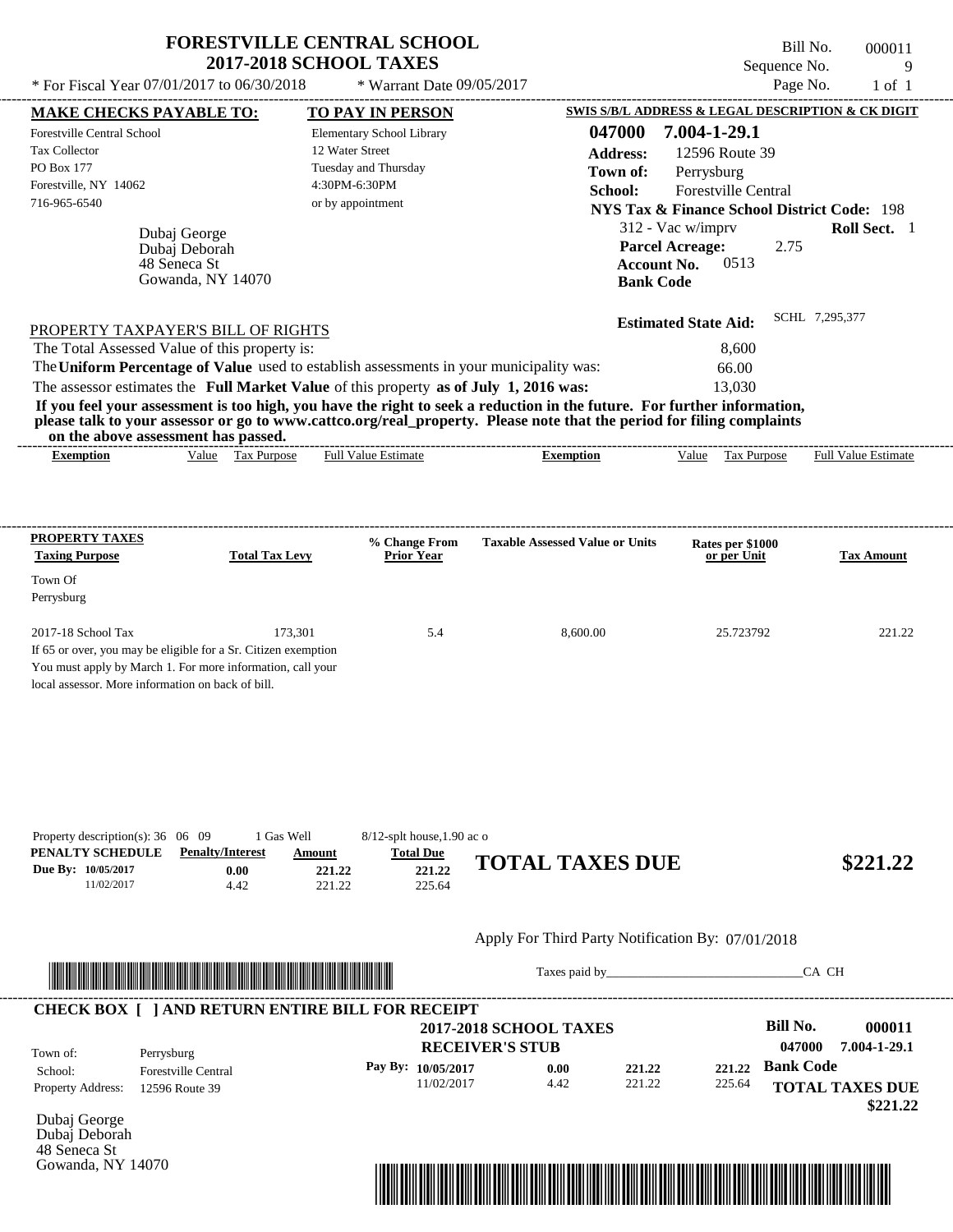# FORESTVILLE CENTRAL SCHOOL
## 2017-2018 SCHOOL TAXES

\* For Fiscal Year 07/01/2017 to 06/30/2018 — \* Warrant Date 09/05/2017

Bill No. 000011
Sequence No. 9
Page No. 1 of 1

**MAKE CHECKS PAYABLE TO:**
Forestville Central School
Tax Collector
PO Box 177
Forestville, NY 14062
716-965-6540

**TO PAY IN PERSON**
Elementary School Library
12 Water Street
Tuesday and Thursday
4:30PM-6:30PM
or by appointment

**SWIS S/B/L ADDRESS & LEGAL DESCRIPTION & CK DIGIT**
**047000 7.004-1-29.1**
**Address:** 12596 Route 39
**Town of:** Perrysburg
**School:** Forestville Central
**NYS Tax & Finance School District Code:** 198
312 - Vac w/imprv — **Roll Sect.** 1
**Parcel Acreage:** 2.75
**Account No.** 0513
**Bank Code**

Dubaj George
Dubaj Deborah
48 Seneca St
Gowanda, NY 14070

**Estimated State Aid:** SCHL 7,295,377

PROPERTY TAXPAYER'S BILL OF RIGHTS

The Total Assessed Value of this property is: 8,600
The **Uniform Percentage of Value** used to establish assessments in your municipality was: 66.00
The assessor estimates the **Full Market Value** of this property **as of July 1, 2016 was:** 13,030

**If you feel your assessment is too high, you have the right to seek a reduction in the future. For further information, please talk to your assessor or go to www.cattco.org/real_property. Please note that the period for filing complaints on the above assessment has passed.**

| Exemption | Value | Tax Purpose | Full Value Estimate | Exemption | Value | Tax Purpose | Full Value Estimate |
|---|---|---|---|---|---|---|---|

| PROPERTY TAXES Taxing Purpose | Total Tax Levy | % Change From Prior Year | Taxable Assessed Value or Units | Rates per $1000 or per Unit | Tax Amount |
|---|---|---|---|---|---|
| Town Of Perrysburg | | | | | |
| 2017-18 School Tax | 173,301 | 5.4 | 8,600.00 | 25.723792 | 221.22 |

If 65 or over, you may be eligible for a Sr. Citizen exemption
You must apply by March 1. For more information, call your local assessor. More information on back of bill.

Property description(s): 36 06 09 — 1 Gas Well — 8/12-splt house,1.90 ac o

| PENALTY SCHEDULE | Penalty/Interest | Amount | Total Due |
|---|---|---|---|
| Due By: 10/05/2017 | 0.00 | 221.22 | 221.22 |
| 11/02/2017 | 4.42 | 221.22 | 225.64 |

**TOTAL TAXES DUE $221.22**

Apply For Third Party Notification By: 07/01/2018

Taxes paid by________________________________CA CH

**CHECK BOX [ ] AND RETURN ENTIRE BILL FOR RECEIPT**

**2017-2018 SCHOOL TAXES**
**RECEIVER'S STUB**

**Bill No.** 000011
047000 7.004-1-29.1

Town of: Perrysburg
School: Forestville Central
Property Address: 12596 Route 39

| Pay By: | | | |
|---|---|---|---|
| 10/05/2017 | 0.00 | 221.22 | 221.22 |
| 11/02/2017 | 4.42 | 221.22 | 225.64 |

**Bank Code**

**TOTAL TAXES DUE $221.22**

Dubaj George
Dubaj Deborah
48 Seneca St
Gowanda, NY 14070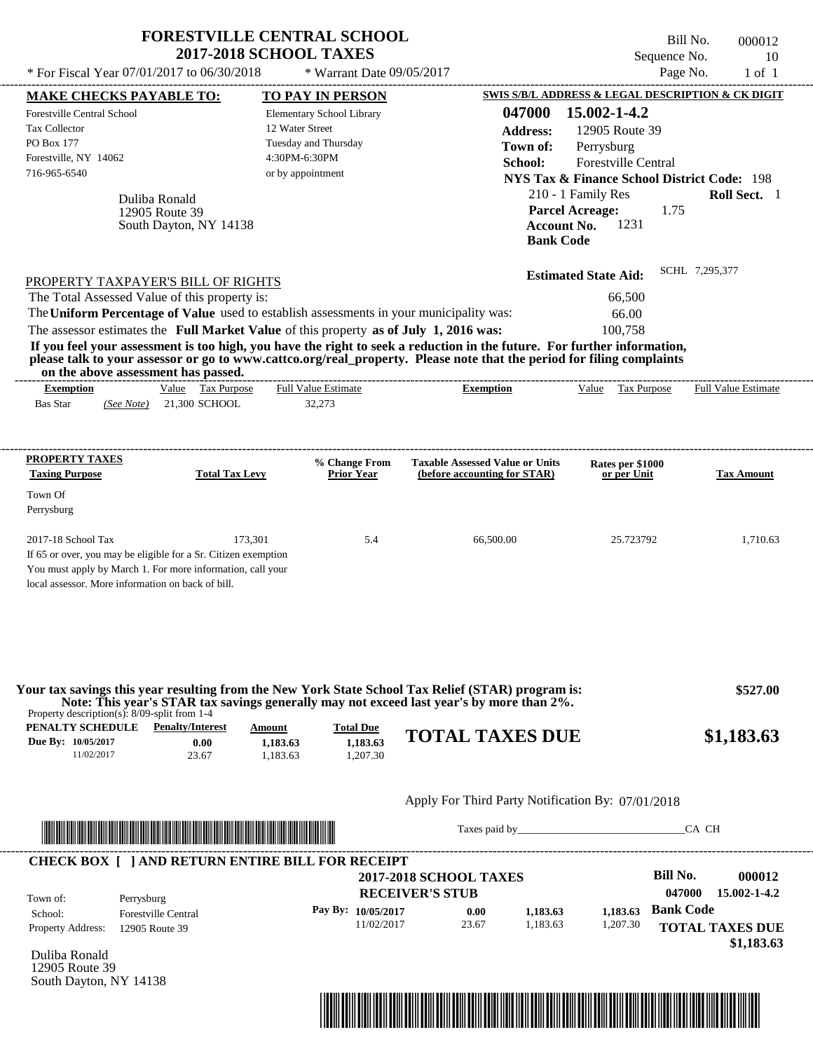# FORESTVILLE CENTRAL SCHOOL
## 2017-2018 SCHOOL TAXES

\* For Fiscal Year 07/01/2017 to 06/30/2018 \* Warrant Date 09/05/2017

Bill No. 000012
Sequence No. 10
Page No. 1 of 1

**MAKE CHECKS PAYABLE TO:**
Forestville Central School
Tax Collector
PO Box 177
Forestville, NY 14062
716-965-6540

**TO PAY IN PERSON**
Elementary School Library
12 Water Street
Tuesday and Thursday
4:30PM-6:30PM
or by appointment

**SWIS S/B/L ADDRESS & LEGAL DESCRIPTION & CK DIGIT**
**047000 15.002-1-4.2**
**Address:** 12905 Route 39
**Town of:** Perrysburg
**School:** Forestville Central
**NYS Tax & Finance School District Code:** 198
210 - 1 Family Res **Roll Sect.** 1
**Parcel Acreage:** 1.75
**Account No.** 1231
**Bank Code**

Duliba Ronald
12905 Route 39
South Dayton, NY 14138

**Estimated State Aid:** SCHL 7,295,377

PROPERTY TAXPAYER'S BILL OF RIGHTS

The Total Assessed Value of this property is: 66,500
The **Uniform Percentage of Value** used to establish assessments in your municipality was: 66.00
The assessor estimates the **Full Market Value** of this property **as of July 1, 2016 was:** 100,758

**If you feel your assessment is too high, you have the right to seek a reduction in the future. For further information, please talk to your assessor or go to www.cattco.org/real_property. Please note that the period for filing complaints on the above assessment has passed.**

| Exemption | Value | Tax Purpose | Full Value Estimate | Exemption | Value | Tax Purpose | Full Value Estimate |
|---|---|---|---|---|---|---|---|
| Bas Star *(See Note)* | 21,300 | SCHOOL | 32,273 | | | | |

| PROPERTY TAXES Taxing Purpose | Total Tax Levy | % Change From Prior Year | Taxable Assessed Value or Units (before accounting for STAR) | Rates per $1000 or per Unit | Tax Amount |
|---|---|---|---|---|---|
| Town Of Perrysburg | | | | | |
| 2017-18 School Tax | 173,301 | 5.4 | 66,500.00 | 25.723792 | 1,710.63 |

If 65 or over, you may be eligible for a Sr. Citizen exemption
You must apply by March 1. For more information, call your local assessor. More information on back of bill.

**Your tax savings this year resulting from the New York State School Tax Relief (STAR) program is: $527.00**
**Note: This year's STAR tax savings generally may not exceed last year's by more than 2%.**

Property description(s): 8/09-split from 1-4

| PENALTY SCHEDULE | Penalty/Interest | Amount | Total Due |
|---|---|---|---|
| Due By: 10/05/2017 | 0.00 | 1,183.63 | 1,183.63 |
| 11/02/2017 | 23.67 | 1,183.63 | 1,207.30 |

**TOTAL TAXES DUE $1,183.63**

Apply For Third Party Notification By: 07/01/2018

Taxes paid by_______________________________CA CH

**CHECK BOX [ ] AND RETURN ENTIRE BILL FOR RECEIPT**

**2017-2018 SCHOOL TAXES**
**RECEIVER'S STUB**

**Bill No. 000012**
**047000 15.002-1-4.2**

Town of: Perrysburg
School: Forestville Central
Property Address: 12905 Route 39

| Pay By: | | | |
|---|---|---|---|
| 10/05/2017 | 0.00 | 1,183.63 | 1,183.63 |
| 11/02/2017 | 23.67 | 1,183.63 | 1,207.30 |

**Bank Code**
**TOTAL TAXES DUE**
**$1,183.63**

Duliba Ronald
12905 Route 39
South Dayton, NY 14138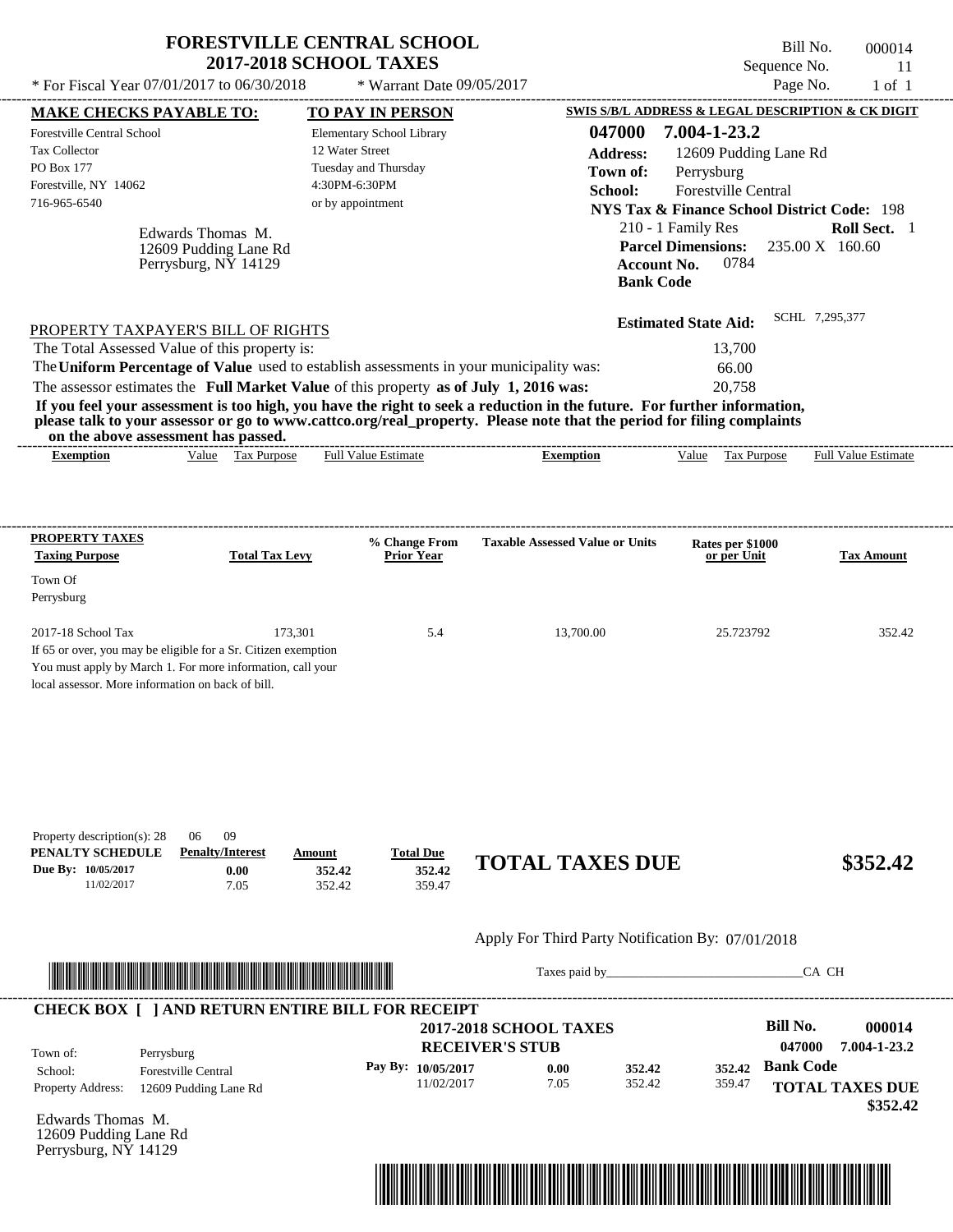# FORESTVILLE CENTRAL SCHOOL
## 2017-2018 SCHOOL TAXES

\* For Fiscal Year 07/01/2017 to 06/30/2018 &nbsp;&nbsp; \* Warrant Date 09/05/2017

Bill No. 000014
Sequence No. 11

**MAKE CHECKS PAYABLE TO:**
Forestville Central School
Tax Collector
PO Box 177
Forestville, NY 14062
716-965-6540

**TO PAY IN PERSON**
Elementary School Library
12 Water Street
Tuesday and Thursday
4:30PM-6:30PM
or by appointment

Edwards Thomas M.
12609 Pudding Lane Rd
Perrysburg, NY 14129

**SWIS S/B/L ADDRESS & LEGAL DESCRIPTION & CK DIGIT**
**047000 7.004-1-23.2**
**Address:** 12609 Pudding Lane Rd
**Town of:** Perrysburg
**School:** Forestville Central
**NYS Tax & Finance School District Code:** 198
210 - 1 Family Res &nbsp;&nbsp; **Roll Sect.** 1
**Parcel Dimensions:** 235.00 X 160.60
**Account No.** 0784
**Bank Code**

**Estimated State Aid:** SCHL 7,295,377

PROPERTY TAXPAYER'S BILL OF RIGHTS

The Total Assessed Value of this property is: 13,700
The **Uniform Percentage of Value** used to establish assessments in your municipality was: 66.00
The assessor estimates the **Full Market Value** of this property **as of July 1, 2016 was:** 20,758

**If you feel your assessment is too high, you have the right to seek a reduction in the future. For further information, please talk to your assessor or go to www.cattco.org/real_property. Please note that the period for filing complaints on the above assessment has passed.**

| Exemption | Value | Tax Purpose | Full Value Estimate | Exemption | Value | Tax Purpose | Full Value Estimate |
|---|---|---|---|---|---|---|---|

| PROPERTY TAXES Taxing Purpose | Total Tax Levy | % Change From Prior Year | Taxable Assessed Value or Units | Rates per $1000 or per Unit | Tax Amount |
|---|---|---|---|---|---|
| Town Of Perrysburg | | | | | |
| 2017-18 School Tax | 173,301 | 5.4 | 13,700.00 | 25.723792 | 352.42 |

If 65 or over, you may be eligible for a Sr. Citizen exemption
You must apply by March 1. For more information, call your local assessor. More information on back of bill.

Property description(s): 28 06 09

| PENALTY SCHEDULE | Penalty/Interest | Amount | Total Due |
|---|---|---|---|
| Due By: 10/05/2017 | 0.00 | 352.42 | 352.42 |
| 11/02/2017 | 7.05 | 352.42 | 359.47 |

**TOTAL TAXES DUE** **$352.42**

Apply For Third Party Notification By: 07/01/2018

Taxes paid by______________________________CA CH

**CHECK BOX [ ] AND RETURN ENTIRE BILL FOR RECEIPT**

**2017-2018 SCHOOL TAXES**
**RECEIVER'S STUB**

Town of: Perrysburg
School: Forestville Central
Property Address: 12609 Pudding Lane Rd

| Pay By: | | | |
|---|---|---|---|
| 10/05/2017 | 0.00 | 352.42 | 352.42 |
| 11/02/2017 | 7.05 | 352.42 | 359.47 |

**Bill No. 000014**
047000 7.004-1-23.2
**Bank Code**
**TOTAL TAXES DUE**
**$352.42**

Edwards Thomas M.
12609 Pudding Lane Rd
Perrysburg, NY 14129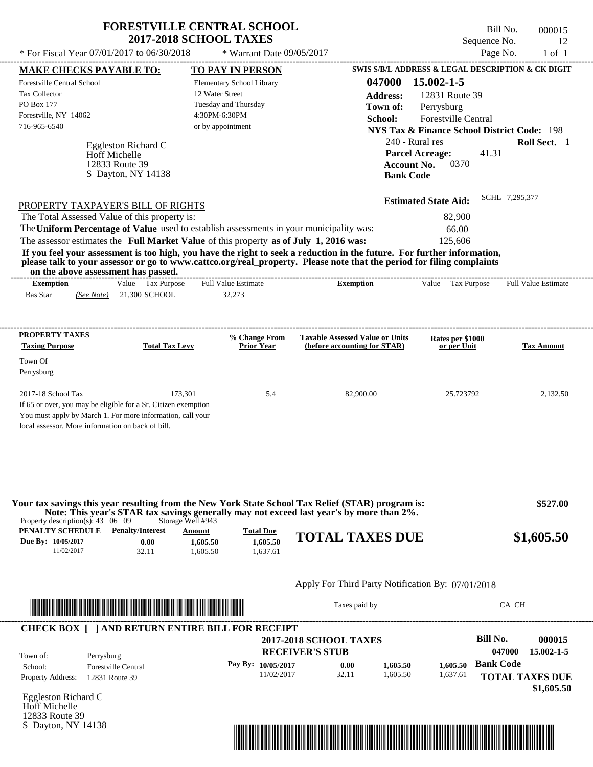# FORESTVILLE CENTRAL SCHOOL
## 2017-2018 SCHOOL TAXES

Bill No. 000015
Sequence No. 12
Page No. 1 of 1

* For Fiscal Year 07/01/2017 to 06/30/2018 * Warrant Date 09/05/2017

**MAKE CHECKS PAYABLE TO:**
Forestville Central School
Tax Collector
PO Box 177
Forestville, NY 14062
716-965-6540

**TO PAY IN PERSON**
Elementary School Library
12 Water Street
Tuesday and Thursday
4:30PM-6:30PM
or by appointment

**SWIS S/B/L ADDRESS & LEGAL DESCRIPTION & CK DIGIT**
**047000 15.002-1-5**
**Address:** 12831 Route 39
**Town of:** Perrysburg
**School:** Forestville Central
**NYS Tax & Finance School District Code:** 198
240 - Rural res **Roll Sect.** 1
**Parcel Acreage:** 41.31
**Account No.** 0370
**Bank Code**

Eggleston Richard C
Hoff Michelle
12833 Route 39
S Dayton, NY 14138

**Estimated State Aid:** SCHL 7,295,377

PROPERTY TAXPAYER'S BILL OF RIGHTS

The Total Assessed Value of this property is: 82,900
The **Uniform Percentage of Value** used to establish assessments in your municipality was: 66.00
The assessor estimates the **Full Market Value** of this property **as of July 1, 2016 was:** 125,606

**If you feel your assessment is too high, you have the right to seek a reduction in the future. For further information, please talk to your assessor or go to www.cattco.org/real_property. Please note that the period for filing complaints on the above assessment has passed.**

| Exemption | Value | Tax Purpose | Full Value Estimate | Exemption | Value | Tax Purpose | Full Value Estimate |
|---|---|---|---|---|---|---|---|
| Bas Star *(See Note)* | 21,300 | SCHOOL | 32,273 | | | | |

| PROPERTY TAXES Taxing Purpose | Total Tax Levy | % Change From Prior Year | Taxable Assessed Value or Units (before accounting for STAR) | Rates per $1000 or per Unit | Tax Amount |
|---|---|---|---|---|---|
| Town Of Perrysburg | | | | | |
| 2017-18 School Tax | 173,301 | 5.4 | 82,900.00 | 25.723792 | 2,132.50 |

If 65 or over, you may be eligible for a Sr. Citizen exemption
You must apply by March 1. For more information, call your local assessor. More information on back of bill.

**Your tax savings this year resulting from the New York State School Tax Relief (STAR) program is: $527.00**
**Note: This year's STAR tax savings generally may not exceed last year's by more than 2%.**

Property description(s): 43 06 09 Storage Well #943

| PENALTY SCHEDULE | Penalty/Interest | Amount | Total Due |
|---|---|---|---|
| Due By: 10/05/2017 | 0.00 | 1,605.50 | 1,605.50 |
| 11/02/2017 | 32.11 | 1,605.50 | 1,637.61 |

**TOTAL TAXES DUE $1,605.50**

Apply For Third Party Notification By: 07/01/2018

Taxes paid by_______________________________CA CH

**CHECK BOX [ ] AND RETURN ENTIRE BILL FOR RECEIPT**

**2017-2018 SCHOOL TAXES**
**RECEIVER'S STUB**

**Bill No. 000015**
**047000 15.002-1-5**

Town of: Perrysburg
School: Forestville Central
Property Address: 12831 Route 39

| Pay By: | Penalty/Interest | Amount | Total Due |
|---|---|---|---|
| 10/05/2017 | 0.00 | 1,605.50 | 1,605.50 |
| 11/02/2017 | 32.11 | 1,605.50 | 1,637.61 |

**Bank Code**

**TOTAL TAXES DUE $1,605.50**

Eggleston Richard C
Hoff Michelle
12833 Route 39
S Dayton, NY 14138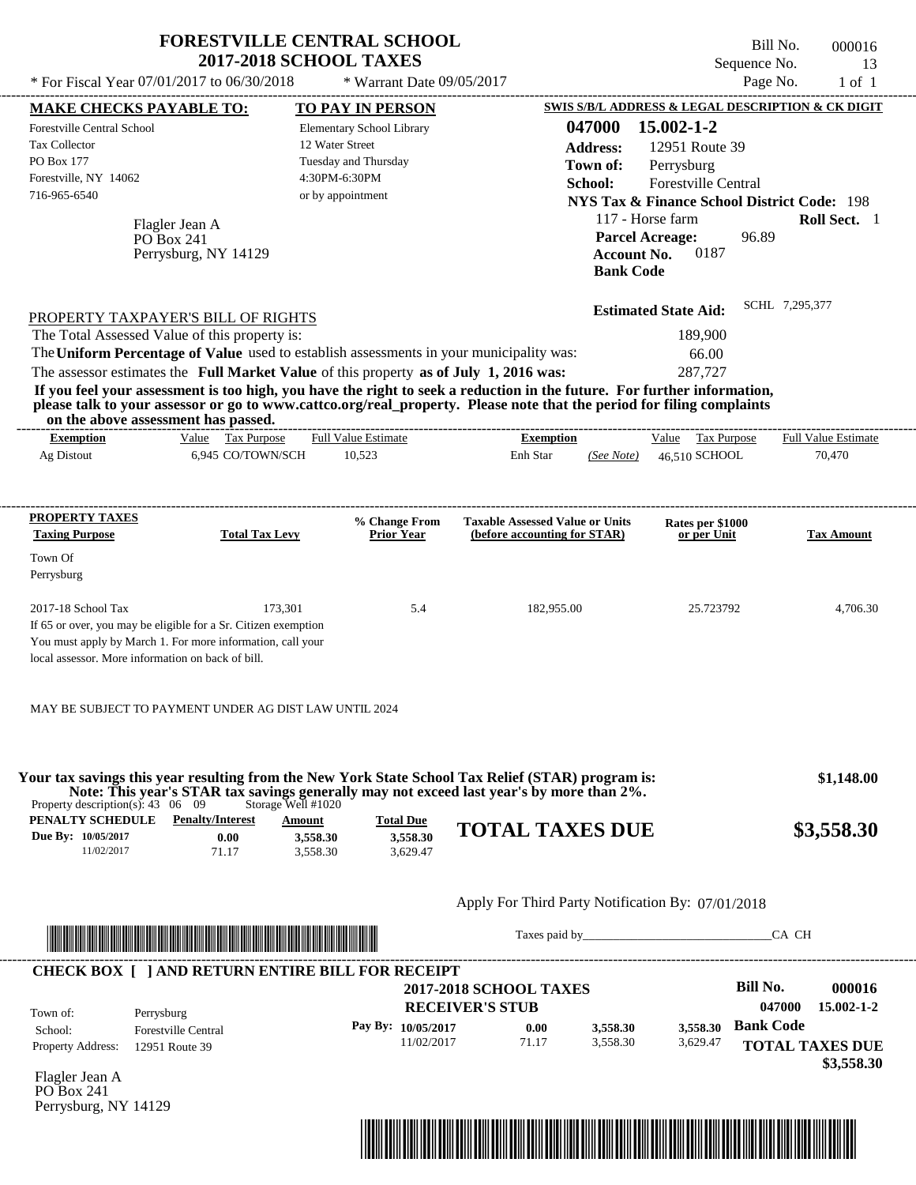# FORESTVILLE CENTRAL SCHOOL
## 2017-2018 SCHOOL TAXES

\* For Fiscal Year 07/01/2017 to 06/30/2018 \* Warrant Date 09/05/2017

Bill No. 000016
Sequence No. 13
Page No. 1 of 1

**MAKE CHECKS PAYABLE TO:**
Forestville Central School
Tax Collector
PO Box 177
Forestville, NY 14062
716-965-6540

**TO PAY IN PERSON**
Elementary School Library
12 Water Street
Tuesday and Thursday
4:30PM-6:30PM
or by appointment

**SWIS S/B/L ADDRESS & LEGAL DESCRIPTION & CK DIGIT**
**047000 15.002-1-2**
**Address:** 12951 Route 39
**Town of:** Perrysburg
**School:** Forestville Central
**NYS Tax & Finance School District Code:** 198
117 - Horse farm **Roll Sect.** 1
**Parcel Acreage:** 96.89
**Account No.** 0187
**Bank Code**

Flagler Jean A
PO Box 241
Perrysburg, NY 14129

**Estimated State Aid:** SCHL 7,295,377

PROPERTY TAXPAYER'S BILL OF RIGHTS

| | |
|---|---|
| The Total Assessed Value of this property is: | 189,900 |
| The **Uniform Percentage of Value** used to establish assessments in your municipality was: | 66.00 |
| The assessor estimates the **Full Market Value** of this property **as of July 1, 2016 was:** | 287,727 |

**If you feel your assessment is too high, you have the right to seek a reduction in the future. For further information, please talk to your assessor or go to www.cattco.org/real_property. Please note that the period for filing complaints on the above assessment has passed.**

| Exemption | Value | Tax Purpose | Full Value Estimate | Exemption | | Value | Tax Purpose | Full Value Estimate |
|---|---|---|---|---|---|---|---|---|
| Ag Distout | 6,945 | CO/TOWN/SCH | 10,523 | Enh Star | (See Note) | 46,510 | SCHOOL | 70,470 |

| PROPERTY TAXES Taxing Purpose | Total Tax Levy | % Change From Prior Year | Taxable Assessed Value or Units (before accounting for STAR) | Rates per $1000 or per Unit | Tax Amount |
|---|---|---|---|---|---|
| Town Of Perrysburg | | | | | |
| 2017-18 School Tax | 173,301 | 5.4 | 182,955.00 | 25.723792 | 4,706.30 |

If 65 or over, you may be eligible for a Sr. Citizen exemption
You must apply by March 1. For more information, call your local assessor. More information on back of bill.

MAY BE SUBJECT TO PAYMENT UNDER AG DIST LAW UNTIL 2024

**Your tax savings this year resulting from the New York State School Tax Relief (STAR) program is: $1,148.00**
**Note: This year's STAR tax savings generally may not exceed last year's by more than 2%.**

Property description(s): 43 06 09 Storage Well #1020

| PENALTY SCHEDULE | Penalty/Interest | Amount | Total Due |
|---|---|---|---|
| Due By: 10/05/2017 | 0.00 | 3,558.30 | 3,558.30 |
| 11/02/2017 | 71.17 | 3,558.30 | 3,629.47 |

**TOTAL TAXES DUE $3,558.30**

Apply For Third Party Notification By: 07/01/2018

Taxes paid by_______________________________CA CH

**CHECK BOX [ ] AND RETURN ENTIRE BILL FOR RECEIPT**

**2017-2018 SCHOOL TAXES**
**RECEIVER'S STUB**

**Bill No. 000016**
**047000 15.002-1-2**

| | |
|---|---|
| Town of: | Perrysburg |
| School: | Forestville Central |
| Property Address: | 12951 Route 39 |

| Pay By: | | | |
|---|---|---|---|
| 10/05/2017 | 0.00 | 3,558.30 | 3,558.30 |
| 11/02/2017 | 71.17 | 3,558.30 | 3,629.47 |

**Bank Code**

**TOTAL TAXES DUE $3,558.30**

Flagler Jean A
PO Box 241
Perrysburg, NY 14129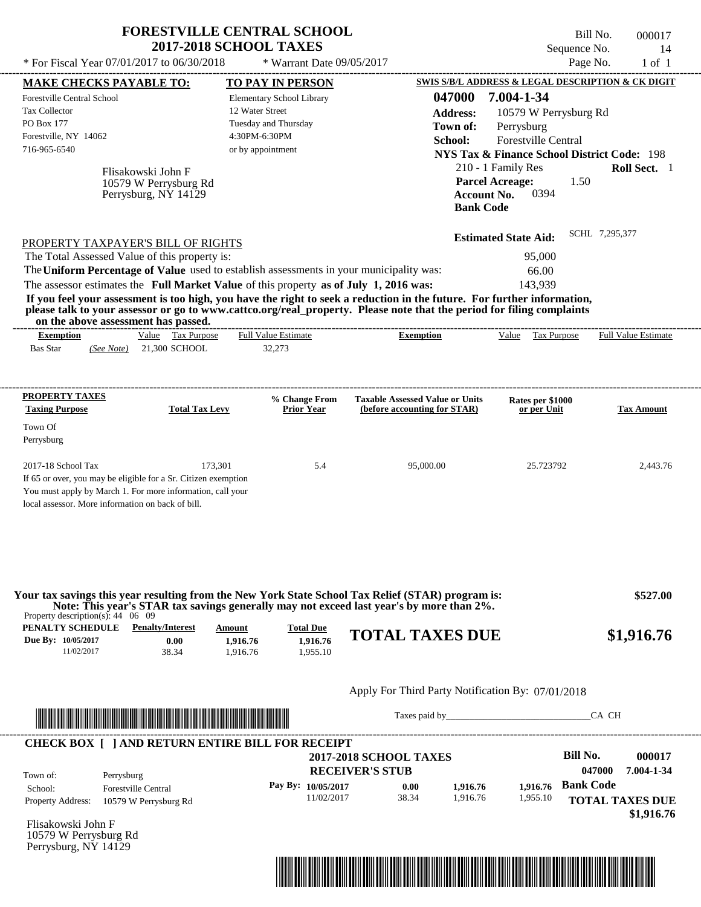# FORESTVILLE CENTRAL SCHOOL
## 2017-2018 SCHOOL TAXES

\* For Fiscal Year 07/01/2017 to 06/30/2018 \* Warrant Date 09/05/2017

Bill No. 000017
Sequence No. 14
Page No. 1 of 1

**MAKE CHECKS PAYABLE TO:**
Forestville Central School
Tax Collector
PO Box 177
Forestville, NY 14062
716-965-6540

**TO PAY IN PERSON**
Elementary School Library
12 Water Street
Tuesday and Thursday
4:30PM-6:30PM
or by appointment

**SWIS S/B/L ADDRESS & LEGAL DESCRIPTION & CK DIGIT**
**047000 7.004-1-34**
**Address:** 10579 W Perrysburg Rd
**Town of:** Perrysburg
**School:** Forestville Central
**NYS Tax & Finance School District Code:** 198
210 - 1 Family Res **Roll Sect.** 1
**Parcel Acreage:** 1.50
**Account No.** 0394
**Bank Code**

Flisakowski John F
10579 W Perrysburg Rd
Perrysburg, NY 14129

**Estimated State Aid:** SCHL 7,295,377

PROPERTY TAXPAYER'S BILL OF RIGHTS

The Total Assessed Value of this property is: 95,000
The **Uniform Percentage of Value** used to establish assessments in your municipality was: 66.00
The assessor estimates the **Full Market Value** of this property **as of July 1, 2016 was:** 143,939

**If you feel your assessment is too high, you have the right to seek a reduction in the future. For further information, please talk to your assessor or go to www.cattco.org/real_property. Please note that the period for filing complaints on the above assessment has passed.**

| Exemption | Value | Tax Purpose | Full Value Estimate | Exemption | Value | Tax Purpose | Full Value Estimate |
|---|---|---|---|---|---|---|---|
| Bas Star *(See Note)* | 21,300 | SCHOOL | 32,273 | | | | |

| PROPERTY TAXES Taxing Purpose | Total Tax Levy | % Change From Prior Year | Taxable Assessed Value or Units (before accounting for STAR) | Rates per $1000 or per Unit | Tax Amount |
|---|---|---|---|---|---|
| Town Of Perrysburg | | | | | |
| 2017-18 School Tax | 173,301 | 5.4 | 95,000.00 | 25.723792 | 2,443.76 |

If 65 or over, you may be eligible for a Sr. Citizen exemption
You must apply by March 1. For more information, call your local assessor. More information on back of bill.

**Your tax savings this year resulting from the New York State School Tax Relief (STAR) program is: $527.00**
**Note: This year's STAR tax savings generally may not exceed last year's by more than 2%.**

Property description(s): 44 06 09

| PENALTY SCHEDULE | Penalty/Interest | Amount | Total Due |
|---|---|---|---|
| Due By: 10/05/2017 | 0.00 | 1,916.76 | 1,916.76 |
| 11/02/2017 | 38.34 | 1,916.76 | 1,955.10 |

**TOTAL TAXES DUE $1,916.76**

Apply For Third Party Notification By: 07/01/2018

Taxes paid by_______________________________CA CH

**CHECK BOX [ ] AND RETURN ENTIRE BILL FOR RECEIPT**

**2017-2018 SCHOOL TAXES**
**RECEIVER'S STUB**

**Bill No. 000017**
**047000 7.004-1-34**

Town of: Perrysburg
School: Forestville Central
Property Address: 10579 W Perrysburg Rd

| Pay By: | Penalty/Interest | Amount | Total Due |
|---|---|---|---|
| 10/05/2017 | 0.00 | 1,916.76 | 1,916.76 |
| 11/02/2017 | 38.34 | 1,916.76 | 1,955.10 |

**Bank Code**

**TOTAL TAXES DUE $1,916.76**

Flisakowski John F
10579 W Perrysburg Rd
Perrysburg, NY 14129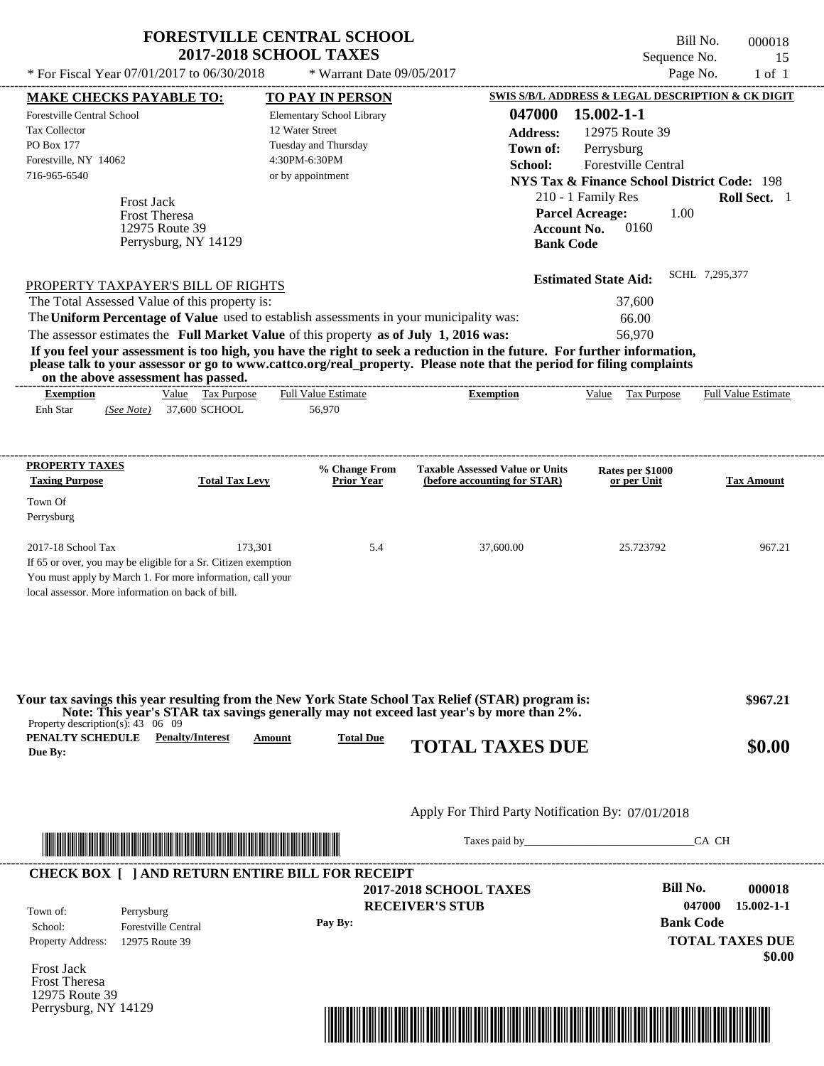# FORESTVILLE CENTRAL SCHOOL
## 2017-2018 SCHOOL TAXES

\* For Fiscal Year 07/01/2017 to 06/30/2018 \* Warrant Date 09/05/2017

Bill No. 000018
Sequence No. 15
Page No. 1 of 1

**MAKE CHECKS PAYABLE TO:**
Forestville Central School
Tax Collector
PO Box 177
Forestville, NY 14062
716-965-6540

**TO PAY IN PERSON**
Elementary School Library
12 Water Street
Tuesday and Thursday
4:30PM-6:30PM
or by appointment

**SWIS S/B/L ADDRESS & LEGAL DESCRIPTION & CK DIGIT**
**047000 15.002-1-1**
**Address:** 12975 Route 39
**Town of:** Perrysburg
**School:** Forestville Central
**NYS Tax & Finance School District Code:** 198
210 - 1 Family Res **Roll Sect.** 1
**Parcel Acreage:** 1.00
**Account No.** 0160
**Bank Code**

Frost Jack
Frost Theresa
12975 Route 39
Perrysburg, NY 14129

**Estimated State Aid:** SCHL 7,295,377

PROPERTY TAXPAYER'S BILL OF RIGHTS

The Total Assessed Value of this property is: 37,600
The **Uniform Percentage of Value** used to establish assessments in your municipality was: 66.00
The assessor estimates the **Full Market Value** of this property **as of July 1, 2016 was:** 56,970

**If you feel your assessment is too high, you have the right to seek a reduction in the future. For further information, please talk to your assessor or go to www.cattco.org/real_property. Please note that the period for filing complaints on the above assessment has passed.**

| Exemption | Value | Tax Purpose | Full Value Estimate | Exemption | Value | Tax Purpose | Full Value Estimate |
|---|---|---|---|---|---|---|---|
| Enh Star *(See Note)* | 37,600 | SCHOOL | 56,970 | | | | |

| PROPERTY TAXES Taxing Purpose | Total Tax Levy | % Change From Prior Year | Taxable Assessed Value or Units (before accounting for STAR) | Rates per $1000 or per Unit | Tax Amount |
|---|---|---|---|---|---|
| Town Of Perrysburg | | | | | |
| 2017-18 School Tax | 173,301 | 5.4 | 37,600.00 | 25.723792 | 967.21 |

If 65 or over, you may be eligible for a Sr. Citizen exemption
You must apply by March 1. For more information, call your local assessor. More information on back of bill.

**Your tax savings this year resulting from the New York State School Tax Relief (STAR) program is: $967.21**
**Note: This year's STAR tax savings generally may not exceed last year's by more than 2%.**

Property description(s): 43 06 09

| PENALTY SCHEDULE Due By: | Penalty/Interest | Amount | Total Due |
|---|---|---|---|

**TOTAL TAXES DUE $0.00**

Apply For Third Party Notification By: 07/01/2018

Taxes paid by\_\_\_\_\_\_\_\_\_\_\_\_\_\_\_\_\_\_\_\_\_\_\_\_\_\_\_\_\_\_\_ CA CH

**CHECK BOX [ ] AND RETURN ENTIRE BILL FOR RECEIPT**

**2017-2018 SCHOOL TAXES**
**RECEIVER'S STUB**

Town of: Perrysburg
School: Forestville Central
Property Address: 12975 Route 39

Pay By:

**Bill No. 000018**
**047000 15.002-1-1**
**Bank Code**
**TOTAL TAXES DUE**
**$0.00**

Frost Jack
Frost Theresa
12975 Route 39
Perrysburg, NY 14129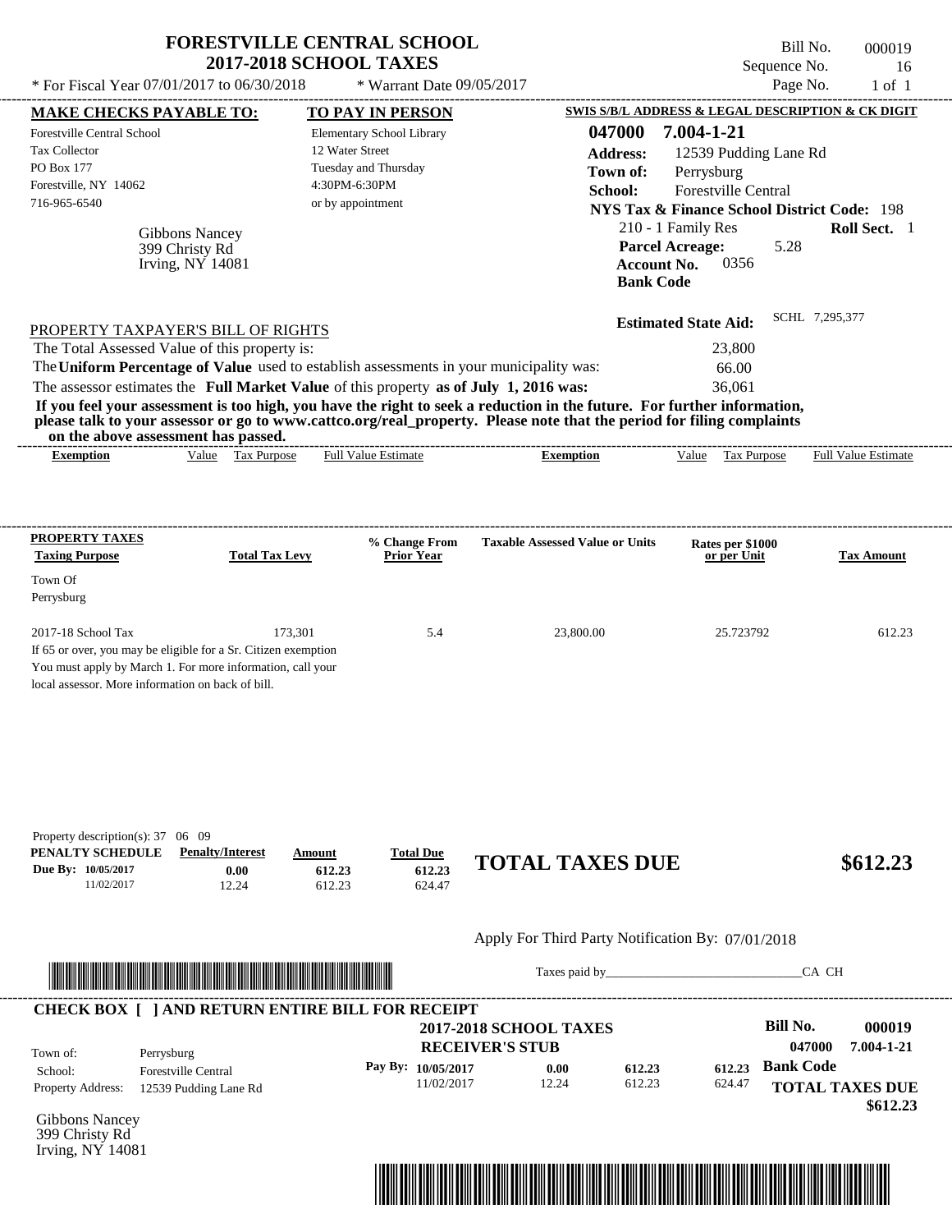# FORESTVILLE CENTRAL SCHOOL
## 2017-2018 SCHOOL TAXES

\* For Fiscal Year 07/01/2017 to 06/30/2018 \* Warrant Date 09/05/2017

Bill No. 000019
Sequence No. 16
Page No. 1 of 1

**MAKE CHECKS PAYABLE TO:**
Forestville Central School
Tax Collector
PO Box 177
Forestville, NY 14062
716-965-6540

**TO PAY IN PERSON**
Elementary School Library
12 Water Street
Tuesday and Thursday
4:30PM-6:30PM
or by appointment

**SWIS S/B/L ADDRESS & LEGAL DESCRIPTION & CK DIGIT**
**047000 7.004-1-21**
**Address:** 12539 Pudding Lane Rd
**Town of:** Perrysburg
**School:** Forestville Central
**NYS Tax & Finance School District Code:** 198
210 - 1 Family Res **Roll Sect.** 1
**Parcel Acreage:** 5.28
**Account No.** 0356
**Bank Code**

Gibbons Nancey
399 Christy Rd
Irving, NY 14081

**Estimated State Aid:** SCHL 7,295,377

PROPERTY TAXPAYER'S BILL OF RIGHTS

The Total Assessed Value of this property is: 23,800
The **Uniform Percentage of Value** used to establish assessments in your municipality was: 66.00
The assessor estimates the **Full Market Value** of this property **as of July 1, 2016 was:** 36,061

**If you feel your assessment is too high, you have the right to seek a reduction in the future. For further information, please talk to your assessor or go to www.cattco.org/real_property. Please note that the period for filing complaints on the above assessment has passed.**

| Exemption | Value | Tax Purpose | Full Value Estimate | Exemption | Value | Tax Purpose | Full Value Estimate |
|---|---|---|---|---|---|---|---|

| PROPERTY TAXES Taxing Purpose | Total Tax Levy | % Change From Prior Year | Taxable Assessed Value or Units | Rates per $1000 or per Unit | Tax Amount |
|---|---|---|---|---|---|
| Town Of Perrysburg | | | | | |
| 2017-18 School Tax | 173,301 | 5.4 | 23,800.00 | 25.723792 | 612.23 |

If 65 or over, you may be eligible for a Sr. Citizen exemption
You must apply by March 1. For more information, call your local assessor. More information on back of bill.

Property description(s): 37 06 09

| PENALTY SCHEDULE | Penalty/Interest | Amount | Total Due |
|---|---|---|---|
| Due By: 10/05/2017 | 0.00 | 612.23 | 612.23 |
| 11/02/2017 | 12.24 | 612.23 | 624.47 |

**TOTAL TAXES DUE $612.23**

Apply For Third Party Notification By: 07/01/2018

Taxes paid by_______________________________CA CH

**CHECK BOX [ ] AND RETURN ENTIRE BILL FOR RECEIPT**

**2017-2018 SCHOOL TAXES**
**RECEIVER'S STUB**

**Bill No. 000019**
**047000 7.004-1-21**

Town of: Perrysburg
School: Forestville Central
Property Address: 12539 Pudding Lane Rd

| Pay By: | | | |
|---|---|---|---|
| 10/05/2017 | 0.00 | 612.23 | 612.23 |
| 11/02/2017 | 12.24 | 612.23 | 624.47 |

**Bank Code**

**TOTAL TAXES DUE $612.23**

Gibbons Nancey
399 Christy Rd
Irving, NY 14081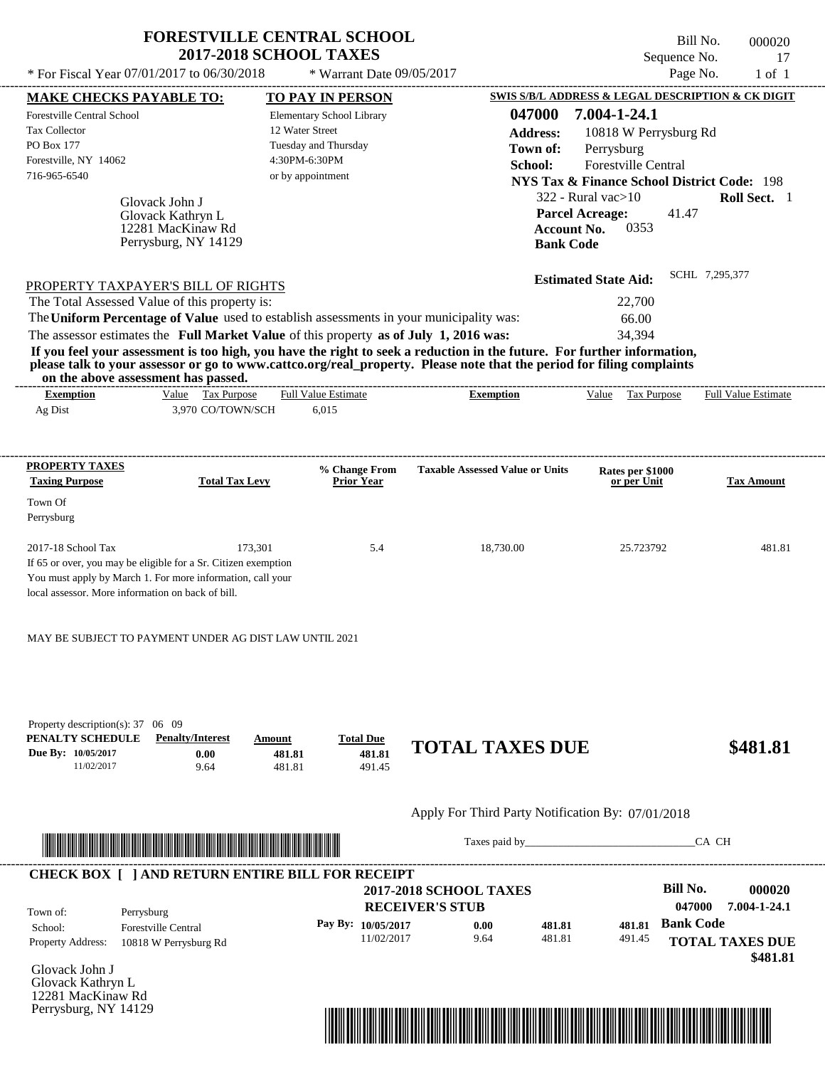# FORESTVILLE CENTRAL SCHOOL
## 2017-2018 SCHOOL TAXES

Bill No. 000020
Sequence No. 17
Page No. 1 of 1

* For Fiscal Year 07/01/2017 to 06/30/2018 * Warrant Date 09/05/2017

**MAKE CHECKS PAYABLE TO:**

Forestville Central School
Tax Collector
PO Box 177
Forestville, NY 14062
716-965-6540

**TO PAY IN PERSON**

Elementary School Library
12 Water Street
Tuesday and Thursday
4:30PM-6:30PM
or by appointment

**SWIS S/B/L ADDRESS & LEGAL DESCRIPTION & CK DIGIT**

**047000 7.004-1-24.1**
**Address:** 10818 W Perrysburg Rd
**Town of:** Perrysburg
**School:** Forestville Central
**NYS Tax & Finance School District Code:** 198
322 - Rural vac>10 **Roll Sect.** 1
**Parcel Acreage:** 41.47
**Account No.** 0353
**Bank Code**

Glovack John J
Glovack Kathryn L
12281 MacKinaw Rd
Perrysburg, NY 14129

**Estimated State Aid:** SCHL 7,295,377

PROPERTY TAXPAYER'S BILL OF RIGHTS

The Total Assessed Value of this property is: 22,700
The **Uniform Percentage of Value** used to establish assessments in your municipality was: 66.00
The assessor estimates the **Full Market Value** of this property **as of July 1, 2016 was:** 34,394

**If you feel your assessment is too high, you have the right to seek a reduction in the future. For further information, please talk to your assessor or go to www.cattco.org/real_property. Please note that the period for filing complaints on the above assessment has passed.**

| Exemption | Value | Tax Purpose | Full Value Estimate | Exemption | Value | Tax Purpose | Full Value Estimate |
|---|---|---|---|---|---|---|---|
| Ag Dist | 3,970 | CO/TOWN/SCH | 6,015 | | | | |

| PROPERTY TAXES Taxing Purpose | Total Tax Levy | % Change From Prior Year | Taxable Assessed Value or Units | Rates per $1000 or per Unit | Tax Amount |
|---|---|---|---|---|---|
| Town Of Perrysburg | | | | | |
| 2017-18 School Tax | 173,301 | 5.4 | 18,730.00 | 25.723792 | 481.81 |

If 65 or over, you may be eligible for a Sr. Citizen exemption
You must apply by March 1. For more information, call your local assessor. More information on back of bill.

MAY BE SUBJECT TO PAYMENT UNDER AG DIST LAW UNTIL 2021

Property description(s): 37 06 09

| PENALTY SCHEDULE | Penalty/Interest | Amount | Total Due |
|---|---|---|---|
| Due By: 10/05/2017 | 0.00 | 481.81 | 481.81 |
| 11/02/2017 | 9.64 | 481.81 | 491.45 |

**TOTAL TAXES DUE $481.81**

Apply For Third Party Notification By: 07/01/2018

Taxes paid by_______________________________CA CH

**CHECK BOX [ ] AND RETURN ENTIRE BILL FOR RECEIPT**

**2017-2018 SCHOOL TAXES**
**RECEIVER'S STUB**

**Bill No. 000020**
**047000 7.004-1-24.1**

Town of: Perrysburg
School: Forestville Central
Property Address: 10818 W Perrysburg Rd

| Pay By: | Penalty/Interest | Amount | Total Due |
|---|---|---|---|
| 10/05/2017 | 0.00 | 481.81 | 481.81 |
| 11/02/2017 | 9.64 | 481.81 | 491.45 |

**Bank Code**

**TOTAL TAXES DUE $481.81**

Glovack John J
Glovack Kathryn L
12281 MacKinaw Rd
Perrysburg, NY 14129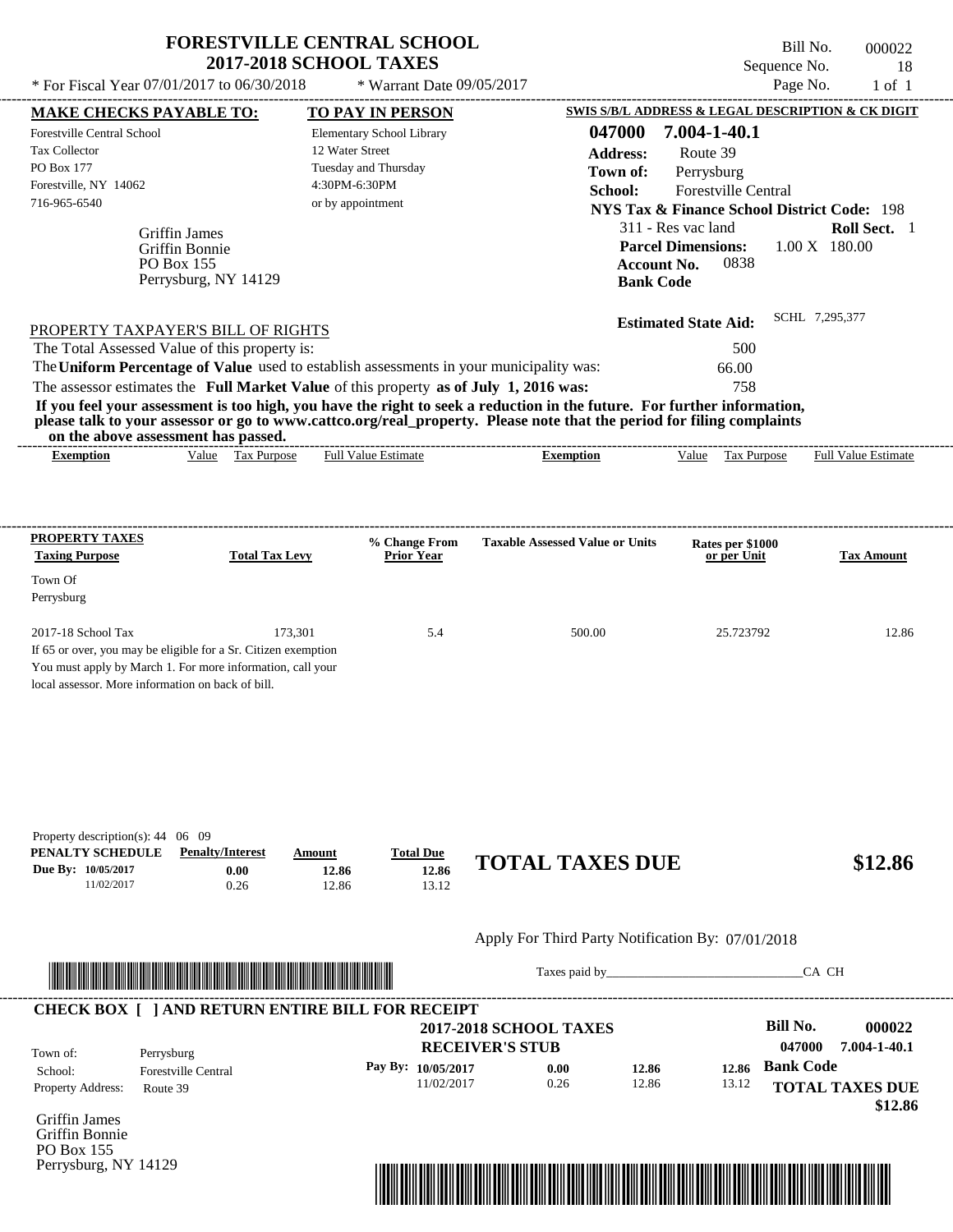# FORESTVILLE CENTRAL SCHOOL
## 2017-2018 SCHOOL TAXES

\* For Fiscal Year 07/01/2017 to 06/30/2018 \* Warrant Date 09/05/2017

Bill No. 000022
Sequence No. 18
Page No. 1 of 1

**MAKE CHECKS PAYABLE TO:**
Forestville Central School
Tax Collector
PO Box 177
Forestville, NY 14062
716-965-6540

**TO PAY IN PERSON**
Elementary School Library
12 Water Street
Tuesday and Thursday
4:30PM-6:30PM
or by appointment

**SWIS S/B/L ADDRESS & LEGAL DESCRIPTION & CK DIGIT**
**047000 7.004-1-40.1**
**Address:** Route 39
**Town of:** Perrysburg
**School:** Forestville Central
**NYS Tax & Finance School District Code:** 198
311 - Res vac land **Roll Sect.** 1
**Parcel Dimensions:** 1.00 X 180.00
**Account No.** 0838
**Bank Code**

Griffin James
Griffin Bonnie
PO Box 155
Perrysburg, NY 14129

**Estimated State Aid:** SCHL 7,295,377

PROPERTY TAXPAYER'S BILL OF RIGHTS
The Total Assessed Value of this property is: 500
The **Uniform Percentage of Value** used to establish assessments in your municipality was: 66.00
The assessor estimates the **Full Market Value** of this property **as of July 1, 2016 was:** 758

**If you feel your assessment is too high, you have the right to seek a reduction in the future. For further information, please talk to your assessor or go to www.cattco.org/real_property. Please note that the period for filing complaints on the above assessment has passed.**

| Exemption | Value | Tax Purpose | Full Value Estimate | Exemption | Value | Tax Purpose | Full Value Estimate |
|---|---|---|---|---|---|---|---|

| PROPERTY TAXES Taxing Purpose | Total Tax Levy | % Change From Prior Year | Taxable Assessed Value or Units | Rates per $1000 or per Unit | Tax Amount |
|---|---|---|---|---|---|
| Town Of Perrysburg | | | | | |
| 2017-18 School Tax | 173,301 | 5.4 | 500.00 | 25.723792 | 12.86 |

If 65 or over, you may be eligible for a Sr. Citizen exemption
You must apply by March 1. For more information, call your
local assessor. More information on back of bill.

Property description(s): 44 06 09

| PENALTY SCHEDULE | Penalty/Interest | Amount | Total Due |
|---|---|---|---|
| Due By: 10/05/2017 | 0.00 | 12.86 | 12.86 |
| 11/02/2017 | 0.26 | 12.86 | 13.12 |

**TOTAL TAXES DUE $12.86**

Apply For Third Party Notification By: 07/01/2018

Taxes paid by______________________________CA CH

**CHECK BOX [ ] AND RETURN ENTIRE BILL FOR RECEIPT**

**2017-2018 SCHOOL TAXES**
**RECEIVER'S STUB**

Town of: Perrysburg
School: Forestville Central
Property Address: Route 39

| Pay By: | | | |
|---|---|---|---|
| 10/05/2017 | 0.00 | 12.86 | 12.86 |
| 11/02/2017 | 0.26 | 12.86 | 13.12 |

**Bill No. 000022**
**047000 7.004-1-40.1**
**Bank Code**
**TOTAL TAXES DUE $12.86**

Griffin James
Griffin Bonnie
PO Box 155
Perrysburg, NY 14129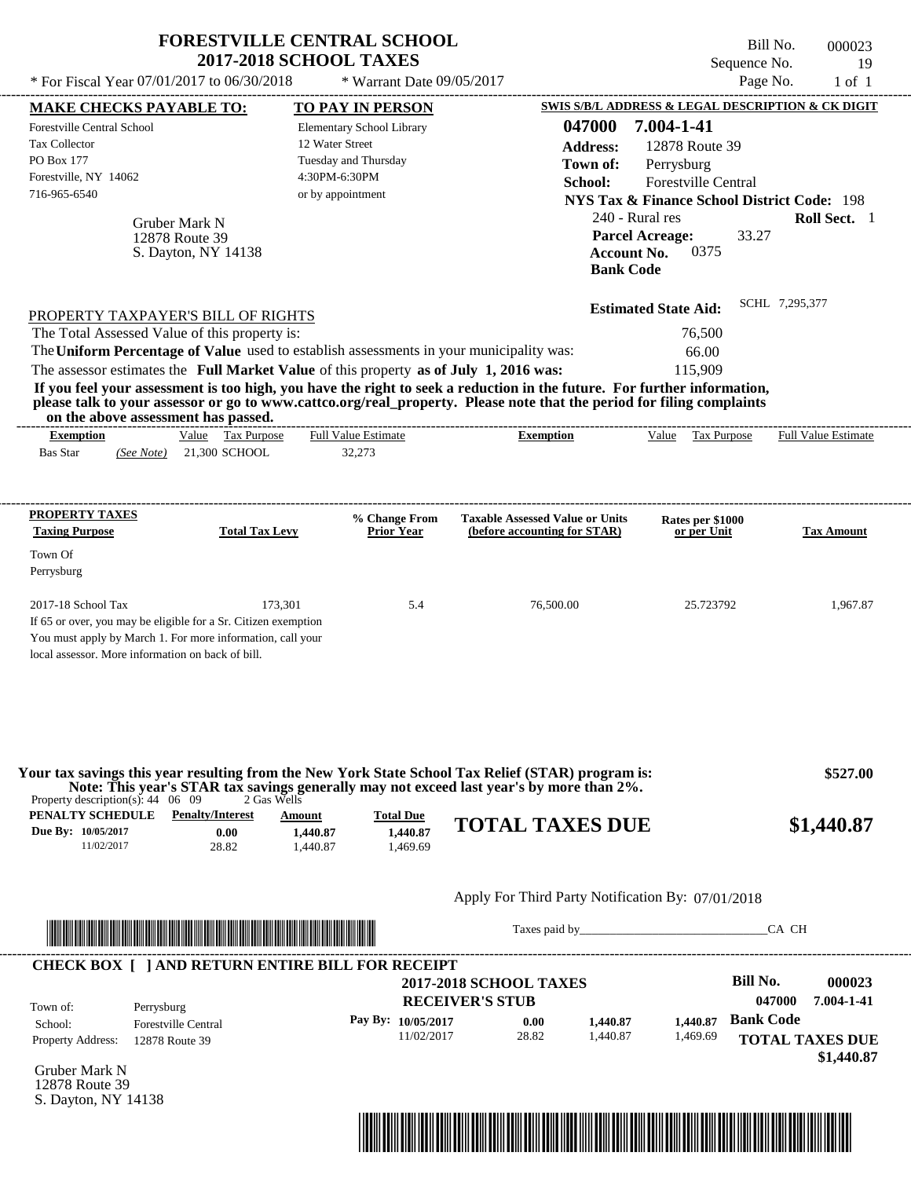# FORESTVILLE CENTRAL SCHOOL
## 2017-2018 SCHOOL TAXES

\* For Fiscal Year 07/01/2017 to 06/30/2018 * Warrant Date 09/05/2017

Bill No. 000023
Sequence No. 19
Page No. 1 of 1

**MAKE CHECKS PAYABLE TO:**
Forestville Central School
Tax Collector
PO Box 177
Forestville, NY 14062
716-965-6540

**TO PAY IN PERSON**
Elementary School Library
12 Water Street
Tuesday and Thursday
4:30PM-6:30PM
or by appointment

Gruber Mark N
12878 Route 39
S. Dayton, NY 14138

**SWIS S/B/L ADDRESS & LEGAL DESCRIPTION & CK DIGIT**
**047000 7.004-1-41**
**Address:** 12878 Route 39
**Town of:** Perrysburg
**School:** Forestville Central
**NYS Tax & Finance School District Code:** 198
240 - Rural res **Roll Sect.** 1
**Parcel Acreage:** 33.27
**Account No.** 0375
**Bank Code**

**Estimated State Aid:** SCHL 7,295,377

PROPERTY TAXPAYER'S BILL OF RIGHTS

The Total Assessed Value of this property is: 76,500
The **Uniform Percentage of Value** used to establish assessments in your municipality was: 66.00
The assessor estimates the **Full Market Value** of this property **as of July 1, 2016 was:** 115,909

**If you feel your assessment is too high, you have the right to seek a reduction in the future. For further information, please talk to your assessor or go to www.cattco.org/real_property. Please note that the period for filing complaints on the above assessment has passed.**

| Exemption | Value | Tax Purpose | Full Value Estimate | Exemption | Value | Tax Purpose | Full Value Estimate |
|---|---|---|---|---|---|---|---|
| Bas Star *(See Note)* | 21,300 | SCHOOL | 32,273 | | | | |

| PROPERTY TAXES Taxing Purpose | Total Tax Levy | % Change From Prior Year | Taxable Assessed Value or Units (before accounting for STAR) | Rates per $1000 or per Unit | Tax Amount |
|---|---|---|---|---|---|
| Town Of Perrysburg | | | | | |
| 2017-18 School Tax | 173,301 | 5.4 | 76,500.00 | 25.723792 | 1,967.87 |

If 65 or over, you may be eligible for a Sr. Citizen exemption
You must apply by March 1. For more information, call your local assessor. More information on back of bill.

**Your tax savings this year resulting from the New York State School Tax Relief (STAR) program is:** **$527.00**
**Note: This year's STAR tax savings generally may not exceed last year's by more than 2%.**

Property description(s): 44 06 09 2 Gas Wells

| PENALTY SCHEDULE | Penalty/Interest | Amount | Total Due |
|---|---|---|---|
| Due By: 10/05/2017 | 0.00 | 1,440.87 | 1,440.87 |
| 11/02/2017 | 28.82 | 1,440.87 | 1,469.69 |

**TOTAL TAXES DUE $1,440.87**

Apply For Third Party Notification By: 07/01/2018

Taxes paid by_______________________________CA CH

**CHECK BOX [ ] AND RETURN ENTIRE BILL FOR RECEIPT**

**2017-2018 SCHOOL TAXES**
**RECEIVER'S STUB**

**Bill No. 000023**
**047000 7.004-1-41**

Town of: Perrysburg
School: Forestville Central
Property Address: 12878 Route 39

| Pay By: | | | |
|---|---|---|---|
| 10/05/2017 | 0.00 | 1,440.87 | 1,440.87 |
| 11/02/2017 | 28.82 | 1,440.87 | 1,469.69 |

**Bank Code**
**TOTAL TAXES DUE**
**$1,440.87**

Gruber Mark N
12878 Route 39
S. Dayton, NY 14138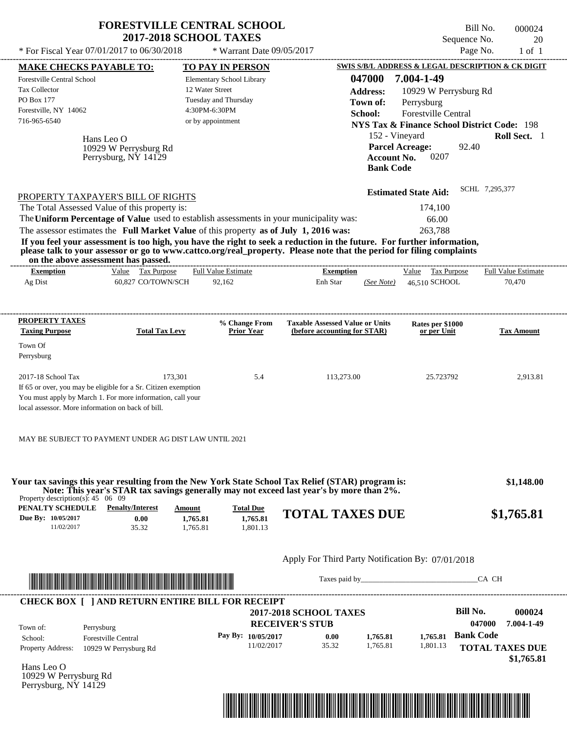# FORESTVILLE CENTRAL SCHOOL
## 2017-2018 SCHOOL TAXES

\* For Fiscal Year 07/01/2017 to 06/30/2018 \* Warrant Date 09/05/2017

Bill No. 000024
Sequence No. 20
Page No. 1 of 1

| MAKE CHECKS PAYABLE TO: | TO PAY IN PERSON | SWIS S/B/L ADDRESS & LEGAL DESCRIPTION & CK DIGIT |
|---|---|---|
| Forestville Central School | Elementary School Library | **047000 7.004-1-49** |
| Tax Collector | 12 Water Street | **Address:** 10929 W Perrysburg Rd |
| PO Box 177 | Tuesday and Thursday | **Town of:** Perrysburg |
| Forestville, NY 14062 | 4:30PM-6:30PM | **School:** Forestville Central |
| 716-965-6540 | or by appointment | **NYS Tax & Finance School District Code:** 198 |

Hans Leo O
10929 W Perrysburg Rd
Perrysburg, NY 14129

152 - Vineyard **Roll Sect.** 1
**Parcel Acreage:** 92.40
**Account No.** 0207
**Bank Code**

**Estimated State Aid:** SCHL 7,295,377

PROPERTY TAXPAYER'S BILL OF RIGHTS

The Total Assessed Value of this property is: 174,100
The **Uniform Percentage of Value** used to establish assessments in your municipality was: 66.00
The assessor estimates the **Full Market Value** of this property **as of July 1, 2016 was:** 263,788

**If you feel your assessment is too high, you have the right to seek a reduction in the future. For further information, please talk to your assessor or go to www.cattco.org/real_property. Please note that the period for filing complaints on the above assessment has passed.**

| Exemption | Value | Tax Purpose | Full Value Estimate | Exemption | | Value | Tax Purpose | Full Value Estimate |
|---|---|---|---|---|---|---|---|---|
| Ag Dist | 60,827 | CO/TOWN/SCH | 92,162 | Enh Star | (See Note) | 46,510 | SCHOOL | 70,470 |

| PROPERTY TAXES Taxing Purpose | Total Tax Levy | % Change From Prior Year | Taxable Assessed Value or Units (before accounting for STAR) | Rates per $1000 or per Unit | Tax Amount |
|---|---|---|---|---|---|
| Town Of Perrysburg | | | | | |
| 2017-18 School Tax | 173,301 | 5.4 | 113,273.00 | 25.723792 | 2,913.81 |

If 65 or over, you may be eligible for a Sr. Citizen exemption
You must apply by March 1. For more information, call your local assessor. More information on back of bill.

MAY BE SUBJECT TO PAYMENT UNDER AG DIST LAW UNTIL 2021

**Your tax savings this year resulting from the New York State School Tax Relief (STAR) program is: $1,148.00**
**Note: This year's STAR tax savings generally may not exceed last year's by more than 2%.**

Property description(s): 45 06 09

| PENALTY SCHEDULE | Penalty/Interest | Amount | Total Due |
|---|---|---|---|
| Due By: 10/05/2017 | 0.00 | 1,765.81 | 1,765.81 |
| 11/02/2017 | 35.32 | 1,765.81 | 1,801.13 |

**TOTAL TAXES DUE $1,765.81**

Apply For Third Party Notification By: 07/01/2018

Taxes paid by_______________________________CA CH

---

**CHECK BOX [ ] AND RETURN ENTIRE BILL FOR RECEIPT**

**2017-2018 SCHOOL TAXES**
**RECEIVER'S STUB**

**Bill No. 000024**
**047000 7.004-1-49**

| | |
|---|---|
| Town of: | Perrysburg |
| School: | Forestville Central |
| Property Address: | 10929 W Perrysburg Rd |

| Pay By: | | | |
|---|---|---|---|
| 10/05/2017 | 0.00 | 1,765.81 | 1,765.81 |
| 11/02/2017 | 35.32 | 1,765.81 | 1,801.13 |

**Bank Code**

**TOTAL TAXES DUE $1,765.81**

Hans Leo O
10929 W Perrysburg Rd
Perrysburg, NY 14129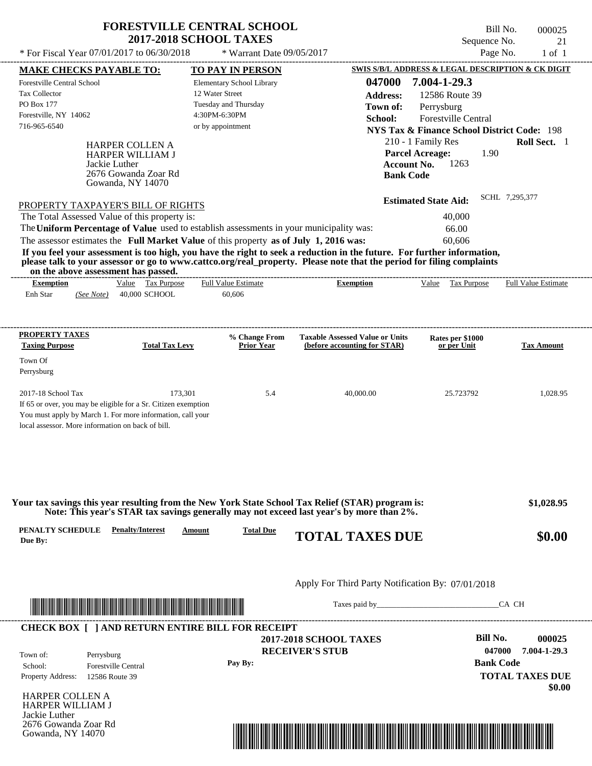# FORESTVILLE CENTRAL SCHOOL
## 2017-2018 SCHOOL TAXES

\* For Fiscal Year 07/01/2017 to 06/30/2018 &nbsp;&nbsp;&nbsp; \* Warrant Date 09/05/2017

Bill No. 000025
Sequence No. 21
Page No. 1 of 1

**MAKE CHECKS PAYABLE TO:**
Forestville Central School
Tax Collector
PO Box 177
Forestville, NY 14062
716-965-6540

**TO PAY IN PERSON**
Elementary School Library
12 Water Street
Tuesday and Thursday
4:30PM-6:30PM
or by appointment

**SWIS S/B/L ADDRESS & LEGAL DESCRIPTION & CK DIGIT**
**047000 7.004-1-29.3**
**Address:** 12586 Route 39
**Town of:** Perrysburg
**School:** Forestville Central
**NYS Tax & Finance School District Code:** 198
210 - 1 Family Res &nbsp;&nbsp; **Roll Sect.** 1
**Parcel Acreage:** 1.90
**Account No.** 1263
**Bank Code**

HARPER COLLEN A
HARPER WILLIAM J
Jackie Luther
2676 Gowanda Zoar Rd
Gowanda, NY 14070

**Estimated State Aid:** SCHL 7,295,377

PROPERTY TAXPAYER'S BILL OF RIGHTS

The Total Assessed Value of this property is: 40,000
The **Uniform Percentage of Value** used to establish assessments in your municipality was: 66.00
The assessor estimates the **Full Market Value** of this property **as of July 1, 2016 was:** 60,606

**If you feel your assessment is too high, you have the right to seek a reduction in the future. For further information, please talk to your assessor or go to www.cattco.org/real_property. Please note that the period for filing complaints on the above assessment has passed.**

| Exemption | Value | Tax Purpose | Full Value Estimate | Exemption | Value | Tax Purpose | Full Value Estimate |
|---|---|---|---|---|---|---|---|
| Enh Star *(See Note)* | 40,000 | SCHOOL | 60,606 | | | | |

| PROPERTY TAXES Taxing Purpose | Total Tax Levy | % Change From Prior Year | Taxable Assessed Value or Units (before accounting for STAR) | Rates per $1000 or per Unit | Tax Amount |
|---|---|---|---|---|---|
| Town Of Perrysburg | | | | | |
| 2017-18 School Tax | 173,301 | 5.4 | 40,000.00 | 25.723792 | 1,028.95 |

If 65 or over, you may be eligible for a Sr. Citizen exemption
You must apply by March 1. For more information, call your local assessor. More information on back of bill.

**Your tax savings this year resulting from the New York State School Tax Relief (STAR) program is: $1,028.95**
**Note: This year's STAR tax savings generally may not exceed last year's by more than 2%.**

| PENALTY SCHEDULE Due By: | Penalty/Interest | Amount | Total Due |
|---|---|---|---|

**TOTAL TAXES DUE $0.00**

Apply For Third Party Notification By: 07/01/2018

Taxes paid by_______________________________CA CH

**CHECK BOX [ ] AND RETURN ENTIRE BILL FOR RECEIPT**

**2017-2018 SCHOOL TAXES**
**RECEIVER'S STUB**

Town of: Perrysburg
School: Forestville Central
Property Address: 12586 Route 39

Pay By:

**Bill No. 000025**
**047000 7.004-1-29.3**
**Bank Code**
**TOTAL TAXES DUE**
**$0.00**

HARPER COLLEN A
HARPER WILLIAM J
Jackie Luther
2676 Gowanda Zoar Rd
Gowanda, NY 14070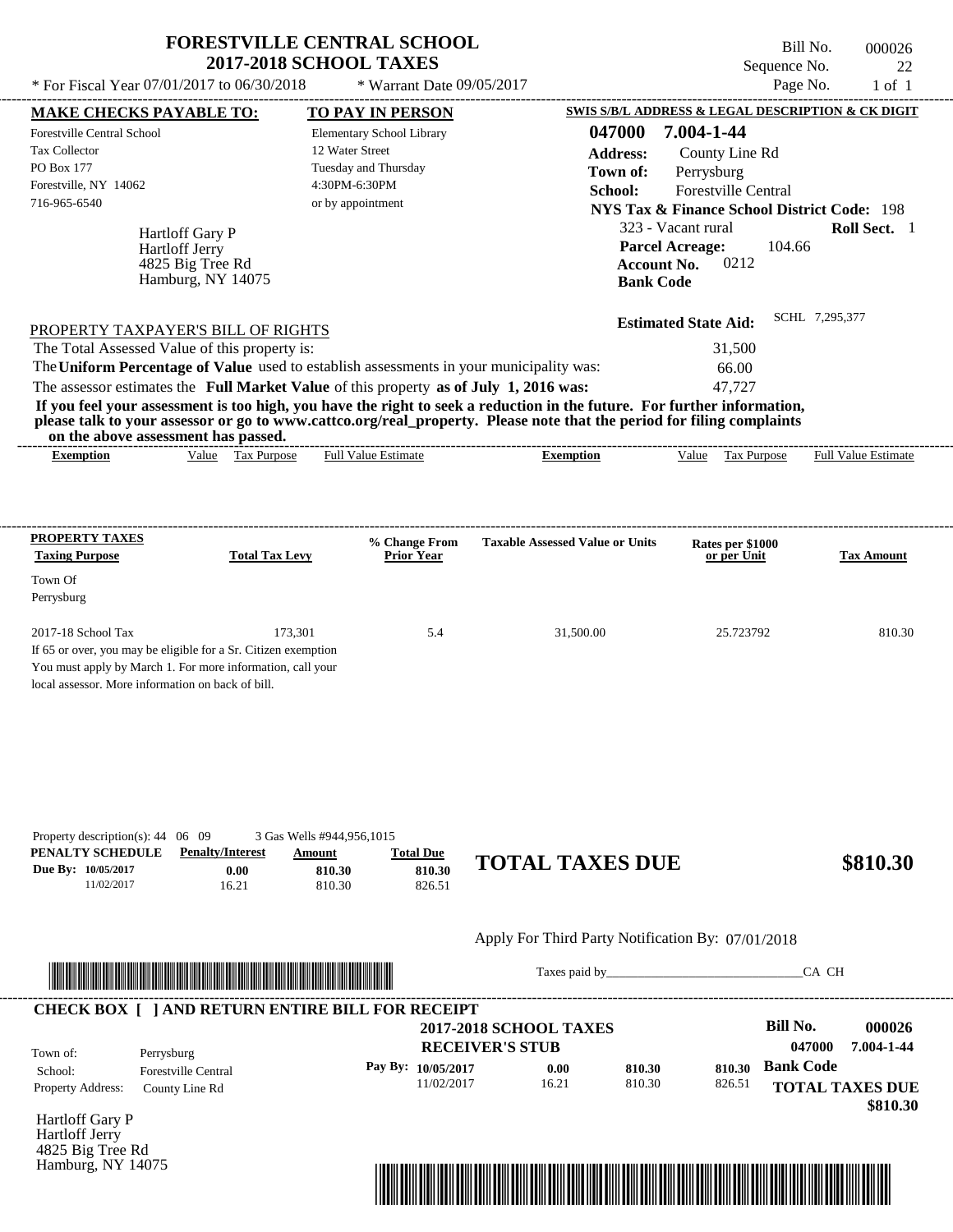# FORESTVILLE CENTRAL SCHOOL
## 2017-2018 SCHOOL TAXES

\* For Fiscal Year 07/01/2017 to 06/30/2018 \* Warrant Date 09/05/2017

Bill No. 000026
Sequence No. 22
Page No. 1 of 1

**MAKE CHECKS PAYABLE TO:**
Forestville Central School
Tax Collector
PO Box 177
Forestville, NY 14062
716-965-6540

**TO PAY IN PERSON**
Elementary School Library
12 Water Street
Tuesday and Thursday
4:30PM-6:30PM
or by appointment

**SWIS S/B/L ADDRESS & LEGAL DESCRIPTION & CK DIGIT**
**047000 7.004-1-44**
**Address:** County Line Rd
**Town of:** Perrysburg
**School:** Forestville Central
**NYS Tax & Finance School District Code:** 198
323 - Vacant rural **Roll Sect.** 1
**Parcel Acreage:** 104.66
**Account No.** 0212
**Bank Code**

Hartloff Gary P
Hartloff Jerry
4825 Big Tree Rd
Hamburg, NY 14075

**Estimated State Aid:** SCHL 7,295,377

PROPERTY TAXPAYER'S BILL OF RIGHTS

The Total Assessed Value of this property is: 31,500
The **Uniform Percentage of Value** used to establish assessments in your municipality was: 66.00
The assessor estimates the **Full Market Value** of this property **as of July 1, 2016 was:** 47,727

**If you feel your assessment is too high, you have the right to seek a reduction in the future. For further information, please talk to your assessor or go to www.cattco.org/real_property. Please note that the period for filing complaints on the above assessment has passed.**

| Exemption | Value | Tax Purpose | Full Value Estimate | Exemption | Value | Tax Purpose | Full Value Estimate |
|---|---|---|---|---|---|---|---|

| PROPERTY TAXES Taxing Purpose | Total Tax Levy | % Change From Prior Year | Taxable Assessed Value or Units | Rates per $1000 or per Unit | Tax Amount |
|---|---|---|---|---|---|
| Town Of Perrysburg | | | | | |
| 2017-18 School Tax | 173,301 | 5.4 | 31,500.00 | 25.723792 | 810.30 |

If 65 or over, you may be eligible for a Sr. Citizen exemption
You must apply by March 1. For more information, call your local assessor. More information on back of bill.

Property description(s): 44 06 09 3 Gas Wells #944,956,1015

| PENALTY SCHEDULE | Penalty/Interest | Amount | Total Due |
|---|---|---|---|
| Due By: 10/05/2017 | 0.00 | 810.30 | 810.30 |
| 11/02/2017 | 16.21 | 810.30 | 826.51 |

**TOTAL TAXES DUE $810.30**

Apply For Third Party Notification By: 07/01/2018

Taxes paid by_______________________________CA CH

**CHECK BOX [ ] AND RETURN ENTIRE BILL FOR RECEIPT**

**2017-2018 SCHOOL TAXES**
**RECEIVER'S STUB**

**Bill No. 000026**
**047000 7.004-1-44**

Town of: Perrysburg
School: Forestville Central
Property Address: County Line Rd

| Pay By: | Penalty/Interest | Amount | Total Due |
|---|---|---|---|
| 10/05/2017 | 0.00 | 810.30 | 810.30 |
| 11/02/2017 | 16.21 | 810.30 | 826.51 |

**Bank Code**

**TOTAL TAXES DUE $810.30**

Hartloff Gary P
Hartloff Jerry
4825 Big Tree Rd
Hamburg, NY 14075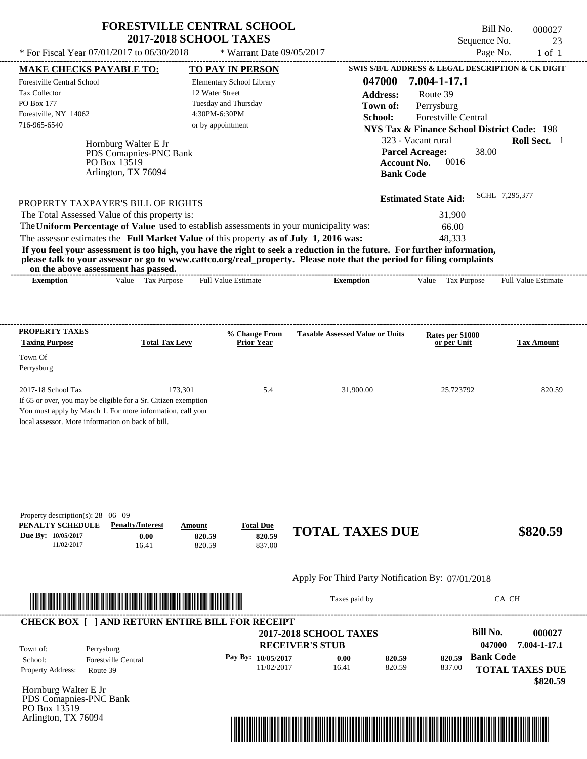# FORESTVILLE CENTRAL SCHOOL
## 2017-2018 SCHOOL TAXES

Bill No. 000027
Sequence No. 23
Page No. 1 of 1

* For Fiscal Year 07/01/2017 to 06/30/2018 * Warrant Date 09/05/2017

**MAKE CHECKS PAYABLE TO:**
Forestville Central School
Tax Collector
PO Box 177
Forestville, NY 14062
716-965-6540

**TO PAY IN PERSON**
Elementary School Library
12 Water Street
Tuesday and Thursday
4:30PM-6:30PM
or by appointment

**SWIS S/B/L ADDRESS & LEGAL DESCRIPTION & CK DIGIT**
**047000 7.004-1-17.1**
**Address:** Route 39
**Town of:** Perrysburg
**School:** Forestville Central
**NYS Tax & Finance School District Code:** 198
323 - Vacant rural **Roll Sect.** 1
**Parcel Acreage:** 38.00
**Account No.** 0016
**Bank Code**

Hornburg Walter E Jr
PDS Comapnies-PNC Bank
PO Box 13519
Arlington, TX 76094

**Estimated State Aid:** SCHL 7,295,377

PROPERTY TAXPAYER'S BILL OF RIGHTS

The Total Assessed Value of this property is: 31,900
The **Uniform Percentage of Value** used to establish assessments in your municipality was: 66.00
The assessor estimates the **Full Market Value** of this property **as of July 1, 2016 was:** 48,333

**If you feel your assessment is too high, you have the right to seek a reduction in the future. For further information, please talk to your assessor or go to www.cattco.org/real_property. Please note that the period for filing complaints on the above assessment has passed.**

| Exemption | Value | Tax Purpose | Full Value Estimate | Exemption | Value | Tax Purpose | Full Value Estimate |
|---|---|---|---|---|---|---|---|

| PROPERTY TAXES Taxing Purpose | Total Tax Levy | % Change From Prior Year | Taxable Assessed Value or Units | Rates per $1000 or per Unit | Tax Amount |
|---|---|---|---|---|---|
| Town Of Perrysburg | | | | | |
| 2017-18 School Tax | 173,301 | 5.4 | 31,900.00 | 25.723792 | 820.59 |

If 65 or over, you may be eligible for a Sr. Citizen exemption
You must apply by March 1. For more information, call your local assessor. More information on back of bill.

Property description(s): 28 06 09

| PENALTY SCHEDULE | Penalty/Interest | Amount | Total Due |
|---|---|---|---|
| Due By: 10/05/2017 | 0.00 | 820.59 | 820.59 |
| 11/02/2017 | 16.41 | 820.59 | 837.00 |

**TOTAL TAXES DUE $820.59**

Apply For Third Party Notification By: 07/01/2018

Taxes paid by_______________________________CA CH

**CHECK BOX [ ] AND RETURN ENTIRE BILL FOR RECEIPT**

**2017-2018 SCHOOL TAXES**
**RECEIVER'S STUB**

**Bill No.** 000027
047000 7.004-1-17.1
**Bank Code**

Town of: Perrysburg
School: Forestville Central
Property Address: Route 39

| Pay By: | | | |
|---|---|---|---|
| 10/05/2017 | 0.00 | 820.59 | 820.59 |
| 11/02/2017 | 16.41 | 820.59 | 837.00 |

**TOTAL TAXES DUE $820.59**

Hornburg Walter E Jr
PDS Comapnies-PNC Bank
PO Box 13519
Arlington, TX 76094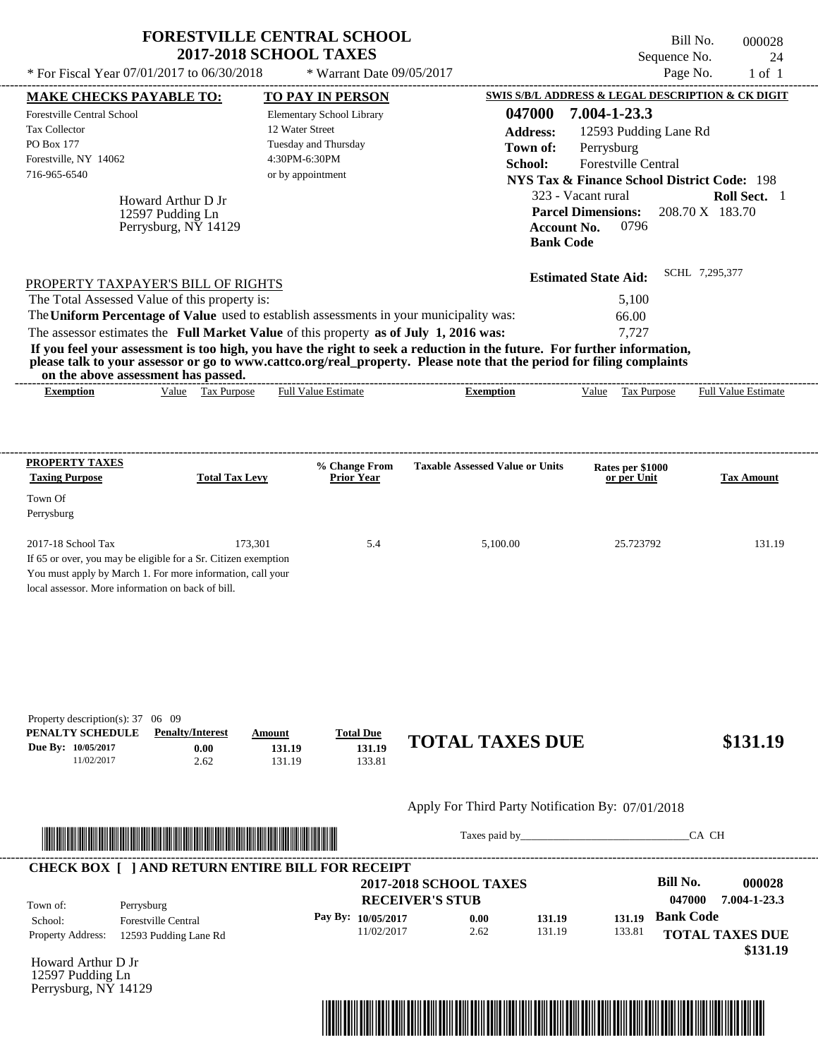# FORESTVILLE CENTRAL SCHOOL
## 2017-2018 SCHOOL TAXES

\* For Fiscal Year 07/01/2017 to 06/30/2018 &nbsp;&nbsp; \* Warrant Date 09/05/2017

Bill No. 000028
Sequence No. 24
Page No. 1 of 1

**MAKE CHECKS PAYABLE TO:**

Forestville Central School
Tax Collector
PO Box 177
Forestville, NY 14062
716-965-6540

**TO PAY IN PERSON**

Elementary School Library
12 Water Street
Tuesday and Thursday
4:30PM-6:30PM
or by appointment

**SWIS S/B/L ADDRESS & LEGAL DESCRIPTION & CK DIGIT**

**047000 7.004-1-23.3**
**Address:** 12593 Pudding Lane Rd
**Town of:** Perrysburg
**School:** Forestville Central
**NYS Tax & Finance School District Code:** 198
323 - Vacant rural **Roll Sect.** 1
**Parcel Dimensions:** 208.70 X 183.70
**Account No.** 0796
**Bank Code**

Howard Arthur D Jr
12597 Pudding Ln
Perrysburg, NY 14129

**Estimated State Aid:** SCHL 7,295,377

PROPERTY TAXPAYER'S BILL OF RIGHTS

The Total Assessed Value of this property is: 5,100
The **Uniform Percentage of Value** used to establish assessments in your municipality was: 66.00
The assessor estimates the **Full Market Value** of this property **as of July 1, 2016 was:** 7,727

**If you feel your assessment is too high, you have the right to seek a reduction in the future. For further information, please talk to your assessor or go to www.cattco.org/real_property. Please note that the period for filing complaints on the above assessment has passed.**

| Exemption | Value | Tax Purpose | Full Value Estimate | Exemption | Value | Tax Purpose | Full Value Estimate |
|---|---|---|---|---|---|---|---|

| PROPERTY TAXES Taxing Purpose | Total Tax Levy | % Change From Prior Year | Taxable Assessed Value or Units | Rates per $1000 or per Unit | Tax Amount |
|---|---|---|---|---|---|
| Town Of Perrysburg | | | | | |
| 2017-18 School Tax | 173,301 | 5.4 | 5,100.00 | 25.723792 | 131.19 |

If 65 or over, you may be eligible for a Sr. Citizen exemption
You must apply by March 1. For more information, call your local assessor. More information on back of bill.

Property description(s): 37 06 09

| PENALTY SCHEDULE | Penalty/Interest | Amount | Total Due |
|---|---|---|---|
| Due By: 10/05/2017 | 0.00 | 131.19 | 131.19 |
| 11/02/2017 | 2.62 | 131.19 | 133.81 |

**TOTAL TAXES DUE $131.19**

Apply For Third Party Notification By: 07/01/2018

Taxes paid by_______________________________CA CH

**CHECK BOX [ ] AND RETURN ENTIRE BILL FOR RECEIPT**

**2017-2018 SCHOOL TAXES**
**RECEIVER'S STUB**

**Bill No. 000028**
**047000 7.004-1-23.3**

Town of: Perrysburg
School: Forestville Central
Property Address: 12593 Pudding Lane Rd

| Pay By: | Penalty/Interest | Amount | Total Due |
|---|---|---|---|
| 10/05/2017 | 0.00 | 131.19 | 131.19 |
| 11/02/2017 | 2.62 | 131.19 | 133.81 |

**Bank Code**

**TOTAL TAXES DUE $131.19**

Howard Arthur D Jr
12597 Pudding Ln
Perrysburg, NY 14129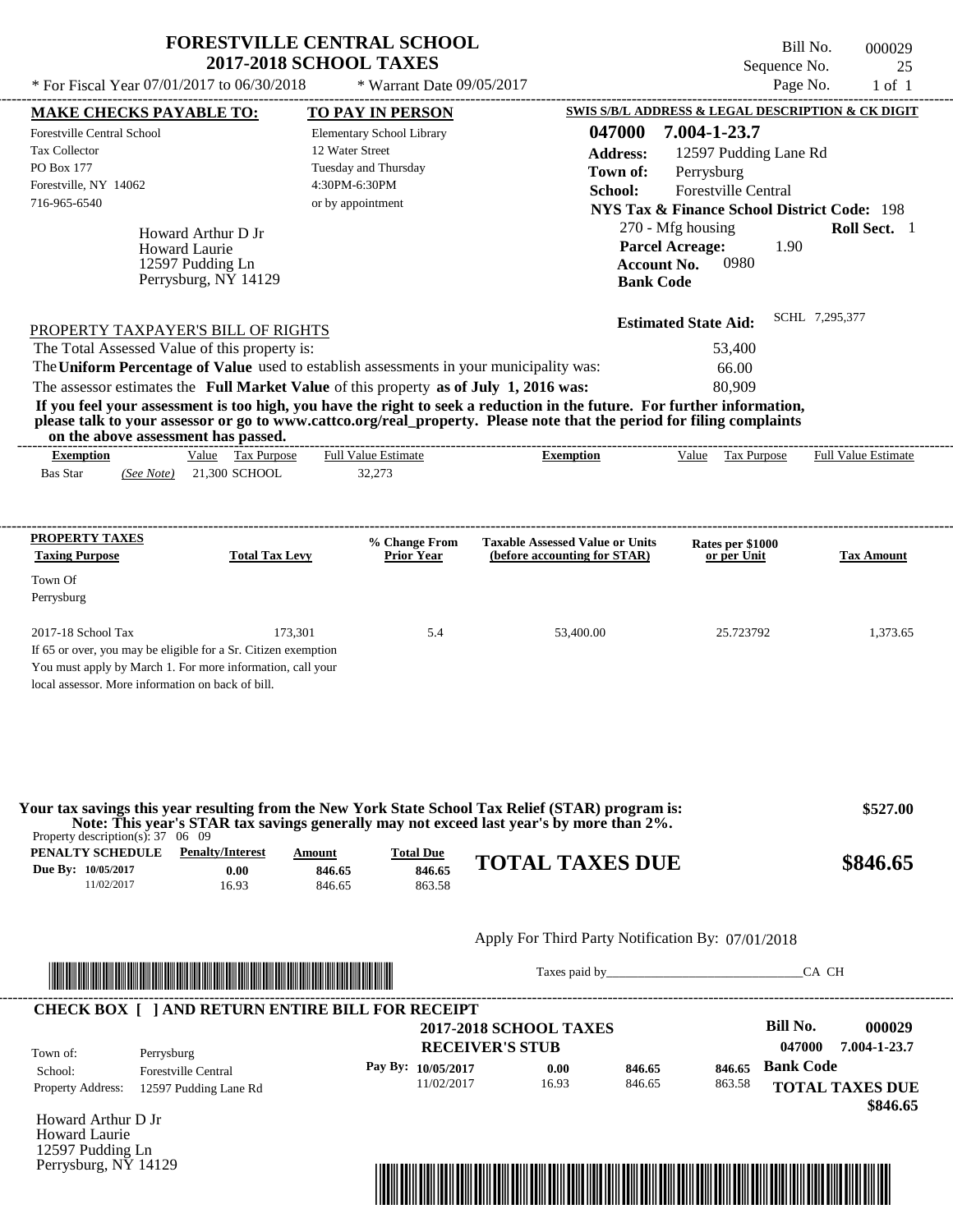# FORESTVILLE CENTRAL SCHOOL
## 2017-2018 SCHOOL TAXES

\* For Fiscal Year 07/01/2017 to 06/30/2018 \* Warrant Date 09/05/2017

Bill No. 000029
Sequence No. 25
Page No. 1 of 1

**MAKE CHECKS PAYABLE TO:**
Forestville Central School
Tax Collector
PO Box 177
Forestville, NY 14062
716-965-6540

**TO PAY IN PERSON**
Elementary School Library
12 Water Street
Tuesday and Thursday
4:30PM-6:30PM
or by appointment

**SWIS S/B/L ADDRESS & LEGAL DESCRIPTION & CK DIGIT**
**047000 7.004-1-23.7**
**Address:** 12597 Pudding Lane Rd
**Town of:** Perrysburg
**School:** Forestville Central
**NYS Tax & Finance School District Code:** 198
270 - Mfg housing **Roll Sect.** 1
**Parcel Acreage:** 1.90
**Account No.** 0980
**Bank Code**

Howard Arthur D Jr
Howard Laurie
12597 Pudding Ln
Perrysburg, NY 14129

**Estimated State Aid:** SCHL 7,295,377

PROPERTY TAXPAYER'S BILL OF RIGHTS

The Total Assessed Value of this property is: 53,400
The **Uniform Percentage of Value** used to establish assessments in your municipality was: 66.00
The assessor estimates the **Full Market Value** of this property **as of July 1, 2016 was:** 80,909

**If you feel your assessment is too high, you have the right to seek a reduction in the future. For further information, please talk to your assessor or go to www.cattco.org/real_property. Please note that the period for filing complaints on the above assessment has passed.**

| Exemption | Value | Tax Purpose | Full Value Estimate | Exemption | Value | Tax Purpose | Full Value Estimate |
|---|---|---|---|---|---|---|---|
| Bas Star *(See Note)* | 21,300 | SCHOOL | 32,273 | | | | |

| PROPERTY TAXES Taxing Purpose | Total Tax Levy | % Change From Prior Year | Taxable Assessed Value or Units (before accounting for STAR) | Rates per $1000 or per Unit | Tax Amount |
|---|---|---|---|---|---|
| Town Of Perrysburg | | | | | |
| 2017-18 School Tax | 173,301 | 5.4 | 53,400.00 | 25.723792 | 1,373.65 |

If 65 or over, you may be eligible for a Sr. Citizen exemption
You must apply by March 1. For more information, call your local assessor. More information on back of bill.

**Your tax savings this year resulting from the New York State School Tax Relief (STAR) program is: $527.00**
**Note: This year's STAR tax savings generally may not exceed last year's by more than 2%.**

Property description(s): 37 06 09

| PENALTY SCHEDULE | Penalty/Interest | Amount | Total Due |
|---|---|---|---|
| Due By: 10/05/2017 | 0.00 | 846.65 | 846.65 |
| 11/02/2017 | 16.93 | 846.65 | 863.58 |

**TOTAL TAXES DUE $846.65**

Apply For Third Party Notification By: 07/01/2018

Taxes paid by\_\_\_\_\_\_\_\_\_\_\_\_\_\_\_\_\_\_\_\_\_\_\_\_\_\_\_\_\_\_CA CH

**CHECK BOX [ ] AND RETURN ENTIRE BILL FOR RECEIPT**

**2017-2018 SCHOOL TAXES**
**RECEIVER'S STUB**

**Bill No.** 000029
047000 7.004-1-23.7

Town of: Perrysburg
School: Forestville Central
Property Address: 12597 Pudding Lane Rd

| Pay By: | | | |
|---|---|---|---|
| 10/05/2017 | 0.00 | 846.65 | 846.65 |
| 11/02/2017 | 16.93 | 846.65 | 863.58 |

**Bank Code**
**TOTAL TAXES DUE $846.65**

Howard Arthur D Jr
Howard Laurie
12597 Pudding Ln
Perrysburg, NY 14129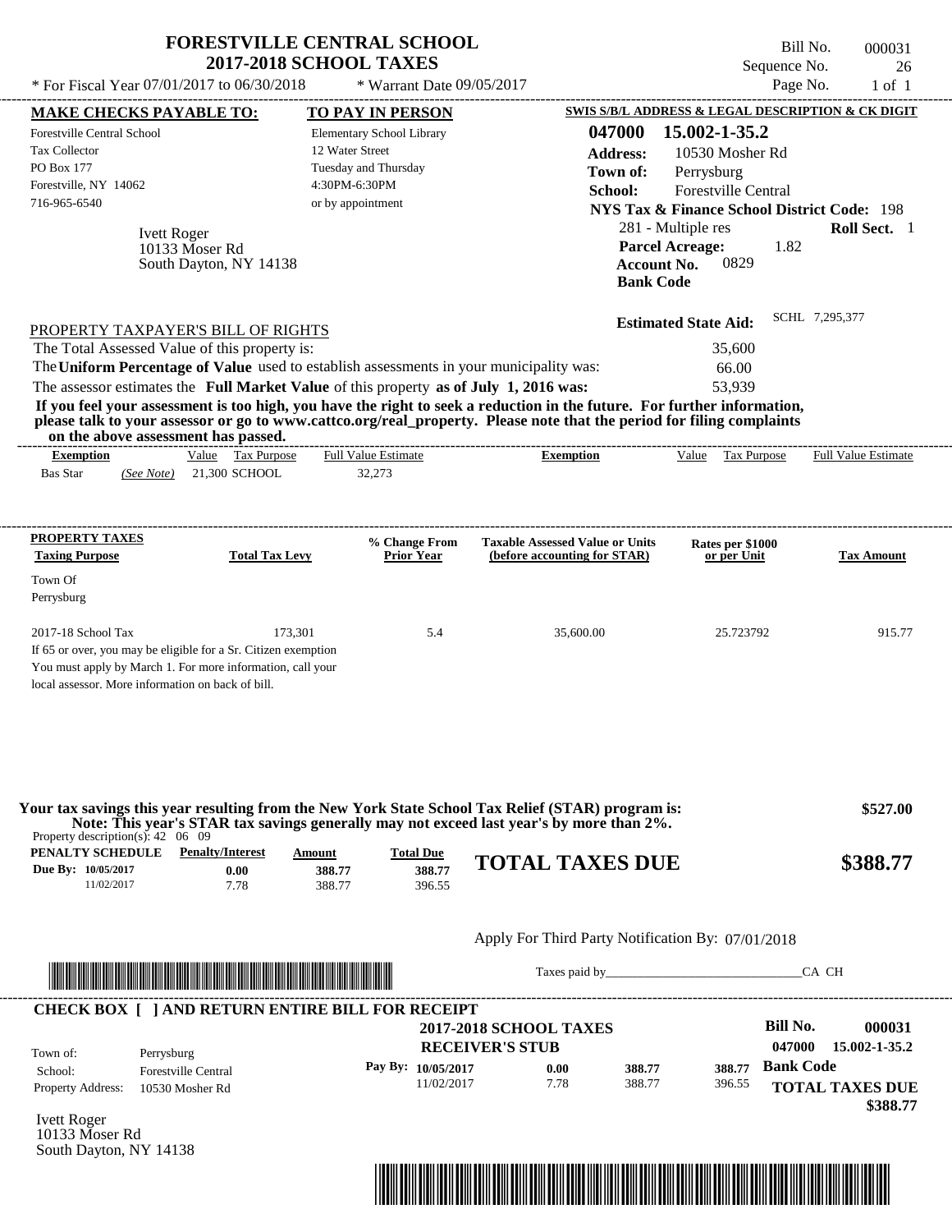# FORESTVILLE CENTRAL SCHOOL
## 2017-2018 SCHOOL TAXES

\* For Fiscal Year 07/01/2017 to 06/30/2018 \* Warrant Date 09/05/2017

Bill No. 000031
Sequence No. 26
Page No. 1 of 1

**MAKE CHECKS PAYABLE TO:**
Forestville Central School
Tax Collector
PO Box 177
Forestville, NY 14062
716-965-6540

**TO PAY IN PERSON**
Elementary School Library
12 Water Street
Tuesday and Thursday
4:30PM-6:30PM
or by appointment

Ivett Roger
10133 Moser Rd
South Dayton, NY 14138

**SWIS S/B/L ADDRESS & LEGAL DESCRIPTION & CK DIGIT**
**047000 15.002-1-35.2**
**Address:** 10530 Mosher Rd
**Town of:** Perrysburg
**School:** Forestville Central
**NYS Tax & Finance School District Code:** 198
281 - Multiple res **Roll Sect.** 1
**Parcel Acreage:** 1.82
**Account No.** 0829
**Bank Code**

**Estimated State Aid:** SCHL 7,295,377

PROPERTY TAXPAYER'S BILL OF RIGHTS

| | |
|---|---|
| The Total Assessed Value of this property is: | 35,600 |
| The **Uniform Percentage of Value** used to establish assessments in your municipality was: | 66.00 |
| The assessor estimates the **Full Market Value** of this property **as of July 1, 2016 was:** | 53,939 |

**If you feel your assessment is too high, you have the right to seek a reduction in the future. For further information, please talk to your assessor or go to www.cattco.org/real_property. Please note that the period for filing complaints on the above assessment has passed.**

| Exemption | Value | Tax Purpose | Full Value Estimate | Exemption | Value | Tax Purpose | Full Value Estimate |
|---|---|---|---|---|---|---|---|
| Bas Star *(See Note)* | 21,300 | SCHOOL | 32,273 | | | | |

| PROPERTY TAXES Taxing Purpose | Total Tax Levy | % Change From Prior Year | Taxable Assessed Value or Units (before accounting for STAR) | Rates per $1000 or per Unit | Tax Amount |
|---|---|---|---|---|---|
| Town Of Perrysburg | | | | | |
| 2017-18 School Tax | 173,301 | 5.4 | 35,600.00 | 25.723792 | 915.77 |

If 65 or over, you may be eligible for a Sr. Citizen exemption
You must apply by March 1. For more information, call your local assessor. More information on back of bill.

**Your tax savings this year resulting from the New York State School Tax Relief (STAR) program is: $527.00**
**Note: This year's STAR tax savings generally may not exceed last year's by more than 2%.**

Property description(s): 42 06 09

| PENALTY SCHEDULE | Penalty/Interest | Amount | Total Due |
|---|---|---|---|
| Due By: 10/05/2017 | 0.00 | 388.77 | 388.77 |
| 11/02/2017 | 7.78 | 388.77 | 396.55 |

**TOTAL TAXES DUE $388.77**

Apply For Third Party Notification By: 07/01/2018

Taxes paid by\_\_\_\_\_\_\_\_\_\_\_\_\_\_\_\_\_\_\_\_\_\_\_\_\_\_\_\_\_\_CA CH

**CHECK BOX [ ] AND RETURN ENTIRE BILL FOR RECEIPT**

**2017-2018 SCHOOL TAXES**
**RECEIVER'S STUB**

**Bill No. 000031**
047000 15.002-1-35.2

| | |
|---|---|
| Town of: | Perrysburg |
| School: | Forestville Central |
| Property Address: | 10530 Mosher Rd |

| Pay By: | | | |
|---|---|---|---|
| 10/05/2017 | 0.00 | 388.77 | 388.77 |
| 11/02/2017 | 7.78 | 388.77 | 396.55 |

**Bank Code**
**TOTAL TAXES DUE $388.77**

Ivett Roger
10133 Moser Rd
South Dayton, NY 14138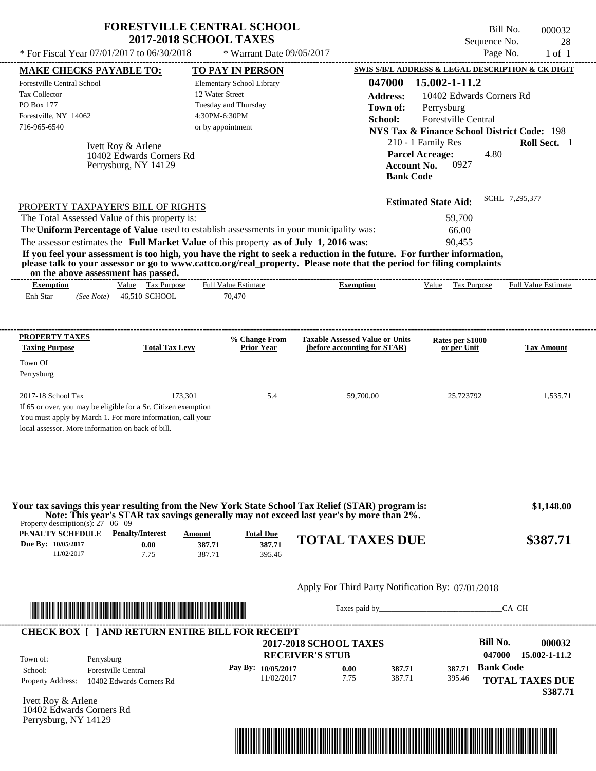# FORESTVILLE CENTRAL SCHOOL
## 2017-2018 SCHOOL TAXES

\* For Fiscal Year 07/01/2017 to 06/30/2018 &nbsp;&nbsp; \* Warrant Date 09/05/2017

Bill No. 000032
Sequence No. 28
Page No. 1 of 1

**MAKE CHECKS PAYABLE TO:**
Forestville Central School
Tax Collector
PO Box 177
Forestville, NY 14062
716-965-6540

**TO PAY IN PERSON**
Elementary School Library
12 Water Street
Tuesday and Thursday
4:30PM-6:30PM
or by appointment

**SWIS S/B/L ADDRESS & LEGAL DESCRIPTION & CK DIGIT**
**047000 15.002-1-11.2**
**Address:** 10402 Edwards Corners Rd
**Town of:** Perrysburg
**School:** Forestville Central
**NYS Tax & Finance School District Code:** 198
210 - 1 Family Res &nbsp;&nbsp; **Roll Sect.** 1
**Parcel Acreage:** 4.80
**Account No.** 0927
**Bank Code**

Ivett Roy & Arlene
10402 Edwards Corners Rd
Perrysburg, NY 14129

**Estimated State Aid:** SCHL 7,295,377

PROPERTY TAXPAYER'S BILL OF RIGHTS

The Total Assessed Value of this property is: 59,700

The **Uniform Percentage of Value** used to establish assessments in your municipality was: 66.00

The assessor estimates the **Full Market Value** of this property **as of July 1, 2016 was:** 90,455

**If you feel your assessment is too high, you have the right to seek a reduction in the future. For further information, please talk to your assessor or go to www.cattco.org/real_property. Please note that the period for filing complaints on the above assessment has passed.**

| Exemption | Value | Tax Purpose | Full Value Estimate | Exemption | Value | Tax Purpose | Full Value Estimate |
|---|---|---|---|---|---|---|---|
| Enh Star *(See Note)* | 46,510 | SCHOOL | 70,470 | | | | |

| PROPERTY TAXES Taxing Purpose | Total Tax Levy | % Change From Prior Year | Taxable Assessed Value or Units (before accounting for STAR) | Rates per $1000 or per Unit | Tax Amount |
|---|---|---|---|---|---|
| Town Of Perrysburg | | | | | |
| 2017-18 School Tax | 173,301 | 5.4 | 59,700.00 | 25.723792 | 1,535.71 |

If 65 or over, you may be eligible for a Sr. Citizen exemption
You must apply by March 1. For more information, call your local assessor. More information on back of bill.

**Your tax savings this year resulting from the New York State School Tax Relief (STAR) program is: $1,148.00**
**Note: This year's STAR tax savings generally may not exceed last year's by more than 2%.**

Property description(s): 27 06 09

| PENALTY SCHEDULE | Penalty/Interest | Amount | Total Due |
|---|---|---|---|
| Due By: 10/05/2017 | 0.00 | 387.71 | 387.71 |
| 11/02/2017 | 7.75 | 387.71 | 395.46 |

**TOTAL TAXES DUE $387.71**

Apply For Third Party Notification By: 07/01/2018

Taxes paid by______________________________CA CH

**CHECK BOX [ ] AND RETURN ENTIRE BILL FOR RECEIPT**

**2017-2018 SCHOOL TAXES**
**RECEIVER'S STUB**

Bill No. **000032**
**047000 15.002-1-11.2**

Town of: Perrysburg
School: Forestville Central
Property Address: 10402 Edwards Corners Rd

| Pay By: | | | |
|---|---|---|---|
| 10/05/2017 | 0.00 | 387.71 | 387.71 |
| 11/02/2017 | 7.75 | 387.71 | 395.46 |

**Bank Code**

**TOTAL TAXES DUE $387.71**

Ivett Roy & Arlene
10402 Edwards Corners Rd
Perrysburg, NY 14129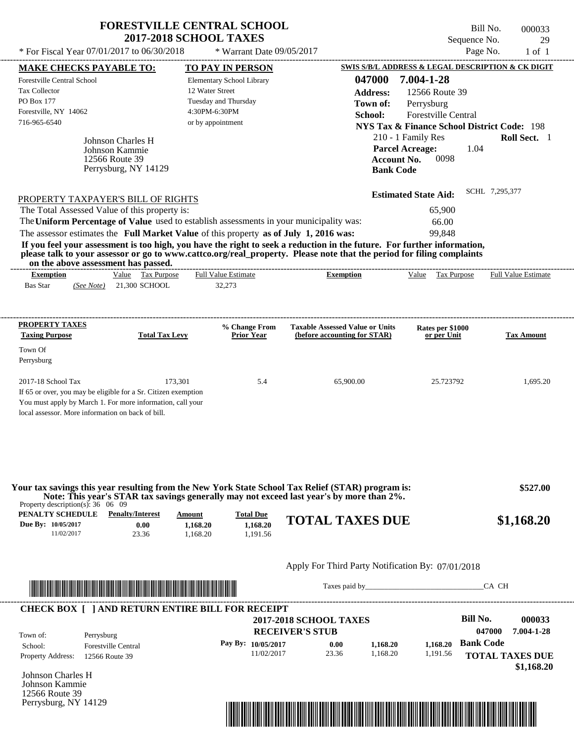# FORESTVILLE CENTRAL SCHOOL
## 2017-2018 SCHOOL TAXES

\* For Fiscal Year 07/01/2017 to 06/30/2018 &nbsp;&nbsp; \* Warrant Date 09/05/2017

Bill No. 000033
Sequence No. 29
Page No. 1 of 1

| MAKE CHECKS PAYABLE TO: | TO PAY IN PERSON | SWIS S/B/L ADDRESS & LEGAL DESCRIPTION & CK DIGIT |
|---|---|---|
| Forestville Central School | Elementary School Library | 047000 7.004-1-28 |
| Tax Collector | 12 Water Street | Address: 12566 Route 39 |
| PO Box 177 | Tuesday and Thursday | Town of: Perrysburg |
| Forestville, NY 14062 | 4:30PM-6:30PM | School: Forestville Central |
| 716-965-6540 | or by appointment | NYS Tax & Finance School District Code: 198 |

Johnson Charles H
Johnson Kammie
12566 Route 39
Perrysburg, NY 14129

210 - 1 Family Res &nbsp;&nbsp; **Roll Sect.** 1
**Parcel Acreage:** 1.04
**Account No.** 0098
**Bank Code**

**Estimated State Aid:** SCHL 7,295,377

PROPERTY TAXPAYER'S BILL OF RIGHTS

The Total Assessed Value of this property is: 65,900
The **Uniform Percentage of Value** used to establish assessments in your municipality was: 66.00
The assessor estimates the **Full Market Value** of this property **as of July 1, 2016 was:** 99,848

**If you feel your assessment is too high, you have the right to seek a reduction in the future. For further information, please talk to your assessor or go to www.cattco.org/real_property. Please note that the period for filing complaints on the above assessment has passed.**

| Exemption | | Value | Tax Purpose | Full Value Estimate | Exemption | Value | Tax Purpose | Full Value Estimate |
|---|---|---|---|---|---|---|---|---|
| Bas Star | *(See Note)* | 21,300 | SCHOOL | 32,273 | | | | |

| PROPERTY TAXES Taxing Purpose | Total Tax Levy | % Change From Prior Year | Taxable Assessed Value or Units (before accounting for STAR) | Rates per $1000 or per Unit | Tax Amount |
|---|---|---|---|---|---|
| Town Of Perrysburg | | | | | |
| 2017-18 School Tax | 173,301 | 5.4 | 65,900.00 | 25.723792 | 1,695.20 |

If 65 or over, you may be eligible for a Sr. Citizen exemption
You must apply by March 1. For more information, call your local assessor. More information on back of bill.

**Your tax savings this year resulting from the New York State School Tax Relief (STAR) program is: $527.00**
**Note: This year's STAR tax savings generally may not exceed last year's by more than 2%.**

Property description(s): 36 06 09

| PENALTY SCHEDULE | Penalty/Interest | Amount | Total Due |
|---|---|---|---|
| Due By: 10/05/2017 | 0.00 | 1,168.20 | 1,168.20 |
| 11/02/2017 | 23.36 | 1,168.20 | 1,191.56 |

**TOTAL TAXES DUE $1,168.20**

Apply For Third Party Notification By: 07/01/2018

Taxes paid by_______________________________CA CH

**CHECK BOX [ ] AND RETURN ENTIRE BILL FOR RECEIPT**

**2017-2018 SCHOOL TAXES**
**RECEIVER'S STUB**

**Bill No.** 000033
047000 7.004-1-28

Town of: Perrysburg
School: Forestville Central
Property Address: 12566 Route 39

| Pay By: | | | | |
|---|---|---|---|---|
| 10/05/2017 | 0.00 | 1,168.20 | 1,168.20 | **Bank Code** |
| 11/02/2017 | 23.36 | 1,168.20 | 1,191.56 | |

**TOTAL TAXES DUE $1,168.20**

Johnson Charles H
Johnson Kammie
12566 Route 39
Perrysburg, NY 14129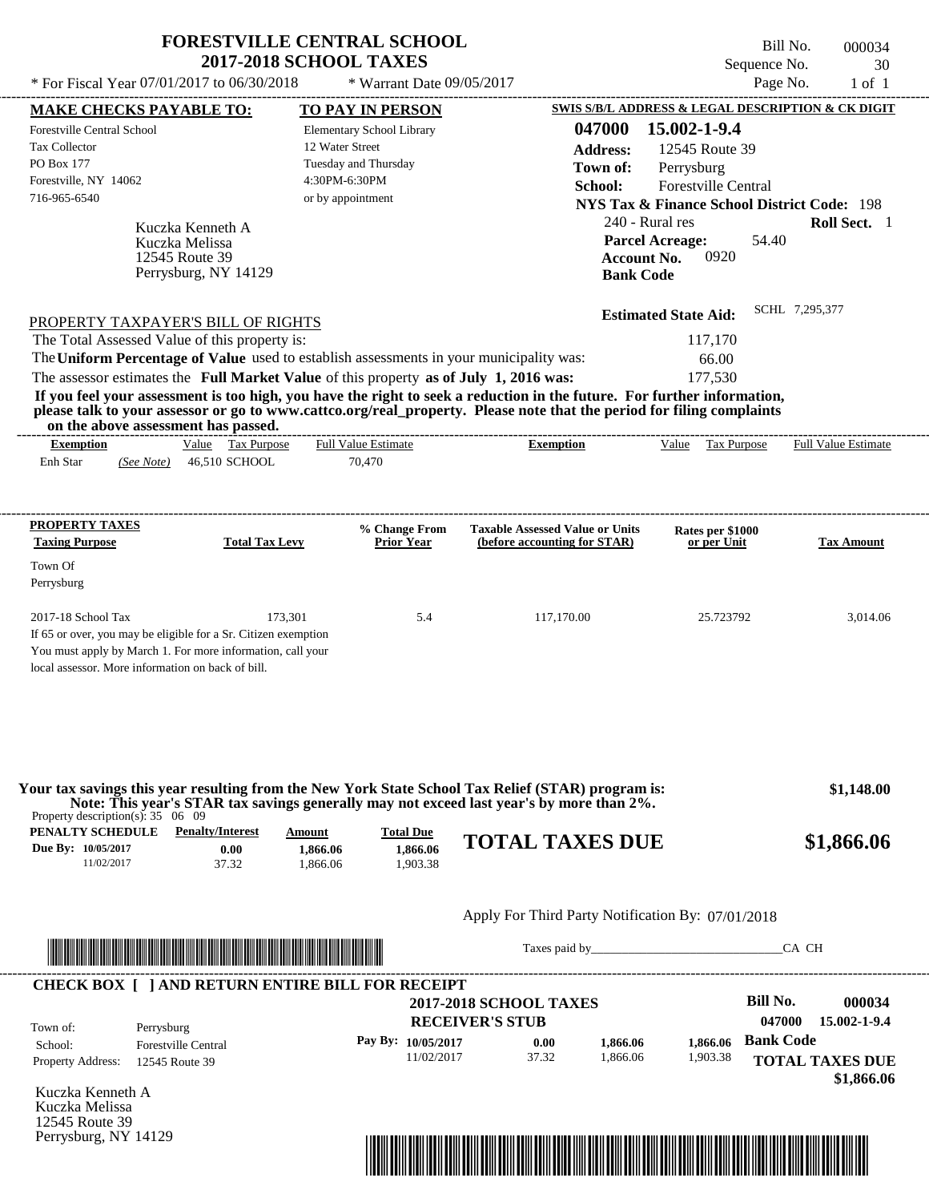# FORESTVILLE CENTRAL SCHOOL
## 2017-2018 SCHOOL TAXES

\* For Fiscal Year 07/01/2017 to 06/30/2018 &nbsp;&nbsp;&nbsp; \* Warrant Date 09/05/2017

Bill No. 000034
Sequence No. 30
Page No. 1 of 1

**MAKE CHECKS PAYABLE TO:**
Forestville Central School
Tax Collector
PO Box 177
Forestville, NY 14062
716-965-6540

**TO PAY IN PERSON**
Elementary School Library
12 Water Street
Tuesday and Thursday
4:30PM-6:30PM
or by appointment

**SWIS S/B/L ADDRESS & LEGAL DESCRIPTION & CK DIGIT**
**047000 15.002-1-9.4**
**Address:** 12545 Route 39
**Town of:** Perrysburg
**School:** Forestville Central
**NYS Tax & Finance School District Code:** 198
240 - Rural res &nbsp;&nbsp;&nbsp; **Roll Sect.** 1
**Parcel Acreage:** 54.40
**Account No.** 0920
**Bank Code**

Kuczka Kenneth A
Kuczka Melissa
12545 Route 39
Perrysburg, NY 14129

**Estimated State Aid:** SCHL 7,295,377

PROPERTY TAXPAYER'S BILL OF RIGHTS

The Total Assessed Value of this property is: 117,170
The **Uniform Percentage of Value** used to establish assessments in your municipality was: 66.00
The assessor estimates the **Full Market Value** of this property **as of July 1, 2016 was:** 177,530

**If you feel your assessment is too high, you have the right to seek a reduction in the future. For further information, please talk to your assessor or go to www.cattco.org/real_property. Please note that the period for filing complaints on the above assessment has passed.**

| Exemption | Value | Tax Purpose | Full Value Estimate | Exemption | Value | Tax Purpose | Full Value Estimate |
|---|---|---|---|---|---|---|---|
| Enh Star *(See Note)* | 46,510 | SCHOOL | 70,470 | | | | |

| PROPERTY TAXES Taxing Purpose | Total Tax Levy | % Change From Prior Year | Taxable Assessed Value or Units (before accounting for STAR) | Rates per $1000 or per Unit | Tax Amount |
|---|---|---|---|---|---|
| Town Of Perrysburg | | | | | |
| 2017-18 School Tax | 173,301 | 5.4 | 117,170.00 | 25.723792 | 3,014.06 |

If 65 or over, you may be eligible for a Sr. Citizen exemption
You must apply by March 1. For more information, call your local assessor. More information on back of bill.

**Your tax savings this year resulting from the New York State School Tax Relief (STAR) program is: $1,148.00**
**Note: This year's STAR tax savings generally may not exceed last year's by more than 2%.**

Property description(s): 35 06 09

| PENALTY SCHEDULE | Penalty/Interest | Amount | Total Due |
|---|---|---|---|
| Due By: 10/05/2017 | 0.00 | 1,866.06 | 1,866.06 |
| 11/02/2017 | 37.32 | 1,866.06 | 1,903.38 |

**TOTAL TAXES DUE $1,866.06**

Apply For Third Party Notification By: 07/01/2018

Taxes paid by\_\_\_\_\_\_\_\_\_\_\_\_\_\_\_\_\_\_\_\_\_\_\_\_\_\_\_\_\_\_CA CH

**CHECK BOX [ ] AND RETURN ENTIRE BILL FOR RECEIPT**

**2017-2018 SCHOOL TAXES**
**RECEIVER'S STUB**

**Bill No. 000034**
**047000 15.002-1-9.4**

Town of: Perrysburg
School: Forestville Central
Property Address: 12545 Route 39

| Pay By: | | | |
|---|---|---|---|
| 10/05/2017 | 0.00 | 1,866.06 | 1,866.06 |
| 11/02/2017 | 37.32 | 1,866.06 | 1,903.38 |

**Bank Code**

**TOTAL TAXES DUE $1,866.06**

Kuczka Kenneth A
Kuczka Melissa
12545 Route 39
Perrysburg, NY 14129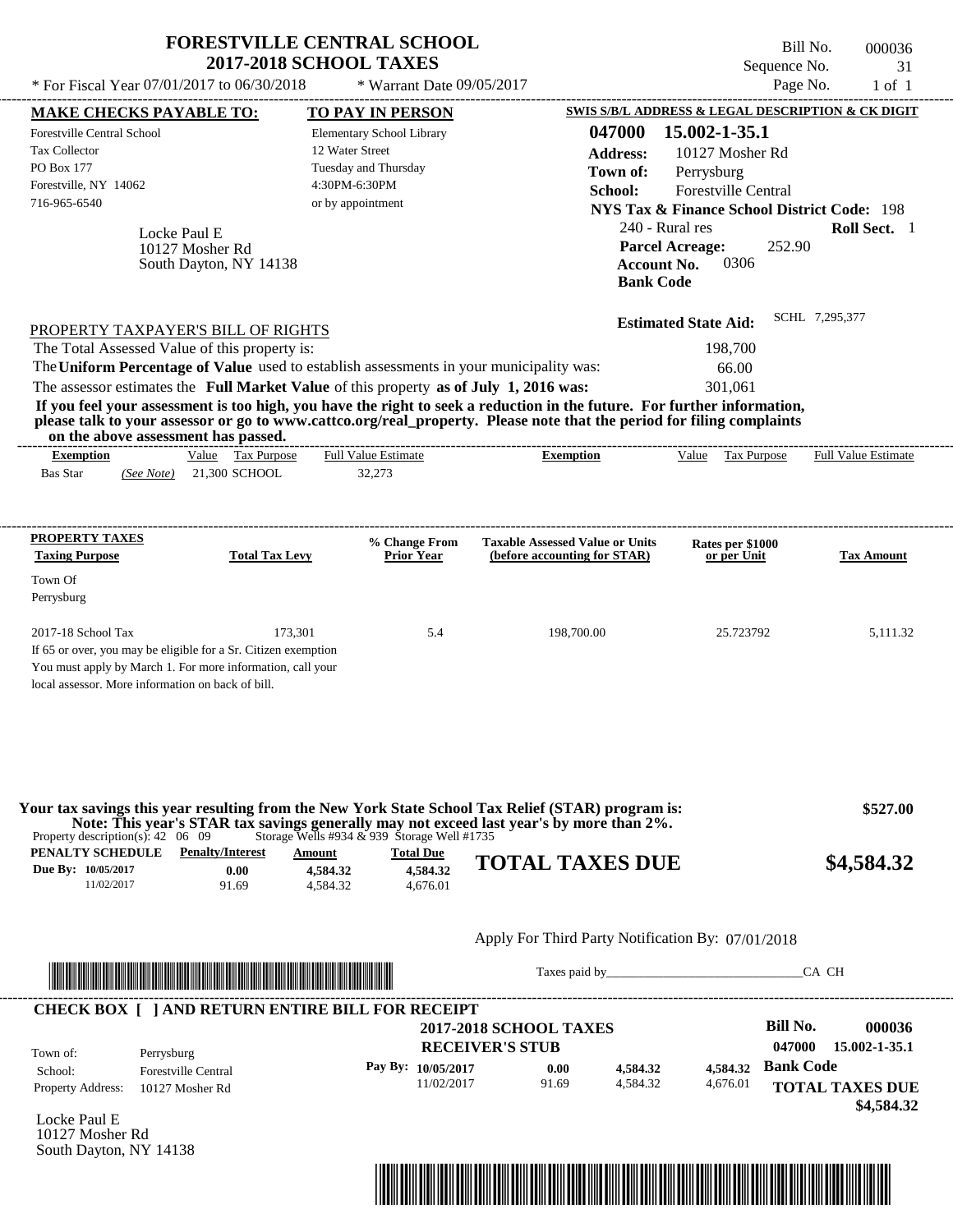# FORESTVILLE CENTRAL SCHOOL
## 2017-2018 SCHOOL TAXES

\* For Fiscal Year 07/01/2017 to 06/30/2018 \* Warrant Date 09/05/2017

Bill No. 000036
Sequence No. 31
Page No. 1 of 1

**MAKE CHECKS PAYABLE TO:**
Forestville Central School
Tax Collector
PO Box 177
Forestville, NY 14062
716-965-6540

**TO PAY IN PERSON**
Elementary School Library
12 Water Street
Tuesday and Thursday
4:30PM-6:30PM
or by appointment

**SWIS S/B/L ADDRESS & LEGAL DESCRIPTION & CK DIGIT**
**047000 15.002-1-35.1**
**Address:** 10127 Mosher Rd
**Town of:** Perrysburg
**School:** Forestville Central
**NYS Tax & Finance School District Code:** 198
240 - Rural res **Roll Sect.** 1
**Parcel Acreage:** 252.90
**Account No.** 0306
**Bank Code**

Locke Paul E
10127 Mosher Rd
South Dayton, NY 14138

**Estimated State Aid:** SCHL 7,295,377

PROPERTY TAXPAYER'S BILL OF RIGHTS

The Total Assessed Value of this property is: 198,700
The **Uniform Percentage of Value** used to establish assessments in your municipality was: 66.00
The assessor estimates the **Full Market Value** of this property **as of July 1, 2016 was:** 301,061

**If you feel your assessment is too high, you have the right to seek a reduction in the future. For further information, please talk to your assessor or go to www.cattco.org/real_property. Please note that the period for filing complaints on the above assessment has passed.**

| Exemption | Value | Tax Purpose | Full Value Estimate | Exemption | Value | Tax Purpose | Full Value Estimate |
|---|---|---|---|---|---|---|---|
| Bas Star (See Note) | 21,300 | SCHOOL | 32,273 | | | | |

| PROPERTY TAXES Taxing Purpose | Total Tax Levy | % Change From Prior Year | Taxable Assessed Value or Units (before accounting for STAR) | Rates per $1000 or per Unit | Tax Amount |
|---|---|---|---|---|---|
| Town Of Perrysburg | | | | | |
| 2017-18 School Tax | 173,301 | 5.4 | 198,700.00 | 25.723792 | 5,111.32 |

If 65 or over, you may be eligible for a Sr. Citizen exemption
You must apply by March 1. For more information, call your local assessor. More information on back of bill.

**Your tax savings this year resulting from the New York State School Tax Relief (STAR) program is: $527.00**
**Note: This year's STAR tax savings generally may not exceed last year's by more than 2%.**

Property description(s): 42 06 09 Storage Wells #934 & 939 Storage Well #1735

| PENALTY SCHEDULE | Penalty/Interest | Amount | Total Due |
|---|---|---|---|
| Due By: 10/05/2017 | 0.00 | 4,584.32 | 4,584.32 |
| 11/02/2017 | 91.69 | 4,584.32 | 4,676.01 |

**TOTAL TAXES DUE $4,584.32**

Apply For Third Party Notification By: 07/01/2018

Taxes paid by\_\_\_\_\_\_\_\_\_\_\_\_\_\_\_\_\_\_\_\_\_\_\_\_\_\_\_\_\_\_CA CH

**CHECK BOX [ ] AND RETURN ENTIRE BILL FOR RECEIPT**

**2017-2018 SCHOOL TAXES**
**RECEIVER'S STUB**

**Bill No. 000036**
**047000 15.002-1-35.1**

Town of: Perrysburg
School: Forestville Central
Property Address: 10127 Mosher Rd

| Pay By: | | | | |
|---|---|---|---|---|
| 10/05/2017 | 0.00 | 4,584.32 | 4,584.32 | Bank Code |
| 11/02/2017 | 91.69 | 4,584.32 | 4,676.01 | |

**TOTAL TAXES DUE $4,584.32**

Locke Paul E
10127 Mosher Rd
South Dayton, NY 14138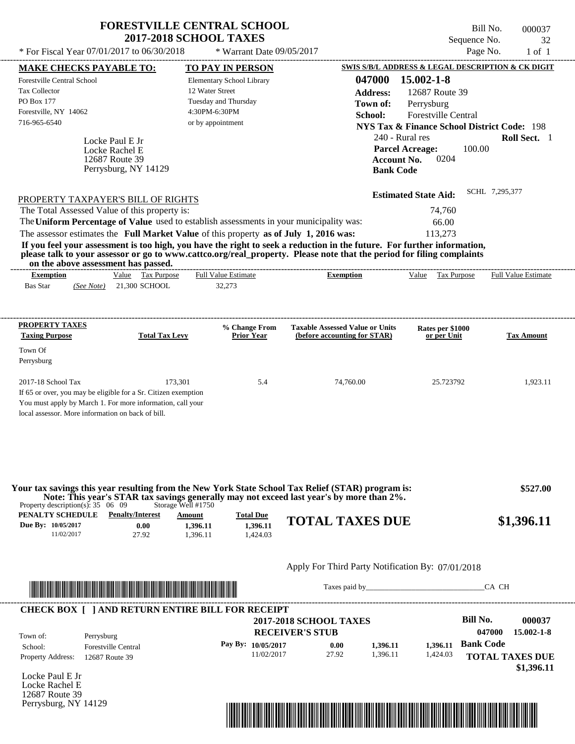# FORESTVILLE CENTRAL SCHOOL
## 2017-2018 SCHOOL TAXES

\* For Fiscal Year 07/01/2017 to 06/30/2018 &nbsp;&nbsp; \* Warrant Date 09/05/2017

Bill No. 000037
Sequence No. 32
Page No. 1 of 1

**MAKE CHECKS PAYABLE TO:**
Forestville Central School
Tax Collector
PO Box 177
Forestville, NY 14062
716-965-6540

**TO PAY IN PERSON**
Elementary School Library
12 Water Street
Tuesday and Thursday
4:30PM-6:30PM
or by appointment

**SWIS S/B/L ADDRESS & LEGAL DESCRIPTION & CK DIGIT**
**047000 15.002-1-8**
**Address:** 12687 Route 39
**Town of:** Perrysburg
**School:** Forestville Central
**NYS Tax & Finance School District Code:** 198
240 - Rural res &nbsp;&nbsp; **Roll Sect.** 1
**Parcel Acreage:** 100.00
**Account No.** 0204
**Bank Code**

Locke Paul E Jr
Locke Rachel E
12687 Route 39
Perrysburg, NY 14129

**Estimated State Aid:** SCHL 7,295,377

PROPERTY TAXPAYER'S BILL OF RIGHTS

The Total Assessed Value of this property is: 74,760
The **Uniform Percentage of Value** used to establish assessments in your municipality was: 66.00
The assessor estimates the **Full Market Value** of this property **as of July 1, 2016 was:** 113,273

**If you feel your assessment is too high, you have the right to seek a reduction in the future. For further information, please talk to your assessor or go to www.cattco.org/real_property. Please note that the period for filing complaints on the above assessment has passed.**

| Exemption | Value | Tax Purpose | Full Value Estimate | Exemption | Value | Tax Purpose | Full Value Estimate |
|---|---|---|---|---|---|---|---|
| Bas Star *(See Note)* | 21,300 | SCHOOL | 32,273 | | | | |

| PROPERTY TAXES Taxing Purpose | Total Tax Levy | % Change From Prior Year | Taxable Assessed Value or Units (before accounting for STAR) | Rates per $1000 or per Unit | Tax Amount |
|---|---|---|---|---|---|
| Town Of Perrysburg | | | | | |
| 2017-18 School Tax | 173,301 | 5.4 | 74,760.00 | 25.723792 | 1,923.11 |

If 65 or over, you may be eligible for a Sr. Citizen exemption
You must apply by March 1. For more information, call your local assessor. More information on back of bill.

**Your tax savings this year resulting from the New York State School Tax Relief (STAR) program is: $527.00**
**Note: This year's STAR tax savings generally may not exceed last year's by more than 2%.**

Property description(s): 35 06 09 &nbsp;&nbsp; Storage Well #1750

| PENALTY SCHEDULE | Penalty/Interest | Amount | Total Due |
|---|---|---|---|
| Due By: 10/05/2017 | 0.00 | 1,396.11 | 1,396.11 |
| 11/02/2017 | 27.92 | 1,396.11 | 1,424.03 |

**TOTAL TAXES DUE $1,396.11**

Apply For Third Party Notification By: 07/01/2018

Taxes paid by_______________________________CA CH

**CHECK BOX [ ] AND RETURN ENTIRE BILL FOR RECEIPT**

**2017-2018 SCHOOL TAXES**
**RECEIVER'S STUB**

**Bill No. 000037**
**047000 15.002-1-8**

Town of: Perrysburg
School: Forestville Central
Property Address: 12687 Route 39

| Pay By: | Penalty/Interest | Amount | Total Due |
|---|---|---|---|
| 10/05/2017 | 0.00 | 1,396.11 | 1,396.11 |
| 11/02/2017 | 27.92 | 1,396.11 | 1,424.03 |

**Bank Code**
**TOTAL TAXES DUE $1,396.11**

Locke Paul E Jr
Locke Rachel E
12687 Route 39
Perrysburg, NY 14129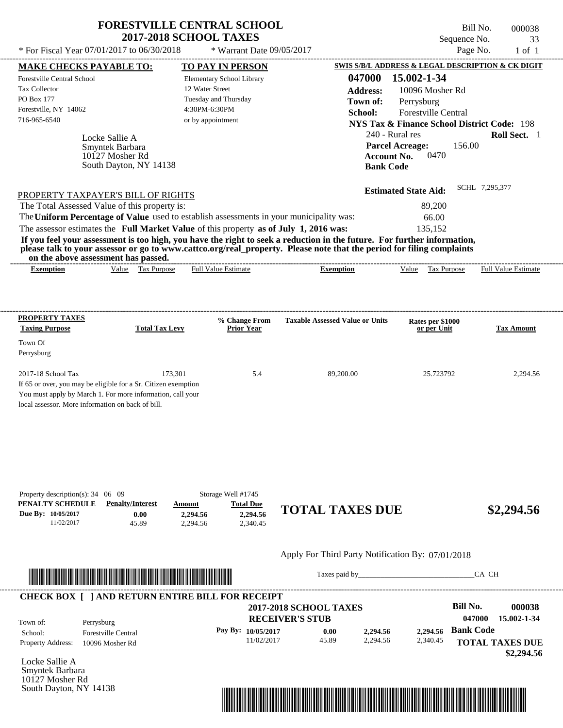# FORESTVILLE CENTRAL SCHOOL
## 2017-2018 SCHOOL TAXES

Bill No. 000038
Sequence No. 33
Page No. 1 of 1

* For Fiscal Year 07/01/2017 to 06/30/2018 * Warrant Date 09/05/2017

**MAKE CHECKS PAYABLE TO:**
Forestville Central School
Tax Collector
PO Box 177
Forestville, NY 14062
716-965-6540

**TO PAY IN PERSON**
Elementary School Library
12 Water Street
Tuesday and Thursday
4:30PM-6:30PM
or by appointment

**SWIS S/B/L ADDRESS & LEGAL DESCRIPTION & CK DIGIT**
**047000 15.002-1-34**
**Address:** 10096 Mosher Rd
**Town of:** Perrysburg
**School:** Forestville Central
**NYS Tax & Finance School District Code:** 198
240 - Rural res **Roll Sect.** 1
**Parcel Acreage:** 156.00
**Account No.** 0470
**Bank Code**

Locke Sallie A
Smyntek Barbara
10127 Mosher Rd
South Dayton, NY 14138

**Estimated State Aid:** SCHL 7,295,377

PROPERTY TAXPAYER'S BILL OF RIGHTS

The Total Assessed Value of this property is: 89,200
The **Uniform Percentage of Value** used to establish assessments in your municipality was: 66.00
The assessor estimates the **Full Market Value** of this property **as of July 1, 2016 was:** 135,152

**If you feel your assessment is too high, you have the right to seek a reduction in the future. For further information, please talk to your assessor or go to www.cattco.org/real_property. Please note that the period for filing complaints on the above assessment has passed.**

| Exemption | Value | Tax Purpose | Full Value Estimate | Exemption | Value | Tax Purpose | Full Value Estimate |
|---|---|---|---|---|---|---|---|

| PROPERTY TAXES Taxing Purpose | Total Tax Levy | % Change From Prior Year | Taxable Assessed Value or Units | Rates per $1000 or per Unit | Tax Amount |
|---|---|---|---|---|---|
| Town Of Perrysburg | | | | | |
| 2017-18 School Tax | 173,301 | 5.4 | 89,200.00 | 25.723792 | 2,294.56 |

If 65 or over, you may be eligible for a Sr. Citizen exemption
You must apply by March 1. For more information, call your local assessor. More information on back of bill.

Property description(s): 34 06 09 Storage Well #1745

| PENALTY SCHEDULE | Penalty/Interest | Amount | Total Due |
|---|---|---|---|
| Due By: 10/05/2017 | 0.00 | 2,294.56 | 2,294.56 |
| 11/02/2017 | 45.89 | 2,294.56 | 2,340.45 |

**TOTAL TAXES DUE $2,294.56**

Apply For Third Party Notification By: 07/01/2018

Taxes paid by_______________________________CA CH

**CHECK BOX [ ] AND RETURN ENTIRE BILL FOR RECEIPT**

**2017-2018 SCHOOL TAXES**
**RECEIVER'S STUB**

**Bill No. 000038**
**047000 15.002-1-34**

Town of: Perrysburg
School: Forestville Central
Property Address: 10096 Mosher Rd

| Pay By: | | | | |
|---|---|---|---|---|
| 10/05/2017 | 0.00 | 2,294.56 | 2,294.56 | **Bank Code** |
| 11/02/2017 | 45.89 | 2,294.56 | 2,340.45 | |

**TOTAL TAXES DUE**
**$2,294.56**

Locke Sallie A
Smyntek Barbara
10127 Mosher Rd
South Dayton, NY 14138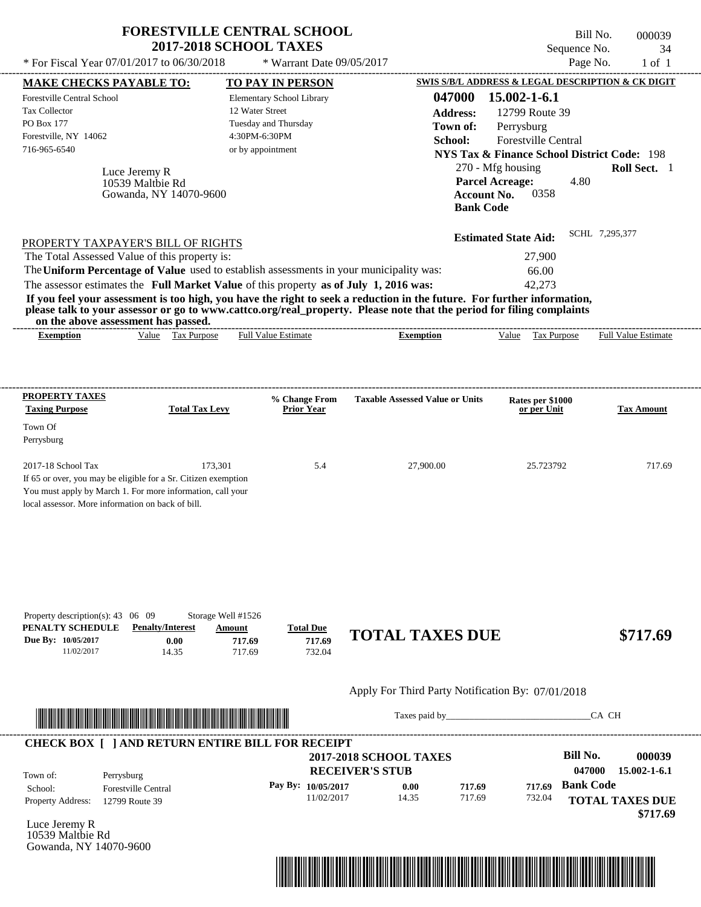# FORESTVILLE CENTRAL SCHOOL
## 2017-2018 SCHOOL TAXES

\* For Fiscal Year 07/01/2017 to 06/30/2018 \* Warrant Date 09/05/2017

Bill No. 000039
Sequence No. 34

**MAKE CHECKS PAYABLE TO:**
Forestville Central School
Tax Collector
PO Box 177
Forestville, NY 14062
716-965-6540

**TO PAY IN PERSON**
Elementary School Library
12 Water Street
Tuesday and Thursday
4:30PM-6:30PM
or by appointment

**SWIS S/B/L ADDRESS & LEGAL DESCRIPTION & CK DIGIT**
**047000 15.002-1-6.1**
**Address:** 12799 Route 39
**Town of:** Perrysburg
**School:** Forestville Central
**NYS Tax & Finance School District Code:** 198
270 - Mfg housing **Roll Sect.** 1
**Parcel Acreage:** 4.80
**Account No.** 0358
**Bank Code**

Luce Jeremy R
10539 Maltbie Rd
Gowanda, NY 14070-9600

**Estimated State Aid:** SCHL 7,295,377

PROPERTY TAXPAYER'S BILL OF RIGHTS

The Total Assessed Value of this property is: 27,900
The **Uniform Percentage of Value** used to establish assessments in your municipality was: 66.00
The assessor estimates the **Full Market Value** of this property **as of July 1, 2016 was:** 42,273

**If you feel your assessment is too high, you have the right to seek a reduction in the future. For further information, please talk to your assessor or go to www.cattco.org/real_property. Please note that the period for filing complaints on the above assessment has passed.**

| Exemption | Value | Tax Purpose | Full Value Estimate | Exemption | Value | Tax Purpose | Full Value Estimate |
|---|---|---|---|---|---|---|---|

| PROPERTY TAXES Taxing Purpose | Total Tax Levy | % Change From Prior Year | Taxable Assessed Value or Units | Rates per $1000 or per Unit | Tax Amount |
|---|---|---|---|---|---|
| Town Of Perrysburg | | | | | |
| 2017-18 School Tax | 173,301 | 5.4 | 27,900.00 | 25.723792 | 717.69 |

If 65 or over, you may be eligible for a Sr. Citizen exemption
You must apply by March 1. For more information, call your local assessor. More information on back of bill.

Property description(s): 43 06 09 Storage Well #1526

| PENALTY SCHEDULE | Penalty/Interest | Amount | Total Due |
|---|---|---|---|
| Due By: 10/05/2017 | 0.00 | 717.69 | 717.69 |
| 11/02/2017 | 14.35 | 717.69 | 732.04 |

**TOTAL TAXES DUE $717.69**

Apply For Third Party Notification By: 07/01/2018

Taxes paid by_______________________________CA CH

**CHECK BOX [ ] AND RETURN ENTIRE BILL FOR RECEIPT**

**2017-2018 SCHOOL TAXES**
**RECEIVER'S STUB**

**Bill No. 000039**
047000 15.002-1-6.1

Town of: Perrysburg
School: Forestville Central
Property Address: 12799 Route 39

| Pay By: | | | |
|---|---|---|---|
| 10/05/2017 | 0.00 | 717.69 | 717.69 |
| 11/02/2017 | 14.35 | 717.69 | 732.04 |

**Bank Code**

**TOTAL TAXES DUE $717.69**

Luce Jeremy R
10539 Maltbie Rd
Gowanda, NY 14070-9600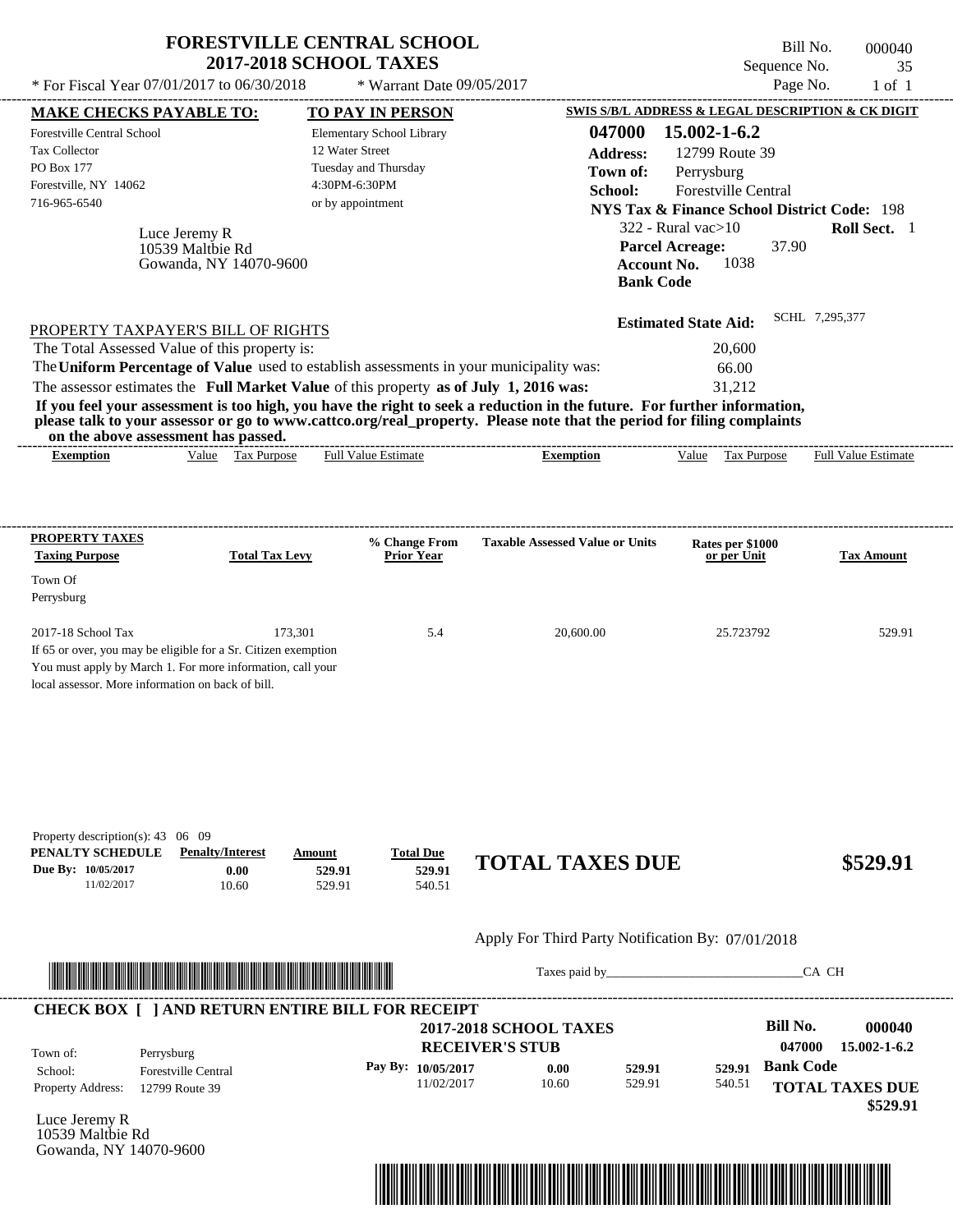# FORESTVILLE CENTRAL SCHOOL
## 2017-2018 SCHOOL TAXES

\* For Fiscal Year 07/01/2017 to 06/30/2018 \* Warrant Date 09/05/2017

Bill No. 000040
Sequence No. 35
Page No. 1 of 1

**MAKE CHECKS PAYABLE TO:**
Forestville Central School
Tax Collector
PO Box 177
Forestville, NY 14062
716-965-6540

**TO PAY IN PERSON**
Elementary School Library
12 Water Street
Tuesday and Thursday
4:30PM-6:30PM
or by appointment

**SWIS S/B/L ADDRESS & LEGAL DESCRIPTION & CK DIGIT**
**047000 15.002-1-6.2**
**Address:** 12799 Route 39
**Town of:** Perrysburg
**School:** Forestville Central
**NYS Tax & Finance School District Code:** 198
322 - Rural vac>10 **Roll Sect.** 1
**Parcel Acreage:** 37.90
**Account No.** 1038
**Bank Code**

Luce Jeremy R
10539 Maltbie Rd
Gowanda, NY 14070-9600

**Estimated State Aid:** SCHL 7,295,377

PROPERTY TAXPAYER'S BILL OF RIGHTS

The Total Assessed Value of this property is: 20,600
The **Uniform Percentage of Value** used to establish assessments in your municipality was: 66.00
The assessor estimates the **Full Market Value** of this property **as of July 1, 2016 was:** 31,212

**If you feel your assessment is too high, you have the right to seek a reduction in the future. For further information, please talk to your assessor or go to www.cattco.org/real_property. Please note that the period for filing complaints on the above assessment has passed.**

| Exemption | Value | Tax Purpose | Full Value Estimate | Exemption | Value | Tax Purpose | Full Value Estimate |
|---|---|---|---|---|---|---|---|

| PROPERTY TAXES Taxing Purpose | Total Tax Levy | % Change From Prior Year | Taxable Assessed Value or Units | Rates per $1000 or per Unit | Tax Amount |
|---|---|---|---|---|---|
| Town Of Perrysburg | | | | | |
| 2017-18 School Tax | 173,301 | 5.4 | 20,600.00 | 25.723792 | 529.91 |

If 65 or over, you may be eligible for a Sr. Citizen exemption
You must apply by March 1. For more information, call your local assessor. More information on back of bill.

Property description(s): 43 06 09

| PENALTY SCHEDULE | Penalty/Interest | Amount | Total Due |
|---|---|---|---|
| Due By: 10/05/2017 | 0.00 | 529.91 | 529.91 |
| 11/02/2017 | 10.60 | 529.91 | 540.51 |

**TOTAL TAXES DUE $529.91**

Apply For Third Party Notification By: 07/01/2018

Taxes paid by_______________________________CA CH

**CHECK BOX [ ] AND RETURN ENTIRE BILL FOR RECEIPT**

**2017-2018 SCHOOL TAXES**
**RECEIVER'S STUB**

**Bill No. 000040**
047000 15.002-1-6.2

Town of: Perrysburg
School: Forestville Central
Property Address: 12799 Route 39

| Pay By: | | | |
|---|---|---|---|
| 10/05/2017 | 0.00 | 529.91 | 529.91 |
| 11/02/2017 | 10.60 | 529.91 | 540.51 |

**Bank Code**

**TOTAL TAXES DUE $529.91**

Luce Jeremy R
10539 Maltbie Rd
Gowanda, NY 14070-9600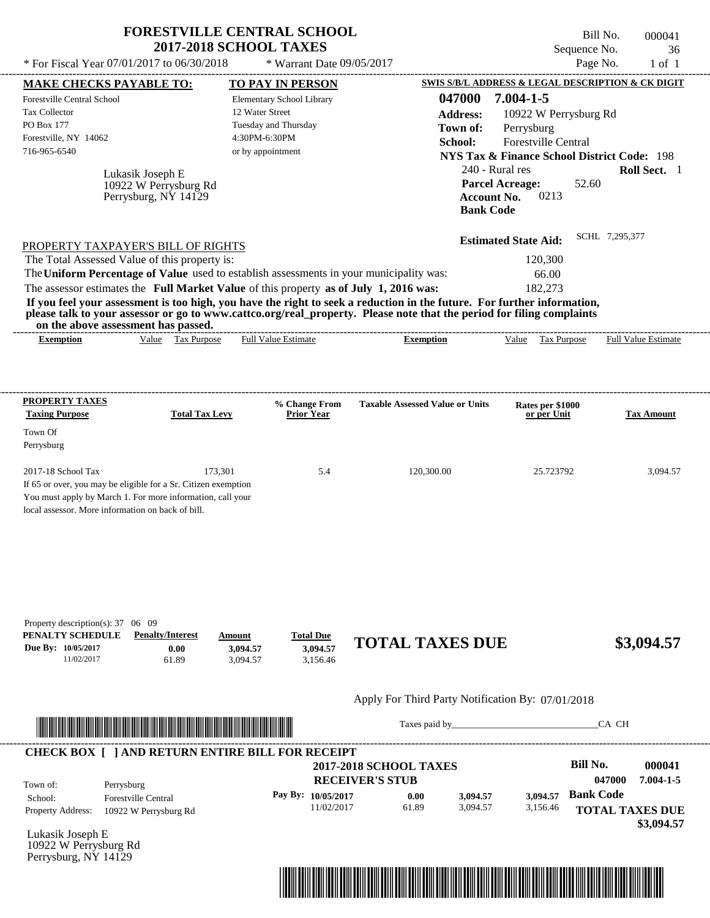# FORESTVILLE CENTRAL SCHOOL
## 2017-2018 SCHOOL TAXES

* For Fiscal Year 07/01/2017 to 06/30/2018 * Warrant Date 09/05/2017

Bill No. 000041
Sequence No. 36
Page No. 1 of 1

**MAKE CHECKS PAYABLE TO:**
Forestville Central School
Tax Collector
PO Box 177
Forestville, NY 14062
716-965-6540

**TO PAY IN PERSON**
Elementary School Library
12 Water Street
Tuesday and Thursday
4:30PM-6:30PM
or by appointment

Lukasik Joseph E
10922 W Perrysburg Rd
Perrysburg, NY 14129

**SWIS S/B/L ADDRESS & LEGAL DESCRIPTION & CK DIGIT**
**047000 7.004-1-5**
**Address:** 10922 W Perrysburg Rd
**Town of:** Perrysburg
**School:** Forestville Central
**NYS Tax & Finance School District Code:** 198
240 - Rural res **Roll Sect.** 1
**Parcel Acreage:** 52.60
**Account No.** 0213
**Bank Code**

**Estimated State Aid:** SCHL 7,295,377

PROPERTY TAXPAYER'S BILL OF RIGHTS

The Total Assessed Value of this property is: 120,300
The **Uniform Percentage of Value** used to establish assessments in your municipality was: 66.00
The assessor estimates the **Full Market Value** of this property **as of July 1, 2016 was:** 182,273

**If you feel your assessment is too high, you have the right to seek a reduction in the future. For further information, please talk to your assessor or go to www.cattco.org/real_property. Please note that the period for filing complaints on the above assessment has passed.**

| Exemption | Value | Tax Purpose | Full Value Estimate | Exemption | Value | Tax Purpose | Full Value Estimate |
|---|---|---|---|---|---|---|---|

| PROPERTY TAXES Taxing Purpose | Total Tax Levy | % Change From Prior Year | Taxable Assessed Value or Units | Rates per $1000 or per Unit | Tax Amount |
|---|---|---|---|---|---|
| Town Of Perrysburg | | | | | |
| 2017-18 School Tax | 173,301 | 5.4 | 120,300.00 | 25.723792 | 3,094.57 |

If 65 or over, you may be eligible for a Sr. Citizen exemption
You must apply by March 1. For more information, call your local assessor. More information on back of bill.

Property description(s): 37 06 09

| PENALTY SCHEDULE | Penalty/Interest | Amount | Total Due |
|---|---|---|---|
| Due By: 10/05/2017 | 0.00 | 3,094.57 | 3,094.57 |
| 11/02/2017 | 61.89 | 3,094.57 | 3,156.46 |

**TOTAL TAXES DUE $3,094.57**

Apply For Third Party Notification By: 07/01/2018

Taxes paid by_______________________________CA CH

**CHECK BOX [ ] AND RETURN ENTIRE BILL FOR RECEIPT**

**2017-2018 SCHOOL TAXES**
**RECEIVER'S STUB**

**Bill No. 000041**
**047000 7.004-1-5**

Town of: Perrysburg
School: Forestville Central
Property Address: 10922 W Perrysburg Rd

| Pay By: | | | | |
|---|---|---|---|---|
| 10/05/2017 | 0.00 | 3,094.57 | 3,094.57 | Bank Code |
| 11/02/2017 | 61.89 | 3,094.57 | 3,156.46 | |

**TOTAL TAXES DUE**
**$3,094.57**

Lukasik Joseph E
10922 W Perrysburg Rd
Perrysburg, NY 14129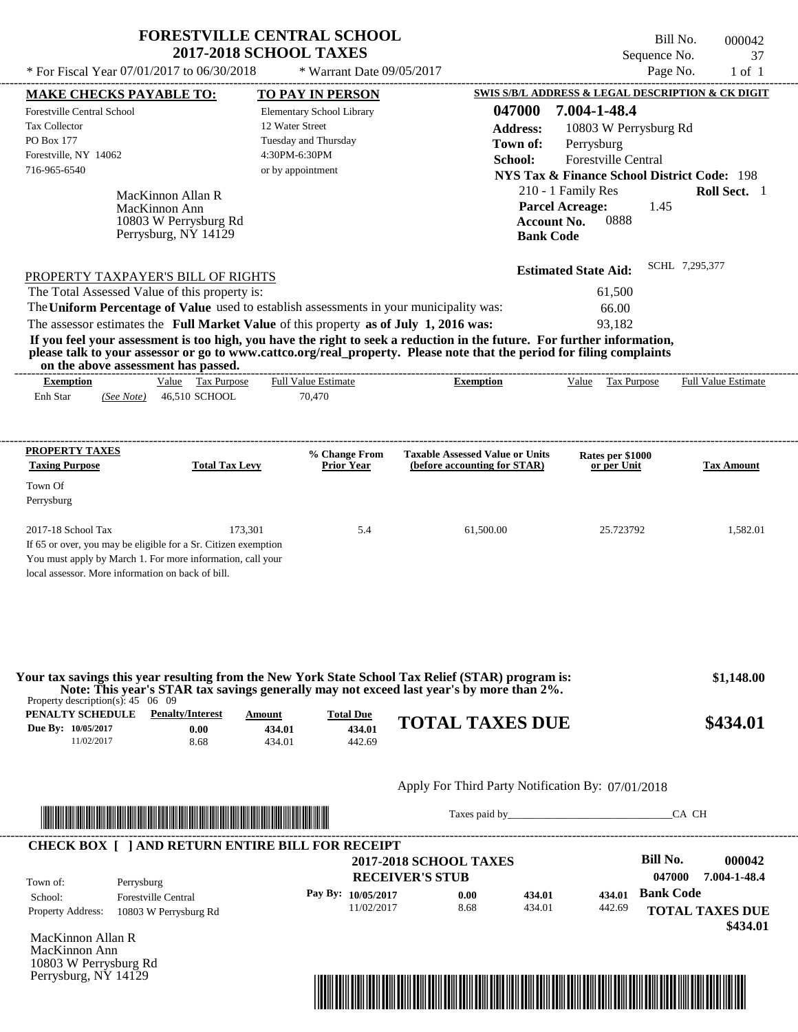# FORESTVILLE CENTRAL SCHOOL
## 2017-2018 SCHOOL TAXES

\* For Fiscal Year 07/01/2017 to 06/30/2018 \* Warrant Date 09/05/2017

Bill No. 000042
Sequence No. 37
Page No. 1 of 1

| MAKE CHECKS PAYABLE TO: | TO PAY IN PERSON | SWIS S/B/L ADDRESS & LEGAL DESCRIPTION & CK DIGIT |
|---|---|---|
| Forestville Central School | Elementary School Library | 047000 7.004-1-48.4 |
| Tax Collector | 12 Water Street | Address: 10803 W Perrysburg Rd |
| PO Box 177 | Tuesday and Thursday | Town of: Perrysburg |
| Forestville, NY 14062 | 4:30PM-6:30PM | School: Forestville Central |
| 716-965-6540 | or by appointment | NYS Tax & Finance School District Code: 198 |

MacKinnon Allan R
MacKinnon Ann
10803 W Perrysburg Rd
Perrysburg, NY 14129

210 - 1 Family Res **Roll Sect.** 1
**Parcel Acreage:** 1.45
**Account No.** 0888
**Bank Code**

**Estimated State Aid:** SCHL 7,295,377

PROPERTY TAXPAYER'S BILL OF RIGHTS

The Total Assessed Value of this property is: 61,500
The **Uniform Percentage of Value** used to establish assessments in your municipality was: 66.00
The assessor estimates the **Full Market Value** of this property **as of July 1, 2016 was:** 93,182

**If you feel your assessment is too high, you have the right to seek a reduction in the future. For further information, please talk to your assessor or go to www.cattco.org/real_property. Please note that the period for filing complaints on the above assessment has passed.**

| Exemption | Value | Tax Purpose | Full Value Estimate | Exemption | Value | Tax Purpose | Full Value Estimate |
|---|---|---|---|---|---|---|---|
| Enh Star *(See Note)* | 46,510 | SCHOOL | 70,470 | | | | |

| PROPERTY TAXES Taxing Purpose | Total Tax Levy | % Change From Prior Year | Taxable Assessed Value or Units (before accounting for STAR) | Rates per $1000 or per Unit | Tax Amount |
|---|---|---|---|---|---|
| Town Of Perrysburg | | | | | |
| 2017-18 School Tax | 173,301 | 5.4 | 61,500.00 | 25.723792 | 1,582.01 |

If 65 or over, you may be eligible for a Sr. Citizen exemption
You must apply by March 1. For more information, call your local assessor. More information on back of bill.

**Your tax savings this year resulting from the New York State School Tax Relief (STAR) program is: $1,148.00**
**Note: This year's STAR tax savings generally may not exceed last year's by more than 2%.**

Property description(s): 45 06 09

| PENALTY SCHEDULE | Penalty/Interest | Amount | Total Due |
|---|---|---|---|
| Due By: 10/05/2017 | 0.00 | 434.01 | 434.01 |
| 11/02/2017 | 8.68 | 434.01 | 442.69 |

**TOTAL TAXES DUE $434.01**

Apply For Third Party Notification By: 07/01/2018

Taxes paid by_______________________________CA CH

**CHECK BOX [ ] AND RETURN ENTIRE BILL FOR RECEIPT**

**2017-2018 SCHOOL TAXES**
**RECEIVER'S STUB**

**Bill No.** 000042
047000 7.004-1-48.4
**Bank Code**

| | | | | | |
|---|---|---|---|---|---|
| Town of: | Perrysburg | Pay By: 10/05/2017 | 0.00 | 434.01 | 434.01 |
| School: | Forestville Central | 11/02/2017 | 8.68 | 434.01 | 442.69 |
| Property Address: | 10803 W Perrysburg Rd | | | | |

**TOTAL TAXES DUE $434.01**

MacKinnon Allan R
MacKinnon Ann
10803 W Perrysburg Rd
Perrysburg, NY 14129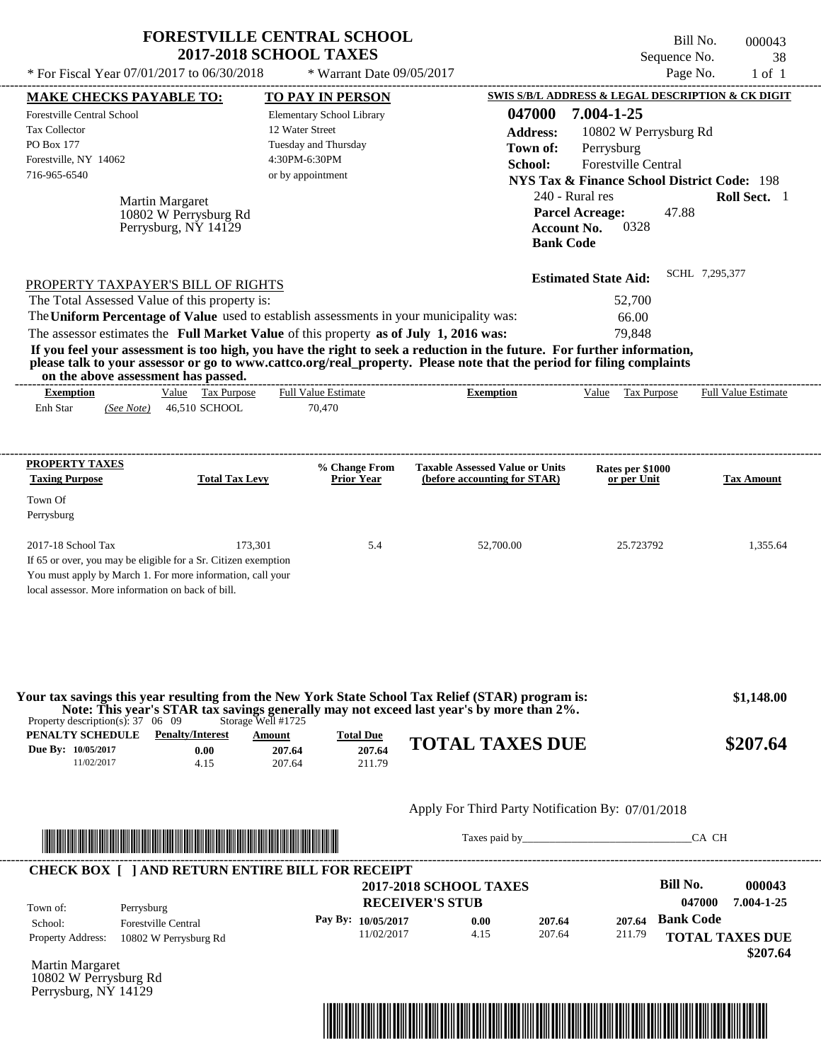# FORESTVILLE CENTRAL SCHOOL
## 2017-2018 SCHOOL TAXES

\* For Fiscal Year 07/01/2017 to 06/30/2018 \* Warrant Date 09/05/2017

Bill No. 000043
Sequence No. 38
Page No. 1 of 1

**MAKE CHECKS PAYABLE TO:**
Forestville Central School
Tax Collector
PO Box 177
Forestville, NY 14062
716-965-6540

**TO PAY IN PERSON**
Elementary School Library
12 Water Street
Tuesday and Thursday
4:30PM-6:30PM
or by appointment

**SWIS S/B/L ADDRESS & LEGAL DESCRIPTION & CK DIGIT**
**047000 7.004-1-25**
**Address:** 10802 W Perrysburg Rd
**Town of:** Perrysburg
**School:** Forestville Central
**NYS Tax & Finance School District Code:** 198
240 - Rural res **Roll Sect.** 1
**Parcel Acreage:** 47.88
**Account No.** 0328
**Bank Code**

Martin Margaret
10802 W Perrysburg Rd
Perrysburg, NY 14129

**Estimated State Aid:** SCHL 7,295,377

PROPERTY TAXPAYER'S BILL OF RIGHTS

The Total Assessed Value of this property is: 52,700
The **Uniform Percentage of Value** used to establish assessments in your municipality was: 66.00
The assessor estimates the **Full Market Value** of this property **as of July 1, 2016 was:** 79,848

**If you feel your assessment is too high, you have the right to seek a reduction in the future. For further information, please talk to your assessor or go to www.cattco.org/real_property. Please note that the period for filing complaints on the above assessment has passed.**

| Exemption | Value | Tax Purpose | Full Value Estimate | Exemption | Value | Tax Purpose | Full Value Estimate |
|---|---|---|---|---|---|---|---|
| Enh Star *(See Note)* | 46,510 | SCHOOL | 70,470 | | | | |

| PROPERTY TAXES Taxing Purpose | Total Tax Levy | % Change From Prior Year | Taxable Assessed Value or Units (before accounting for STAR) | Rates per $1000 or per Unit | Tax Amount |
|---|---|---|---|---|---|
| Town Of Perrysburg | | | | | |
| 2017-18 School Tax | 173,301 | 5.4 | 52,700.00 | 25.723792 | 1,355.64 |

If 65 or over, you may be eligible for a Sr. Citizen exemption
You must apply by March 1. For more information, call your local assessor. More information on back of bill.

**Your tax savings this year resulting from the New York State School Tax Relief (STAR) program is: $1,148.00**
**Note: This year's STAR tax savings generally may not exceed last year's by more than 2%.**

Property description(s): 37 06 09 Storage Well #1725

| PENALTY SCHEDULE | Penalty/Interest | Amount | Total Due |
|---|---|---|---|
| Due By: 10/05/2017 | 0.00 | 207.64 | 207.64 |
| 11/02/2017 | 4.15 | 207.64 | 211.79 |

**TOTAL TAXES DUE $207.64**

Apply For Third Party Notification By: 07/01/2018

Taxes paid by_______________________________CA CH

**CHECK BOX [ ] AND RETURN ENTIRE BILL FOR RECEIPT**

**2017-2018 SCHOOL TAXES**
**RECEIVER'S STUB**

**Bill No. 000043**
**047000 7.004-1-25**

Town of: Perrysburg
School: Forestville Central
Property Address: 10802 W Perrysburg Rd

| Pay By: | | | |
|---|---|---|---|
| 10/05/2017 | 0.00 | 207.64 | 207.64 |
| 11/02/2017 | 4.15 | 207.64 | 211.79 |

**Bank Code**
**TOTAL TAXES DUE $207.64**

Martin Margaret
10802 W Perrysburg Rd
Perrysburg, NY 14129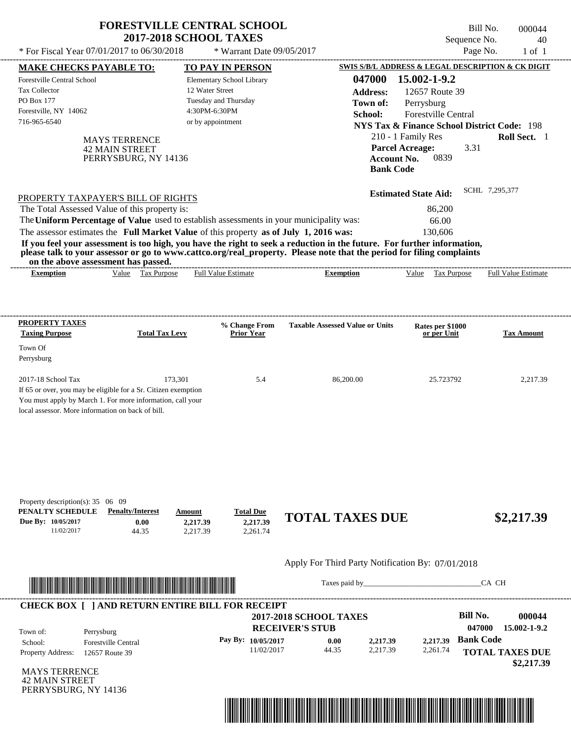# FORESTVILLE CENTRAL SCHOOL
## 2017-2018 SCHOOL TAXES

\* For Fiscal Year 07/01/2017 to 06/30/2018 \* Warrant Date 09/05/2017

Bill No. 000044
Sequence No. 40
Page No. 1 of 1

**MAKE CHECKS PAYABLE TO:**
Forestville Central School
Tax Collector
PO Box 177
Forestville, NY 14062
716-965-6540

**TO PAY IN PERSON**
Elementary School Library
12 Water Street
Tuesday and Thursday
4:30PM-6:30PM
or by appointment

**SWIS S/B/L ADDRESS & LEGAL DESCRIPTION & CK DIGIT**
**047000 15.002-1-9.2**
**Address:** 12657 Route 39
**Town of:** Perrysburg
**School:** Forestville Central
**NYS Tax & Finance School District Code:** 198
210 - 1 Family Res **Roll Sect.** 1
**Parcel Acreage:** 3.31
**Account No.** 0839
**Bank Code**

MAYS TERRENCE
42 MAIN STREET
PERRYSBURG, NY 14136

**Estimated State Aid:** SCHL 7,295,377

PROPERTY TAXPAYER'S BILL OF RIGHTS

The Total Assessed Value of this property is: 86,200
The **Uniform Percentage of Value** used to establish assessments in your municipality was: 66.00
The assessor estimates the **Full Market Value** of this property **as of July 1, 2016 was:** 130,606

**If you feel your assessment is too high, you have the right to seek a reduction in the future. For further information, please talk to your assessor or go to www.cattco.org/real_property. Please note that the period for filing complaints on the above assessment has passed.**

| Exemption | Value | Tax Purpose | Full Value Estimate | Exemption | Value | Tax Purpose | Full Value Estimate |
|---|---|---|---|---|---|---|---|

| PROPERTY TAXES Taxing Purpose | Total Tax Levy | % Change From Prior Year | Taxable Assessed Value or Units | Rates per $1000 or per Unit | Tax Amount |
|---|---|---|---|---|---|
| Town Of Perrysburg | | | | | |
| 2017-18 School Tax | 173,301 | 5.4 | 86,200.00 | 25.723792 | 2,217.39 |

If 65 or over, you may be eligible for a Sr. Citizen exemption
You must apply by March 1. For more information, call your local assessor. More information on back of bill.

Property description(s): 35 06 09

| PENALTY SCHEDULE | Penalty/Interest | Amount | Total Due |
|---|---|---|---|
| Due By: 10/05/2017 | 0.00 | 2,217.39 | 2,217.39 |
| 11/02/2017 | 44.35 | 2,217.39 | 2,261.74 |

**TOTAL TAXES DUE $2,217.39**

Apply For Third Party Notification By: 07/01/2018

Taxes paid by_______________________________CA CH

**CHECK BOX [ ] AND RETURN ENTIRE BILL FOR RECEIPT**

**2017-2018 SCHOOL TAXES**
**RECEIVER'S STUB**

**Bill No. 000044**
047000 15.002-1-9.2

Town of: Perrysburg
School: Forestville Central
Property Address: 12657 Route 39

| Pay By: | | | |
|---|---|---|---|
| 10/05/2017 | 0.00 | 2,217.39 | 2,217.39 |
| 11/02/2017 | 44.35 | 2,217.39 | 2,261.74 |

**Bank Code**

**TOTAL TAXES DUE $2,217.39**

MAYS TERRENCE
42 MAIN STREET
PERRYSBURG, NY 14136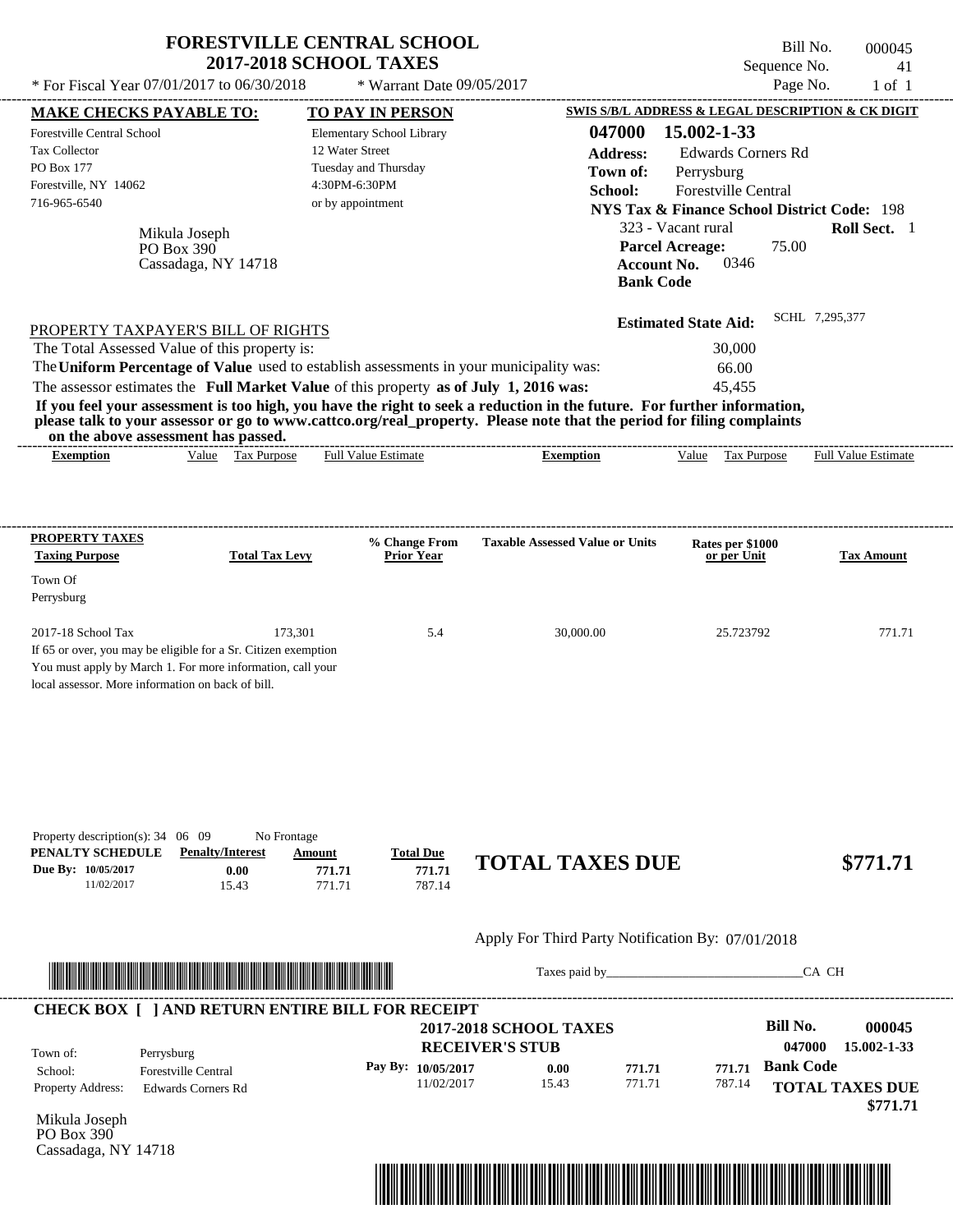# FORESTVILLE CENTRAL SCHOOL
## 2017-2018 SCHOOL TAXES

Bill No. 000045
Sequence No. 41
Page No. 1 of 1

\* For Fiscal Year 07/01/2017 to 06/30/2018 \* Warrant Date 09/05/2017

| MAKE CHECKS PAYABLE TO: | TO PAY IN PERSON | SWIS S/B/L ADDRESS & LEGAL DESCRIPTION & CK DIGIT |
|---|---|---|
| Forestville Central School | Elementary School Library | 047000 15.002-1-33 |
| Tax Collector | 12 Water Street | Address: Edwards Corners Rd |
| PO Box 177 | Tuesday and Thursday | Town of: Perrysburg |
| Forestville, NY 14062 | 4:30PM-6:30PM | School: Forestville Central |
| 716-965-6540 | or by appointment | NYS Tax & Finance School District Code: 198 |

Mikula Joseph
PO Box 390
Cassadaga, NY 14718

323 - Vacant rural — **Roll Sect.** 1
**Parcel Acreage:** 75.00
**Account No.** 0346
**Bank Code**

**Estimated State Aid:** SCHL 7,295,377

PROPERTY TAXPAYER'S BILL OF RIGHTS

| | |
|---|---|
| The Total Assessed Value of this property is: | 30,000 |
| The **Uniform Percentage of Value** used to establish assessments in your municipality was: | 66.00 |
| The assessor estimates the **Full Market Value** of this property **as of July 1, 2016 was:** | 45,455 |

**If you feel your assessment is too high, you have the right to seek a reduction in the future. For further information, please talk to your assessor or go to www.cattco.org/real_property. Please note that the period for filing complaints on the above assessment has passed.**

| Exemption | Value | Tax Purpose | Full Value Estimate | Exemption | Value | Tax Purpose | Full Value Estimate |
|---|---|---|---|---|---|---|---|

| PROPERTY TAXES Taxing Purpose | Total Tax Levy | % Change From Prior Year | Taxable Assessed Value or Units | Rates per $1000 or per Unit | Tax Amount |
|---|---|---|---|---|---|
| Town Of Perrysburg | | | | | |
| 2017-18 School Tax | 173,301 | 5.4 | 30,000.00 | 25.723792 | 771.71 |

If 65 or over, you may be eligible for a Sr. Citizen exemption
You must apply by March 1. For more information, call your local assessor. More information on back of bill.

Property description(s): 34 06 09 No Frontage

| PENALTY SCHEDULE | Penalty/Interest | Amount | Total Due |
|---|---|---|---|
| Due By: 10/05/2017 | 0.00 | 771.71 | 771.71 |
| 11/02/2017 | 15.43 | 771.71 | 787.14 |

**TOTAL TAXES DUE $771.71**

Apply For Third Party Notification By: 07/01/2018

Taxes paid by_______________________________CA CH

**CHECK BOX [ ] AND RETURN ENTIRE BILL FOR RECEIPT**

**2017-2018 SCHOOL TAXES**
**RECEIVER'S STUB**

**Bill No. 000045**
**047000 15.002-1-33**

| | |
|---|---|
| Town of: | Perrysburg |
| School: | Forestville Central |
| Property Address: | Edwards Corners Rd |

| Pay By: | | | |
|---|---|---|---|
| 10/05/2017 | 0.00 | 771.71 | 771.71 |
| 11/02/2017 | 15.43 | 771.71 | 787.14 |

**Bank Code**

**TOTAL TAXES DUE $771.71**

Mikula Joseph
PO Box 390
Cassadaga, NY 14718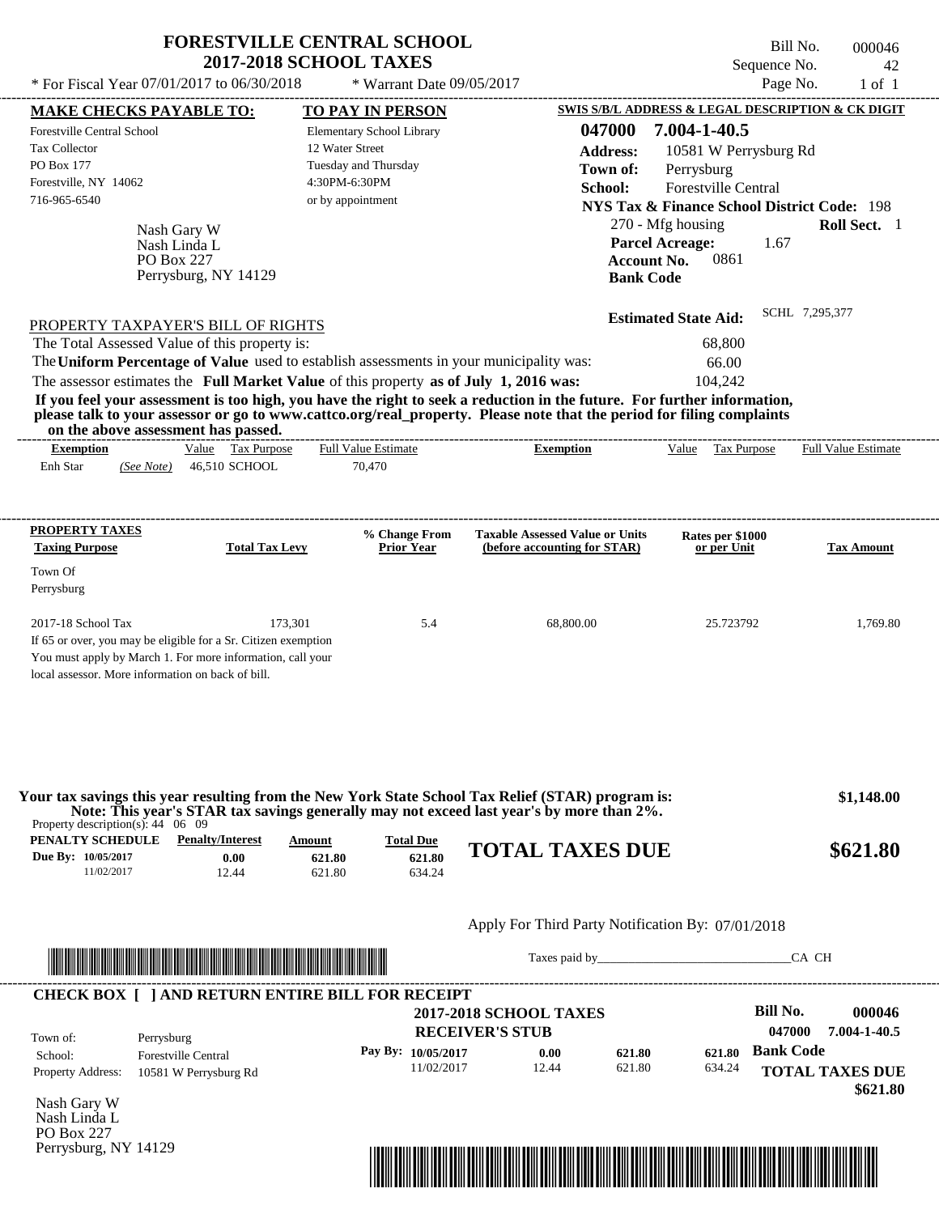# FORESTVILLE CENTRAL SCHOOL
## 2017-2018 SCHOOL TAXES

* For Fiscal Year 07/01/2017 to 06/30/2018 &nbsp;&nbsp; * Warrant Date 09/05/2017

Bill No. 000046
Sequence No. 42
Page No. 1 of 1

**MAKE CHECKS PAYABLE TO:**
Forestville Central School
Tax Collector
PO Box 177
Forestville, NY 14062
716-965-6540

**TO PAY IN PERSON**
Elementary School Library
12 Water Street
Tuesday and Thursday
4:30PM-6:30PM
or by appointment

**SWIS S/B/L ADDRESS & LEGAL DESCRIPTION & CK DIGIT**
**047000 7.004-1-40.5**
**Address:** 10581 W Perrysburg Rd
**Town of:** Perrysburg
**School:** Forestville Central
**NYS Tax & Finance School District Code:** 198
270 - Mfg housing &nbsp;&nbsp; **Roll Sect.** 1
**Parcel Acreage:** 1.67
**Account No.** 0861
**Bank Code**

Nash Gary W
Nash Linda L
PO Box 227
Perrysburg, NY 14129

**Estimated State Aid:** SCHL 7,295,377

PROPERTY TAXPAYER'S BILL OF RIGHTS

The Total Assessed Value of this property is: 68,800
The **Uniform Percentage of Value** used to establish assessments in your municipality was: 66.00
The assessor estimates the **Full Market Value** of this property **as of July 1, 2016 was:** 104,242

**If you feel your assessment is too high, you have the right to seek a reduction in the future. For further information, please talk to your assessor or go to www.cattco.org/real_property. Please note that the period for filing complaints on the above assessment has passed.**

| Exemption | Value | Tax Purpose | Full Value Estimate | Exemption | Value | Tax Purpose | Full Value Estimate |
|---|---|---|---|---|---|---|---|
| Enh Star *(See Note)* | 46,510 | SCHOOL | 70,470 | | | | |

| PROPERTY TAXES Taxing Purpose | Total Tax Levy | % Change From Prior Year | Taxable Assessed Value or Units (before accounting for STAR) | Rates per $1000 or per Unit | Tax Amount |
|---|---|---|---|---|---|
| Town Of Perrysburg | | | | | |
| 2017-18 School Tax | 173,301 | 5.4 | 68,800.00 | 25.723792 | 1,769.80 |

If 65 or over, you may be eligible for a Sr. Citizen exemption
You must apply by March 1. For more information, call your local assessor. More information on back of bill.

**Your tax savings this year resulting from the New York State School Tax Relief (STAR) program is: $1,148.00**
**Note: This year's STAR tax savings generally may not exceed last year's by more than 2%.**

Property description(s): 44 06 09

| PENALTY SCHEDULE | Penalty/Interest | Amount | Total Due |
|---|---|---|---|
| Due By: 10/05/2017 | 0.00 | 621.80 | 621.80 |
| 11/02/2017 | 12.44 | 621.80 | 634.24 |

**TOTAL TAXES DUE $621.80**

Apply For Third Party Notification By: 07/01/2018

Taxes paid by______________________________CA CH

**CHECK BOX [ ] AND RETURN ENTIRE BILL FOR RECEIPT**

**2017-2018 SCHOOL TAXES**
**RECEIVER'S STUB**

Bill No. **000046**
047000 **7.004-1-40.5**

Town of: Perrysburg
School: Forestville Central
Property Address: 10581 W Perrysburg Rd

| Pay By: | Penalty/Interest | Amount | Total Due |
|---|---|---|---|
| 10/05/2017 | 0.00 | 621.80 | 621.80 |
| 11/02/2017 | 12.44 | 621.80 | 634.24 |

**Bank Code**
**TOTAL TAXES DUE**
**$621.80**

Nash Gary W
Nash Linda L
PO Box 227
Perrysburg, NY 14129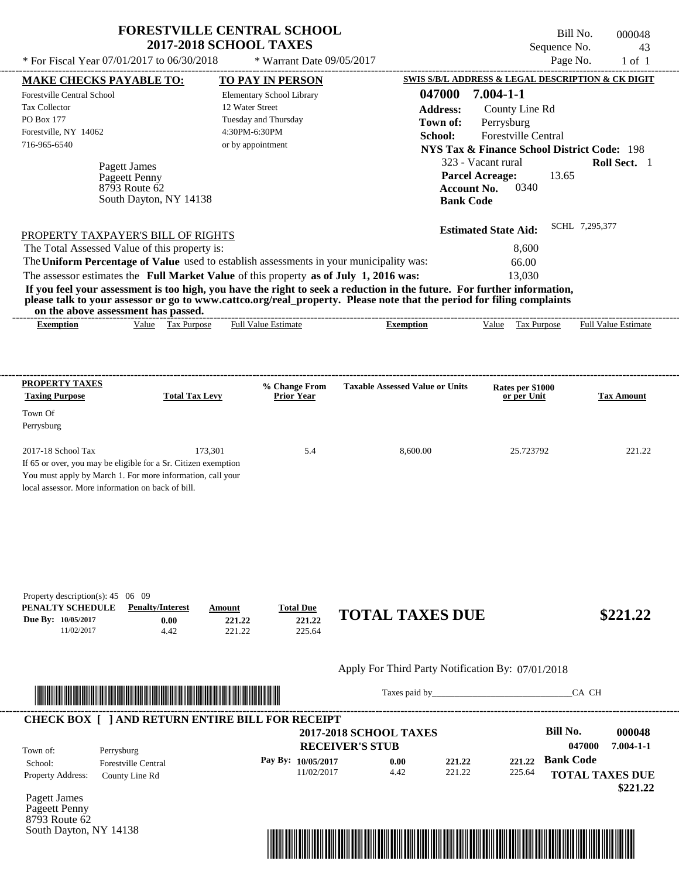# FORESTVILLE CENTRAL SCHOOL
## 2017-2018 SCHOOL TAXES

\* For Fiscal Year 07/01/2017 to 06/30/2018 &nbsp;&nbsp; \* Warrant Date 09/05/2017

Bill No. 000048
Sequence No. 43
Page No. 1 of 1

**MAKE CHECKS PAYABLE TO:**
Forestville Central School
Tax Collector
PO Box 177
Forestville, NY 14062
716-965-6540

**TO PAY IN PERSON**
Elementary School Library
12 Water Street
Tuesday and Thursday
4:30PM-6:30PM
or by appointment

**SWIS S/B/L ADDRESS & LEGAL DESCRIPTION & CK DIGIT**
**047000 7.004-1-1**
**Address:** County Line Rd
**Town of:** Perrysburg
**School:** Forestville Central
**NYS Tax & Finance School District Code:** 198
323 - Vacant rural **Roll Sect.** 1
**Parcel Acreage:** 13.65
**Account No.** 0340
**Bank Code**

Pagett James
Pageett Penny
8793 Route 62
South Dayton, NY 14138

**Estimated State Aid:** SCHL 7,295,377

PROPERTY TAXPAYER'S BILL OF RIGHTS

The Total Assessed Value of this property is: 8,600
The **Uniform Percentage of Value** used to establish assessments in your municipality was: 66.00
The assessor estimates the **Full Market Value** of this property **as of July 1, 2016 was:** 13,030

**If you feel your assessment is too high, you have the right to seek a reduction in the future. For further information, please talk to your assessor or go to www.cattco.org/real_property. Please note that the period for filing complaints on the above assessment has passed.**

| Exemption | Value | Tax Purpose | Full Value Estimate | Exemption | Value | Tax Purpose | Full Value Estimate |
|---|---|---|---|---|---|---|---|

| PROPERTY TAXES Taxing Purpose | Total Tax Levy | % Change From Prior Year | Taxable Assessed Value or Units | Rates per $1000 or per Unit | Tax Amount |
|---|---|---|---|---|---|
| Town Of Perrysburg | | | | | |
| 2017-18 School Tax | 173,301 | 5.4 | 8,600.00 | 25.723792 | 221.22 |

If 65 or over, you may be eligible for a Sr. Citizen exemption
You must apply by March 1. For more information, call your local assessor. More information on back of bill.

Property description(s): 45 06 09

| PENALTY SCHEDULE | Penalty/Interest | Amount | Total Due |
|---|---|---|---|
| Due By: 10/05/2017 | 0.00 | 221.22 | 221.22 |
| 11/02/2017 | 4.42 | 221.22 | 225.64 |

**TOTAL TAXES DUE** **$221.22**

Apply For Third Party Notification By: 07/01/2018

Taxes paid by_______________________________CA CH

**CHECK BOX [ ] AND RETURN ENTIRE BILL FOR RECEIPT**

**2017-2018 SCHOOL TAXES**
**RECEIVER'S STUB**

**Bill No.** 000048
047000 7.004-1-1

Town of: Perrysburg
School: Forestville Central
Property Address: County Line Rd

| Pay By: | | | | |
|---|---|---|---|---|
| 10/05/2017 | 0.00 | 221.22 | 221.22 | **Bank Code** |
| 11/02/2017 | 4.42 | 221.22 | 225.64 | |

**TOTAL TAXES DUE** **$221.22**

Pagett James
Pageett Penny
8793 Route 62
South Dayton, NY 14138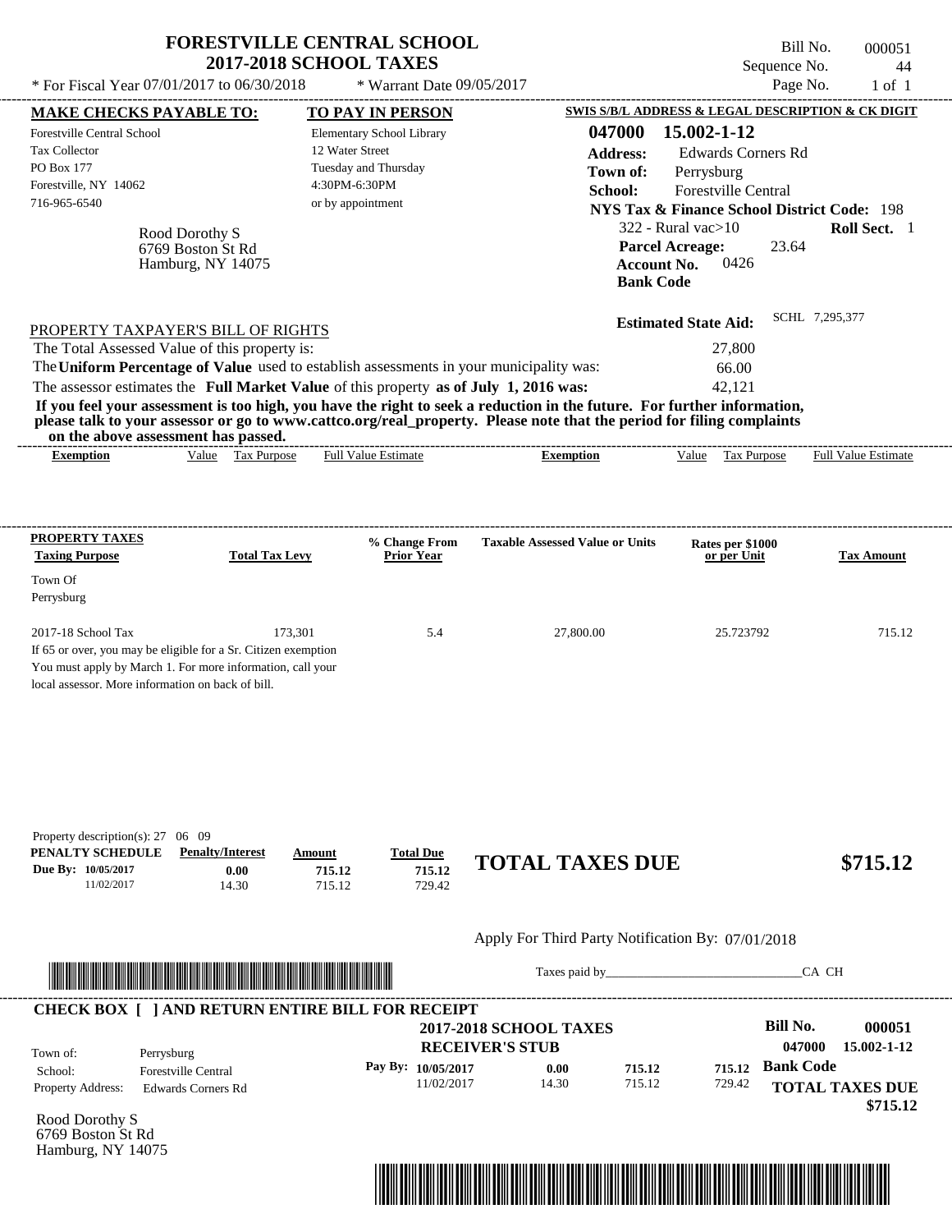# FORESTVILLE CENTRAL SCHOOL
## 2017-2018 SCHOOL TAXES

\* For Fiscal Year 07/01/2017 to 06/30/2018 \* Warrant Date 09/05/2017

Bill No. 000051
Sequence No. 44
Page No. 1 of 1

| MAKE CHECKS PAYABLE TO: | TO PAY IN PERSON | SWIS S/B/L ADDRESS & LEGAL DESCRIPTION & CK DIGIT |
|---|---|---|
| Forestville Central School | Elementary School Library | **047000 15.002-1-12** |
| Tax Collector | 12 Water Street | **Address:** Edwards Corners Rd |
| PO Box 177 | Tuesday and Thursday | **Town of:** Perrysburg |
| Forestville, NY 14062 | 4:30PM-6:30PM | **School:** Forestville Central |
| 716-965-6540 | or by appointment | **NYS Tax & Finance School District Code:** 198 |

Rood Dorothy S
6769 Boston St Rd
Hamburg, NY 14075

322 - Rural vac>10 **Roll Sect.** 1
**Parcel Acreage:** 23.64
**Account No.** 0426
**Bank Code**

**Estimated State Aid:** SCHL 7,295,377

PROPERTY TAXPAYER'S BILL OF RIGHTS

The Total Assessed Value of this property is: 27,800
The **Uniform Percentage of Value** used to establish assessments in your municipality was: 66.00
The assessor estimates the **Full Market Value** of this property **as of July 1, 2016 was:** 42,121

**If you feel your assessment is too high, you have the right to seek a reduction in the future. For further information, please talk to your assessor or go to www.cattco.org/real_property. Please note that the period for filing complaints on the above assessment has passed.**

| Exemption | Value | Tax Purpose | Full Value Estimate | Exemption | Value | Tax Purpose | Full Value Estimate |
|---|---|---|---|---|---|---|---|

| PROPERTY TAXES Taxing Purpose | Total Tax Levy | % Change From Prior Year | Taxable Assessed Value or Units | Rates per $1000 or per Unit | Tax Amount |
|---|---|---|---|---|---|
| Town Of Perrysburg | | | | | |
| 2017-18 School Tax | 173,301 | 5.4 | 27,800.00 | 25.723792 | 715.12 |

If 65 or over, you may be eligible for a Sr. Citizen exemption
You must apply by March 1. For more information, call your local assessor. More information on back of bill.

Property description(s): 27 06 09

| PENALTY SCHEDULE | Penalty/Interest | Amount | Total Due |
|---|---|---|---|
| Due By: 10/05/2017 | 0.00 | 715.12 | 715.12 |
| 11/02/2017 | 14.30 | 715.12 | 729.42 |

**TOTAL TAXES DUE $715.12**

Apply For Third Party Notification By: 07/01/2018

Taxes paid by\_\_\_\_\_\_\_\_\_\_\_\_\_\_\_\_\_\_\_\_\_\_\_\_\_\_\_\_\_\_CA CH

**CHECK BOX [ ] AND RETURN ENTIRE BILL FOR RECEIPT**

**2017-2018 SCHOOL TAXES**
**RECEIVER'S STUB**

Bill No. **000051**
**047000 15.002-1-12**

| | | Pay By: | | | |
|---|---|---|---|---|---|
| Town of: | Perrysburg | 10/05/2017 | 0.00 | 715.12 | 715.12 |
| School: | Forestville Central | 11/02/2017 | 14.30 | 715.12 | 729.42 |
| Property Address: | Edwards Corners Rd | | | | |

**Bank Code**
**TOTAL TAXES DUE $715.12**

Rood Dorothy S
6769 Boston St Rd
Hamburg, NY 14075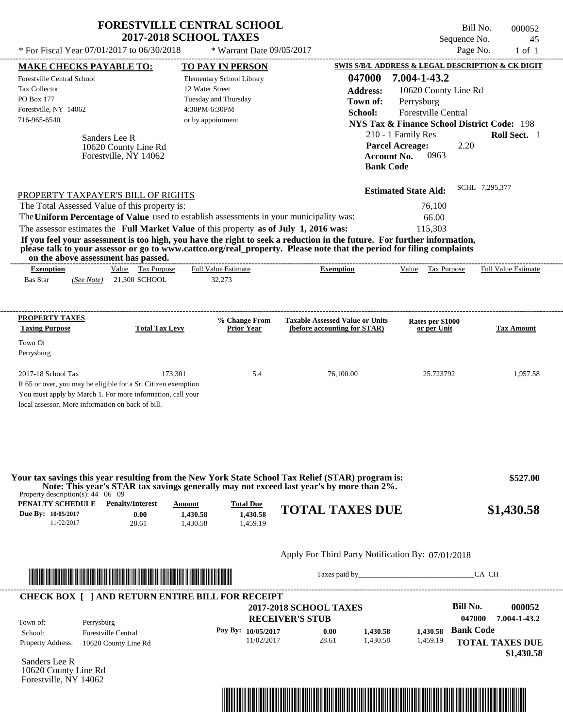# FORESTVILLE CENTRAL SCHOOL
## 2017-2018 SCHOOL TAXES

* For Fiscal Year 07/01/2017 to 06/30/2018 * Warrant Date 09/05/2017

Bill No. 000052
Sequence No. 45
Page No. 1 of 1

| MAKE CHECKS PAYABLE TO: | TO PAY IN PERSON | SWIS S/B/L ADDRESS & LEGAL DESCRIPTION & CK DIGIT |
|---|---|---|
| Forestville Central School | Elementary School Library | 047000 7.004-1-43.2 |
| Tax Collector | 12 Water Street | Address: 10620 County Line Rd |
| PO Box 177 | Tuesday and Thursday | Town of: Perrysburg |
| Forestville, NY 14062 | 4:30PM-6:30PM | School: Forestville Central |
| 716-965-6540 | or by appointment | NYS Tax & Finance School District Code: 198 |

Sanders Lee R
10620 County Line Rd
Forestville, NY 14062

210 - 1 Family Res **Roll Sect.** 1
**Parcel Acreage:** 2.20
**Account No.** 0963
**Bank Code**

**Estimated State Aid:** SCHL 7,295,377

PROPERTY TAXPAYER'S BILL OF RIGHTS

The Total Assessed Value of this property is: 76,100
The **Uniform Percentage of Value** used to establish assessments in your municipality was: 66.00
The assessor estimates the **Full Market Value** of this property **as of July 1, 2016 was:** 115,303

**If you feel your assessment is too high, you have the right to seek a reduction in the future. For further information, please talk to your assessor or go to www.cattco.org/real_property. Please note that the period for filing complaints on the above assessment has passed.**

| Exemption | Value | Tax Purpose | Full Value Estimate | Exemption | Value | Tax Purpose | Full Value Estimate |
|---|---|---|---|---|---|---|---|
| Bas Star *(See Note)* | 21,300 | SCHOOL | 32,273 | | | | |

| PROPERTY TAXES Taxing Purpose | Total Tax Levy | % Change From Prior Year | Taxable Assessed Value or Units (before accounting for STAR) | Rates per $1000 or per Unit | Tax Amount |
|---|---|---|---|---|---|
| Town Of Perrysburg | | | | | |
| 2017-18 School Tax | 173,301 | 5.4 | 76,100.00 | 25.723792 | 1,957.58 |

If 65 or over, you may be eligible for a Sr. Citizen exemption
You must apply by March 1. For more information, call your local assessor. More information on back of bill.

**Your tax savings this year resulting from the New York State School Tax Relief (STAR) program is: $527.00**
**Note: This year's STAR tax savings generally may not exceed last year's by more than 2%.**

Property description(s): 44 06 09

| PENALTY SCHEDULE | Penalty/Interest | Amount | Total Due |
|---|---|---|---|
| Due By: 10/05/2017 | 0.00 | 1,430.58 | 1,430.58 |
| 11/02/2017 | 28.61 | 1,430.58 | 1,459.19 |

**TOTAL TAXES DUE $1,430.58**

Apply For Third Party Notification By: 07/01/2018

Taxes paid by_______________________________CA CH

**CHECK BOX [ ] AND RETURN ENTIRE BILL FOR RECEIPT**

**2017-2018 SCHOOL TAXES**
**RECEIVER'S STUB**

**Bill No. 000052**
**047000 7.004-1-43.2**

| Town of: | Perrysburg |
|---|---|
| School: | Forestville Central |
| Property Address: | 10620 County Line Rd |

| Pay By: | | | |
|---|---|---|---|
| 10/05/2017 | 0.00 | 1,430.58 | 1,430.58 |
| 11/02/2017 | 28.61 | 1,430.58 | 1,459.19 |

**Bank Code**

**TOTAL TAXES DUE $1,430.58**

Sanders Lee R
10620 County Line Rd
Forestville, NY 14062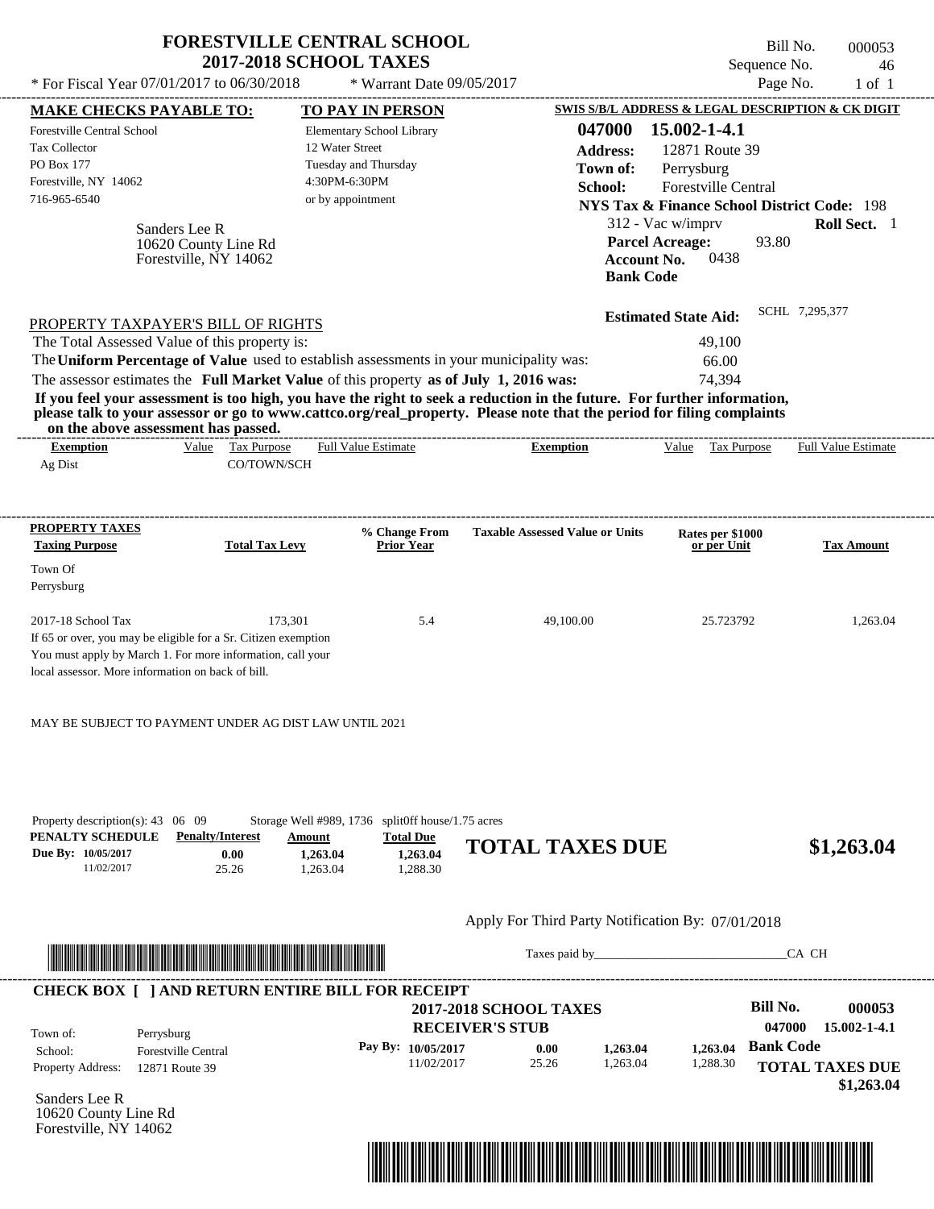# FORESTVILLE CENTRAL SCHOOL
## 2017-2018 SCHOOL TAXES

Bill No. 000053
Sequence No. 46
Page No. 1 of 1

* For Fiscal Year 07/01/2017 to 06/30/2018 * Warrant Date 09/05/2017

**MAKE CHECKS PAYABLE TO:**
Forestville Central School
Tax Collector
PO Box 177
Forestville, NY 14062
716-965-6540

**TO PAY IN PERSON**
Elementary School Library
12 Water Street
Tuesday and Thursday
4:30PM-6:30PM
or by appointment

**SWIS S/B/L ADDRESS & LEGAL DESCRIPTION & CK DIGIT**
**047000 15.002-1-4.1**
**Address:** 12871 Route 39
**Town of:** Perrysburg
**School:** Forestville Central
**NYS Tax & Finance School District Code:** 198
312 - Vac w/imprv **Roll Sect.** 1
**Parcel Acreage:** 93.80
**Account No.** 0438
**Bank Code**

Sanders Lee R
10620 County Line Rd
Forestville, NY 14062

**Estimated State Aid:** SCHL 7,295,377

PROPERTY TAXPAYER'S BILL OF RIGHTS

The Total Assessed Value of this property is: 49,100
The **Uniform Percentage of Value** used to establish assessments in your municipality was: 66.00
The assessor estimates the **Full Market Value** of this property **as of July 1, 2016 was:** 74,394

**If you feel your assessment is too high, you have the right to seek a reduction in the future. For further information, please talk to your assessor or go to www.cattco.org/real_property. Please note that the period for filing complaints on the above assessment has passed.**

| Exemption | Value | Tax Purpose | Full Value Estimate | Exemption | Value | Tax Purpose | Full Value Estimate |
|---|---|---|---|---|---|---|---|
| Ag Dist | | CO/TOWN/SCH | | | | | |

| PROPERTY TAXES Taxing Purpose | Total Tax Levy | % Change From Prior Year | Taxable Assessed Value or Units | Rates per $1000 or per Unit | Tax Amount |
|---|---|---|---|---|---|
| Town Of Perrysburg | | | | | |
| 2017-18 School Tax | 173,301 | 5.4 | 49,100.00 | 25.723792 | 1,263.04 |

If 65 or over, you may be eligible for a Sr. Citizen exemption
You must apply by March 1. For more information, call your local assessor. More information on back of bill.

MAY BE SUBJECT TO PAYMENT UNDER AG DIST LAW UNTIL 2021

Property description(s): 43 06 09 Storage Well #989, 1736 splitOff house/1.75 acres

| PENALTY SCHEDULE | Penalty/Interest | Amount | Total Due |
|---|---|---|---|
| Due By: 10/05/2017 | 0.00 | 1,263.04 | 1,263.04 |
| 11/02/2017 | 25.26 | 1,263.04 | 1,288.30 |

**TOTAL TAXES DUE $1,263.04**

Apply For Third Party Notification By: 07/01/2018

Taxes paid by_______________________________CA CH

**CHECK BOX [ ] AND RETURN ENTIRE BILL FOR RECEIPT**

**2017-2018 SCHOOL TAXES**
**RECEIVER'S STUB**

**Bill No. 000053**
**047000 15.002-1-4.1**

Town of: Perrysburg
School: Forestville Central
Property Address: 12871 Route 39

| Pay By: | | | | |
|---|---|---|---|---|
| 10/05/2017 | 0.00 | 1,263.04 | 1,263.04 | **Bank Code** |
| 11/02/2017 | 25.26 | 1,263.04 | 1,288.30 | |

**TOTAL TAXES DUE**
**$1,263.04**

Sanders Lee R
10620 County Line Rd
Forestville, NY 14062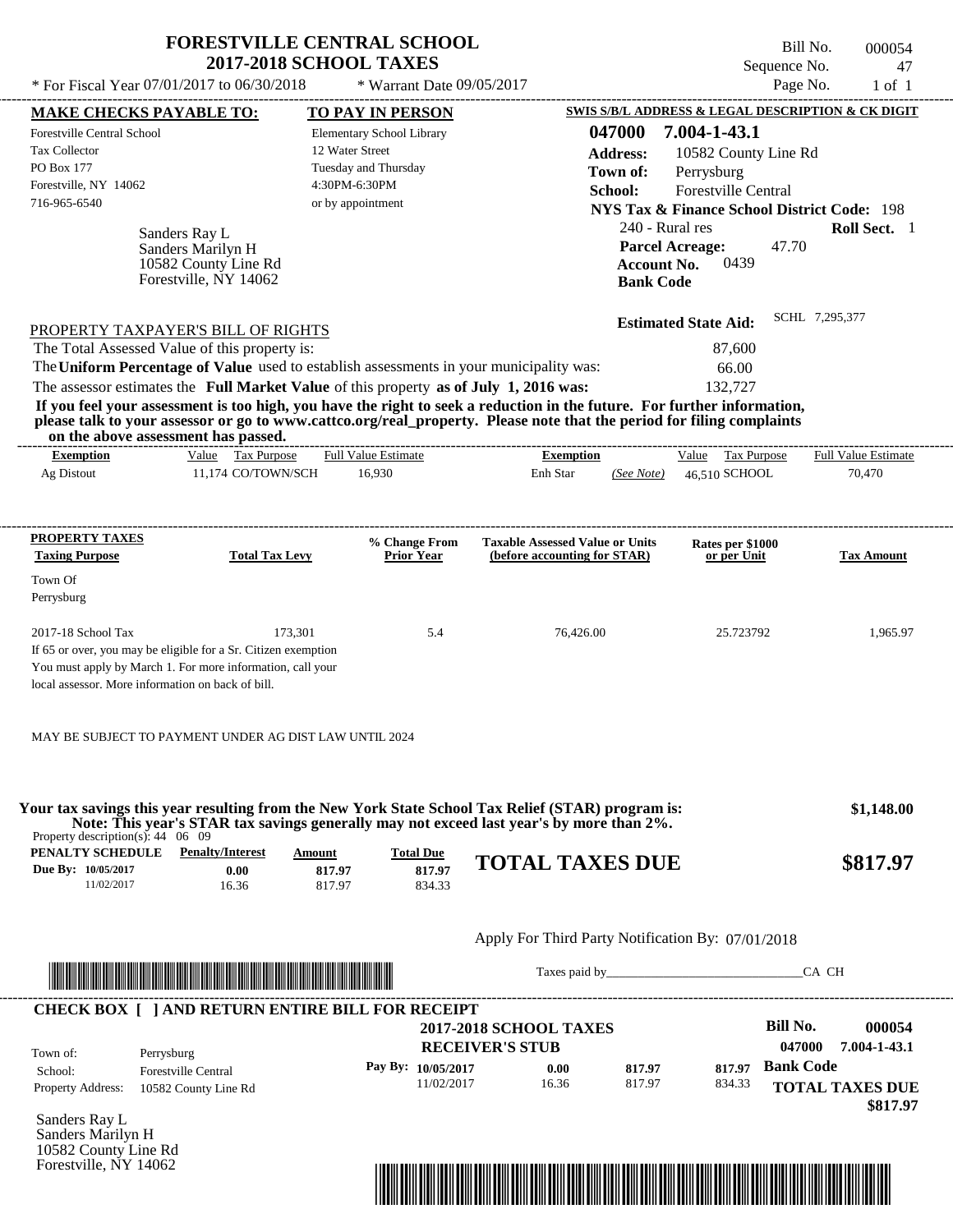# FORESTVILLE CENTRAL SCHOOL
## 2017-2018 SCHOOL TAXES

\* For Fiscal Year 07/01/2017 to 06/30/2018 \* Warrant Date 09/05/2017

Bill No. 000054
Sequence No. 47
Page No. 1 of 1

**MAKE CHECKS PAYABLE TO:**
Forestville Central School
Tax Collector
PO Box 177
Forestville, NY 14062
716-965-6540

**TO PAY IN PERSON**
Elementary School Library
12 Water Street
Tuesday and Thursday
4:30PM-6:30PM
or by appointment

**SWIS S/B/L ADDRESS & LEGAL DESCRIPTION & CK DIGIT**
**047000 7.004-1-43.1**
**Address:** 10582 County Line Rd
**Town of:** Perrysburg
**School:** Forestville Central
**NYS Tax & Finance School District Code:** 198
240 - Rural res **Roll Sect.** 1
**Parcel Acreage:** 47.70
**Account No.** 0439
**Bank Code**

Sanders Ray L
Sanders Marilyn H
10582 County Line Rd
Forestville, NY 14062

**Estimated State Aid:** SCHL 7,295,377

PROPERTY TAXPAYER'S BILL OF RIGHTS

| | |
|---|---|
| The Total Assessed Value of this property is: | 87,600 |
| The **Uniform Percentage of Value** used to establish assessments in your municipality was: | 66.00 |
| The assessor estimates the **Full Market Value** of this property **as of July 1, 2016 was:** | 132,727 |

**If you feel your assessment is too high, you have the right to seek a reduction in the future. For further information, please talk to your assessor or go to www.cattco.org/real_property. Please note that the period for filing complaints on the above assessment has passed.**

| Exemption | Value | Tax Purpose | Full Value Estimate | Exemption | | Value | Tax Purpose | Full Value Estimate |
|---|---|---|---|---|---|---|---|---|
| Ag Distout | 11,174 | CO/TOWN/SCH | 16,930 | Enh Star | (See Note) | 46,510 | SCHOOL | 70,470 |

| PROPERTY TAXES Taxing Purpose | Total Tax Levy | % Change From Prior Year | Taxable Assessed Value or Units (before accounting for STAR) | Rates per $1000 or per Unit | Tax Amount |
|---|---|---|---|---|---|
| Town Of Perrysburg | | | | | |
| 2017-18 School Tax | 173,301 | 5.4 | 76,426.00 | 25.723792 | 1,965.97 |

If 65 or over, you may be eligible for a Sr. Citizen exemption
You must apply by March 1. For more information, call your local assessor. More information on back of bill.

MAY BE SUBJECT TO PAYMENT UNDER AG DIST LAW UNTIL 2024

**Your tax savings this year resulting from the New York State School Tax Relief (STAR) program is: $1,148.00**
**Note: This year's STAR tax savings generally may not exceed last year's by more than 2%.**

Property description(s): 44 06 09

| PENALTY SCHEDULE | Penalty/Interest | Amount | Total Due |
|---|---|---|---|
| Due By: 10/05/2017 | 0.00 | 817.97 | 817.97 |
| 11/02/2017 | 16.36 | 817.97 | 834.33 |

**TOTAL TAXES DUE $817.97**

Apply For Third Party Notification By: 07/01/2018

Taxes paid by\_\_\_\_\_\_\_\_\_\_\_\_\_\_\_\_\_\_\_\_\_\_\_\_\_\_\_\_\_\_CA CH

**CHECK BOX [ ] AND RETURN ENTIRE BILL FOR RECEIPT**

**2017-2018 SCHOOL TAXES**
**RECEIVER'S STUB**

**Bill No. 000054**
**047000 7.004-1-43.1**

| | |
|---|---|
| Town of: | Perrysburg |
| School: | Forestville Central |
| Property Address: | 10582 County Line Rd |

| Pay By: | Penalty/Interest | Amount | Total Due |
|---|---|---|---|
| 10/05/2017 | 0.00 | 817.97 | 817.97 |
| 11/02/2017 | 16.36 | 817.97 | 834.33 |

**Bank Code**

**TOTAL TAXES DUE $817.97**

Sanders Ray L
Sanders Marilyn H
10582 County Line Rd
Forestville, NY 14062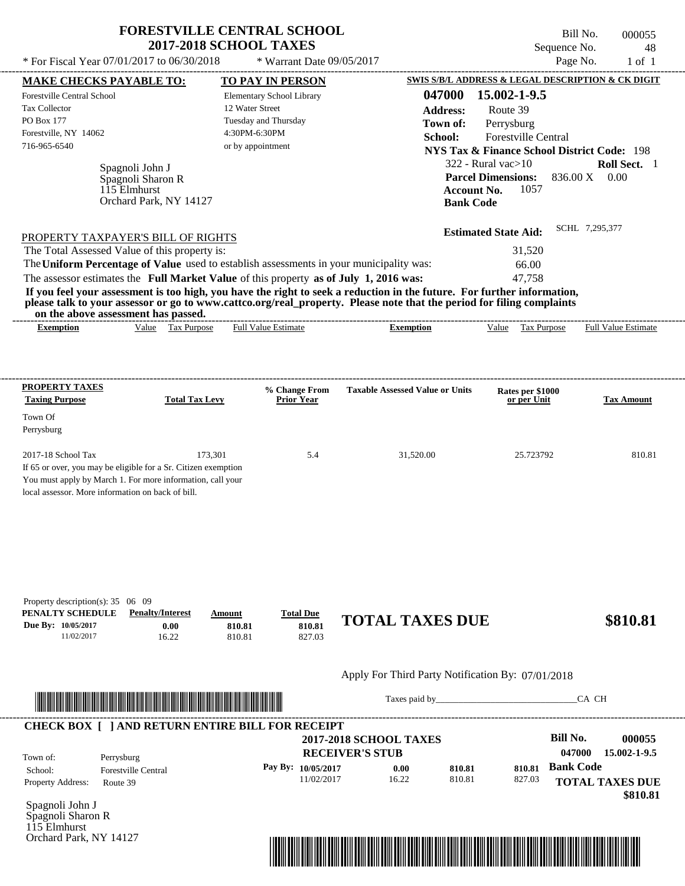# FORESTVILLE CENTRAL SCHOOL
## 2017-2018 SCHOOL TAXES

\* For Fiscal Year 07/01/2017 to 06/30/2018 \* Warrant Date 09/05/2017

Bill No. 000055
Sequence No. 48
Page No. 1 of 1

**MAKE CHECKS PAYABLE TO:**
Forestville Central School
Tax Collector
PO Box 177
Forestville, NY 14062
716-965-6540

**TO PAY IN PERSON**
Elementary School Library
12 Water Street
Tuesday and Thursday
4:30PM-6:30PM
or by appointment

**SWIS S/B/L ADDRESS & LEGAL DESCRIPTION & CK DIGIT**
**047000 15.002-1-9.5**
**Address:** Route 39
**Town of:** Perrysburg
**School:** Forestville Central
**NYS Tax & Finance School District Code:** 198
322 - Rural vac>10 **Roll Sect.** 1
**Parcel Dimensions:** 836.00 X 0.00
**Account No.** 1057
**Bank Code**

Spagnoli John J
Spagnoli Sharon R
115 Elmhurst
Orchard Park, NY 14127

**Estimated State Aid:** SCHL 7,295,377

PROPERTY TAXPAYER'S BILL OF RIGHTS

The Total Assessed Value of this property is: 31,520
The **Uniform Percentage of Value** used to establish assessments in your municipality was: 66.00
The assessor estimates the **Full Market Value** of this property **as of July 1, 2016 was:** 47,758

**If you feel your assessment is too high, you have the right to seek a reduction in the future. For further information, please talk to your assessor or go to www.cattco.org/real_property. Please note that the period for filing complaints on the above assessment has passed.**

| Exemption | Value | Tax Purpose | Full Value Estimate | Exemption | Value | Tax Purpose | Full Value Estimate |
|---|---|---|---|---|---|---|---|

| PROPERTY TAXES Taxing Purpose | Total Tax Levy | % Change From Prior Year | Taxable Assessed Value or Units | Rates per $1000 or per Unit | Tax Amount |
|---|---|---|---|---|---|
| Town Of Perrysburg | | | | | |
| 2017-18 School Tax | 173,301 | 5.4 | 31,520.00 | 25.723792 | 810.81 |

If 65 or over, you may be eligible for a Sr. Citizen exemption
You must apply by March 1. For more information, call your
local assessor. More information on back of bill.

Property description(s): 35 06 09

| PENALTY SCHEDULE | Penalty/Interest | Amount | Total Due |
|---|---|---|---|
| Due By: 10/05/2017 | 0.00 | 810.81 | 810.81 |
| 11/02/2017 | 16.22 | 810.81 | 827.03 |

**TOTAL TAXES DUE $810.81**

Apply For Third Party Notification By: 07/01/2018

Taxes paid by_______________________________CA CH

**CHECK BOX [ ] AND RETURN ENTIRE BILL FOR RECEIPT**

**2017-2018 SCHOOL TAXES**
**RECEIVER'S STUB**

**Bill No. 000055**
047000 15.002-1-9.5

Town of: Perrysburg
School: Forestville Central
Property Address: Route 39

| Pay By: | | | |
|---|---|---|---|
| 10/05/2017 | 0.00 | 810.81 | 810.81 |
| 11/02/2017 | 16.22 | 810.81 | 827.03 |

**Bank Code**
**TOTAL TAXES DUE $810.81**

Spagnoli John J
Spagnoli Sharon R
115 Elmhurst
Orchard Park, NY 14127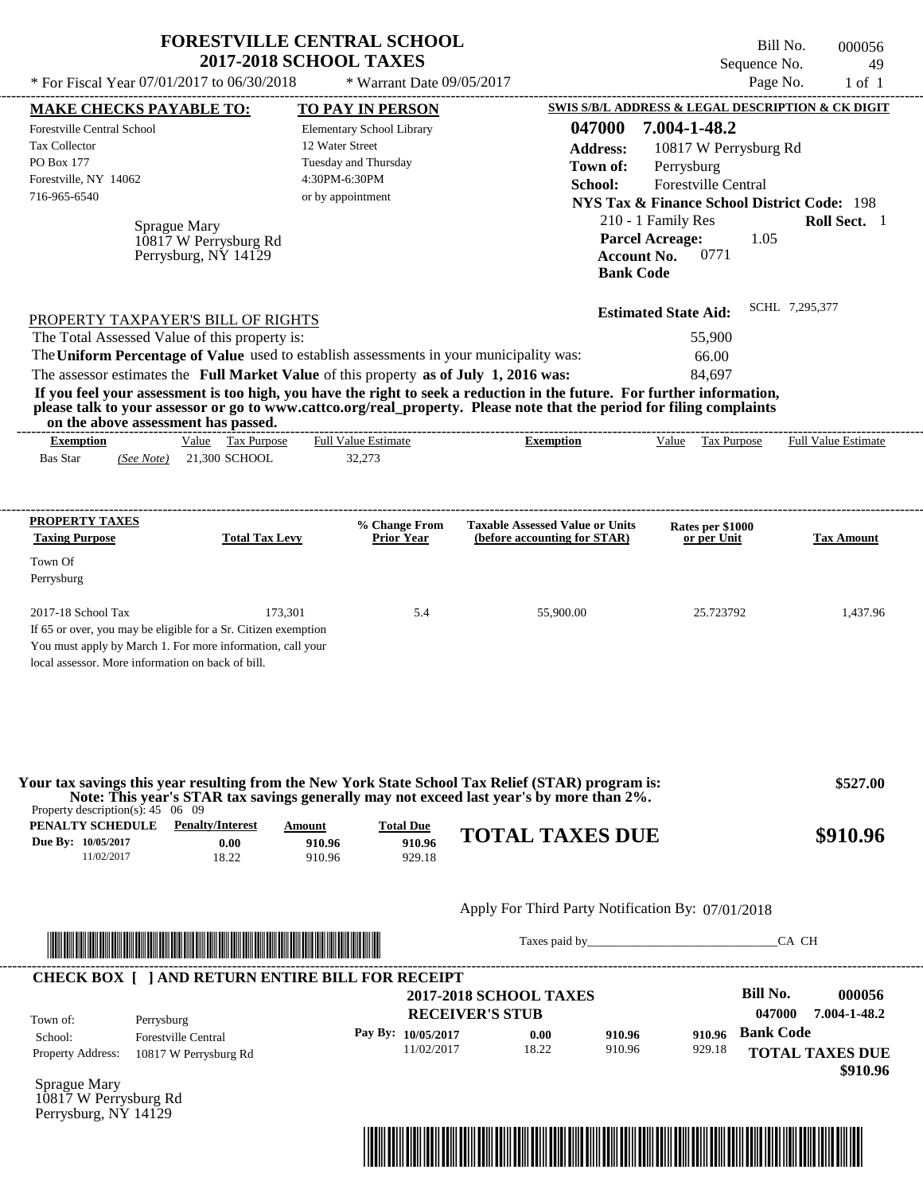# FORESTVILLE CENTRAL SCHOOL
## 2017-2018 SCHOOL TAXES

\* For Fiscal Year 07/01/2017 to 06/30/2018 &nbsp;&nbsp; \* Warrant Date 09/05/2017

Bill No. 000056
Sequence No. 49
Page No. 1 of 1

**MAKE CHECKS PAYABLE TO:**
Forestville Central School
Tax Collector
PO Box 177
Forestville, NY 14062
716-965-6540

**TO PAY IN PERSON**
Elementary School Library
12 Water Street
Tuesday and Thursday
4:30PM-6:30PM
or by appointment

**SWIS S/B/L ADDRESS & LEGAL DESCRIPTION & CK DIGIT**
**047000 7.004-1-48.2**
**Address:** 10817 W Perrysburg Rd
**Town of:** Perrysburg
**School:** Forestville Central
**NYS Tax & Finance School District Code:** 198
210 - 1 Family Res &nbsp;&nbsp; **Roll Sect.** 1
**Parcel Acreage:** 1.05
**Account No.** 0771
**Bank Code**

Sprague Mary
10817 W Perrysburg Rd
Perrysburg, NY 14129

**Estimated State Aid:** SCHL 7,295,377

PROPERTY TAXPAYER'S BILL OF RIGHTS

The Total Assessed Value of this property is: 55,900
The **Uniform Percentage of Value** used to establish assessments in your municipality was: 66.00
The assessor estimates the **Full Market Value** of this property **as of July 1, 2016 was:** 84,697

**If you feel your assessment is too high, you have the right to seek a reduction in the future. For further information, please talk to your assessor or go to www.cattco.org/real_property. Please note that the period for filing complaints on the above assessment has passed.**

| Exemption | Value | Tax Purpose | Full Value Estimate | Exemption | Value | Tax Purpose | Full Value Estimate |
|---|---|---|---|---|---|---|---|
| Bas Star *(See Note)* | 21,300 | SCHOOL | 32,273 | | | | |

| PROPERTY TAXES Taxing Purpose | Total Tax Levy | % Change From Prior Year | Taxable Assessed Value or Units (before accounting for STAR) | Rates per $1000 or per Unit | Tax Amount |
|---|---|---|---|---|---|
| Town Of Perrysburg | | | | | |
| 2017-18 School Tax | 173,301 | 5.4 | 55,900.00 | 25.723792 | 1,437.96 |

If 65 or over, you may be eligible for a Sr. Citizen exemption
You must apply by March 1. For more information, call your local assessor. More information on back of bill.

**Your tax savings this year resulting from the New York State School Tax Relief (STAR) program is: $527.00**
**Note: This year's STAR tax savings generally may not exceed last year's by more than 2%.**

Property description(s): 45 06 09

| PENALTY SCHEDULE | Penalty/Interest | Amount | Total Due |
|---|---|---|---|
| Due By: 10/05/2017 | 0.00 | 910.96 | 910.96 |
| 11/02/2017 | 18.22 | 910.96 | 929.18 |

**TOTAL TAXES DUE $910.96**

Apply For Third Party Notification By: 07/01/2018

Taxes paid by_______________________________CA CH

---

**CHECK BOX [ ] AND RETURN ENTIRE BILL FOR RECEIPT**

**2017-2018 SCHOOL TAXES**
**RECEIVER'S STUB**

**Bill No.** 000056
047000 7.004-1-48.2

Town of: Perrysburg
School: Forestville Central
Property Address: 10817 W Perrysburg Rd

| Pay By: | Penalty/Interest | Amount | Total Due |
|---|---|---|---|
| 10/05/2017 | 0.00 | 910.96 | 910.96 |
| 11/02/2017 | 18.22 | 910.96 | 929.18 |

**Bank Code**

**TOTAL TAXES DUE $910.96**

Sprague Mary
10817 W Perrysburg Rd
Perrysburg, NY 14129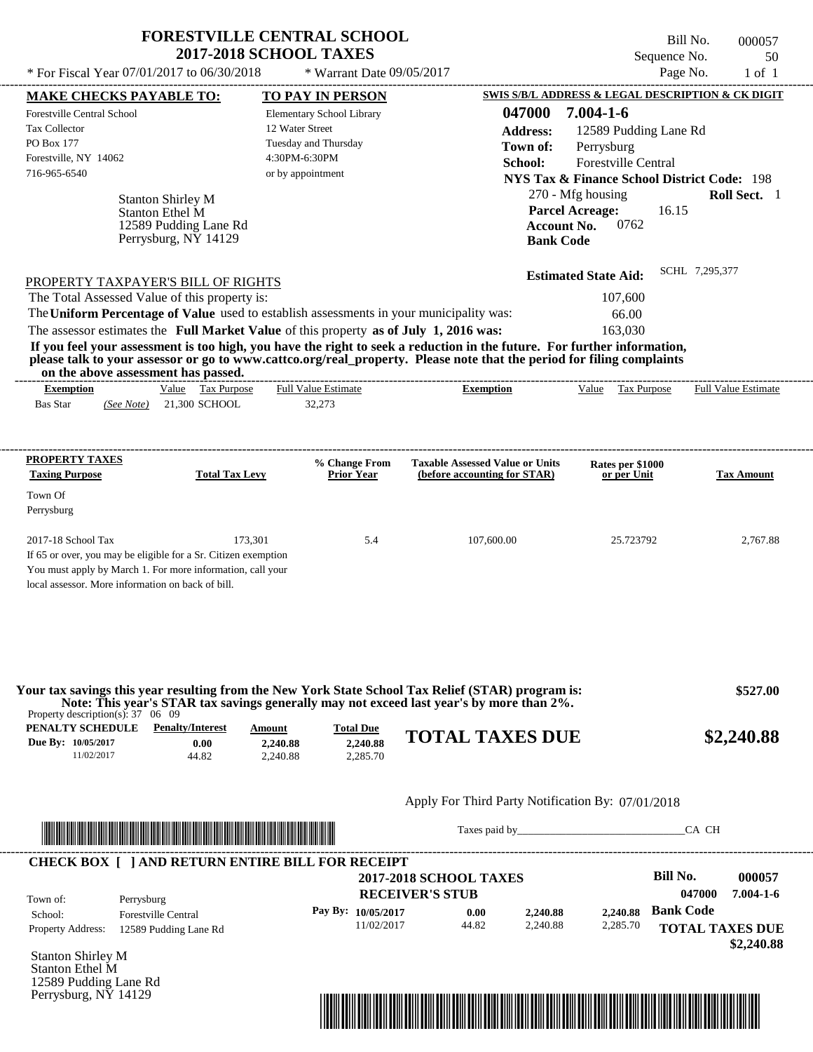# FORESTVILLE CENTRAL SCHOOL
## 2017-2018 SCHOOL TAXES

\* For Fiscal Year 07/01/2017 to 06/30/2018 — \* Warrant Date 09/05/2017

Bill No. 000057
Sequence No. 50
Page No. 1 of 1

**MAKE CHECKS PAYABLE TO:**
Forestville Central School
Tax Collector
PO Box 177
Forestville, NY 14062
716-965-6540

**TO PAY IN PERSON**
Elementary School Library
12 Water Street
Tuesday and Thursday
4:30PM-6:30PM
or by appointment

**SWIS S/B/L ADDRESS & LEGAL DESCRIPTION & CK DIGIT**
**047000 7.004-1-6**
**Address:** 12589 Pudding Lane Rd
**Town of:** Perrysburg
**School:** Forestville Central
**NYS Tax & Finance School District Code:** 198
270 - Mfg housing — **Roll Sect.** 1
**Parcel Acreage:** 16.15
**Account No.** 0762
**Bank Code**

Stanton Shirley M
Stanton Ethel M
12589 Pudding Lane Rd
Perrysburg, NY 14129

**Estimated State Aid:** SCHL 7,295,377

PROPERTY TAXPAYER'S BILL OF RIGHTS

The Total Assessed Value of this property is: 107,600
The **Uniform Percentage of Value** used to establish assessments in your municipality was: 66.00
The assessor estimates the **Full Market Value** of this property **as of July 1, 2016 was:** 163,030

**If you feel your assessment is too high, you have the right to seek a reduction in the future. For further information, please talk to your assessor or go to www.cattco.org/real_property. Please note that the period for filing complaints on the above assessment has passed.**

| Exemption | Value | Tax Purpose | Full Value Estimate | Exemption | Value | Tax Purpose | Full Value Estimate |
|---|---|---|---|---|---|---|---|
| Bas Star *(See Note)* | 21,300 | SCHOOL | 32,273 | | | | |

| PROPERTY TAXES Taxing Purpose | Total Tax Levy | % Change From Prior Year | Taxable Assessed Value or Units (before accounting for STAR) | Rates per $1000 or per Unit | Tax Amount |
|---|---|---|---|---|---|
| Town Of Perrysburg | | | | | |
| 2017-18 School Tax | 173,301 | 5.4 | 107,600.00 | 25.723792 | 2,767.88 |

If 65 or over, you may be eligible for a Sr. Citizen exemption
You must apply by March 1. For more information, call your local assessor. More information on back of bill.

**Your tax savings this year resulting from the New York State School Tax Relief (STAR) program is: $527.00**
**Note: This year's STAR tax savings generally may not exceed last year's by more than 2%.**

Property description(s): 37 06 09

| PENALTY SCHEDULE | Penalty/Interest | Amount | Total Due |
|---|---|---|---|
| Due By: 10/05/2017 | 0.00 | 2,240.88 | 2,240.88 |
| 11/02/2017 | 44.82 | 2,240.88 | 2,285.70 |

**TOTAL TAXES DUE $2,240.88**

Apply For Third Party Notification By: 07/01/2018

Taxes paid by________________________________CA CH

**CHECK BOX [ ] AND RETURN ENTIRE BILL FOR RECEIPT**

**2017-2018 SCHOOL TAXES**
**RECEIVER'S STUB**

Bill No. **000057**
**047000 7.004-1-6**

Town of: Perrysburg
School: Forestville Central
Property Address: 12589 Pudding Lane Rd

| Pay By: | Penalty/Interest | Amount | Total Due |
|---|---|---|---|
| 10/05/2017 | 0.00 | 2,240.88 | 2,240.88 |
| 11/02/2017 | 44.82 | 2,240.88 | 2,285.70 |

**Bank Code**
**TOTAL TAXES DUE**
**$2,240.88**

Stanton Shirley M
Stanton Ethel M
12589 Pudding Lane Rd
Perrysburg, NY 14129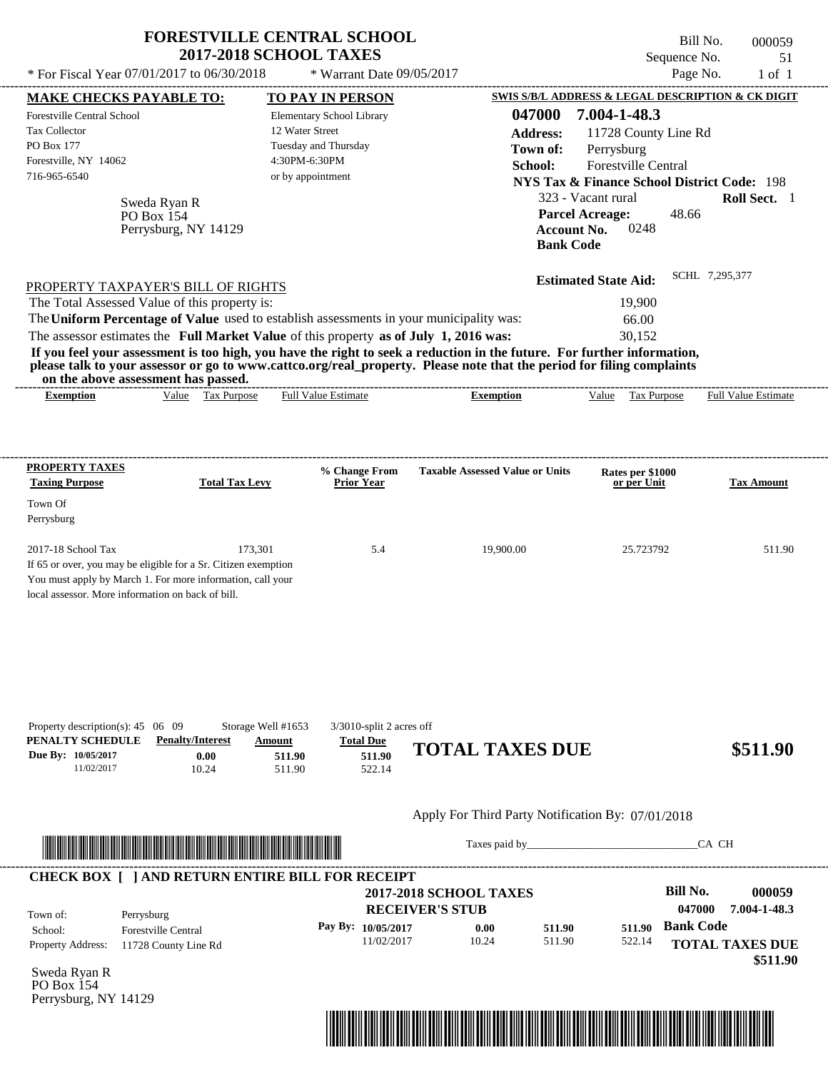# FORESTVILLE CENTRAL SCHOOL
## 2017-2018 SCHOOL TAXES

\* For Fiscal Year 07/01/2017 to 06/30/2018 &nbsp;&nbsp; \* Warrant Date 09/05/2017

Bill No. 000059
Sequence No. 51
Page No. 1 of 1

**MAKE CHECKS PAYABLE TO:**
Forestville Central School
Tax Collector
PO Box 177
Forestville, NY 14062
716-965-6540

**TO PAY IN PERSON**
Elementary School Library
12 Water Street
Tuesday and Thursday
4:30PM-6:30PM
or by appointment

**SWIS S/B/L ADDRESS & LEGAL DESCRIPTION & CK DIGIT**
**047000 7.004-1-48.3**
**Address:** 11728 County Line Rd
**Town of:** Perrysburg
**School:** Forestville Central
**NYS Tax & Finance School District Code:** 198
323 - Vacant rural &nbsp;&nbsp; **Roll Sect.** 1
**Parcel Acreage:** 48.66
**Account No.** 0248
**Bank Code**

Sweda Ryan R
PO Box 154
Perrysburg, NY 14129

**Estimated State Aid:** SCHL 7,295,377

PROPERTY TAXPAYER'S BILL OF RIGHTS

The Total Assessed Value of this property is: 19,900
The **Uniform Percentage of Value** used to establish assessments in your municipality was: 66.00
The assessor estimates the **Full Market Value** of this property **as of July 1, 2016 was:** 30,152

**If you feel your assessment is too high, you have the right to seek a reduction in the future. For further information, please talk to your assessor or go to www.cattco.org/real_property. Please note that the period for filing complaints on the above assessment has passed.**

| Exemption | Value | Tax Purpose | Full Value Estimate | Exemption | Value | Tax Purpose | Full Value Estimate |
|---|---|---|---|---|---|---|---|

| PROPERTY TAXES Taxing Purpose | Total Tax Levy | % Change From Prior Year | Taxable Assessed Value or Units | Rates per $1000 or per Unit | Tax Amount |
|---|---|---|---|---|---|
| Town Of Perrysburg | | | | | |
| 2017-18 School Tax | 173,301 | 5.4 | 19,900.00 | 25.723792 | 511.90 |

If 65 or over, you may be eligible for a Sr. Citizen exemption
You must apply by March 1. For more information, call your local assessor. More information on back of bill.

Property description(s): 45 06 09 &nbsp;&nbsp; Storage Well #1653 &nbsp;&nbsp; 3/3010-split 2 acres off

| PENALTY SCHEDULE | Penalty/Interest | Amount | Total Due |
|---|---|---|---|
| Due By: 10/05/2017 | 0.00 | 511.90 | 511.90 |
| 11/02/2017 | 10.24 | 511.90 | 522.14 |

**TOTAL TAXES DUE** **$511.90**

Apply For Third Party Notification By: 07/01/2018

Taxes paid by_______________________________CA CH

**CHECK BOX [ ] AND RETURN ENTIRE BILL FOR RECEIPT**

**2017-2018 SCHOOL TAXES**
**RECEIVER'S STUB**

**Bill No.** 000059
047000 7.004-1-48.3

Town of: Perrysburg
School: Forestville Central
Property Address: 11728 County Line Rd

| Pay By: | | | |
|---|---|---|---|
| 10/05/2017 | 0.00 | 511.90 | 511.90 |
| 11/02/2017 | 10.24 | 511.90 | 522.14 |

**Bank Code**

**TOTAL TAXES DUE** **$511.90**

Sweda Ryan R
PO Box 154
Perrysburg, NY 14129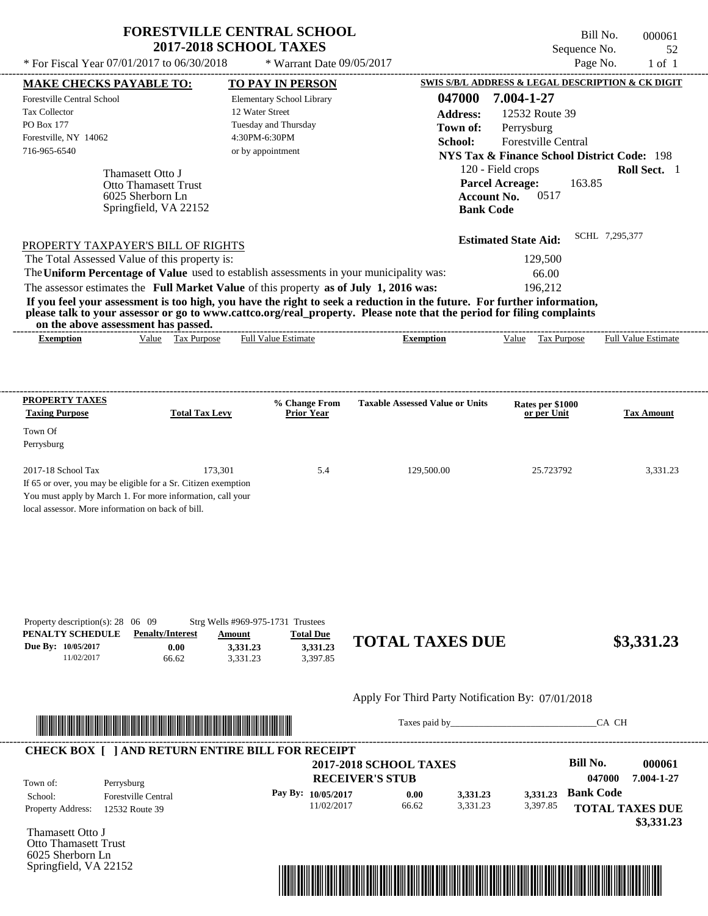# FORESTVILLE CENTRAL SCHOOL
## 2017-2018 SCHOOL TAXES

\* For Fiscal Year 07/01/2017 to 06/30/2018 &nbsp;&nbsp;&nbsp; \* Warrant Date 09/05/2017

Bill No. 000061
Sequence No. 52
Page No. 1 of 1

| MAKE CHECKS PAYABLE TO: | TO PAY IN PERSON | SWIS S/B/L ADDRESS & LEGAL DESCRIPTION & CK DIGIT |
|---|---|---|
| Forestville Central School | Elementary School Library | 047000 7.004-1-27 |
| Tax Collector | 12 Water Street | Address: 12532 Route 39 |
| PO Box 177 | Tuesday and Thursday | Town of: Perrysburg |
| Forestville, NY 14062 | 4:30PM-6:30PM | School: Forestville Central |
| 716-965-6540 | or by appointment | NYS Tax & Finance School District Code: 198 |

Thamasett Otto J
Otto Thamasett Trust
6025 Sherborn Ln
Springfield, VA 22152

120 - Field crops &nbsp;&nbsp; **Roll Sect.** 1
**Parcel Acreage:** 163.85
**Account No.** 0517
**Bank Code**

**Estimated State Aid:** SCHL 7,295,377

PROPERTY TAXPAYER'S BILL OF RIGHTS

The Total Assessed Value of this property is: 129,500

The **Uniform Percentage of Value** used to establish assessments in your municipality was: 66.00

The assessor estimates the **Full Market Value** of this property **as of July 1, 2016 was:** 196,212

**If you feel your assessment is too high, you have the right to seek a reduction in the future. For further information, please talk to your assessor or go to www.cattco.org/real_property. Please note that the period for filing complaints on the above assessment has passed.**

| Exemption | Value | Tax Purpose | Full Value Estimate | Exemption | Value | Tax Purpose | Full Value Estimate |
|---|---|---|---|---|---|---|---|

| PROPERTY TAXES Taxing Purpose | Total Tax Levy | % Change From Prior Year | Taxable Assessed Value or Units | Rates per $1000 or per Unit | Tax Amount |
|---|---|---|---|---|---|
| Town Of Perrysburg | | | | | |
| 2017-18 School Tax | 173,301 | 5.4 | 129,500.00 | 25.723792 | 3,331.23 |

If 65 or over, you may be eligible for a Sr. Citizen exemption
You must apply by March 1. For more information, call your
local assessor. More information on back of bill.

Property description(s): 28 06 09 &nbsp;&nbsp; Strg Wells #969-975-1731 Trustees

| PENALTY SCHEDULE | Penalty/Interest | Amount | Total Due |
|---|---|---|---|
| Due By: 10/05/2017 | 0.00 | 3,331.23 | 3,331.23 |
| 11/02/2017 | 66.62 | 3,331.23 | 3,397.85 |

**TOTAL TAXES DUE** **$3,331.23**

Apply For Third Party Notification By: 07/01/2018

Taxes paid by_______________________________ CA CH

**CHECK BOX [ ] AND RETURN ENTIRE BILL FOR RECEIPT**

**2017-2018 SCHOOL TAXES**
**RECEIVER'S STUB**

**Bill No.** 000061
047000 7.004-1-27

Town of: Perrysburg
School: Forestville Central
Property Address: 12532 Route 39

| Pay By: | Penalty/Interest | Amount | Total Due |
|---|---|---|---|
| 10/05/2017 | 0.00 | 3,331.23 | 3,331.23 |
| 11/02/2017 | 66.62 | 3,331.23 | 3,397.85 |

**Bank Code**

**TOTAL TAXES DUE**
**$3,331.23**

Thamasett Otto J
Otto Thamasett Trust
6025 Sherborn Ln
Springfield, VA 22152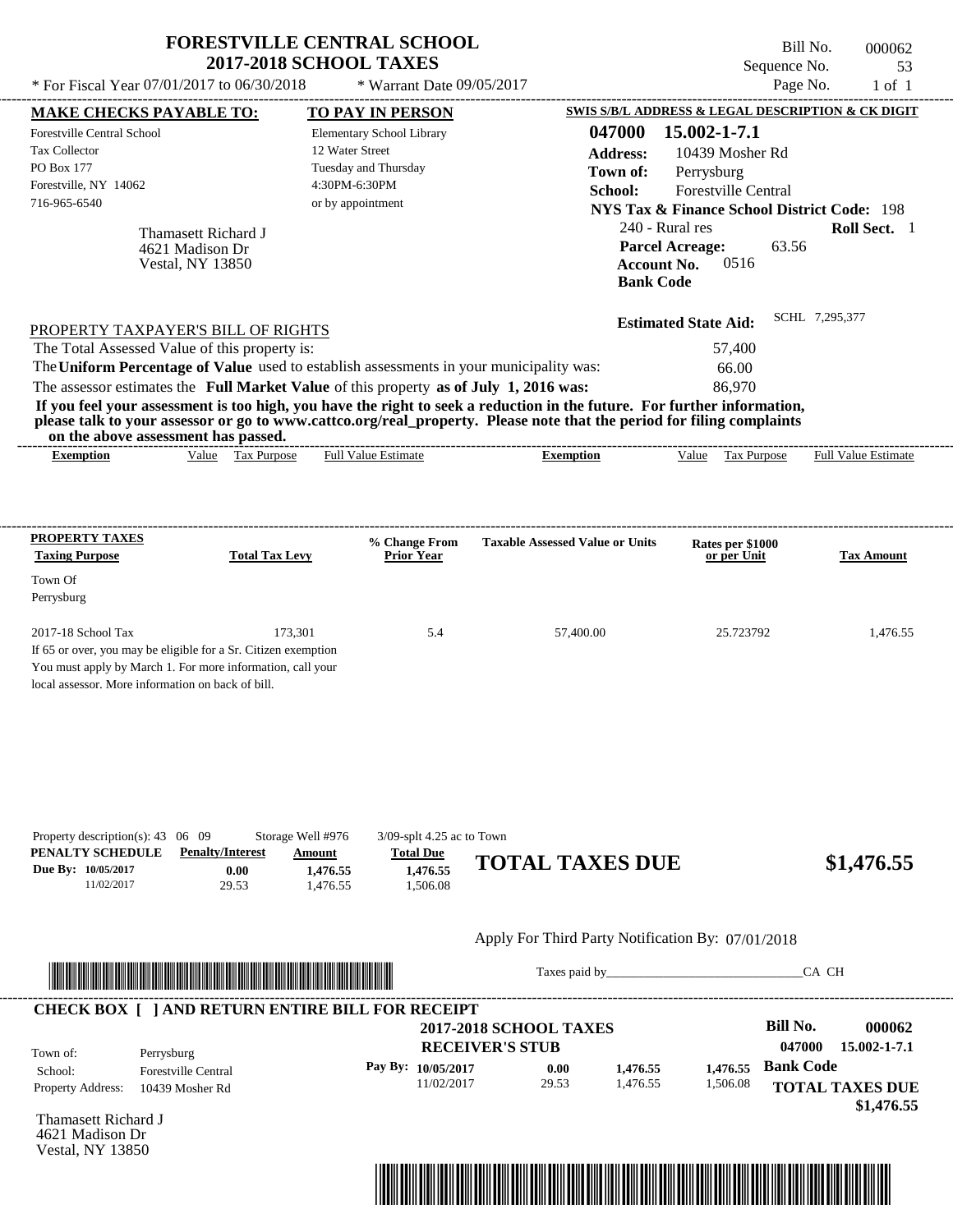# FORESTVILLE CENTRAL SCHOOL
## 2017-2018 SCHOOL TAXES

\* For Fiscal Year 07/01/2017 to 06/30/2018 \* Warrant Date 09/05/2017

Bill No. 000062
Sequence No. 53
Page No. 1 of 1

**MAKE CHECKS PAYABLE TO:**
Forestville Central School
Tax Collector
PO Box 177
Forestville, NY 14062
716-965-6540

**TO PAY IN PERSON**
Elementary School Library
12 Water Street
Tuesday and Thursday
4:30PM-6:30PM
or by appointment

**SWIS S/B/L ADDRESS & LEGAL DESCRIPTION & CK DIGIT**
**047000 15.002-1-7.1**
**Address:** 10439 Mosher Rd
**Town of:** Perrysburg
**School:** Forestville Central
**NYS Tax & Finance School District Code:** 198
240 - Rural res **Roll Sect.** 1
**Parcel Acreage:** 63.56
**Account No.** 0516
**Bank Code**

Thamasett Richard J
4621 Madison Dr
Vestal, NY 13850

**Estimated State Aid:** SCHL 7,295,377

PROPERTY TAXPAYER'S BILL OF RIGHTS

| | |
|---|---|
| The Total Assessed Value of this property is: | 57,400 |
| The **Uniform Percentage of Value** used to establish assessments in your municipality was: | 66.00 |
| The assessor estimates the **Full Market Value** of this property **as of July 1, 2016 was:** | 86,970 |

**If you feel your assessment is too high, you have the right to seek a reduction in the future. For further information, please talk to your assessor or go to www.cattco.org/real_property. Please note that the period for filing complaints on the above assessment has passed.**

| Exemption | Value | Tax Purpose | Full Value Estimate | Exemption | Value | Tax Purpose | Full Value Estimate |
|---|---|---|---|---|---|---|---|

**PROPERTY TAXES**

| Taxing Purpose | Total Tax Levy | % Change From Prior Year | Taxable Assessed Value or Units | Rates per $1000 or per Unit | Tax Amount |
|---|---|---|---|---|---|
| Town Of Perrysburg | | | | | |
| 2017-18 School Tax | 173,301 | 5.4 | 57,400.00 | 25.723792 | 1,476.55 |

If 65 or over, you may be eligible for a Sr. Citizen exemption
You must apply by March 1. For more information, call your local assessor. More information on back of bill.

Property description(s): 43 06 09 Storage Well #976 3/09-splt 4.25 ac to Town

| PENALTY SCHEDULE | Penalty/Interest | Amount | Total Due |
|---|---|---|---|
| Due By: 10/05/2017 | 0.00 | 1,476.55 | 1,476.55 |
| 11/02/2017 | 29.53 | 1,476.55 | 1,506.08 |

**TOTAL TAXES DUE $1,476.55**

Apply For Third Party Notification By: 07/01/2018

Taxes paid by_______________________________CA CH

**CHECK BOX [ ] AND RETURN ENTIRE BILL FOR RECEIPT**

**2017-2018 SCHOOL TAXES**
**RECEIVER'S STUB**

**Bill No. 000062**
**047000 15.002-1-7.1**

| | |
|---|---|
| Town of: | Perrysburg |
| School: | Forestville Central |
| Property Address: | 10439 Mosher Rd |

| Pay By: | | | |
|---|---|---|---|
| 10/05/2017 | 0.00 | 1,476.55 | 1,476.55 |
| 11/02/2017 | 29.53 | 1,476.55 | 1,506.08 |

**Bank Code**
**TOTAL TAXES DUE $1,476.55**

Thamasett Richard J
4621 Madison Dr
Vestal, NY 13850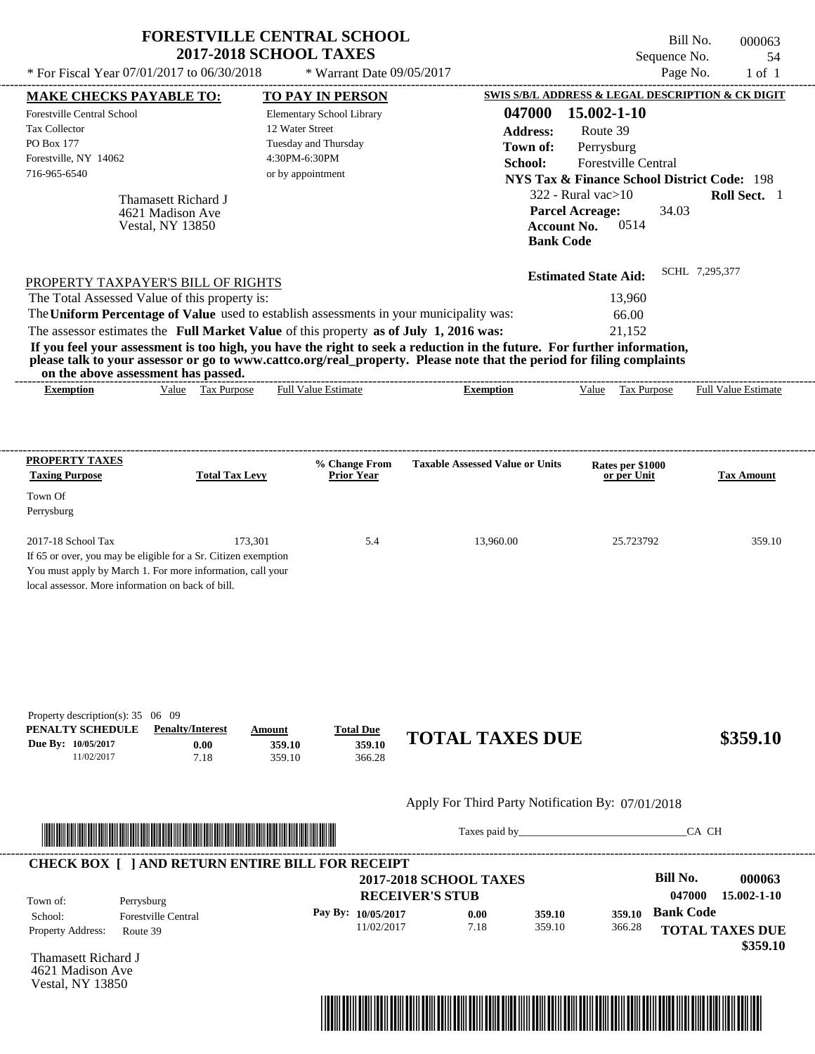# FORESTVILLE CENTRAL SCHOOL
## 2017-2018 SCHOOL TAXES

\* For Fiscal Year 07/01/2017 to 06/30/2018 \* Warrant Date 09/05/2017

Bill No. 000063
Sequence No. 54
Page No. 1 of 1

| MAKE CHECKS PAYABLE TO: | TO PAY IN PERSON | SWIS S/B/L ADDRESS & LEGAL DESCRIPTION & CK DIGIT |
|---|---|---|
| Forestville Central School | Elementary School Library | **047000 15.002-1-10** |
| Tax Collector | 12 Water Street | **Address:** Route 39 |
| PO Box 177 | Tuesday and Thursday | **Town of:** Perrysburg |
| Forestville, NY 14062 | 4:30PM-6:30PM | **School:** Forestville Central |
| 716-965-6540 | or by appointment | **NYS Tax & Finance School District Code:** 198 |

Thamasett Richard J
4621 Madison Ave
Vestal, NY 13850

322 - Rural vac>10 **Roll Sect.** 1
**Parcel Acreage:** 34.03
**Account No.** 0514
**Bank Code**

**Estimated State Aid:** SCHL 7,295,377

PROPERTY TAXPAYER'S BILL OF RIGHTS

The Total Assessed Value of this property is: 13,960
The **Uniform Percentage of Value** used to establish assessments in your municipality was: 66.00
The assessor estimates the **Full Market Value** of this property **as of July 1, 2016 was:** 21,152

**If you feel your assessment is too high, you have the right to seek a reduction in the future. For further information, please talk to your assessor or go to www.cattco.org/real_property. Please note that the period for filing complaints on the above assessment has passed.**

| Exemption | Value | Tax Purpose | Full Value Estimate | Exemption | Value | Tax Purpose | Full Value Estimate |
|---|---|---|---|---|---|---|---|

| PROPERTY TAXES Taxing Purpose | Total Tax Levy | % Change From Prior Year | Taxable Assessed Value or Units | Rates per $1000 or per Unit | Tax Amount |
|---|---|---|---|---|---|
| Town Of Perrysburg | | | | | |
| 2017-18 School Tax | 173,301 | 5.4 | 13,960.00 | 25.723792 | 359.10 |

If 65 or over, you may be eligible for a Sr. Citizen exemption
You must apply by March 1. For more information, call your local assessor. More information on back of bill.

Property description(s): 35 06 09

| PENALTY SCHEDULE | Penalty/Interest | Amount | Total Due |
|---|---|---|---|
| Due By: 10/05/2017 | 0.00 | 359.10 | 359.10 |
| 11/02/2017 | 7.18 | 359.10 | 366.28 |

**TOTAL TAXES DUE $359.10**

Apply For Third Party Notification By: 07/01/2018

Taxes paid by_______________________________CA CH

**CHECK BOX [ ] AND RETURN ENTIRE BILL FOR RECEIPT**

**2017-2018 SCHOOL TAXES**
**RECEIVER'S STUB**

**Bill No. 000063**
**047000 15.002-1-10**

Town of: Perrysburg
School: Forestville Central
Property Address: Route 39

| Pay By: | | | | |
|---|---|---|---|---|
| 10/05/2017 | 0.00 | 359.10 | 359.10 | **Bank Code** |
| 11/02/2017 | 7.18 | 359.10 | 366.28 | |

**TOTAL TAXES DUE**
**$359.10**

Thamasett Richard J
4621 Madison Ave
Vestal, NY 13850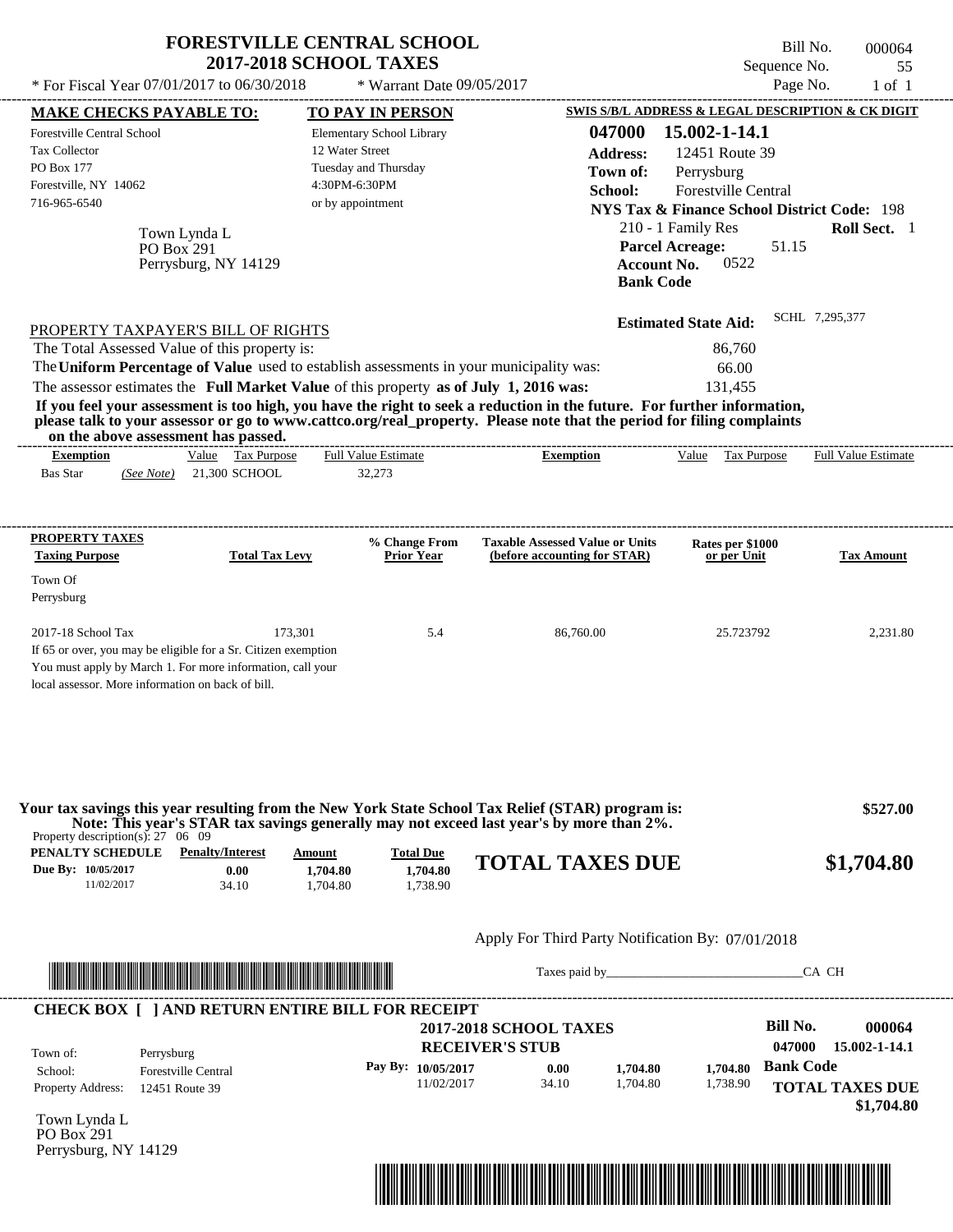# FORESTVILLE CENTRAL SCHOOL
## 2017-2018 SCHOOL TAXES

\* For Fiscal Year 07/01/2017 to 06/30/2018 \* Warrant Date 09/05/2017

Bill No. 000064
Sequence No. 55
Page No. 1 of 1

**MAKE CHECKS PAYABLE TO:**
Forestville Central School
Tax Collector
PO Box 177
Forestville, NY 14062
716-965-6540

**TO PAY IN PERSON**
Elementary School Library
12 Water Street
Tuesday and Thursday
4:30PM-6:30PM
or by appointment

**SWIS S/B/L ADDRESS & LEGAL DESCRIPTION & CK DIGIT**
**047000 15.002-1-14.1**
**Address:** 12451 Route 39
**Town of:** Perrysburg
**School:** Forestville Central
**NYS Tax & Finance School District Code:** 198
210 - 1 Family Res **Roll Sect.** 1
**Parcel Acreage:** 51.15
**Account No.** 0522
**Bank Code**

Town Lynda L
PO Box 291
Perrysburg, NY 14129

**Estimated State Aid:** SCHL 7,295,377

PROPERTY TAXPAYER'S BILL OF RIGHTS

The Total Assessed Value of this property is: 86,760
The **Uniform Percentage of Value** used to establish assessments in your municipality was: 66.00
The assessor estimates the **Full Market Value** of this property **as of July 1, 2016 was:** 131,455

**If you feel your assessment is too high, you have the right to seek a reduction in the future. For further information, please talk to your assessor or go to www.cattco.org/real_property. Please note that the period for filing complaints on the above assessment has passed.**

| Exemption | Value | Tax Purpose | Full Value Estimate | Exemption | Value | Tax Purpose | Full Value Estimate |
|---|---|---|---|---|---|---|---|
| Bas Star *(See Note)* | 21,300 | SCHOOL | 32,273 | | | | |

| PROPERTY TAXES Taxing Purpose | Total Tax Levy | % Change From Prior Year | Taxable Assessed Value or Units (before accounting for STAR) | Rates per $1000 or per Unit | Tax Amount |
|---|---|---|---|---|---|
| Town Of Perrysburg | | | | | |
| 2017-18 School Tax | 173,301 | 5.4 | 86,760.00 | 25.723792 | 2,231.80 |

If 65 or over, you may be eligible for a Sr. Citizen exemption
You must apply by March 1. For more information, call your local assessor. More information on back of bill.

**Your tax savings this year resulting from the New York State School Tax Relief (STAR) program is: $527.00**
**Note: This year's STAR tax savings generally may not exceed last year's by more than 2%.**

Property description(s): 27 06 09

| PENALTY SCHEDULE | Penalty/Interest | Amount | Total Due |
|---|---|---|---|
| Due By: 10/05/2017 | 0.00 | 1,704.80 | 1,704.80 |
| 11/02/2017 | 34.10 | 1,704.80 | 1,738.90 |

**TOTAL TAXES DUE $1,704.80**

Apply For Third Party Notification By: 07/01/2018

Taxes paid by_______________________________CA CH

**CHECK BOX [ ] AND RETURN ENTIRE BILL FOR RECEIPT**

**2017-2018 SCHOOL TAXES**
**RECEIVER'S STUB**

**Bill No. 000064**
**047000 15.002-1-14.1**

| | |
|---|---|
| Town of: | Perrysburg |
| School: | Forestville Central |
| Property Address: | 12451 Route 39 |

| Pay By: | | | |
|---|---|---|---|
| 10/05/2017 | 0.00 | 1,704.80 | 1,704.80 |
| 11/02/2017 | 34.10 | 1,704.80 | 1,738.90 |

**Bank Code**

**TOTAL TAXES DUE $1,704.80**

Town Lynda L
PO Box 291
Perrysburg, NY 14129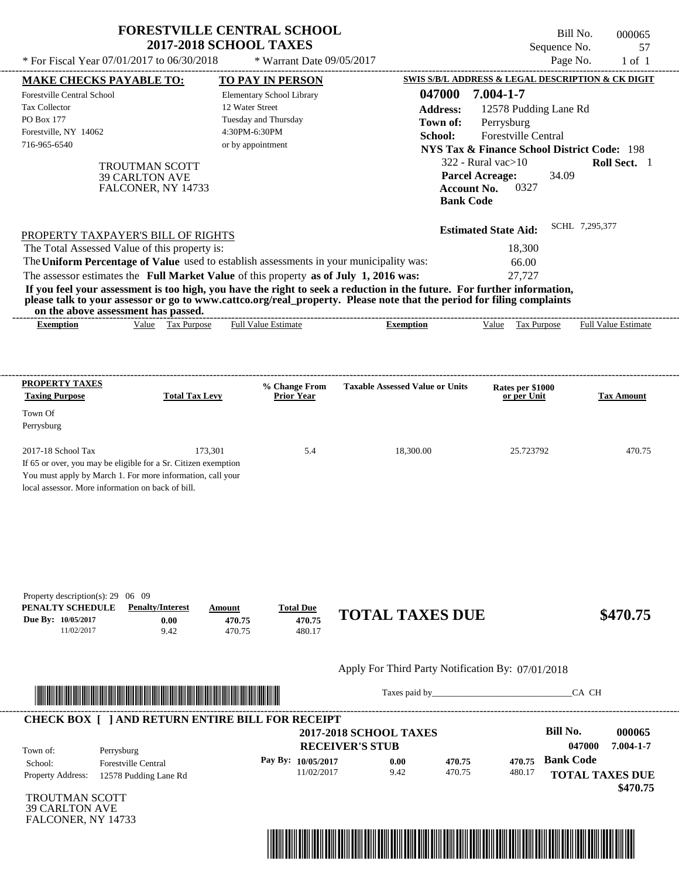# FORESTVILLE CENTRAL SCHOOL
## 2017-2018 SCHOOL TAXES

\* For Fiscal Year 07/01/2017 to 06/30/2018 &nbsp;&nbsp;&nbsp; \* Warrant Date 09/05/2017

Bill No. 000065
Sequence No. 57

| MAKE CHECKS PAYABLE TO: | TO PAY IN PERSON | SWIS S/B/L ADDRESS & LEGAL DESCRIPTION & CK DIGIT |
|---|---|---|
| Forestville Central School | Elementary School Library | 047000 7.004-1-7 |
| Tax Collector | 12 Water Street | Address: 12578 Pudding Lane Rd |
| PO Box 177 | Tuesday and Thursday | Town of: Perrysburg |
| Forestville, NY 14062 | 4:30PM-6:30PM | School: Forestville Central |
| 716-965-6540 | or by appointment | NYS Tax & Finance School District Code: 198 |

TROUTMAN SCOTT
39 CARLTON AVE
FALCONER, NY 14733

322 - Rural vac>10 &nbsp;&nbsp; **Roll Sect.** 1
**Parcel Acreage:** 34.09
**Account No.** 0327
**Bank Code**

**Estimated State Aid:** SCHL 7,295,377

PROPERTY TAXPAYER'S BILL OF RIGHTS

The Total Assessed Value of this property is: 18,300
The **Uniform Percentage of Value** used to establish assessments in your municipality was: 66.00
The assessor estimates the **Full Market Value** of this property **as of July 1, 2016 was:** 27,727

**If you feel your assessment is too high, you have the right to seek a reduction in the future. For further information, please talk to your assessor or go to www.cattco.org/real_property. Please note that the period for filing complaints on the above assessment has passed.**

| Exemption | Value | Tax Purpose | Full Value Estimate | Exemption | Value | Tax Purpose | Full Value Estimate |
|---|---|---|---|---|---|---|---|

| PROPERTY TAXES Taxing Purpose | Total Tax Levy | % Change From Prior Year | Taxable Assessed Value or Units | Rates per $1000 or per Unit | Tax Amount |
|---|---|---|---|---|---|
| Town Of Perrysburg | | | | | |
| 2017-18 School Tax | 173,301 | 5.4 | 18,300.00 | 25.723792 | 470.75 |

If 65 or over, you may be eligible for a Sr. Citizen exemption
You must apply by March 1. For more information, call your local assessor. More information on back of bill.

Property description(s): 29 06 09

| PENALTY SCHEDULE | Penalty/Interest | Amount | Total Due |
|---|---|---|---|
| Due By: 10/05/2017 | 0.00 | 470.75 | 470.75 |
| 11/02/2017 | 9.42 | 470.75 | 480.17 |

**TOTAL TAXES DUE $470.75**

Apply For Third Party Notification By: 07/01/2018

Taxes paid by_______________________________CA CH

**CHECK BOX [ ] AND RETURN ENTIRE BILL FOR RECEIPT**

**2017-2018 SCHOOL TAXES**
**RECEIVER'S STUB**

**Bill No.** 000065
047000 7.004-1-7

| | |
|---|---|
| Town of: | Perrysburg |
| School: | Forestville Central |
| Property Address: | 12578 Pudding Lane Rd |

| Pay By: | | | |
|---|---|---|---|
| 10/05/2017 | 0.00 | 470.75 | 470.75 |
| 11/02/2017 | 9.42 | 470.75 | 480.17 |

**Bank Code**

**TOTAL TAXES DUE $470.75**

TROUTMAN SCOTT
39 CARLTON AVE
FALCONER, NY 14733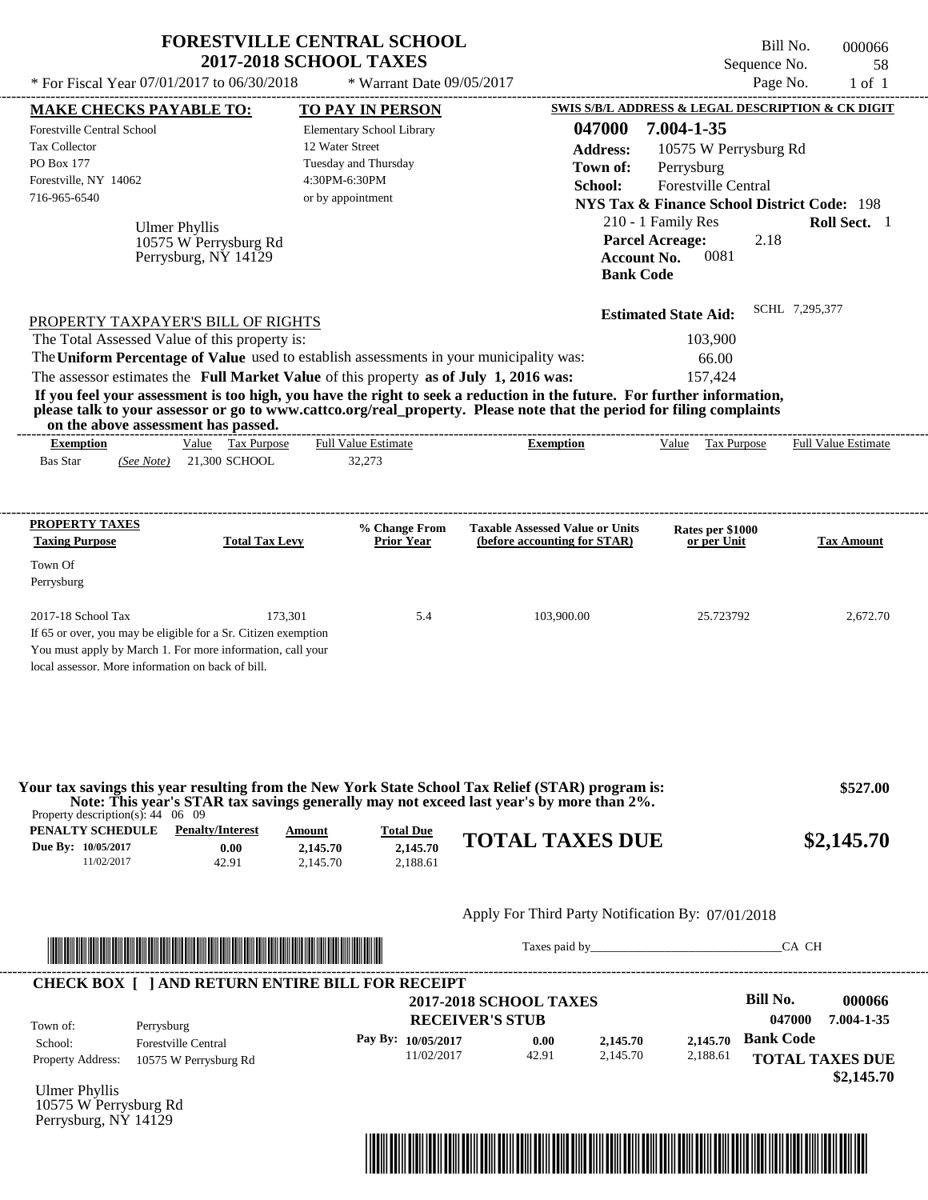# FORESTVILLE CENTRAL SCHOOL
## 2017-2018 SCHOOL TAXES

\* For Fiscal Year 07/01/2017 to 06/30/2018 \* Warrant Date 09/05/2017

Bill No. 000066
Sequence No. 58
Page No. 1 of 1

| MAKE CHECKS PAYABLE TO: | TO PAY IN PERSON | SWIS S/B/L ADDRESS & LEGAL DESCRIPTION & CK DIGIT |
|---|---|---|
| Forestville Central School | Elementary School Library | **047000 7.004-1-35** |
| Tax Collector | 12 Water Street | **Address:** 10575 W Perrysburg Rd |
| PO Box 177 | Tuesday and Thursday | **Town of:** Perrysburg |
| Forestville, NY 14062 | 4:30PM-6:30PM | **School:** Forestville Central |
| 716-965-6540 | or by appointment | **NYS Tax & Finance School District Code:** 198 |

Ulmer Phyllis
10575 W Perrysburg Rd
Perrysburg, NY 14129

210 - 1 Family Res **Roll Sect.** 1
**Parcel Acreage:** 2.18
**Account No.** 0081
**Bank Code**

**Estimated State Aid:** SCHL 7,295,377

PROPERTY TAXPAYER'S BILL OF RIGHTS

The Total Assessed Value of this property is: 103,900
The **Uniform Percentage of Value** used to establish assessments in your municipality was: 66.00
The assessor estimates the **Full Market Value** of this property **as of July 1, 2016 was:** 157,424

**If you feel your assessment is too high, you have the right to seek a reduction in the future. For further information, please talk to your assessor or go to www.cattco.org/real_property. Please note that the period for filing complaints on the above assessment has passed.**

| Exemption | Value | Tax Purpose | Full Value Estimate | Exemption | Value | Tax Purpose | Full Value Estimate |
|---|---|---|---|---|---|---|---|
| Bas Star *(See Note)* | 21,300 | SCHOOL | 32,273 | | | | |

| PROPERTY TAXES Taxing Purpose | Total Tax Levy | % Change From Prior Year | Taxable Assessed Value or Units (before accounting for STAR) | Rates per $1000 or per Unit | Tax Amount |
|---|---|---|---|---|---|
| Town Of Perrysburg | | | | | |
| 2017-18 School Tax | 173,301 | 5.4 | 103,900.00 | 25.723792 | 2,672.70 |

If 65 or over, you may be eligible for a Sr. Citizen exemption
You must apply by March 1. For more information, call your local assessor. More information on back of bill.

**Your tax savings this year resulting from the New York State School Tax Relief (STAR) program is: $527.00**
**Note: This year's STAR tax savings generally may not exceed last year's by more than 2%.**

Property description(s): 44 06 09

| PENALTY SCHEDULE | Penalty/Interest | Amount | Total Due |
|---|---|---|---|
| Due By: 10/05/2017 | 0.00 | 2,145.70 | 2,145.70 |
| 11/02/2017 | 42.91 | 2,145.70 | 2,188.61 |

**TOTAL TAXES DUE $2,145.70**

Apply For Third Party Notification By: 07/01/2018

Taxes paid by\_\_\_\_\_\_\_\_\_\_\_\_\_\_\_\_\_\_\_\_\_\_\_\_\_\_\_\_\_\_CA CH

**CHECK BOX [ ] AND RETURN ENTIRE BILL FOR RECEIPT**

**2017-2018 SCHOOL TAXES**
**RECEIVER'S STUB**

**Bill No. 000066**
**047000 7.004-1-35**

Town of: Perrysburg
School: Forestville Central
Property Address: 10575 W Perrysburg Rd

| Pay By: | Penalty/Interest | Amount | Total Due |
|---|---|---|---|
| 10/05/2017 | 0.00 | 2,145.70 | 2,145.70 |
| 11/02/2017 | 42.91 | 2,145.70 | 2,188.61 |

**Bank Code**

**TOTAL TAXES DUE $2,145.70**

Ulmer Phyllis
10575 W Perrysburg Rd
Perrysburg, NY 14129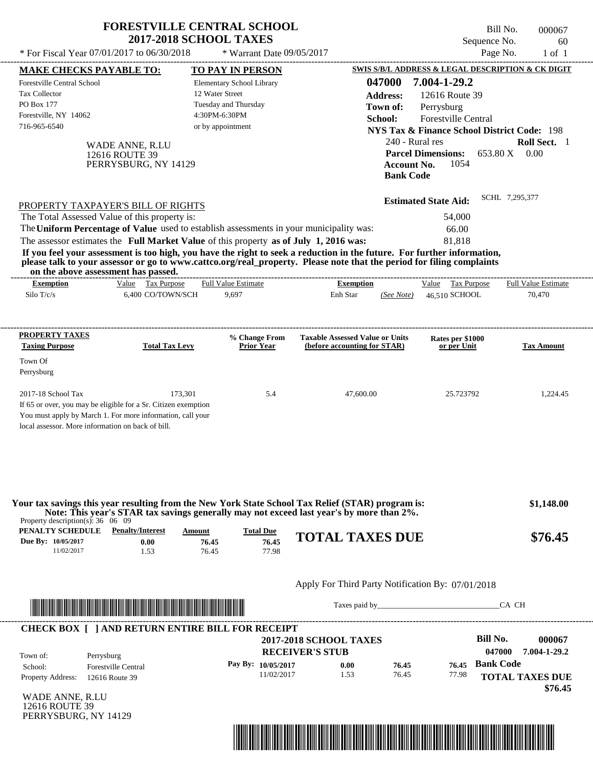# FORESTVILLE CENTRAL SCHOOL
## 2017-2018 SCHOOL TAXES

* For Fiscal Year 07/01/2017 to 06/30/2018 * Warrant Date 09/05/2017

Bill No. 000067
Sequence No. 60
Page No. 1 of 1

**MAKE CHECKS PAYABLE TO:**
Forestville Central School
Tax Collector
PO Box 177
Forestville, NY 14062
716-965-6540

**TO PAY IN PERSON**
Elementary School Library
12 Water Street
Tuesday and Thursday
4:30PM-6:30PM
or by appointment

**SWIS S/B/L ADDRESS & LEGAL DESCRIPTION & CK DIGIT**
**047000 7.004-1-29.2**
**Address:** 12616 Route 39
**Town of:** Perrysburg
**School:** Forestville Central
**NYS Tax & Finance School District Code:** 198
240 - Rural res **Roll Sect.** 1
**Parcel Dimensions:** 653.80 X 0.00
**Account No.** 1054
**Bank Code**

WADE ANNE, R.LU
12616 ROUTE 39
PERRYSBURG, NY 14129

**Estimated State Aid:** SCHL 7,295,377

PROPERTY TAXPAYER'S BILL OF RIGHTS

The Total Assessed Value of this property is: 54,000
The **Uniform Percentage of Value** used to establish assessments in your municipality was: 66.00
The assessor estimates the **Full Market Value** of this property **as of July 1, 2016 was:** 81,818

**If you feel your assessment is too high, you have the right to seek a reduction in the future. For further information, please talk to your assessor or go to www.cattco.org/real_property. Please note that the period for filing complaints on the above assessment has passed.**

| Exemption | Value | Tax Purpose | Full Value Estimate | Exemption | | Value | Tax Purpose | Full Value Estimate |
|---|---|---|---|---|---|---|---|---|
| Silo T/c/s | 6,400 | CO/TOWN/SCH | 9,697 | Enh Star | (See Note) | 46,510 | SCHOOL | 70,470 |

| PROPERTY TAXES Taxing Purpose | Total Tax Levy | % Change From Prior Year | Taxable Assessed Value or Units (before accounting for STAR) | Rates per $1000 or per Unit | Tax Amount |
|---|---|---|---|---|---|
| Town Of Perrysburg | | | | | |
| 2017-18 School Tax | 173,301 | 5.4 | 47,600.00 | 25.723792 | 1,224.45 |

If 65 or over, you may be eligible for a Sr. Citizen exemption
You must apply by March 1. For more information, call your local assessor. More information on back of bill.

**Your tax savings this year resulting from the New York State School Tax Relief (STAR) program is: $1,148.00**
**Note: This year's STAR tax savings generally may not exceed last year's by more than 2%.**

Property description(s): 36 06 09

| PENALTY SCHEDULE | Penalty/Interest | Amount | Total Due |
|---|---|---|---|
| Due By: 10/05/2017 | 0.00 | 76.45 | 76.45 |
| 11/02/2017 | 1.53 | 76.45 | 77.98 |

**TOTAL TAXES DUE $76.45**

Apply For Third Party Notification By: 07/01/2018

Taxes paid by______________________________CA CH

**CHECK BOX [ ] AND RETURN ENTIRE BILL FOR RECEIPT**

**2017-2018 SCHOOL TAXES**
**RECEIVER'S STUB**

**Bill No. 000067**
**047000 7.004-1-29.2**

Town of: Perrysburg
School: Forestville Central
Property Address: 12616 Route 39

| Pay By: | | | |
|---|---|---|---|
| 10/05/2017 | 0.00 | 76.45 | 76.45 |
| 11/02/2017 | 1.53 | 76.45 | 77.98 |

**Bank Code**
**TOTAL TAXES DUE $76.45**

WADE ANNE, R.LU
12616 ROUTE 39
PERRYSBURG, NY 14129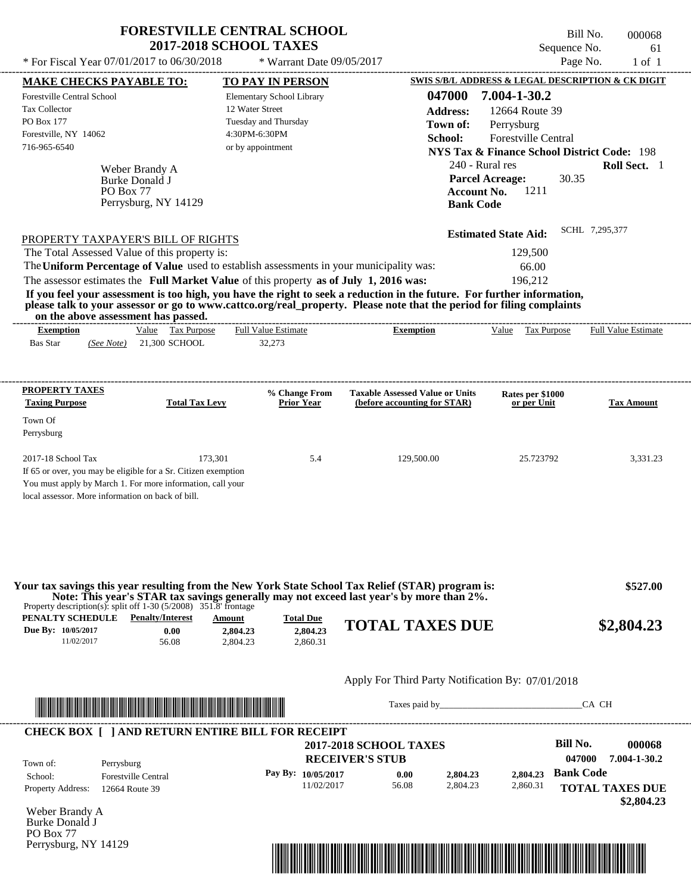# FORESTVILLE CENTRAL SCHOOL
## 2017-2018 SCHOOL TAXES

\* For Fiscal Year 07/01/2017 to 06/30/2018 \* Warrant Date 09/05/2017

Bill No. 000068
Sequence No. 61
Page No. 1 of 1

**MAKE CHECKS PAYABLE TO:**
Forestville Central School
Tax Collector
PO Box 177
Forestville, NY 14062
716-965-6540

**TO PAY IN PERSON**
Elementary School Library
12 Water Street
Tuesday and Thursday
4:30PM-6:30PM
or by appointment

**SWIS S/B/L ADDRESS & LEGAL DESCRIPTION & CK DIGIT**
**047000 7.004-1-30.2**
**Address:** 12664 Route 39
**Town of:** Perrysburg
**School:** Forestville Central
**NYS Tax & Finance School District Code:** 198
240 - Rural res **Roll Sect.** 1
**Parcel Acreage:** 30.35
**Account No.** 1211
**Bank Code**

Weber Brandy A
Burke Donald J
PO Box 77
Perrysburg, NY 14129

**Estimated State Aid:** SCHL 7,295,377

PROPERTY TAXPAYER'S BILL OF RIGHTS

The Total Assessed Value of this property is: 129,500
The **Uniform Percentage of Value** used to establish assessments in your municipality was: 66.00
The assessor estimates the **Full Market Value** of this property **as of July 1, 2016 was:** 196,212

**If you feel your assessment is too high, you have the right to seek a reduction in the future. For further information, please talk to your assessor or go to www.cattco.org/real_property. Please note that the period for filing complaints on the above assessment has passed.**

| Exemption | Value | Tax Purpose | Full Value Estimate | Exemption | Value | Tax Purpose | Full Value Estimate |
|---|---|---|---|---|---|---|---|
| Bas Star *(See Note)* | 21,300 | SCHOOL | 32,273 | | | | |

| PROPERTY TAXES Taxing Purpose | Total Tax Levy | % Change From Prior Year | Taxable Assessed Value or Units (before accounting for STAR) | Rates per $1000 or per Unit | Tax Amount |
|---|---|---|---|---|---|
| Town Of Perrysburg | | | | | |
| 2017-18 School Tax | 173,301 | 5.4 | 129,500.00 | 25.723792 | 3,331.23 |

If 65 or over, you may be eligible for a Sr. Citizen exemption
You must apply by March 1. For more information, call your local assessor. More information on back of bill.

**Your tax savings this year resulting from the New York State School Tax Relief (STAR) program is: $527.00**
**Note: This year's STAR tax savings generally may not exceed last year's by more than 2%.**

Property description(s): split off 1-30 (5/2008) 351.8' frontage

| PENALTY SCHEDULE | Penalty/Interest | Amount | Total Due |
|---|---|---|---|
| Due By: 10/05/2017 | 0.00 | 2,804.23 | 2,804.23 |
| 11/02/2017 | 56.08 | 2,804.23 | 2,860.31 |

**TOTAL TAXES DUE $2,804.23**

Apply For Third Party Notification By: 07/01/2018

Taxes paid by_______________________________CA CH

**CHECK BOX [ ] AND RETURN ENTIRE BILL FOR RECEIPT**

**2017-2018 SCHOOL TAXES**
**RECEIVER'S STUB**

**Bill No. 000068**
047000 7.004-1-30.2

Town of: Perrysburg
School: Forestville Central
Property Address: 12664 Route 39

| Pay By: | | | |
|---|---|---|---|
| 10/05/2017 | 0.00 | 2,804.23 | 2,804.23 |
| 11/02/2017 | 56.08 | 2,804.23 | 2,860.31 |

**Bank Code**

**TOTAL TAXES DUE $2,804.23**

Weber Brandy A
Burke Donald J
PO Box 77
Perrysburg, NY 14129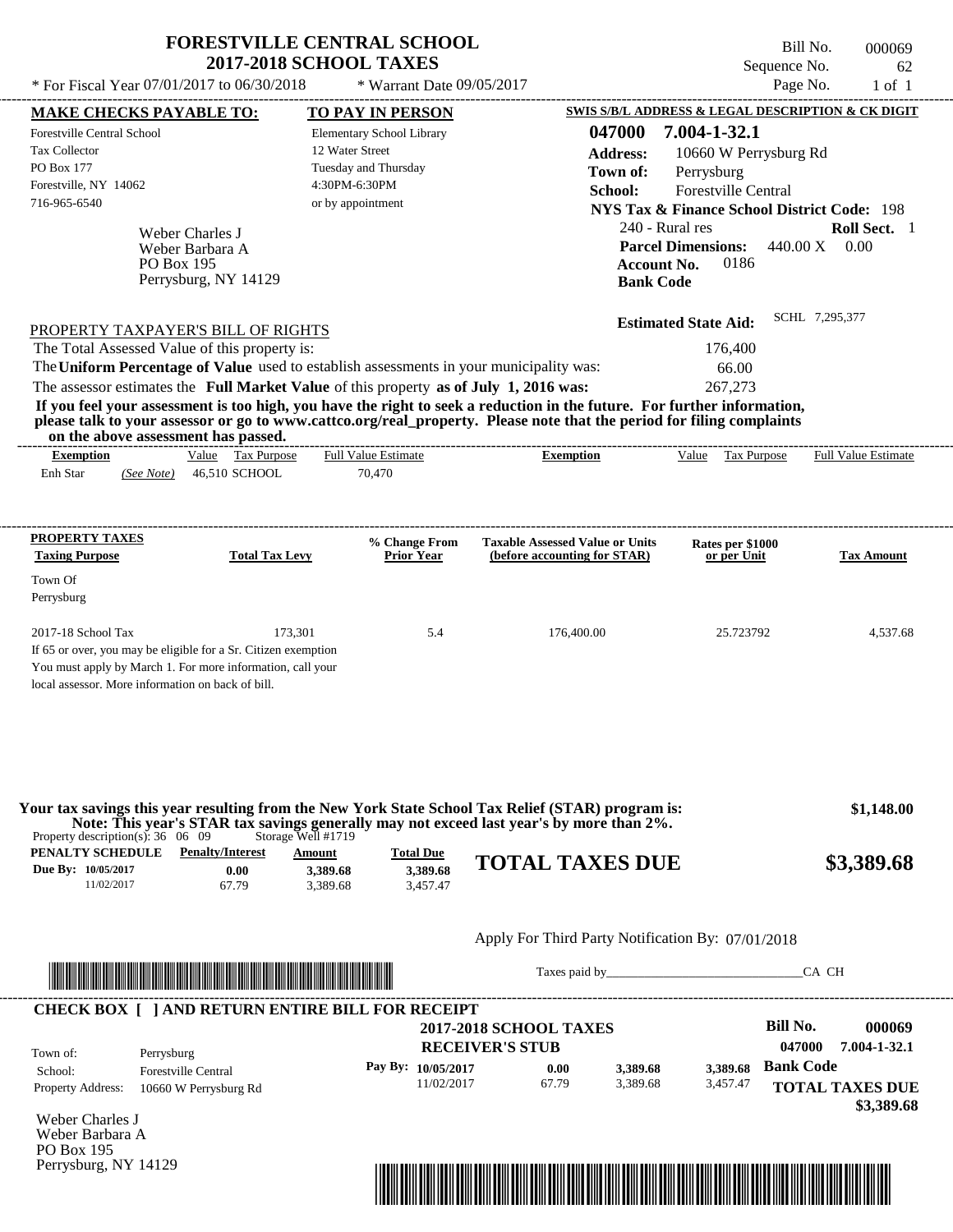# FORESTVILLE CENTRAL SCHOOL
## 2017-2018 SCHOOL TAXES

\* For Fiscal Year 07/01/2017 to 06/30/2018 \* Warrant Date 09/05/2017

Bill No. 000069
Sequence No. 62
Page No. 1 of 1

| MAKE CHECKS PAYABLE TO: | TO PAY IN PERSON | SWIS S/B/L ADDRESS & LEGAL DESCRIPTION & CK DIGIT |
|---|---|---|
| Forestville Central School | Elementary School Library | 047000 7.004-1-32.1 |
| Tax Collector | 12 Water Street | Address: 10660 W Perrysburg Rd |
| PO Box 177 | Tuesday and Thursday | Town of: Perrysburg |
| Forestville, NY 14062 | 4:30PM-6:30PM | School: Forestville Central |
| 716-965-6540 | or by appointment | NYS Tax & Finance School District Code: 198 |

Weber Charles J
Weber Barbara A
PO Box 195
Perrysburg, NY 14129

240 - Rural res **Roll Sect.** 1
**Parcel Dimensions:** 440.00 X 0.00
**Account No.** 0186
**Bank Code**

**Estimated State Aid:** SCHL 7,295,377

PROPERTY TAXPAYER'S BILL OF RIGHTS

The Total Assessed Value of this property is: 176,400
The **Uniform Percentage of Value** used to establish assessments in your municipality was: 66.00
The assessor estimates the **Full Market Value** of this property **as of July 1, 2016 was:** 267,273

**If you feel your assessment is too high, you have the right to seek a reduction in the future. For further information, please talk to your assessor or go to www.cattco.org/real_property. Please note that the period for filing complaints on the above assessment has passed.**

| Exemption | Value | Tax Purpose | Full Value Estimate | Exemption | Value | Tax Purpose | Full Value Estimate |
|---|---|---|---|---|---|---|---|
| Enh Star *(See Note)* | 46,510 | SCHOOL | 70,470 | | | | |

| PROPERTY TAXES Taxing Purpose | Total Tax Levy | % Change From Prior Year | Taxable Assessed Value or Units (before accounting for STAR) | Rates per $1000 or per Unit | Tax Amount |
|---|---|---|---|---|---|
| Town Of Perrysburg | | | | | |
| 2017-18 School Tax | 173,301 | 5.4 | 176,400.00 | 25.723792 | 4,537.68 |

If 65 or over, you may be eligible for a Sr. Citizen exemption
You must apply by March 1. For more information, call your local assessor. More information on back of bill.

**Your tax savings this year resulting from the New York State School Tax Relief (STAR) program is: $1,148.00**
**Note: This year's STAR tax savings generally may not exceed last year's by more than 2%.**

Property description(s): 36 06 09 Storage Well #1719

| PENALTY SCHEDULE | Penalty/Interest | Amount | Total Due |
|---|---|---|---|
| Due By: 10/05/2017 | 0.00 | 3,389.68 | 3,389.68 |
| 11/02/2017 | 67.79 | 3,389.68 | 3,457.47 |

**TOTAL TAXES DUE $3,389.68**

Apply For Third Party Notification By: 07/01/2018

Taxes paid by_______________________________CA CH

**CHECK BOX [ ] AND RETURN ENTIRE BILL FOR RECEIPT**

**2017-2018 SCHOOL TAXES**
**RECEIVER'S STUB**

**Bill No. 000069**
047000 7.004-1-32.1

Town of: Perrysburg
School: Forestville Central
Property Address: 10660 W Perrysburg Rd

| Pay By: | | | |
|---|---|---|---|
| 10/05/2017 | 0.00 | 3,389.68 | 3,389.68 |
| 11/02/2017 | 67.79 | 3,389.68 | 3,457.47 |

**Bank Code**

**TOTAL TAXES DUE $3,389.68**

Weber Charles J
Weber Barbara A
PO Box 195
Perrysburg, NY 14129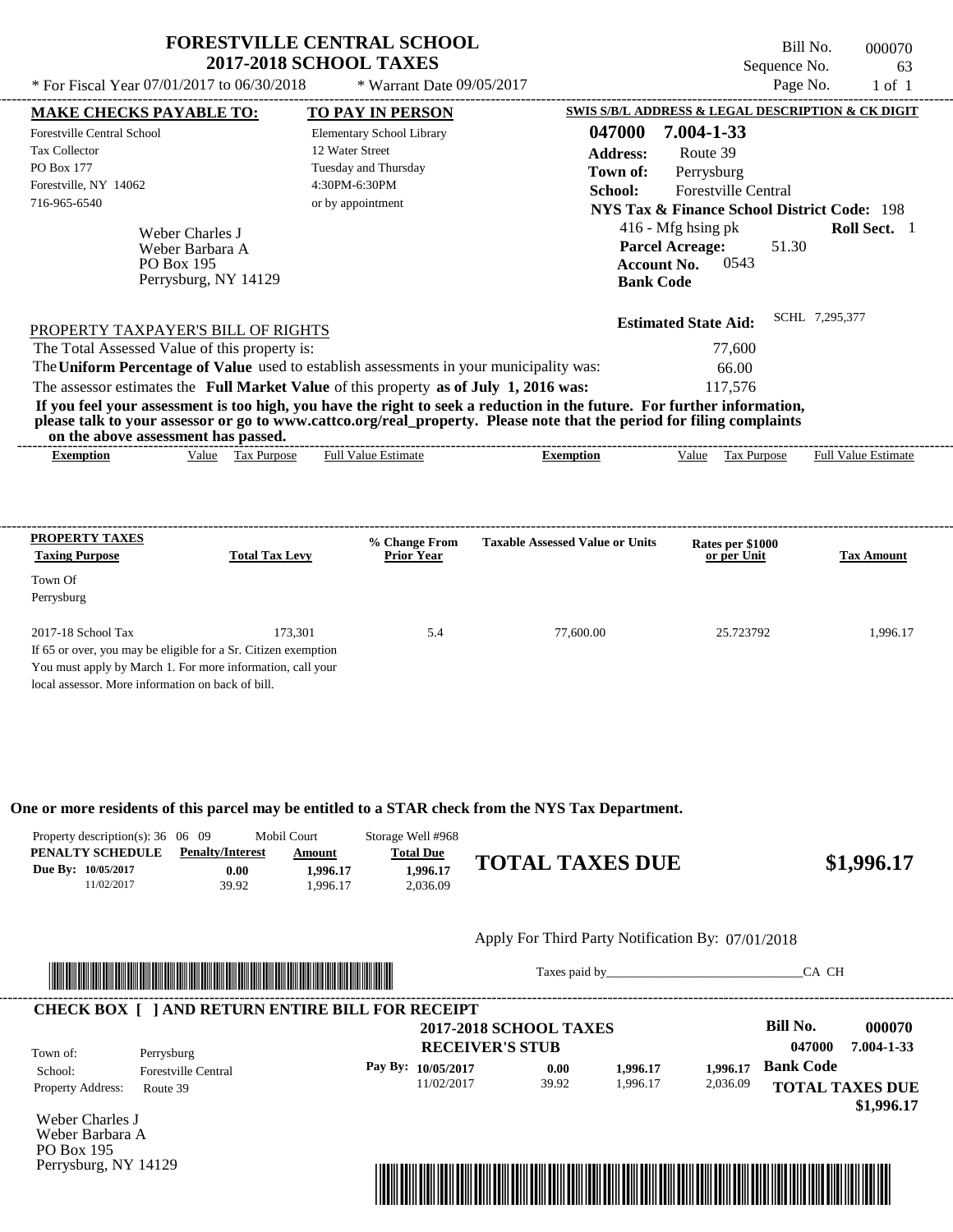# FORESTVILLE CENTRAL SCHOOL
## 2017-2018 SCHOOL TAXES

\* For Fiscal Year 07/01/2017 to 06/30/2018 \* Warrant Date 09/05/2017

Bill No. 000070
Sequence No. 63
Page No. 1 of 1

**MAKE CHECKS PAYABLE TO:**
Forestville Central School
Tax Collector
PO Box 177
Forestville, NY 14062
716-965-6540

**TO PAY IN PERSON**
Elementary School Library
12 Water Street
Tuesday and Thursday
4:30PM-6:30PM
or by appointment

**SWIS S/B/L ADDRESS & LEGAL DESCRIPTION & CK DIGIT**
**047000 7.004-1-33**
**Address:** Route 39
**Town of:** Perrysburg
**School:** Forestville Central
**NYS Tax & Finance School District Code:** 198
416 - Mfg hsing pk **Roll Sect.** 1
**Parcel Acreage:** 51.30
**Account No.** 0543
**Bank Code**

Weber Charles J
Weber Barbara A
PO Box 195
Perrysburg, NY 14129

**Estimated State Aid:** SCHL 7,295,377

PROPERTY TAXPAYER'S BILL OF RIGHTS

The Total Assessed Value of this property is: 77,600

The **Uniform Percentage of Value** used to establish assessments in your municipality was: 66.00

The assessor estimates the **Full Market Value** of this property **as of July 1, 2016 was:** 117,576

**If you feel your assessment is too high, you have the right to seek a reduction in the future. For further information, please talk to your assessor or go to www.cattco.org/real_property. Please note that the period for filing complaints on the above assessment has passed.**

| Exemption | Value | Tax Purpose | Full Value Estimate | Exemption | Value | Tax Purpose | Full Value Estimate |
|---|---|---|---|---|---|---|---|

| PROPERTY TAXES Taxing Purpose | Total Tax Levy | % Change From Prior Year | Taxable Assessed Value or Units | Rates per $1000 or per Unit | Tax Amount |
|---|---|---|---|---|---|
| Town Of Perrysburg | | | | | |
| 2017-18 School Tax | 173,301 | 5.4 | 77,600.00 | 25.723792 | 1,996.17 |

If 65 or over, you may be eligible for a Sr. Citizen exemption
You must apply by March 1. For more information, call your local assessor. More information on back of bill.

**One or more residents of this parcel may be entitled to a STAR check from the NYS Tax Department.**

Property description(s): 36 06 09 Mobil Court Storage Well #968

| PENALTY SCHEDULE | Penalty/Interest | Amount | Total Due |
|---|---|---|---|
| Due By: 10/05/2017 | 0.00 | 1,996.17 | 1,996.17 |
| 11/02/2017 | 39.92 | 1,996.17 | 2,036.09 |

**TOTAL TAXES DUE $1,996.17**

Apply For Third Party Notification By: 07/01/2018

Taxes paid by_______________________________CA CH

**CHECK BOX [ ] AND RETURN ENTIRE BILL FOR RECEIPT**

**2017-2018 SCHOOL TAXES**
**RECEIVER'S STUB**

Bill No. **000070**
**047000 7.004-1-33**

Town of: Perrysburg
School: Forestville Central
Property Address: Route 39

| Pay By: | | | |
|---|---|---|---|
| 10/05/2017 | 0.00 | 1,996.17 | 1,996.17 |
| 11/02/2017 | 39.92 | 1,996.17 | 2,036.09 |

**Bank Code**

**TOTAL TAXES DUE $1,996.17**

Weber Charles J
Weber Barbara A
PO Box 195
Perrysburg, NY 14129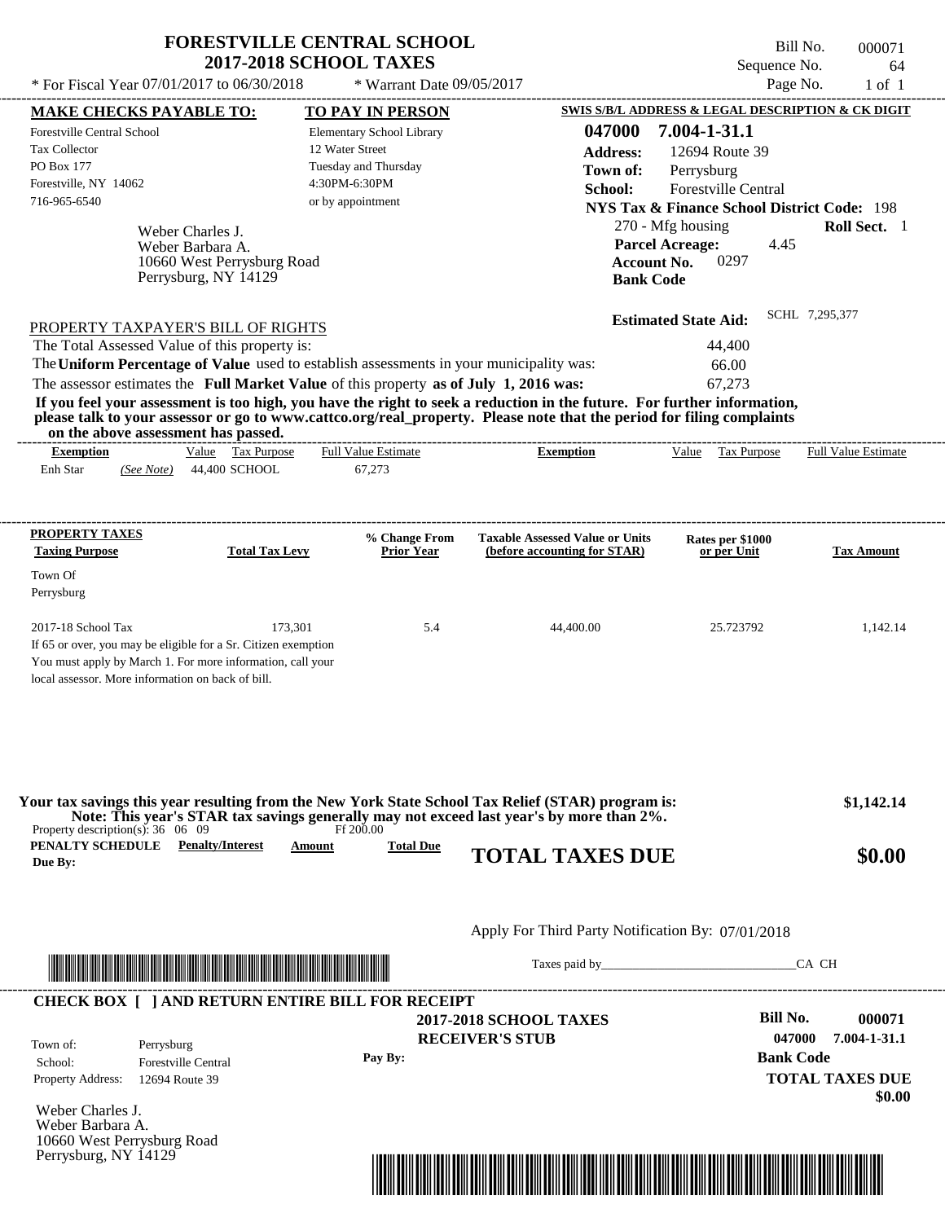# FORESTVILLE CENTRAL SCHOOL
## 2017-2018 SCHOOL TAXES

\* For Fiscal Year 07/01/2017 to 06/30/2018 \* Warrant Date 09/05/2017

Bill No. 000071
Sequence No. 64
Page No. 1 of 1

**MAKE CHECKS PAYABLE TO:**

Forestville Central School
Tax Collector
PO Box 177
Forestville, NY 14062
716-965-6540

**TO PAY IN PERSON**

Elementary School Library
12 Water Street
Tuesday and Thursday
4:30PM-6:30PM
or by appointment

**SWIS S/B/L ADDRESS & LEGAL DESCRIPTION & CK DIGIT**

**047000 7.004-1-31.1**
**Address:** 12694 Route 39
**Town of:** Perrysburg
**School:** Forestville Central
**NYS Tax & Finance School District Code:** 198
270 - Mfg housing **Roll Sect.** 1
**Parcel Acreage:** 4.45
**Account No.** 0297
**Bank Code**

Weber Charles J.
Weber Barbara A.
10660 West Perrysburg Road
Perrysburg, NY 14129

**Estimated State Aid:** SCHL 7,295,377

PROPERTY TAXPAYER'S BILL OF RIGHTS

The Total Assessed Value of this property is: 44,400
The **Uniform Percentage of Value** used to establish assessments in your municipality was: 66.00
The assessor estimates the **Full Market Value** of this property **as of July 1, 2016 was:** 67,273

**If you feel your assessment is too high, you have the right to seek a reduction in the future. For further information, please talk to your assessor or go to www.cattco.org/real_property. Please note that the period for filing complaints on the above assessment has passed.**

| Exemption | Value | Tax Purpose | Full Value Estimate | Exemption | Value | Tax Purpose | Full Value Estimate |
|---|---|---|---|---|---|---|---|
| Enh Star *(See Note)* | 44,400 | SCHOOL | 67,273 | | | | |

| PROPERTY TAXES Taxing Purpose | Total Tax Levy | % Change From Prior Year | Taxable Assessed Value or Units (before accounting for STAR) | Rates per $1000 or per Unit | Tax Amount |
|---|---|---|---|---|---|
| Town Of Perrysburg | | | | | |
| 2017-18 School Tax | 173,301 | 5.4 | 44,400.00 | 25.723792 | 1,142.14 |

If 65 or over, you may be eligible for a Sr. Citizen exemption
You must apply by March 1. For more information, call your local assessor. More information on back of bill.

**Your tax savings this year resulting from the New York State School Tax Relief (STAR) program is: $1,142.14**
**Note: This year's STAR tax savings generally may not exceed last year's by more than 2%.**

Property description(s): 36 06 09 Ff 200.00

| PENALTY SCHEDULE | Penalty/Interest | Amount | Total Due |
|---|---|---|---|
| Due By: | | | |

**TOTAL TAXES DUE $0.00**

Apply For Third Party Notification By: 07/01/2018

Taxes paid by______________________________CA CH

---

**CHECK BOX [ ] AND RETURN ENTIRE BILL FOR RECEIPT**

**2017-2018 SCHOOL TAXES**
**RECEIVER'S STUB**

**Bill No. 000071**
**047000 7.004-1-31.1**
**Bank Code**

Town of: Perrysburg
School: Forestville Central
Property Address: 12694 Route 39

**Pay By:**

**TOTAL TAXES DUE $0.00**

Weber Charles J.
Weber Barbara A.
10660 West Perrysburg Road
Perrysburg, NY 14129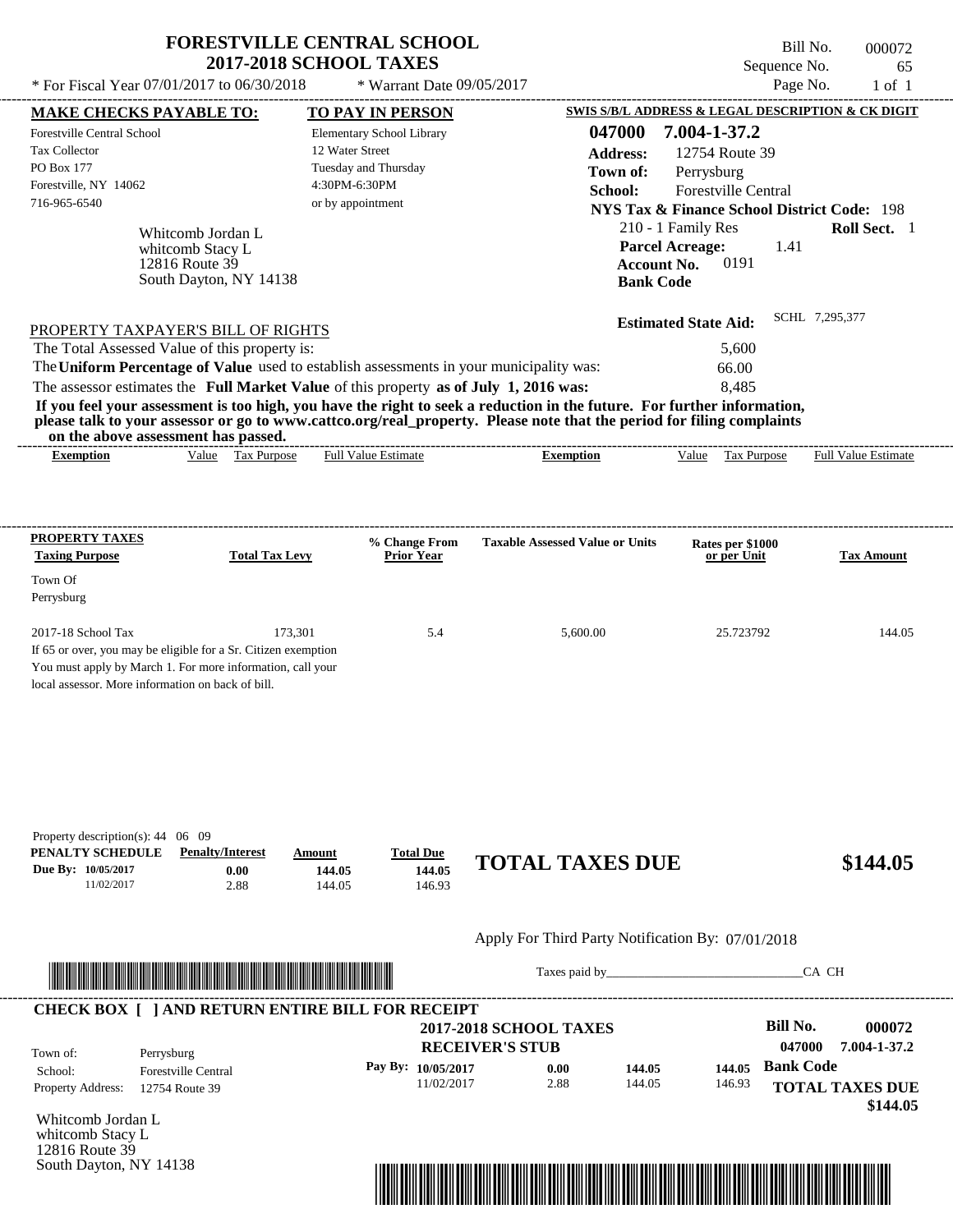# FORESTVILLE CENTRAL SCHOOL
## 2017-2018 SCHOOL TAXES

\* For Fiscal Year 07/01/2017 to 06/30/2018 &nbsp;&nbsp;&nbsp; \* Warrant Date 09/05/2017

Bill No. 000072
Sequence No. 65
Page No. 1 of 1

| MAKE CHECKS PAYABLE TO: | TO PAY IN PERSON | SWIS S/B/L ADDRESS & LEGAL DESCRIPTION & CK DIGIT |
|---|---|---|
| Forestville Central School | Elementary School Library | 047000 7.004-1-37.2 |
| Tax Collector | 12 Water Street | Address: 12754 Route 39 |
| PO Box 177 | Tuesday and Thursday | Town of: Perrysburg |
| Forestville, NY 14062 | 4:30PM-6:30PM | School: Forestville Central |
| 716-965-6540 | or by appointment | NYS Tax & Finance School District Code: 198 |

Whitcomb Jordan L
whitcomb Stacy L
12816 Route 39
South Dayton, NY 14138

210 - 1 Family Res &nbsp;&nbsp;&nbsp; **Roll Sect.** 1
**Parcel Acreage:** 1.41
**Account No.** 0191
**Bank Code**

**Estimated State Aid:** SCHL 7,295,377

PROPERTY TAXPAYER'S BILL OF RIGHTS

The Total Assessed Value of this property is: 5,600
The **Uniform Percentage of Value** used to establish assessments in your municipality was: 66.00
The assessor estimates the **Full Market Value** of this property **as of July 1, 2016 was:** 8,485

**If you feel your assessment is too high, you have the right to seek a reduction in the future. For further information, please talk to your assessor or go to www.cattco.org/real_property. Please note that the period for filing complaints on the above assessment has passed.**

| Exemption | Value | Tax Purpose | Full Value Estimate | Exemption | Value | Tax Purpose | Full Value Estimate |
|---|---|---|---|---|---|---|---|

| PROPERTY TAXES Taxing Purpose | Total Tax Levy | % Change From Prior Year | Taxable Assessed Value or Units | Rates per $1000 or per Unit | Tax Amount |
|---|---|---|---|---|---|
| Town Of Perrysburg | | | | | |
| 2017-18 School Tax | 173,301 | 5.4 | 5,600.00 | 25.723792 | 144.05 |

If 65 or over, you may be eligible for a Sr. Citizen exemption
You must apply by March 1. For more information, call your local assessor. More information on back of bill.

Property description(s): 44 06 09

| PENALTY SCHEDULE | Penalty/Interest | Amount | Total Due |
|---|---|---|---|
| Due By: 10/05/2017 | 0.00 | 144.05 | 144.05 |
| 11/02/2017 | 2.88 | 144.05 | 146.93 |

**TOTAL TAXES DUE** **$144.05**

Apply For Third Party Notification By: 07/01/2018

Taxes paid by_______________________________CA CH

**CHECK BOX [ ] AND RETURN ENTIRE BILL FOR RECEIPT**

**2017-2018 SCHOOL TAXES**
**RECEIVER'S STUB**

**Bill No.** 000072
047000 7.004-1-37.2

Town of: Perrysburg
School: Forestville Central
Property Address: 12754 Route 39

| Pay By: | | | |
|---|---|---|---|
| 10/05/2017 | 0.00 | 144.05 | 144.05 |
| 11/02/2017 | 2.88 | 144.05 | 146.93 |

**Bank Code**

**TOTAL TAXES DUE**
**$144.05**

Whitcomb Jordan L
whitcomb Stacy L
12816 Route 39
South Dayton, NY 14138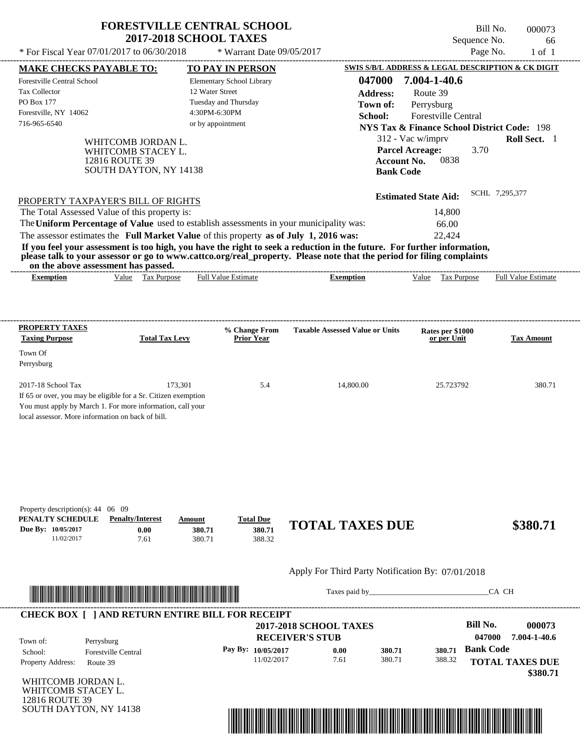# FORESTVILLE CENTRAL SCHOOL
## 2017-2018 SCHOOL TAXES

Bill No. 000073
Sequence No. 66
Page No. 1 of 1

\* For Fiscal Year 07/01/2017 to 06/30/2018 \* Warrant Date 09/05/2017

**MAKE CHECKS PAYABLE TO:**
Forestville Central School
Tax Collector
PO Box 177
Forestville, NY 14062
716-965-6540

**TO PAY IN PERSON**
Elementary School Library
12 Water Street
Tuesday and Thursday
4:30PM-6:30PM
or by appointment

**SWIS S/B/L ADDRESS & LEGAL DESCRIPTION & CK DIGIT**
**047000 7.004-1-40.6**
**Address:** Route 39
**Town of:** Perrysburg
**School:** Forestville Central
**NYS Tax & Finance School District Code:** 198
312 - Vac w/imprv **Roll Sect.** 1
**Parcel Acreage:** 3.70
**Account No.** 0838
**Bank Code**

WHITCOMB JORDAN L.
WHITCOMB STACEY L.
12816 ROUTE 39
SOUTH DAYTON, NY 14138

**Estimated State Aid:** SCHL 7,295,377

PROPERTY TAXPAYER'S BILL OF RIGHTS

The Total Assessed Value of this property is: 14,800
The **Uniform Percentage of Value** used to establish assessments in your municipality was: 66.00
The assessor estimates the **Full Market Value** of this property **as of July 1, 2016 was:** 22,424

**If you feel your assessment is too high, you have the right to seek a reduction in the future. For further information, please talk to your assessor or go to www.cattco.org/real_property. Please note that the period for filing complaints on the above assessment has passed.**

| Exemption | Value | Tax Purpose | Full Value Estimate | Exemption | Value | Tax Purpose | Full Value Estimate |
|---|---|---|---|---|---|---|---|

| PROPERTY TAXES Taxing Purpose | Total Tax Levy | % Change From Prior Year | Taxable Assessed Value or Units | Rates per $1000 or per Unit | Tax Amount |
|---|---|---|---|---|---|
| Town Of Perrysburg | | | | | |
| 2017-18 School Tax | 173,301 | 5.4 | 14,800.00 | 25.723792 | 380.71 |

If 65 or over, you may be eligible for a Sr. Citizen exemption
You must apply by March 1. For more information, call your local assessor. More information on back of bill.

Property description(s): 44 06 09

| PENALTY SCHEDULE | Penalty/Interest | Amount | Total Due |
|---|---|---|---|
| Due By: 10/05/2017 | 0.00 | 380.71 | 380.71 |
| 11/02/2017 | 7.61 | 380.71 | 388.32 |

**TOTAL TAXES DUE $380.71**

Apply For Third Party Notification By: 07/01/2018

Taxes paid by_______________________________CA CH

**CHECK BOX [ ] AND RETURN ENTIRE BILL FOR RECEIPT**

**2017-2018 SCHOOL TAXES**
**RECEIVER'S STUB**

**Bill No.** 000073
047000 7.004-1-40.6

Town of: Perrysburg
School: Forestville Central
Property Address: Route 39

| Pay By: | | | |
|---|---|---|---|
| 10/05/2017 | 0.00 | 380.71 | 380.71 |
| 11/02/2017 | 7.61 | 380.71 | 388.32 |

**Bank Code**

**TOTAL TAXES DUE $380.71**

WHITCOMB JORDAN L.
WHITCOMB STACEY L.
12816 ROUTE 39
SOUTH DAYTON, NY 14138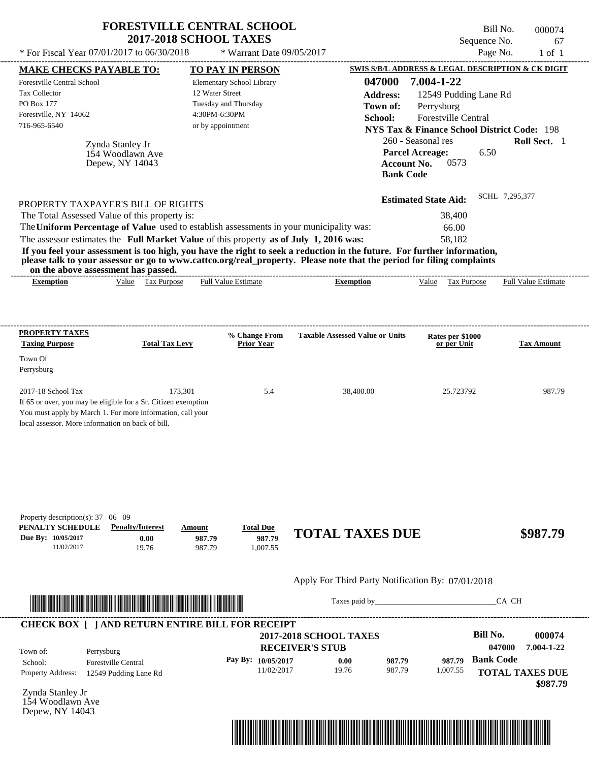# FORESTVILLE CENTRAL SCHOOL
## 2017-2018 SCHOOL TAXES

\* For Fiscal Year 07/01/2017 to 06/30/2018 \* Warrant Date 09/05/2017

Bill No. 000074
Sequence No. 67
Page No. 1 of 1

**MAKE CHECKS PAYABLE TO:**
Forestville Central School
Tax Collector
PO Box 177
Forestville, NY 14062
716-965-6540

**TO PAY IN PERSON**
Elementary School Library
12 Water Street
Tuesday and Thursday
4:30PM-6:30PM
or by appointment

**SWIS S/B/L ADDRESS & LEGAL DESCRIPTION & CK DIGIT**
**047000 7.004-1-22**
**Address:** 12549 Pudding Lane Rd
**Town of:** Perrysburg
**School:** Forestville Central
**NYS Tax & Finance School District Code:** 198
260 - Seasonal res **Roll Sect.** 1
**Parcel Acreage:** 6.50
**Account No.** 0573
**Bank Code**

Zynda Stanley Jr
154 Woodlawn Ave
Depew, NY 14043

**Estimated State Aid:** SCHL 7,295,377

PROPERTY TAXPAYER'S BILL OF RIGHTS

The Total Assessed Value of this property is: 38,400
The **Uniform Percentage of Value** used to establish assessments in your municipality was: 66.00
The assessor estimates the **Full Market Value** of this property **as of July 1, 2016 was:** 58,182

**If you feel your assessment is too high, you have the right to seek a reduction in the future. For further information, please talk to your assessor or go to www.cattco.org/real_property. Please note that the period for filing complaints on the above assessment has passed.**

| Exemption | Value | Tax Purpose | Full Value Estimate | Exemption | Value | Tax Purpose | Full Value Estimate |
|---|---|---|---|---|---|---|---|

| PROPERTY TAXES Taxing Purpose | Total Tax Levy | % Change From Prior Year | Taxable Assessed Value or Units | Rates per $1000 or per Unit | Tax Amount |
|---|---|---|---|---|---|
| Town Of Perrysburg | | | | | |
| 2017-18 School Tax | 173,301 | 5.4 | 38,400.00 | 25.723792 | 987.79 |

If 65 or over, you may be eligible for a Sr. Citizen exemption
You must apply by March 1. For more information, call your local assessor. More information on back of bill.

Property description(s): 37 06 09

| PENALTY SCHEDULE | Penalty/Interest | Amount | Total Due |
|---|---|---|---|
| Due By: 10/05/2017 | 0.00 | 987.79 | 987.79 |
| 11/02/2017 | 19.76 | 987.79 | 1,007.55 |

**TOTAL TAXES DUE $987.79**

Apply For Third Party Notification By: 07/01/2018

Taxes paid by_______________________________CA CH

**CHECK BOX [ ] AND RETURN ENTIRE BILL FOR RECEIPT**

**2017-2018 SCHOOL TAXES**
**RECEIVER'S STUB**

**Bill No.** **000074**
**047000 7.004-1-22**

Town of: Perrysburg
School: Forestville Central
Property Address: 12549 Pudding Lane Rd

| Pay By: | | | |
|---|---|---|---|
| 10/05/2017 | 0.00 | 987.79 | 987.79 |
| 11/02/2017 | 19.76 | 987.79 | 1,007.55 |

**Bank Code**

**TOTAL TAXES DUE**
**$987.79**

Zynda Stanley Jr
154 Woodlawn Ave
Depew, NY 14043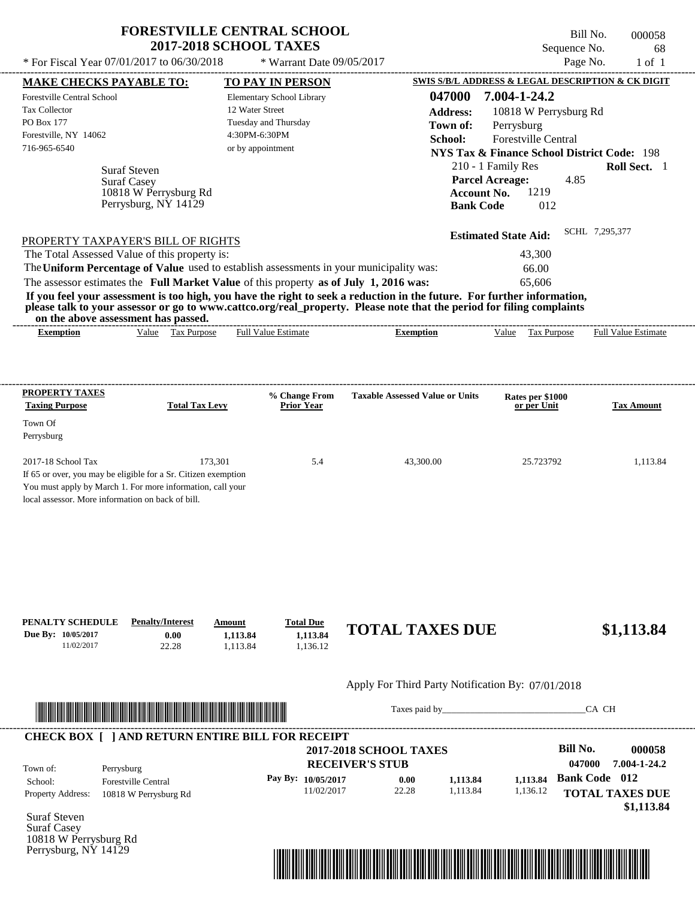# FORESTVILLE CENTRAL SCHOOL
## 2017-2018 SCHOOL TAXES

\* For Fiscal Year 07/01/2017 to 06/30/2018 \* Warrant Date 09/05/2017

Bill No. 000058
Sequence No. 68
Page No. 1 of 1

**MAKE CHECKS PAYABLE TO:**
Forestville Central School
Tax Collector
PO Box 177
Forestville, NY 14062
716-965-6540

**TO PAY IN PERSON**
Elementary School Library
12 Water Street
Tuesday and Thursday
4:30PM-6:30PM
or by appointment

**SWIS S/B/L ADDRESS & LEGAL DESCRIPTION & CK DIGIT**
**047000 7.004-1-24.2**
**Address:** 10818 W Perrysburg Rd
**Town of:** Perrysburg
**School:** Forestville Central
**NYS Tax & Finance School District Code:** 198
210 - 1 Family Res **Roll Sect.** 1
**Parcel Acreage:** 4.85
**Account No.** 1219
**Bank Code** 012

Suraf Steven
Suraf Casey
10818 W Perrysburg Rd
Perrysburg, NY 14129

**Estimated State Aid:** SCHL 7,295,377

PROPERTY TAXPAYER'S BILL OF RIGHTS

The Total Assessed Value of this property is: 43,300
The **Uniform Percentage of Value** used to establish assessments in your municipality was: 66.00
The assessor estimates the **Full Market Value** of this property **as of July 1, 2016 was:** 65,606

**If you feel your assessment is too high, you have the right to seek a reduction in the future. For further information, please talk to your assessor or go to www.cattco.org/real_property. Please note that the period for filing complaints on the above assessment has passed.**

| Exemption | Value | Tax Purpose | Full Value Estimate | Exemption | Value | Tax Purpose | Full Value Estimate |
|---|---|---|---|---|---|---|---|

| PROPERTY TAXES Taxing Purpose | Total Tax Levy | % Change From Prior Year | Taxable Assessed Value or Units | Rates per $1000 or per Unit | Tax Amount |
|---|---|---|---|---|---|
| Town Of Perrysburg | | | | | |
| 2017-18 School Tax | 173,301 | 5.4 | 43,300.00 | 25.723792 | 1,113.84 |

If 65 or over, you may be eligible for a Sr. Citizen exemption
You must apply by March 1. For more information, call your local assessor. More information on back of bill.

| PENALTY SCHEDULE | Penalty/Interest | Amount | Total Due |
|---|---|---|---|
| Due By: 10/05/2017 | 0.00 | 1,113.84 | 1,113.84 |
| 11/02/2017 | 22.28 | 1,113.84 | 1,136.12 |

**TOTAL TAXES DUE $1,113.84**

Apply For Third Party Notification By: 07/01/2018

Taxes paid by_______________________________CA CH

**CHECK BOX [ ] AND RETURN ENTIRE BILL FOR RECEIPT**

**2017-2018 SCHOOL TAXES**
**RECEIVER'S STUB**

Town of: Perrysburg
School: Forestville Central
Property Address: 10818 W Perrysburg Rd

| Pay By: | | | |
|---|---|---|---|
| 10/05/2017 | 0.00 | 1,113.84 | 1,113.84 |
| 11/02/2017 | 22.28 | 1,113.84 | 1,136.12 |

**Bill No. 000058**
047000 7.004-1-24.2
**Bank Code 012**
**TOTAL TAXES DUE**
**$1,113.84**

Suraf Steven
Suraf Casey
10818 W Perrysburg Rd
Perrysburg, NY 14129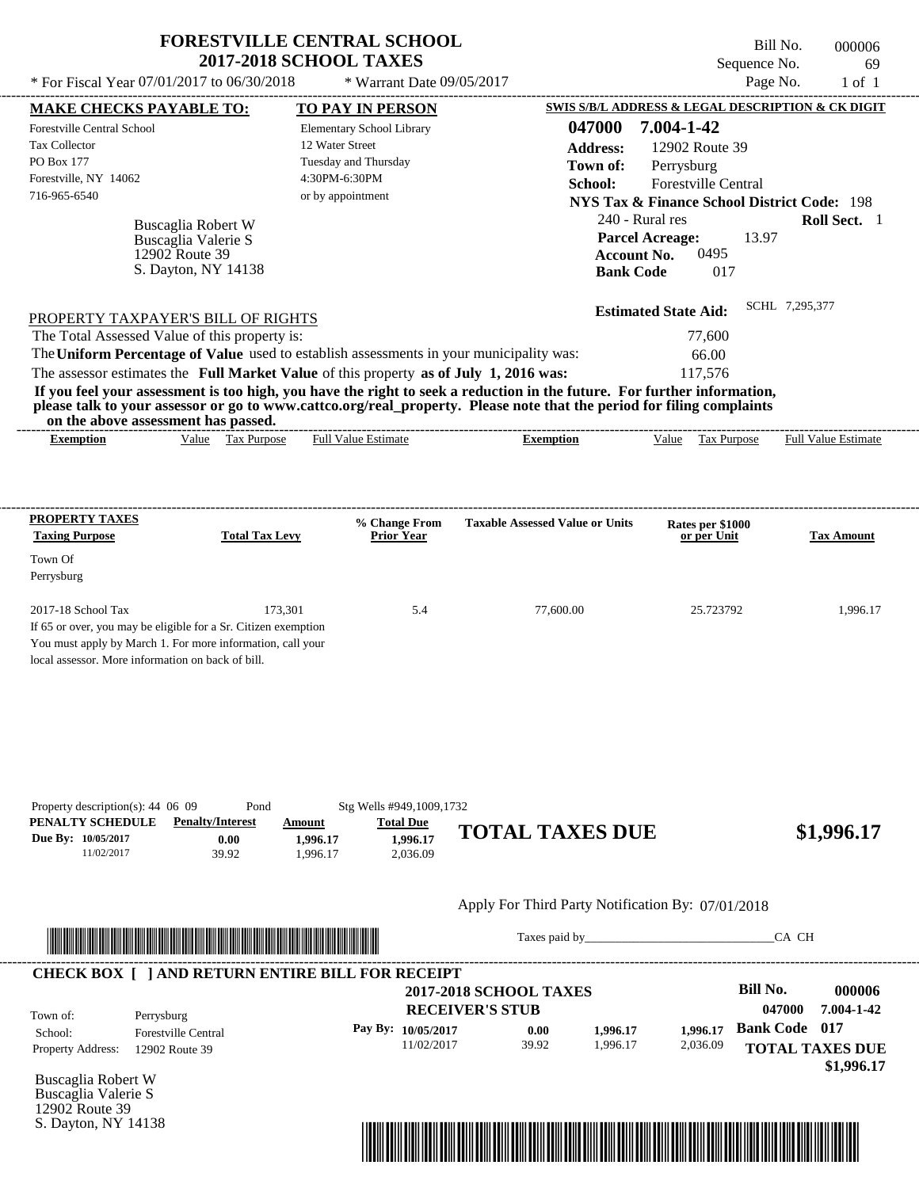# FORESTVILLE CENTRAL SCHOOL
## 2017-2018 SCHOOL TAXES

\* For Fiscal Year 07/01/2017 to 06/30/2018 \* Warrant Date 09/05/2017

Bill No. 000006
Sequence No. 69
Page No. 1 of 1

| MAKE CHECKS PAYABLE TO: | TO PAY IN PERSON | SWIS S/B/L ADDRESS & LEGAL DESCRIPTION & CK DIGIT |
|---|---|---|
| Forestville Central School | Elementary School Library | 047000 7.004-1-42 |
| Tax Collector | 12 Water Street | Address: 12902 Route 39 |
| PO Box 177 | Tuesday and Thursday | Town of: Perrysburg |
| Forestville, NY 14062 | 4:30PM-6:30PM | School: Forestville Central |
| 716-965-6540 | or by appointment | NYS Tax & Finance School District Code: 198 |

Buscaglia Robert W
Buscaglia Valerie S
12902 Route 39
S. Dayton, NY 14138

240 - Rural res — Roll Sect. 1
Parcel Acreage: 13.97
Account No. 0495
Bank Code 017

Estimated State Aid: SCHL 7,295,377

### PROPERTY TAXPAYER'S BILL OF RIGHTS

The Total Assessed Value of this property is: 77,600
The **Uniform Percentage of Value** used to establish assessments in your municipality was: 66.00
The assessor estimates the **Full Market Value** of this property **as of July 1, 2016 was:** 117,576

**If you feel your assessment is too high, you have the right to seek a reduction in the future. For further information, please talk to your assessor or go to www.cattco.org/real_property. Please note that the period for filing complaints on the above assessment has passed.**

| Exemption | Value | Tax Purpose | Full Value Estimate | Exemption | Value | Tax Purpose | Full Value Estimate |
|---|---|---|---|---|---|---|---|

| PROPERTY TAXES Taxing Purpose | Total Tax Levy | % Change From Prior Year | Taxable Assessed Value or Units | Rates per $1000 or per Unit | Tax Amount |
|---|---|---|---|---|---|
| Town Of Perrysburg | | | | | |
| 2017-18 School Tax | 173,301 | 5.4 | 77,600.00 | 25.723792 | 1,996.17 |

If 65 or over, you may be eligible for a Sr. Citizen exemption
You must apply by March 1. For more information, call your local assessor. More information on back of bill.

Property description(s): 44 06 09 Pond Stg Wells #949,1009,1732

| PENALTY SCHEDULE | Penalty/Interest | Amount | Total Due |
|---|---|---|---|
| Due By: 10/05/2017 | 0.00 | 1,996.17 | 1,996.17 |
| 11/02/2017 | 39.92 | 1,996.17 | 2,036.09 |

**TOTAL TAXES DUE $1,996.17**

Apply For Third Party Notification By: 07/01/2018

Taxes paid by\_\_\_\_\_\_\_\_\_\_\_\_\_\_\_\_\_\_\_\_\_\_\_\_\_\_\_\_CA CH

---

**CHECK BOX [ ] AND RETURN ENTIRE BILL FOR RECEIPT**

**2017-2018 SCHOOL TAXES**
**RECEIVER'S STUB**

Bill No. 000006
047000 7.004-1-42
Bank Code 017

Town of: Perrysburg
School: Forestville Central
Property Address: 12902 Route 39

| Pay By: | | | |
|---|---|---|---|
| 10/05/2017 | 0.00 | 1,996.17 | 1,996.17 |
| 11/02/2017 | 39.92 | 1,996.17 | 2,036.09 |

**TOTAL TAXES DUE $1,996.17**

Buscaglia Robert W
Buscaglia Valerie S
12902 Route 39
S. Dayton, NY 14138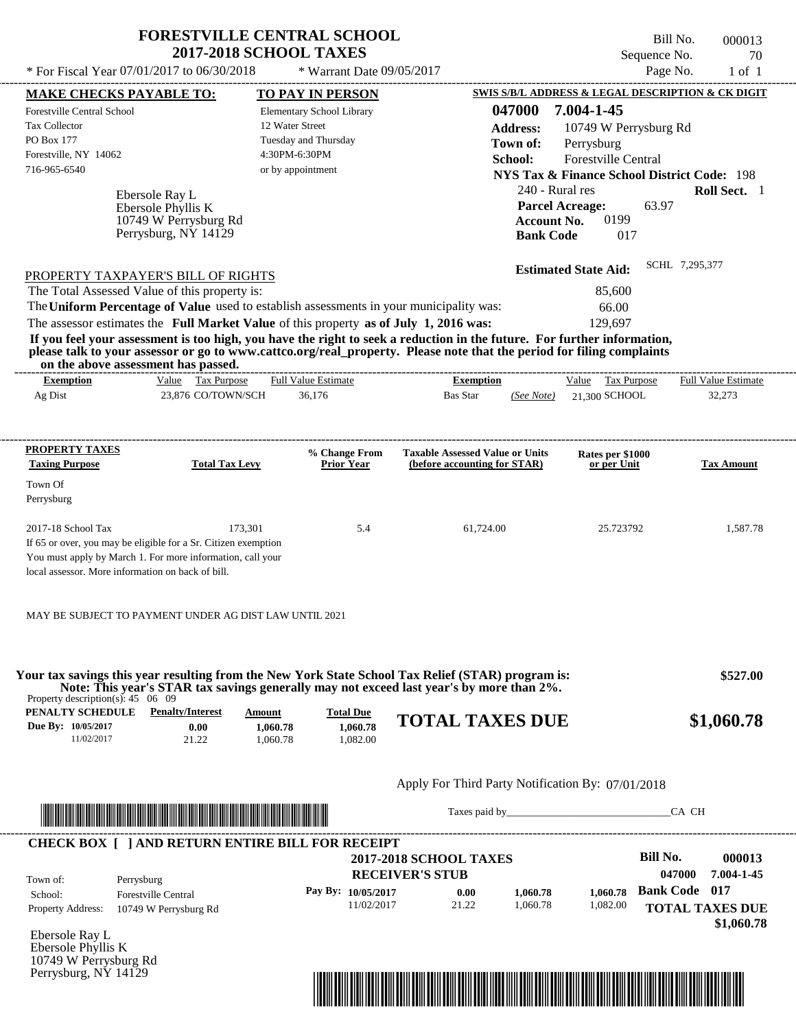# FORESTVILLE CENTRAL SCHOOL
## 2017-2018 SCHOOL TAXES

\* For Fiscal Year 07/01/2017 to 06/30/2018 \* Warrant Date 09/05/2017

Bill No. 000013
Sequence No. 70
Page No. 1 of 1

| MAKE CHECKS PAYABLE TO: | TO PAY IN PERSON | SWIS S/B/L ADDRESS & LEGAL DESCRIPTION & CK DIGIT |
|---|---|---|
| Forestville Central School | Elementary School Library | 047000 7.004-1-45 |
| Tax Collector | 12 Water Street | Address: 10749 W Perrysburg Rd |
| PO Box 177 | Tuesday and Thursday | Town of: Perrysburg |
| Forestville, NY 14062 | 4:30PM-6:30PM | School: Forestville Central |
| 716-965-6540 | or by appointment | NYS Tax & Finance School District Code: 198 |

Ebersole Ray L
Ebersole Phyllis K
10749 W Perrysburg Rd
Perrysburg, NY 14129

240 - Rural res — Roll Sect. 1
Parcel Acreage: 63.97
Account No. 0199
Bank Code 017

Estimated State Aid: SCHL 7,295,377

PROPERTY TAXPAYER'S BILL OF RIGHTS

| | |
|---|---|
| The Total Assessed Value of this property is: | 85,600 |
| The **Uniform Percentage of Value** used to establish assessments in your municipality was: | 66.00 |
| The assessor estimates the **Full Market Value** of this property **as of July 1, 2016 was:** | 129,697 |

**If you feel your assessment is too high, you have the right to seek a reduction in the future. For further information, please talk to your assessor or go to www.cattco.org/real_property. Please note that the period for filing complaints on the above assessment has passed.**

| Exemption | Value | Tax Purpose | Full Value Estimate | Exemption | Value | Tax Purpose | Full Value Estimate |
|---|---|---|---|---|---|---|---|
| Ag Dist | 23,876 | CO/TOWN/SCH | 36,176 | Bas Star (See Note) | 21,300 | SCHOOL | 32,273 |

| PROPERTY TAXES Taxing Purpose | Total Tax Levy | % Change From Prior Year | Taxable Assessed Value or Units (before accounting for STAR) | Rates per $1000 or per Unit | Tax Amount |
|---|---|---|---|---|---|
| Town Of Perrysburg | | | | | |
| 2017-18 School Tax | 173,301 | 5.4 | 61,724.00 | 25.723792 | 1,587.78 |

If 65 or over, you may be eligible for a Sr. Citizen exemption
You must apply by March 1. For more information, call your local assessor. More information on back of bill.

MAY BE SUBJECT TO PAYMENT UNDER AG DIST LAW UNTIL 2021

**Your tax savings this year resulting from the New York State School Tax Relief (STAR) program is: $527.00**
**Note: This year's STAR tax savings generally may not exceed last year's by more than 2%.**

Property description(s): 45 06 09

| PENALTY SCHEDULE | Penalty/Interest | Amount | Total Due |
|---|---|---|---|
| Due By: 10/05/2017 | 0.00 | 1,060.78 | 1,060.78 |
| 11/02/2017 | 21.22 | 1,060.78 | 1,082.00 |

**TOTAL TAXES DUE $1,060.78**

Apply For Third Party Notification By: 07/01/2018

Taxes paid by______________________________CA CH

**CHECK BOX [ ] AND RETURN ENTIRE BILL FOR RECEIPT**

**2017-2018 SCHOOL TAXES**
**RECEIVER'S STUB**

Bill No. 000013
047000 7.004-1-45
Bank Code 017

Town of: Perrysburg
School: Forestville Central
Property Address: 10749 W Perrysburg Rd

| Pay By: | | | |
|---|---|---|---|
| 10/05/2017 | 0.00 | 1,060.78 | 1,060.78 |
| 11/02/2017 | 21.22 | 1,060.78 | 1,082.00 |

**TOTAL TAXES DUE $1,060.78**

Ebersole Ray L
Ebersole Phyllis K
10749 W Perrysburg Rd
Perrysburg, NY 14129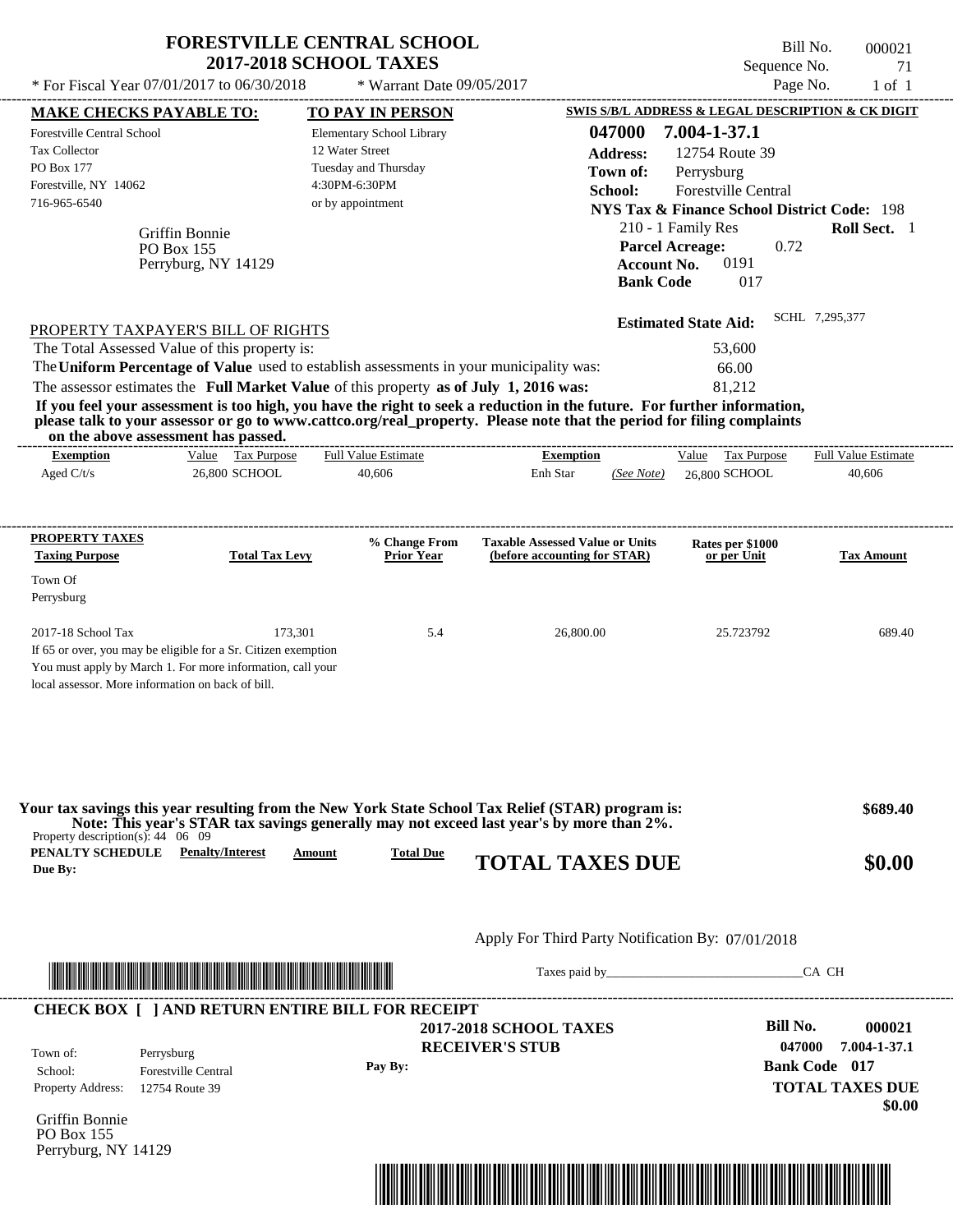# FORESTVILLE CENTRAL SCHOOL
## 2017-2018 SCHOOL TAXES

\* For Fiscal Year 07/01/2017 to 06/30/2018 \* Warrant Date 09/05/2017

Bill No. 000021
Sequence No. 71
Page No. 1 of 1

| MAKE CHECKS PAYABLE TO: | TO PAY IN PERSON | SWIS S/B/L ADDRESS & LEGAL DESCRIPTION & CK DIGIT |
|---|---|---|
| Forestville Central School | Elementary School Library | **047000 7.004-1-37.1** |
| Tax Collector | 12 Water Street | **Address:** 12754 Route 39 |
| PO Box 177 | Tuesday and Thursday | **Town of:** Perrysburg |
| Forestville, NY 14062 | 4:30PM-6:30PM | **School:** Forestville Central |
| 716-965-6540 | or by appointment | **NYS Tax & Finance School District Code:** 198 |

Griffin Bonnie
PO Box 155
Perryburg, NY 14129

210 - 1 Family Res — **Roll Sect.** 1
**Parcel Acreage:** 0.72
**Account No.** 0191
**Bank Code** 017

**Estimated State Aid:** SCHL 7,295,377

PROPERTY TAXPAYER'S BILL OF RIGHTS

The Total Assessed Value of this property is: 53,600
The **Uniform Percentage of Value** used to establish assessments in your municipality was: 66.00
The assessor estimates the **Full Market Value** of this property **as of July 1, 2016 was:** 81,212

**If you feel your assessment is too high, you have the right to seek a reduction in the future. For further information, please talk to your assessor or go to www.cattco.org/real_property. Please note that the period for filing complaints on the above assessment has passed.**

| Exemption | Value | Tax Purpose | Full Value Estimate | Exemption | | Value | Tax Purpose | Full Value Estimate |
|---|---|---|---|---|---|---|---|---|
| Aged C/t/s | 26,800 | SCHOOL | 40,606 | Enh Star | (See Note) | 26,800 | SCHOOL | 40,606 |

| PROPERTY TAXES Taxing Purpose | Total Tax Levy | % Change From Prior Year | Taxable Assessed Value or Units (before accounting for STAR) | Rates per $1000 or per Unit | Tax Amount |
|---|---|---|---|---|---|
| Town Of Perrysburg | | | | | |
| 2017-18 School Tax | 173,301 | 5.4 | 26,800.00 | 25.723792 | 689.40 |

If 65 or over, you may be eligible for a Sr. Citizen exemption
You must apply by March 1. For more information, call your local assessor. More information on back of bill.

**Your tax savings this year resulting from the New York State School Tax Relief (STAR) program is: $689.40**
**Note: This year's STAR tax savings generally may not exceed last year's by more than 2%.**

Property description(s): 44 06 09

| PENALTY SCHEDULE Due By: | Penalty/Interest | Amount | Total Due |
|---|---|---|---|

**TOTAL TAXES DUE $0.00**

Apply For Third Party Notification By: 07/01/2018

Taxes paid by______________________________CA CH

**CHECK BOX [ ] AND RETURN ENTIRE BILL FOR RECEIPT**

**2017-2018 SCHOOL TAXES**
**RECEIVER'S STUB**

**Bill No. 000021**
**047000 7.004-1-37.1**
**Bank Code 017**

Town of: Perrysburg
School: Forestville Central
Property Address: 12754 Route 39

Pay By:

**TOTAL TAXES DUE**
**$0.00**

Griffin Bonnie
PO Box 155
Perryburg, NY 14129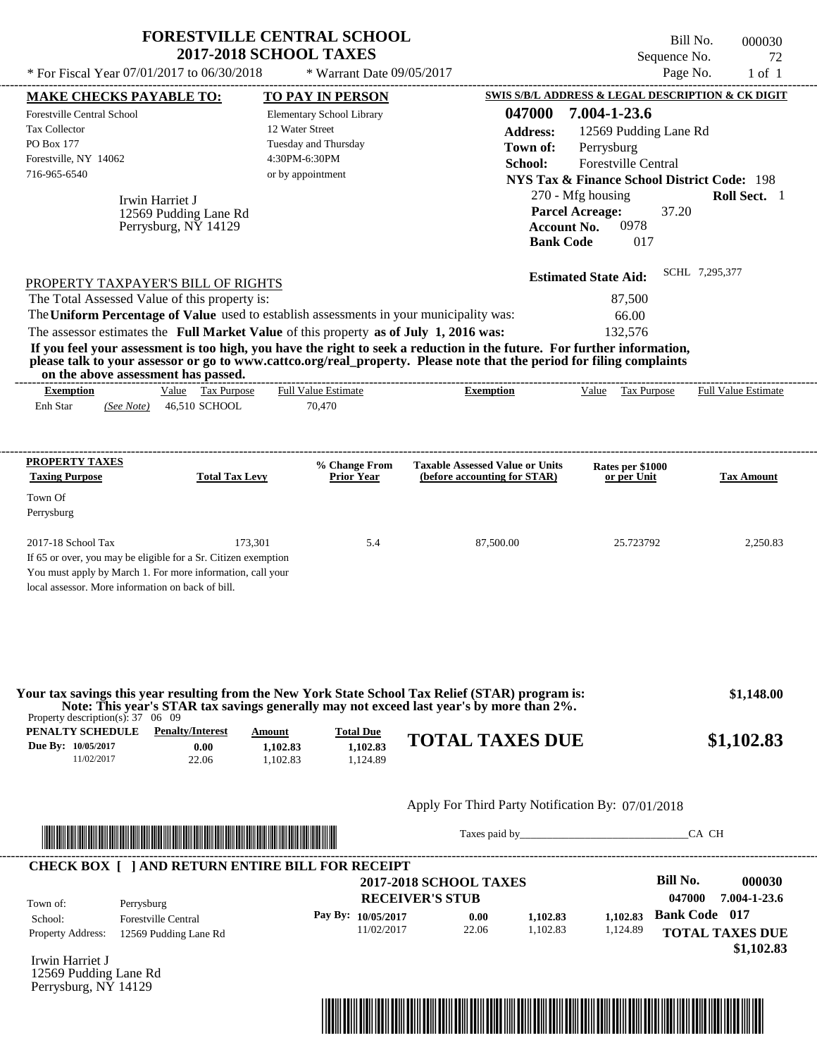# FORESTVILLE CENTRAL SCHOOL
## 2017-2018 SCHOOL TAXES

\* For Fiscal Year 07/01/2017 to 06/30/2018 &nbsp;&nbsp; \* Warrant Date 09/05/2017

Bill No. 000030
Sequence No. 72
Page No. 1 of 1

**MAKE CHECKS PAYABLE TO:**
Forestville Central School
Tax Collector
PO Box 177
Forestville, NY 14062
716-965-6540

**TO PAY IN PERSON**
Elementary School Library
12 Water Street
Tuesday and Thursday
4:30PM-6:30PM
or by appointment

**SWIS S/B/L ADDRESS & LEGAL DESCRIPTION & CK DIGIT**
**047000 7.004-1-23.6**
**Address:** 12569 Pudding Lane Rd
**Town of:** Perrysburg
**School:** Forestville Central
**NYS Tax & Finance School District Code:** 198
270 - Mfg housing &nbsp;&nbsp; **Roll Sect.** 1
**Parcel Acreage:** 37.20
**Account No.** 0978
**Bank Code** 017

Irwin Harriet J
12569 Pudding Lane Rd
Perrysburg, NY 14129

**Estimated State Aid:** SCHL 7,295,377

PROPERTY TAXPAYER'S BILL OF RIGHTS

The Total Assessed Value of this property is: 87,500
The **Uniform Percentage of Value** used to establish assessments in your municipality was: 66.00
The assessor estimates the **Full Market Value** of this property **as of July 1, 2016 was:** 132,576

**If you feel your assessment is too high, you have the right to seek a reduction in the future. For further information, please talk to your assessor or go to www.cattco.org/real_property. Please note that the period for filing complaints on the above assessment has passed.**

| Exemption | Value | Tax Purpose | Full Value Estimate | Exemption | Value | Tax Purpose | Full Value Estimate |
|---|---|---|---|---|---|---|---|
| Enh Star *(See Note)* | 46,510 | SCHOOL | 70,470 | | | | |

| PROPERTY TAXES Taxing Purpose | Total Tax Levy | % Change From Prior Year | Taxable Assessed Value or Units (before accounting for STAR) | Rates per $1000 or per Unit | Tax Amount |
|---|---|---|---|---|---|
| Town Of Perrysburg | | | | | |
| 2017-18 School Tax | 173,301 | 5.4 | 87,500.00 | 25.723792 | 2,250.83 |

If 65 or over, you may be eligible for a Sr. Citizen exemption
You must apply by March 1. For more information, call your local assessor. More information on back of bill.

**Your tax savings this year resulting from the New York State School Tax Relief (STAR) program is: $1,148.00**
**Note: This year's STAR tax savings generally may not exceed last year's by more than 2%.**

Property description(s): 37 06 09

| PENALTY SCHEDULE | Penalty/Interest | Amount | Total Due |
|---|---|---|---|
| Due By: 10/05/2017 | 0.00 | 1,102.83 | 1,102.83 |
| 11/02/2017 | 22.06 | 1,102.83 | 1,124.89 |

**TOTAL TAXES DUE $1,102.83**

Apply For Third Party Notification By: 07/01/2018

Taxes paid by_______________________________CA CH

**CHECK BOX [ ] AND RETURN ENTIRE BILL FOR RECEIPT**

**2017-2018 SCHOOL TAXES**
**RECEIVER'S STUB**

**Bill No. 000030**
047000 7.004-1-23.6
**Bank Code 017**

Town of: Perrysburg
School: Forestville Central
Property Address: 12569 Pudding Lane Rd

| Pay By: | | | |
|---|---|---|---|
| 10/05/2017 | 0.00 | 1,102.83 | 1,102.83 |
| 11/02/2017 | 22.06 | 1,102.83 | 1,124.89 |

**TOTAL TAXES DUE $1,102.83**

Irwin Harriet J
12569 Pudding Lane Rd
Perrysburg, NY 14129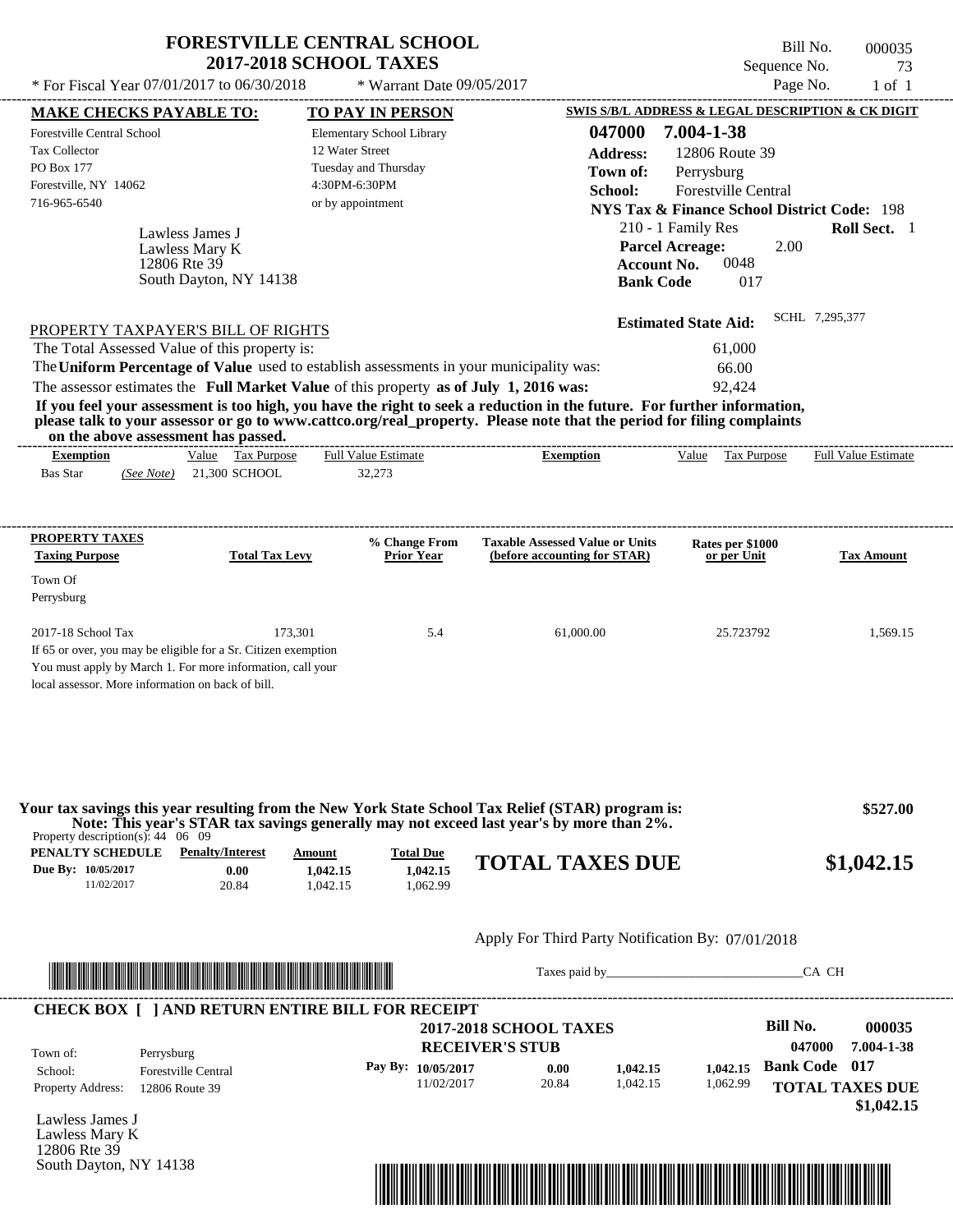# FORESTVILLE CENTRAL SCHOOL
## 2017-2018 SCHOOL TAXES

\* For Fiscal Year 07/01/2017 to 06/30/2018 \* Warrant Date 09/05/2017

Bill No. 000035
Sequence No. 73
Page No. 1 of 1

**MAKE CHECKS PAYABLE TO:**
Forestville Central School
Tax Collector
PO Box 177
Forestville, NY 14062
716-965-6540

**TO PAY IN PERSON**
Elementary School Library
12 Water Street
Tuesday and Thursday
4:30PM-6:30PM
or by appointment

**SWIS S/B/L ADDRESS & LEGAL DESCRIPTION & CK DIGIT**
**047000 7.004-1-38**
**Address:** 12806 Route 39
**Town of:** Perrysburg
**School:** Forestville Central
**NYS Tax & Finance School District Code:** 198
210 - 1 Family Res **Roll Sect.** 1
**Parcel Acreage:** 2.00
**Account No.** 0048
**Bank Code** 017

Lawless James J
Lawless Mary K
12806 Rte 39
South Dayton, NY 14138

**Estimated State Aid:** SCHL 7,295,377

PROPERTY TAXPAYER'S BILL OF RIGHTS

The Total Assessed Value of this property is: 61,000
The **Uniform Percentage of Value** used to establish assessments in your municipality was: 66.00
The assessor estimates the **Full Market Value** of this property **as of July 1, 2016 was:** 92,424

**If you feel your assessment is too high, you have the right to seek a reduction in the future. For further information, please talk to your assessor or go to www.cattco.org/real_property. Please note that the period for filing complaints on the above assessment has passed.**

| Exemption | Value | Tax Purpose | Full Value Estimate | Exemption | Value | Tax Purpose | Full Value Estimate |
|---|---|---|---|---|---|---|---|
| Bas Star *(See Note)* | 21,300 | SCHOOL | 32,273 | | | | |

| PROPERTY TAXES Taxing Purpose | Total Tax Levy | % Change From Prior Year | Taxable Assessed Value or Units (before accounting for STAR) | Rates per $1000 or per Unit | Tax Amount |
|---|---|---|---|---|---|
| Town Of Perrysburg | | | | | |
| 2017-18 School Tax | 173,301 | 5.4 | 61,000.00 | 25.723792 | 1,569.15 |

If 65 or over, you may be eligible for a Sr. Citizen exemption
You must apply by March 1. For more information, call your local assessor. More information on back of bill.

**Your tax savings this year resulting from the New York State School Tax Relief (STAR) program is: $527.00**
**Note: This year's STAR tax savings generally may not exceed last year's by more than 2%.**

Property description(s): 44 06 09

| PENALTY SCHEDULE | Penalty/Interest | Amount | Total Due |
|---|---|---|---|
| Due By: 10/05/2017 | 0.00 | 1,042.15 | 1,042.15 |
| 11/02/2017 | 20.84 | 1,042.15 | 1,062.99 |

**TOTAL TAXES DUE $1,042.15**

Apply For Third Party Notification By: 07/01/2018

Taxes paid by_______________________________CA CH

**CHECK BOX [ ] AND RETURN ENTIRE BILL FOR RECEIPT**

**2017-2018 SCHOOL TAXES**
**RECEIVER'S STUB**

**Bill No. 000035**
047000 7.004-1-38
**Bank Code 017**

Town of: Perrysburg
School: Forestville Central
Property Address: 12806 Route 39

| Pay By: | | | |
|---|---|---|---|
| 10/05/2017 | 0.00 | 1,042.15 | 1,042.15 |
| 11/02/2017 | 20.84 | 1,042.15 | 1,062.99 |

**TOTAL TAXES DUE $1,042.15**

Lawless James J
Lawless Mary K
12806 Rte 39
South Dayton, NY 14138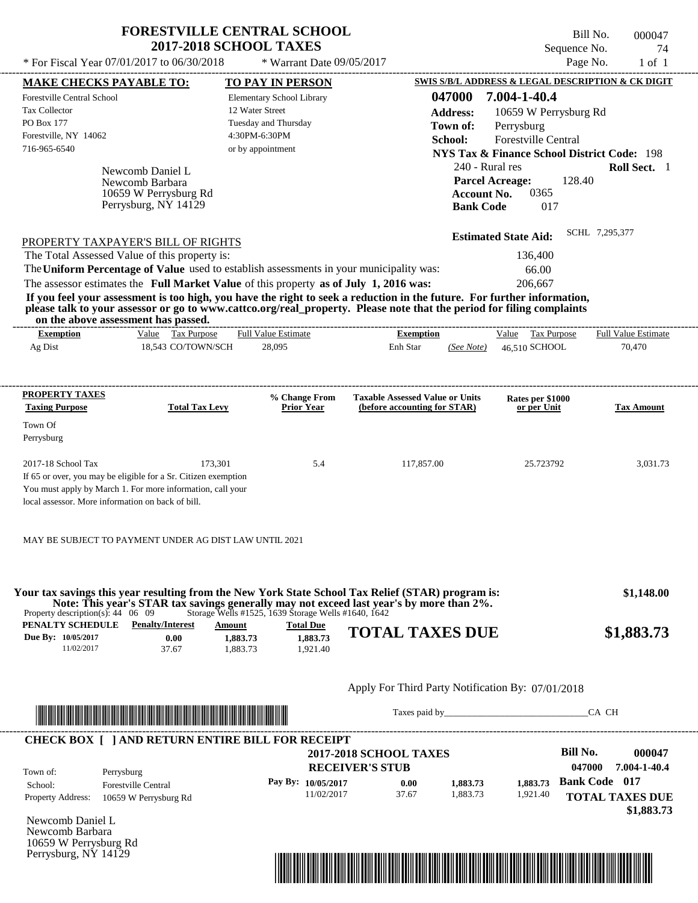# FORESTVILLE CENTRAL SCHOOL
## 2017-2018 SCHOOL TAXES

\* For Fiscal Year 07/01/2017 to 06/30/2018 — \* Warrant Date 09/05/2017

Bill No. 000047
Sequence No. 74
Page No. 1 of 1

**MAKE CHECKS PAYABLE TO:**
Forestville Central School
Tax Collector
PO Box 177
Forestville, NY 14062
716-965-6540

**TO PAY IN PERSON**
Elementary School Library
12 Water Street
Tuesday and Thursday
4:30PM-6:30PM
or by appointment

**SWIS S/B/L ADDRESS & LEGAL DESCRIPTION & CK DIGIT**
**047000 7.004-1-40.4**
**Address:** 10659 W Perrysburg Rd
**Town of:** Perrysburg
**School:** Forestville Central
**NYS Tax & Finance School District Code:** 198
240 - Rural res — **Roll Sect.** 1
**Parcel Acreage:** 128.40
**Account No.** 0365
**Bank Code** 017

Newcomb Daniel L
Newcomb Barbara
10659 W Perrysburg Rd
Perrysburg, NY 14129

**Estimated State Aid:** SCHL 7,295,377

PROPERTY TAXPAYER'S BILL OF RIGHTS

The Total Assessed Value of this property is: 136,400
The **Uniform Percentage of Value** used to establish assessments in your municipality was: 66.00
The assessor estimates the **Full Market Value** of this property **as of July 1, 2016 was:** 206,667

**If you feel your assessment is too high, you have the right to seek a reduction in the future. For further information, please talk to your assessor or go to www.cattco.org/real_property. Please note that the period for filing complaints on the above assessment has passed.**

| Exemption | Value | Tax Purpose | Full Value Estimate | Exemption | | Value | Tax Purpose | Full Value Estimate |
|---|---|---|---|---|---|---|---|---|
| Ag Dist | 18,543 | CO/TOWN/SCH | 28,095 | Enh Star | (See Note) | 46,510 | SCHOOL | 70,470 |

| PROPERTY TAXES Taxing Purpose | Total Tax Levy | % Change From Prior Year | Taxable Assessed Value or Units (before accounting for STAR) | Rates per $1000 or per Unit | Tax Amount |
|---|---|---|---|---|---|
| Town Of Perrysburg | | | | | |
| 2017-18 School Tax | 173,301 | 5.4 | 117,857.00 | 25.723792 | 3,031.73 |

If 65 or over, you may be eligible for a Sr. Citizen exemption
You must apply by March 1. For more information, call your local assessor. More information on back of bill.

MAY BE SUBJECT TO PAYMENT UNDER AG DIST LAW UNTIL 2021

**Your tax savings this year resulting from the New York State School Tax Relief (STAR) program is: $1,148.00**
**Note: This year's STAR tax savings generally may not exceed last year's by more than 2%.**

Property description(s): 44 06 09 — Storage Wells #1525, 1639 Storage Wells #1640, 1642

| PENALTY SCHEDULE | Penalty/Interest | Amount | Total Due |
|---|---|---|---|
| Due By: 10/05/2017 | 0.00 | 1,883.73 | 1,883.73 |
| 11/02/2017 | 37.67 | 1,883.73 | 1,921.40 |

**TOTAL TAXES DUE $1,883.73**

Apply For Third Party Notification By: 07/01/2018

Taxes paid by\_\_\_\_\_\_\_\_\_\_\_\_\_\_\_\_\_\_\_\_\_\_\_\_\_\_\_\_\_\_ CA CH

---

**CHECK BOX [ ] AND RETURN ENTIRE BILL FOR RECEIPT**

**2017-2018 SCHOOL TAXES**
**RECEIVER'S STUB**

Bill No. 000047
047000 7.004-1-40.4

Town of: Perrysburg
School: Forestville Central
Property Address: 10659 W Perrysburg Rd

| Pay By: | | | |
|---|---|---|---|
| 10/05/2017 | 0.00 | 1,883.73 | 1,883.73 |
| 11/02/2017 | 37.67 | 1,883.73 | 1,921.40 |

**Bank Code 017**
**TOTAL TAXES DUE**
**$1,883.73**

Newcomb Daniel L
Newcomb Barbara
10659 W Perrysburg Rd
Perrysburg, NY 14129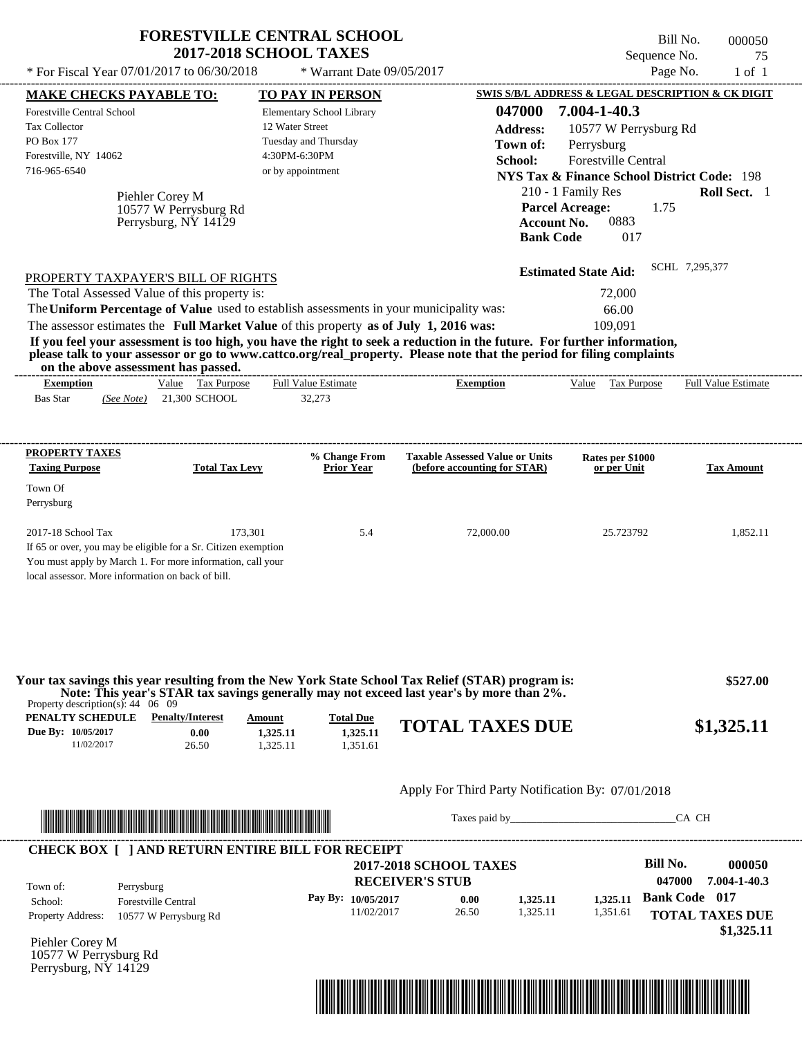# FORESTVILLE CENTRAL SCHOOL
## 2017-2018 SCHOOL TAXES

\* For Fiscal Year 07/01/2017 to 06/30/2018 &nbsp;&nbsp; \* Warrant Date 09/05/2017

Bill No. 000050
Sequence No. 75
Page No. 1 of 1

**MAKE CHECKS PAYABLE TO:**
Forestville Central School
Tax Collector
PO Box 177
Forestville, NY 14062
716-965-6540

**TO PAY IN PERSON**
Elementary School Library
12 Water Street
Tuesday and Thursday
4:30PM-6:30PM
or by appointment

**SWIS S/B/L ADDRESS & LEGAL DESCRIPTION & CK DIGIT**
**047000 7.004-1-40.3**
**Address:** 10577 W Perrysburg Rd
**Town of:** Perrysburg
**School:** Forestville Central
**NYS Tax & Finance School District Code:** 198
210 - 1 Family Res &nbsp;&nbsp; **Roll Sect.** 1
**Parcel Acreage:** 1.75
**Account No.** 0883
**Bank Code** 017

Piehler Corey M
10577 W Perrysburg Rd
Perrysburg, NY 14129

**Estimated State Aid:** SCHL 7,295,377

PROPERTY TAXPAYER'S BILL OF RIGHTS

The Total Assessed Value of this property is: 72,000
The **Uniform Percentage of Value** used to establish assessments in your municipality was: 66.00
The assessor estimates the **Full Market Value** of this property **as of July 1, 2016 was:** 109,091

**If you feel your assessment is too high, you have the right to seek a reduction in the future. For further information, please talk to your assessor or go to www.cattco.org/real_property. Please note that the period for filing complaints on the above assessment has passed.**

| Exemption | Value | Tax Purpose | Full Value Estimate | Exemption | Value | Tax Purpose | Full Value Estimate |
|---|---|---|---|---|---|---|---|
| Bas Star *(See Note)* | 21,300 | SCHOOL | 32,273 | | | | |

| PROPERTY TAXES Taxing Purpose | Total Tax Levy | % Change From Prior Year | Taxable Assessed Value or Units (before accounting for STAR) | Rates per $1000 or per Unit | Tax Amount |
|---|---|---|---|---|---|
| Town Of Perrysburg | | | | | |
| 2017-18 School Tax | 173,301 | 5.4 | 72,000.00 | 25.723792 | 1,852.11 |

If 65 or over, you may be eligible for a Sr. Citizen exemption
You must apply by March 1. For more information, call your local assessor. More information on back of bill.

**Your tax savings this year resulting from the New York State School Tax Relief (STAR) program is: $527.00**
**Note: This year's STAR tax savings generally may not exceed last year's by more than 2%.**

Property description(s): 44 06 09

| PENALTY SCHEDULE | Penalty/Interest | Amount | Total Due |
|---|---|---|---|
| Due By: 10/05/2017 | 0.00 | 1,325.11 | 1,325.11 |
| 11/02/2017 | 26.50 | 1,325.11 | 1,351.61 |

**TOTAL TAXES DUE $1,325.11**

Apply For Third Party Notification By: 07/01/2018

Taxes paid by_______________________________CA CH

**CHECK BOX [ ] AND RETURN ENTIRE BILL FOR RECEIPT**

**2017-2018 SCHOOL TAXES**
**RECEIVER'S STUB**

**Bill No. 000050**
047000 7.004-1-40.3

Town of: Perrysburg
School: Forestville Central
Property Address: 10577 W Perrysburg Rd

| Pay By: | Penalty/Interest | Amount | Total Due |
|---|---|---|---|
| 10/05/2017 | 0.00 | 1,325.11 | 1,325.11 |
| 11/02/2017 | 26.50 | 1,325.11 | 1,351.61 |

**Bank Code 017**
**TOTAL TAXES DUE $1,325.11**

Piehler Corey M
10577 W Perrysburg Rd
Perrysburg, NY 14129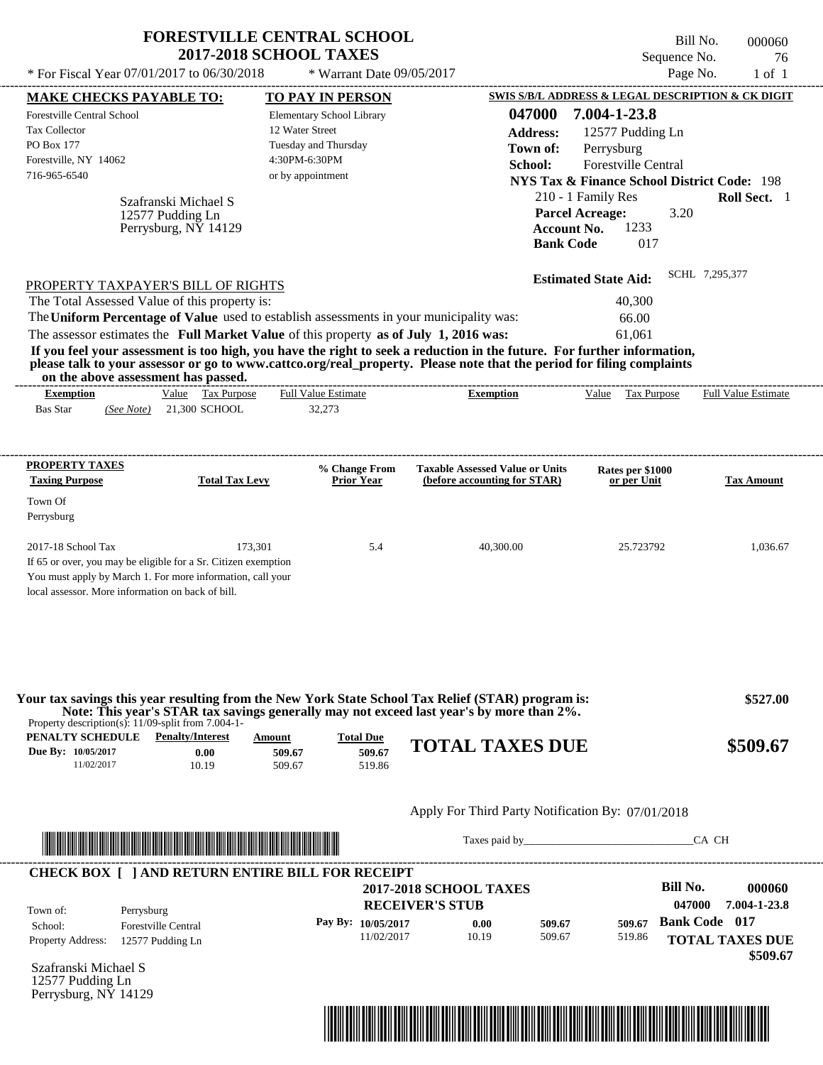# FORESTVILLE CENTRAL SCHOOL
## 2017-2018 SCHOOL TAXES

\* For Fiscal Year 07/01/2017 to 06/30/2018 \* Warrant Date 09/05/2017

Bill No. 000060
Sequence No. 76
Page No. 1 of 1

**MAKE CHECKS PAYABLE TO:**
Forestville Central School
Tax Collector
PO Box 177
Forestville, NY 14062
716-965-6540

**TO PAY IN PERSON**
Elementary School Library
12 Water Street
Tuesday and Thursday
4:30PM-6:30PM
or by appointment

**SWIS S/B/L ADDRESS & LEGAL DESCRIPTION & CK DIGIT**
**047000 7.004-1-23.8**
**Address:** 12577 Pudding Ln
**Town of:** Perrysburg
**School:** Forestville Central
**NYS Tax & Finance School District Code:** 198
210 - 1 Family Res **Roll Sect.** 1
**Parcel Acreage:** 3.20
**Account No.** 1233
**Bank Code** 017

Szafranski Michael S
12577 Pudding Ln
Perrysburg, NY 14129

**Estimated State Aid:** SCHL 7,295,377

PROPERTY TAXPAYER'S BILL OF RIGHTS

The Total Assessed Value of this property is: 40,300

The **Uniform Percentage of Value** used to establish assessments in your municipality was: 66.00

The assessor estimates the **Full Market Value** of this property **as of July 1, 2016 was:** 61,061

**If you feel your assessment is too high, you have the right to seek a reduction in the future. For further information, please talk to your assessor or go to www.cattco.org/real_property. Please note that the period for filing complaints on the above assessment has passed.**

| Exemption | Value | Tax Purpose | Full Value Estimate | Exemption | Value | Tax Purpose | Full Value Estimate |
|---|---|---|---|---|---|---|---|
| Bas Star *(See Note)* | 21,300 | SCHOOL | 32,273 | | | | |

| PROPERTY TAXES Taxing Purpose | Total Tax Levy | % Change From Prior Year | Taxable Assessed Value or Units (before accounting for STAR) | Rates per $1000 or per Unit | Tax Amount |
|---|---|---|---|---|---|
| Town Of Perrysburg | | | | | |
| 2017-18 School Tax | 173,301 | 5.4 | 40,300.00 | 25.723792 | 1,036.67 |

If 65 or over, you may be eligible for a Sr. Citizen exemption
You must apply by March 1. For more information, call your local assessor. More information on back of bill.

**Your tax savings this year resulting from the New York State School Tax Relief (STAR) program is: $527.00**
**Note: This year's STAR tax savings generally may not exceed last year's by more than 2%.**

Property description(s): 11/09-split from 7.004-1-

| PENALTY SCHEDULE | Penalty/Interest | Amount | Total Due |
|---|---|---|---|
| Due By: 10/05/2017 | 0.00 | 509.67 | 509.67 |
| 11/02/2017 | 10.19 | 509.67 | 519.86 |

**TOTAL TAXES DUE $509.67**

Apply For Third Party Notification By: 07/01/2018

Taxes paid by_______________________________CA CH

**CHECK BOX [ ] AND RETURN ENTIRE BILL FOR RECEIPT**

**2017-2018 SCHOOL TAXES**
**RECEIVER'S STUB**

**Bill No. 000060**
047000 7.004-1-23.8

Town of: Perrysburg
School: Forestville Central
Property Address: 12577 Pudding Ln

| Pay By: | Penalty/Interest | Amount | Total Due |
|---|---|---|---|
| 10/05/2017 | 0.00 | 509.67 | 509.67 |
| 11/02/2017 | 10.19 | 509.67 | 519.86 |

**Bank Code 017**
**TOTAL TAXES DUE $509.67**

Szafranski Michael S
12577 Pudding Ln
Perrysburg, NY 14129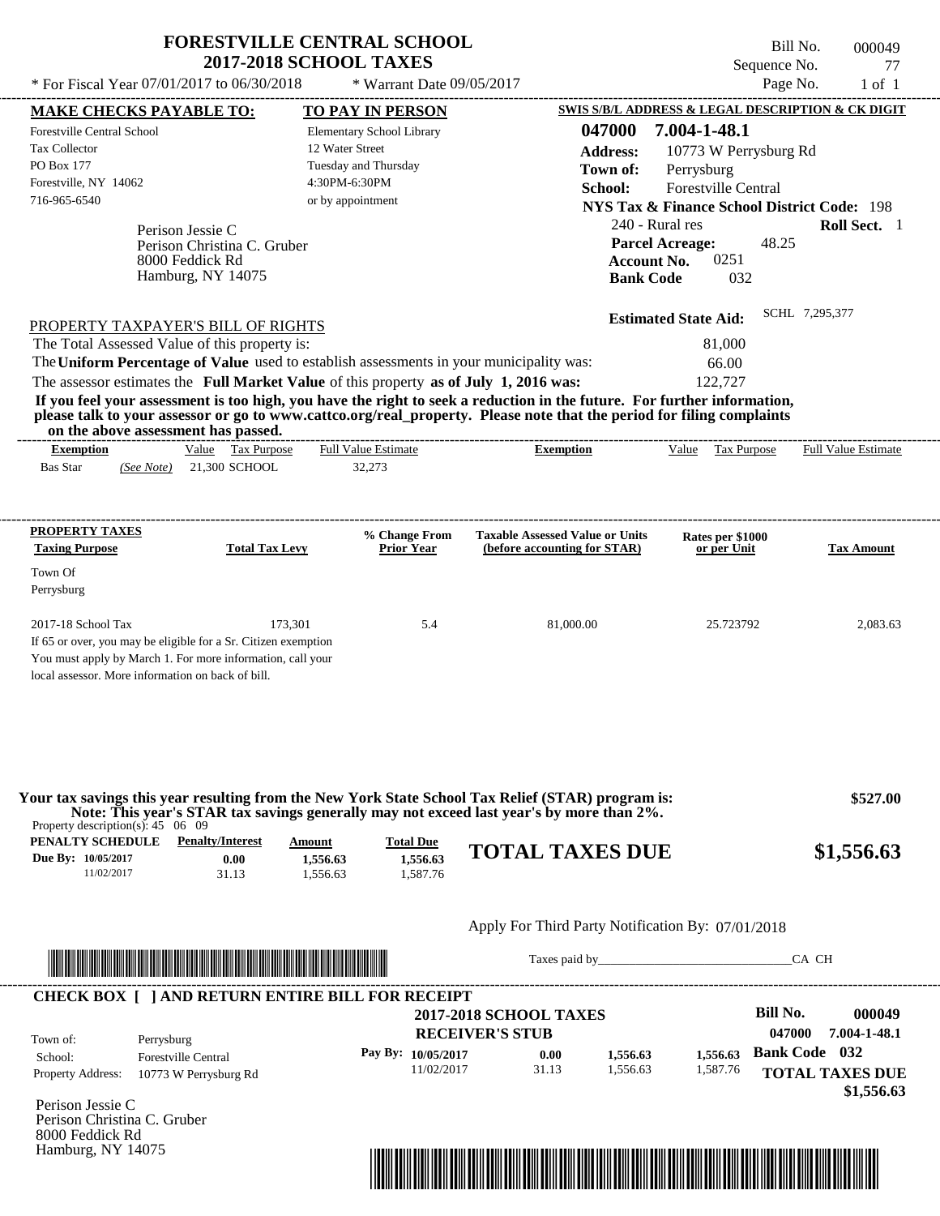# FORESTVILLE CENTRAL SCHOOL
## 2017-2018 SCHOOL TAXES

\* For Fiscal Year 07/01/2017 to 06/30/2018 \* Warrant Date 09/05/2017

Bill No. 000049
Sequence No. 77
Page No. 1 of 1

**MAKE CHECKS PAYABLE TO:**
Forestville Central School
Tax Collector
PO Box 177
Forestville, NY 14062
716-965-6540

**TO PAY IN PERSON**
Elementary School Library
12 Water Street
Tuesday and Thursday
4:30PM-6:30PM
or by appointment

**SWIS S/B/L ADDRESS & LEGAL DESCRIPTION & CK DIGIT**
**047000 7.004-1-48.1**
**Address:** 10773 W Perrysburg Rd
**Town of:** Perrysburg
**School:** Forestville Central
**NYS Tax & Finance School District Code:** 198
240 - Rural res **Roll Sect.** 1
**Parcel Acreage:** 48.25
**Account No.** 0251
**Bank Code** 032

Perison Jessie C
Perison Christina C. Gruber
8000 Feddick Rd
Hamburg, NY 14075

**Estimated State Aid:** SCHL 7,295,377

PROPERTY TAXPAYER'S BILL OF RIGHTS

The Total Assessed Value of this property is: 81,000
The **Uniform Percentage of Value** used to establish assessments in your municipality was: 66.00
The assessor estimates the **Full Market Value** of this property **as of July 1, 2016 was:** 122,727

**If you feel your assessment is too high, you have the right to seek a reduction in the future. For further information, please talk to your assessor or go to www.cattco.org/real_property. Please note that the period for filing complaints on the above assessment has passed.**

| Exemption | Value | Tax Purpose | Full Value Estimate | Exemption | Value | Tax Purpose | Full Value Estimate |
|---|---|---|---|---|---|---|---|
| Bas Star (See Note) | 21,300 | SCHOOL | 32,273 | | | | |

| PROPERTY TAXES Taxing Purpose | Total Tax Levy | % Change From Prior Year | Taxable Assessed Value or Units (before accounting for STAR) | Rates per $1000 or per Unit | Tax Amount |
|---|---|---|---|---|---|
| Town Of Perrysburg | | | | | |
| 2017-18 School Tax | 173,301 | 5.4 | 81,000.00 | 25.723792 | 2,083.63 |

If 65 or over, you may be eligible for a Sr. Citizen exemption
You must apply by March 1. For more information, call your local assessor. More information on back of bill.

**Your tax savings this year resulting from the New York State School Tax Relief (STAR) program is: $527.00**
**Note: This year's STAR tax savings generally may not exceed last year's by more than 2%.**

Property description(s): 45 06 09

| PENALTY SCHEDULE | Penalty/Interest | Amount | Total Due |
|---|---|---|---|
| Due By: 10/05/2017 | 0.00 | 1,556.63 | 1,556.63 |
| 11/02/2017 | 31.13 | 1,556.63 | 1,587.76 |

**TOTAL TAXES DUE $1,556.63**

Apply For Third Party Notification By: 07/01/2018

Taxes paid by_______________________________CA CH

**CHECK BOX [ ] AND RETURN ENTIRE BILL FOR RECEIPT**

**2017-2018 SCHOOL TAXES**
**RECEIVER'S STUB**

**Bill No. 000049**
047000 7.004-1-48.1
**Bank Code 032**

Town of: Perrysburg
School: Forestville Central
Property Address: 10773 W Perrysburg Rd

| Pay By: | | | |
|---|---|---|---|
| 10/05/2017 | 0.00 | 1,556.63 | 1,556.63 |
| 11/02/2017 | 31.13 | 1,556.63 | 1,587.76 |

**TOTAL TAXES DUE**
**$1,556.63**

Perison Jessie C
Perison Christina C. Gruber
8000 Feddick Rd
Hamburg, NY 14075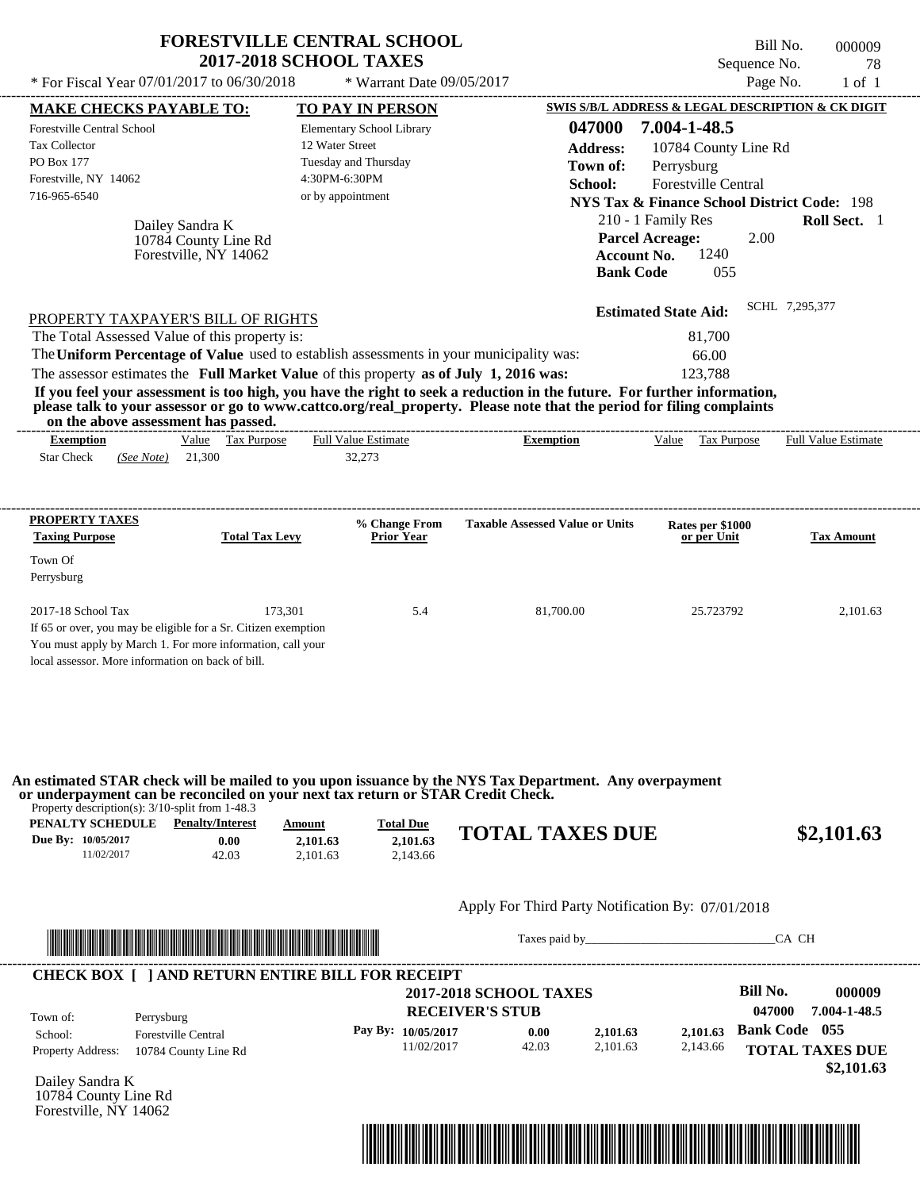# FORESTVILLE CENTRAL SCHOOL
## 2017-2018 SCHOOL TAXES

\* For Fiscal Year 07/01/2017 to 06/30/2018 \* Warrant Date 09/05/2017

Bill No. 000009
Sequence No. 78
Page No. 1 of 1

**MAKE CHECKS PAYABLE TO:**
Forestville Central School
Tax Collector
PO Box 177
Forestville, NY 14062
716-965-6540

**TO PAY IN PERSON**
Elementary School Library
12 Water Street
Tuesday and Thursday
4:30PM-6:30PM
or by appointment

**SWIS S/B/L ADDRESS & LEGAL DESCRIPTION & CK DIGIT**
**047000 7.004-1-48.5**
**Address:** 10784 County Line Rd
**Town of:** Perrysburg
**School:** Forestville Central
**NYS Tax & Finance School District Code:** 198
210 - 1 Family Res **Roll Sect.** 1
**Parcel Acreage:** 2.00
**Account No.** 1240
**Bank Code** 055

Dailey Sandra K
10784 County Line Rd
Forestville, NY 14062

**Estimated State Aid:** SCHL 7,295,377

PROPERTY TAXPAYER'S BILL OF RIGHTS

The Total Assessed Value of this property is: 81,700
The **Uniform Percentage of Value** used to establish assessments in your municipality was: 66.00
The assessor estimates the **Full Market Value** of this property **as of July 1, 2016 was:** 123,788

**If you feel your assessment is too high, you have the right to seek a reduction in the future. For further information, please talk to your assessor or go to www.cattco.org/real_property. Please note that the period for filing complaints on the above assessment has passed.**

| Exemption | Value | Tax Purpose | Full Value Estimate | Exemption | Value | Tax Purpose | Full Value Estimate |
|---|---|---|---|---|---|---|---|
| Star Check *(See Note)* | 21,300 | | 32,273 | | | | |

| PROPERTY TAXES Taxing Purpose | Total Tax Levy | % Change From Prior Year | Taxable Assessed Value or Units | Rates per $1000 or per Unit | Tax Amount |
|---|---|---|---|---|---|
| Town Of Perrysburg | | | | | |
| 2017-18 School Tax | 173,301 | 5.4 | 81,700.00 | 25.723792 | 2,101.63 |

If 65 or over, you may be eligible for a Sr. Citizen exemption
You must apply by March 1. For more information, call your local assessor. More information on back of bill.

**An estimated STAR check will be mailed to you upon issuance by the NYS Tax Department. Any overpayment or underpayment can be reconciled on your next tax return or STAR Credit Check.**

Property description(s): 3/10-split from 1-48.3

| PENALTY SCHEDULE | Penalty/Interest | Amount | Total Due |
|---|---|---|---|
| **Due By: 10/05/2017** | **0.00** | **2,101.63** | **2,101.63** |
| 11/02/2017 | 42.03 | 2,101.63 | 2,143.66 |

**TOTAL TAXES DUE $2,101.63**

Apply For Third Party Notification By: 07/01/2018

Taxes paid by_______________________________CA CH

**CHECK BOX [ ] AND RETURN ENTIRE BILL FOR RECEIPT**

**2017-2018 SCHOOL TAXES**
**RECEIVER'S STUB**

**Bill No. 000009**
**047000 7.004-1-48.5**

Town of: Perrysburg
School: Forestville Central
Property Address: 10784 County Line Rd

| Pay By: | | | |
|---|---|---|---|
| **10/05/2017** | **0.00** | **2,101.63** | **2,101.63** |
| 11/02/2017 | 42.03 | 2,101.63 | 2,143.66 |

**Bank Code 055**
**TOTAL TAXES DUE**
**$2,101.63**

Dailey Sandra K
10784 County Line Rd
Forestville, NY 14062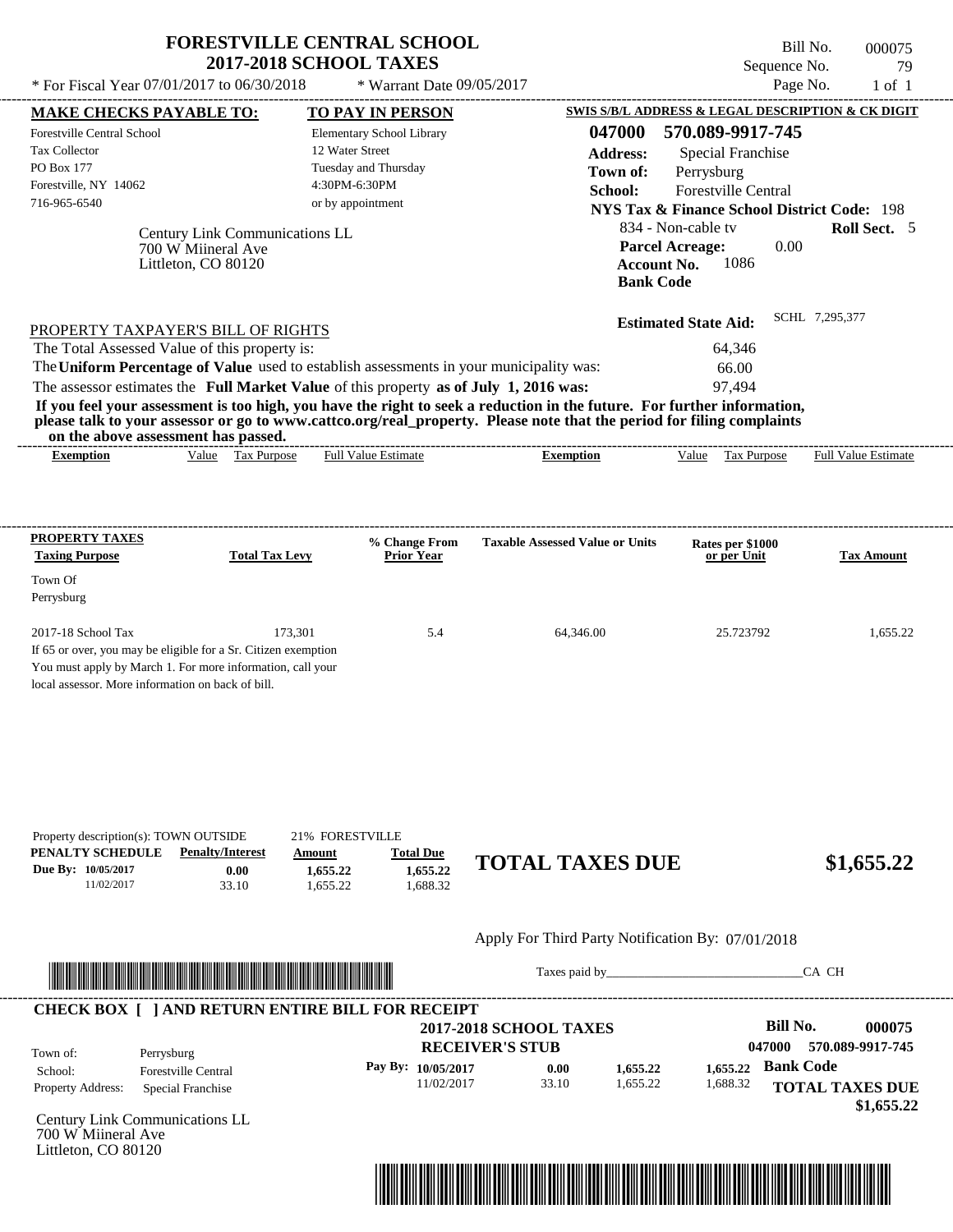# FORESTVILLE CENTRAL SCHOOL
## 2017-2018 SCHOOL TAXES

\* For Fiscal Year 07/01/2017 to 06/30/2018 \* Warrant Date 09/05/2017

Bill No. 000075
Sequence No. 79
Page No. 1 of 1

**MAKE CHECKS PAYABLE TO:**
Forestville Central School
Tax Collector
PO Box 177
Forestville, NY 14062
716-965-6540

**TO PAY IN PERSON**
Elementary School Library
12 Water Street
Tuesday and Thursday
4:30PM-6:30PM
or by appointment

**SWIS S/B/L ADDRESS & LEGAL DESCRIPTION & CK DIGIT**
**047000 570.089-9917-745**
**Address:** Special Franchise
**Town of:** Perrysburg
**School:** Forestville Central
**NYS Tax & Finance School District Code:** 198
834 - Non-cable tv **Roll Sect.** 5
**Parcel Acreage:** 0.00
**Account No.** 1086
**Bank Code**

Century Link Communications LL
700 W Miineral Ave
Littleton, CO 80120

**Estimated State Aid:** SCHL 7,295,377

PROPERTY TAXPAYER'S BILL OF RIGHTS

The Total Assessed Value of this property is: 64,346
The **Uniform Percentage of Value** used to establish assessments in your municipality was: 66.00
The assessor estimates the **Full Market Value** of this property **as of July 1, 2016 was:** 97,494

**If you feel your assessment is too high, you have the right to seek a reduction in the future. For further information, please talk to your assessor or go to www.cattco.org/real_property. Please note that the period for filing complaints on the above assessment has passed.**

| Exemption | Value | Tax Purpose | Full Value Estimate | Exemption | Value | Tax Purpose | Full Value Estimate |
|---|---|---|---|---|---|---|---|

| PROPERTY TAXES Taxing Purpose | Total Tax Levy | % Change From Prior Year | Taxable Assessed Value or Units | Rates per $1000 or per Unit | Tax Amount |
|---|---|---|---|---|---|
| Town Of Perrysburg | | | | | |
| 2017-18 School Tax | 173,301 | 5.4 | 64,346.00 | 25.723792 | 1,655.22 |

If 65 or over, you may be eligible for a Sr. Citizen exemption
You must apply by March 1. For more information, call your local assessor. More information on back of bill.

Property description(s): TOWN OUTSIDE 21% FORESTVILLE

| PENALTY SCHEDULE | Penalty/Interest | Amount | Total Due |
|---|---|---|---|
| Due By: 10/05/2017 | 0.00 | 1,655.22 | 1,655.22 |
| 11/02/2017 | 33.10 | 1,655.22 | 1,688.32 |

**TOTAL TAXES DUE $1,655.22**

Apply For Third Party Notification By: 07/01/2018

Taxes paid by_______________________________CA CH

**CHECK BOX [ ] AND RETURN ENTIRE BILL FOR RECEIPT**

**2017-2018 SCHOOL TAXES**
**RECEIVER'S STUB**

**Bill No. 000075**
**047000 570.089-9917-745**

Town of: Perrysburg
School: Forestville Central
Property Address: Special Franchise

| Pay By: | | | | |
|---|---|---|---|---|
| 10/05/2017 | 0.00 | 1,655.22 | 1,655.22 | **Bank Code** |
| 11/02/2017 | 33.10 | 1,655.22 | 1,688.32 | |

**TOTAL TAXES DUE $1,655.22**

Century Link Communications LL
700 W Miineral Ave
Littleton, CO 80120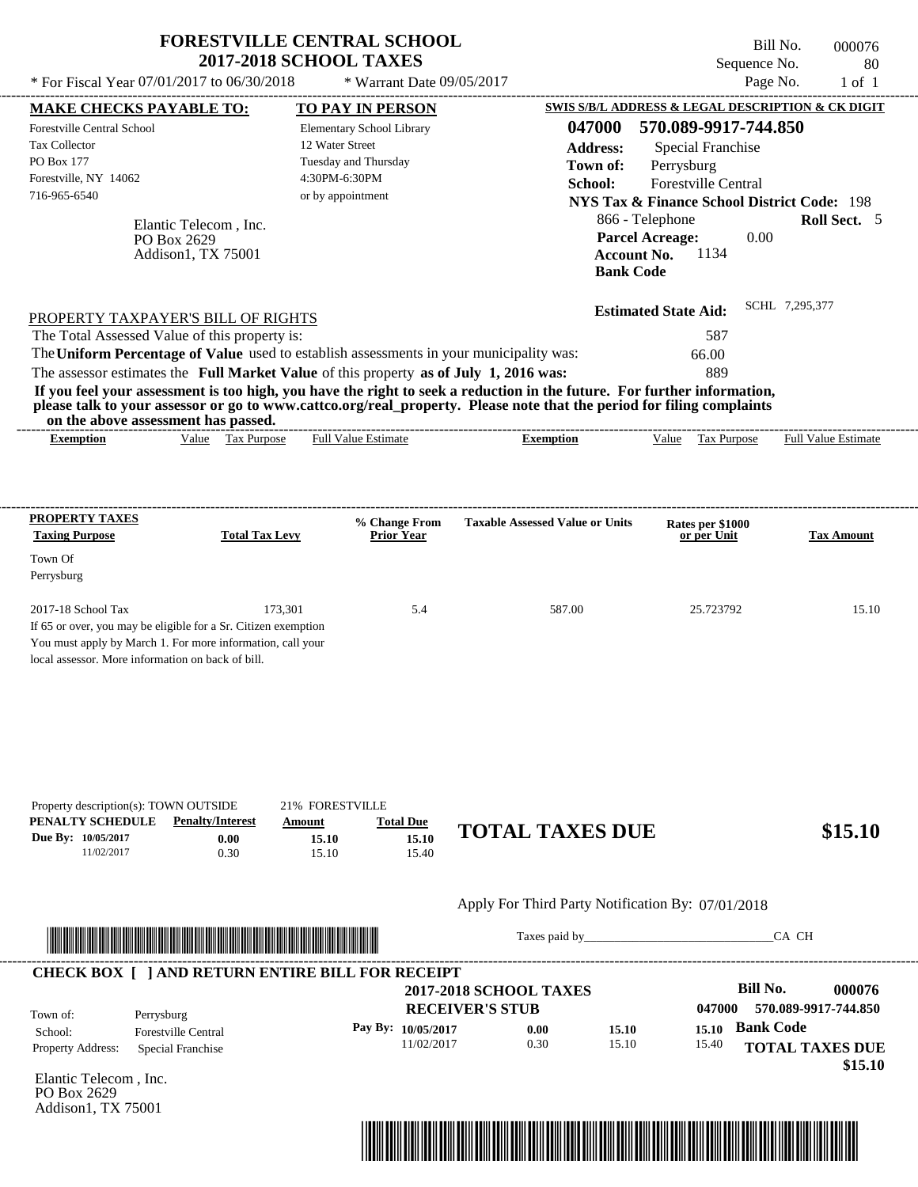# FORESTVILLE CENTRAL SCHOOL
## 2017-2018 SCHOOL TAXES

Bill No. 000076
Sequence No. 80
Page No. 1 of 1

\* For Fiscal Year 07/01/2017 to 06/30/2018 \* Warrant Date 09/05/2017

**MAKE CHECKS PAYABLE TO:**
Forestville Central School
Tax Collector
PO Box 177
Forestville, NY 14062
716-965-6540

**TO PAY IN PERSON**
Elementary School Library
12 Water Street
Tuesday and Thursday
4:30PM-6:30PM
or by appointment

**SWIS S/B/L ADDRESS & LEGAL DESCRIPTION & CK DIGIT**
**047000 570.089-9917-744.850**
**Address:** Special Franchise
**Town of:** Perrysburg
**School:** Forestville Central
**NYS Tax & Finance School District Code:** 198
866 - Telephone **Roll Sect.** 5
**Parcel Acreage:** 0.00
**Account No.** 1134
**Bank Code**

Elantic Telecom , Inc.
PO Box 2629
Addison1, TX 75001

**Estimated State Aid:** SCHL 7,295,377

PROPERTY TAXPAYER'S BILL OF RIGHTS

The Total Assessed Value of this property is: 587
The **Uniform Percentage of Value** used to establish assessments in your municipality was: 66.00
The assessor estimates the **Full Market Value** of this property **as of July 1, 2016 was:** 889

**If you feel your assessment is too high, you have the right to seek a reduction in the future. For further information, please talk to your assessor or go to www.cattco.org/real_property. Please note that the period for filing complaints on the above assessment has passed.**

| Exemption | Value | Tax Purpose | Full Value Estimate | Exemption | Value | Tax Purpose | Full Value Estimate |
|---|---|---|---|---|---|---|---|

| PROPERTY TAXES Taxing Purpose | Total Tax Levy | % Change From Prior Year | Taxable Assessed Value or Units | Rates per $1000 or per Unit | Tax Amount |
|---|---|---|---|---|---|
| Town Of Perrysburg | | | | | |
| 2017-18 School Tax | 173,301 | 5.4 | 587.00 | 25.723792 | 15.10 |

If 65 or over, you may be eligible for a Sr. Citizen exemption
You must apply by March 1. For more information, call your local assessor. More information on back of bill.

Property description(s): TOWN OUTSIDE 21% FORESTVILLE

| PENALTY SCHEDULE | Penalty/Interest | Amount | Total Due |
|---|---|---|---|
| Due By: 10/05/2017 | 0.00 | 15.10 | 15.10 |
| 11/02/2017 | 0.30 | 15.10 | 15.40 |

**TOTAL TAXES DUE $15.10**

Apply For Third Party Notification By: 07/01/2018

Taxes paid by_______________________________CA CH

**CHECK BOX [ ] AND RETURN ENTIRE BILL FOR RECEIPT**

**2017-2018 SCHOOL TAXES**
**RECEIVER'S STUB**

**Bill No. 000076**
**047000 570.089-9917-744.850**

Town of: Perrysburg
School: Forestville Central
Property Address: Special Franchise

| Pay By: | | | |
|---|---|---|---|
| 10/05/2017 | 0.00 | 15.10 | 15.10 |
| 11/02/2017 | 0.30 | 15.10 | 15.40 |

**Bank Code**

**TOTAL TAXES DUE $15.10**

Elantic Telecom , Inc.
PO Box 2629
Addison1, TX 75001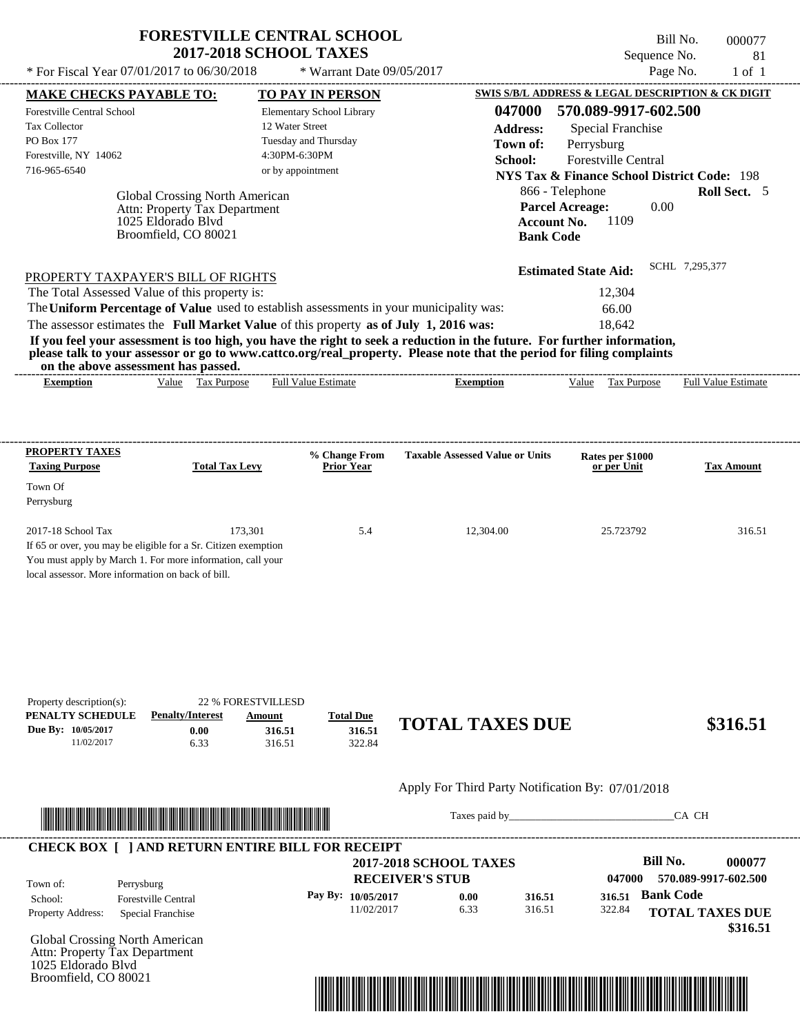# FORESTVILLE CENTRAL SCHOOL
## 2017-2018 SCHOOL TAXES

\* For Fiscal Year 07/01/2017 to 06/30/2018 \* Warrant Date 09/05/2017

Bill No. 000077
Sequence No. 81
Page No. 1 of 1

**MAKE CHECKS PAYABLE TO:**
Forestville Central School
Tax Collector
PO Box 177
Forestville, NY 14062
716-965-6540

**TO PAY IN PERSON**
Elementary School Library
12 Water Street
Tuesday and Thursday
4:30PM-6:30PM
or by appointment

**SWIS S/B/L ADDRESS & LEGAL DESCRIPTION & CK DIGIT**
**047000 570.089-9917-602.500**
**Address:** Special Franchise
**Town of:** Perrysburg
**School:** Forestville Central
**NYS Tax & Finance School District Code:** 198
866 - Telephone **Roll Sect.** 5
**Parcel Acreage:** 0.00
**Account No.** 1109
**Bank Code**

Global Crossing North American
Attn: Property Tax Department
1025 Eldorado Blvd
Broomfield, CO 80021

**Estimated State Aid:** SCHL 7,295,377

PROPERTY TAXPAYER'S BILL OF RIGHTS

The Total Assessed Value of this property is: 12,304
The **Uniform Percentage of Value** used to establish assessments in your municipality was: 66.00
The assessor estimates the **Full Market Value** of this property **as of July 1, 2016 was:** 18,642

**If you feel your assessment is too high, you have the right to seek a reduction in the future. For further information, please talk to your assessor or go to www.cattco.org/real_property. Please note that the period for filing complaints on the above assessment has passed.**

| Exemption | Value | Tax Purpose | Full Value Estimate | Exemption | Value | Tax Purpose | Full Value Estimate |
|---|---|---|---|---|---|---|---|

| PROPERTY TAXES Taxing Purpose | Total Tax Levy | % Change From Prior Year | Taxable Assessed Value or Units | Rates per $1000 or per Unit | Tax Amount |
|---|---|---|---|---|---|
| Town Of Perrysburg | | | | | |
| 2017-18 School Tax | 173,301 | 5.4 | 12,304.00 | 25.723792 | 316.51 |

If 65 or over, you may be eligible for a Sr. Citizen exemption
You must apply by March 1. For more information, call your local assessor. More information on back of bill.

Property description(s): 22 % FORESTVILLESD

| PENALTY SCHEDULE | Penalty/Interest | Amount | Total Due |
|---|---|---|---|
| Due By: 10/05/2017 | 0.00 | 316.51 | 316.51 |
| 11/02/2017 | 6.33 | 316.51 | 322.84 |

**TOTAL TAXES DUE $316.51**

Apply For Third Party Notification By: 07/01/2018

Taxes paid by_______________________________CA CH

**CHECK BOX [ ] AND RETURN ENTIRE BILL FOR RECEIPT**

**2017-2018 SCHOOL TAXES**
**RECEIVER'S STUB**

**Bill No. 000077**
**047000 570.089-9917-602.500**

Town of: Perrysburg
School: Forestville Central
Property Address: Special Franchise

| Pay By: | | | |
|---|---|---|---|
| 10/05/2017 | 0.00 | 316.51 | 316.51 |
| 11/02/2017 | 6.33 | 316.51 | 322.84 |

**Bank Code**

**TOTAL TAXES DUE $316.51**

Global Crossing North American
Attn: Property Tax Department
1025 Eldorado Blvd
Broomfield, CO 80021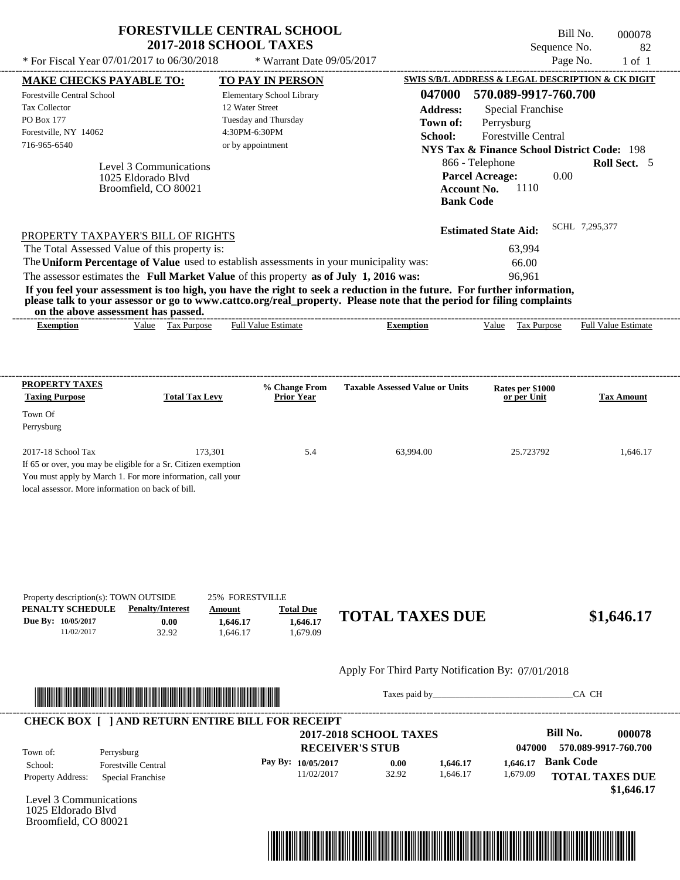# FORESTVILLE CENTRAL SCHOOL
## 2017-2018 SCHOOL TAXES

\* For Fiscal Year 07/01/2017 to 06/30/2018 \* Warrant Date 09/05/2017

Bill No. 000078
Sequence No. 82
Page No. 1 of 1

**MAKE CHECKS PAYABLE TO:**
Forestville Central School
Tax Collector
PO Box 177
Forestville, NY 14062
716-965-6540

**TO PAY IN PERSON**
Elementary School Library
12 Water Street
Tuesday and Thursday
4:30PM-6:30PM
or by appointment

**SWIS S/B/L ADDRESS & LEGAL DESCRIPTION & CK DIGIT**
**047000 570.089-9917-760.700**
**Address:** Special Franchise
**Town of:** Perrysburg
**School:** Forestville Central
**NYS Tax & Finance School District Code:** 198
866 - Telephone **Roll Sect.** 5
**Parcel Acreage:** 0.00
**Account No.** 1110
**Bank Code**

Level 3 Communications
1025 Eldorado Blvd
Broomfield, CO 80021

**Estimated State Aid:** SCHL 7,295,377

PROPERTY TAXPAYER'S BILL OF RIGHTS

The Total Assessed Value of this property is: 63,994
The **Uniform Percentage of Value** used to establish assessments in your municipality was: 66.00
The assessor estimates the **Full Market Value** of this property **as of July 1, 2016 was:** 96,961

**If you feel your assessment is too high, you have the right to seek a reduction in the future. For further information, please talk to your assessor or go to www.cattco.org/real_property. Please note that the period for filing complaints on the above assessment has passed.**

| Exemption | Value | Tax Purpose | Full Value Estimate | Exemption | Value | Tax Purpose | Full Value Estimate |
|---|---|---|---|---|---|---|---|

| PROPERTY TAXES Taxing Purpose | Total Tax Levy | % Change From Prior Year | Taxable Assessed Value or Units | Rates per $1000 or per Unit | Tax Amount |
|---|---|---|---|---|---|
| Town Of Perrysburg | | | | | |
| 2017-18 School Tax | 173,301 | 5.4 | 63,994.00 | 25.723792 | 1,646.17 |

If 65 or over, you may be eligible for a Sr. Citizen exemption
You must apply by March 1. For more information, call your local assessor. More information on back of bill.

Property description(s): TOWN OUTSIDE 25% FORESTVILLE

| PENALTY SCHEDULE | Penalty/Interest | Amount | Total Due |
|---|---|---|---|
| Due By: 10/05/2017 | 0.00 | 1,646.17 | 1,646.17 |
| 11/02/2017 | 32.92 | 1,646.17 | 1,679.09 |

**TOTAL TAXES DUE $1,646.17**

Apply For Third Party Notification By: 07/01/2018

Taxes paid by_______________________________CA CH

**CHECK BOX [ ] AND RETURN ENTIRE BILL FOR RECEIPT**

**2017-2018 SCHOOL TAXES**
**RECEIVER'S STUB**

**Bill No. 000078**
**047000 570.089-9917-760.700**

Town of: Perrysburg
School: Forestville Central
Property Address: Special Franchise

| Pay By: | | | | |
|---|---|---|---|---|
| 10/05/2017 | 0.00 | 1,646.17 | 1,646.17 | **Bank Code** |
| 11/02/2017 | 32.92 | 1,646.17 | 1,679.09 | |

**TOTAL TAXES DUE $1,646.17**

Level 3 Communications
1025 Eldorado Blvd
Broomfield, CO 80021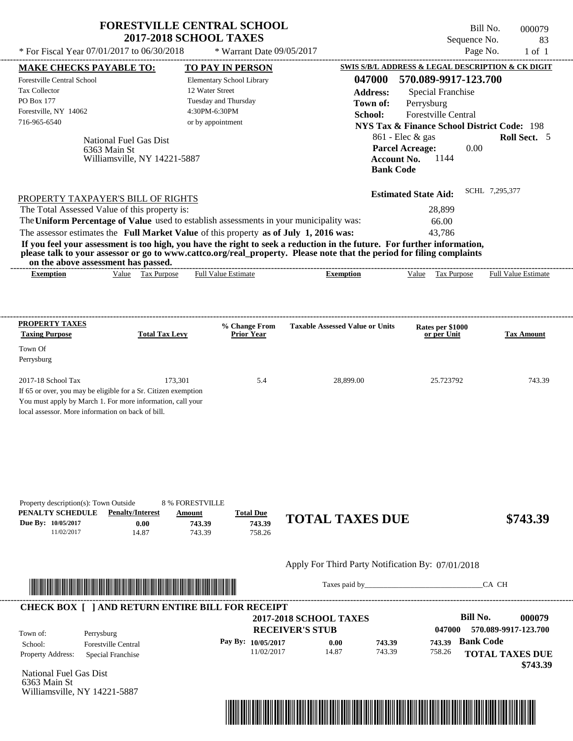# FORESTVILLE CENTRAL SCHOOL
## 2017-2018 SCHOOL TAXES

\* For Fiscal Year 07/01/2017 to 06/30/2018 &nbsp;&nbsp; \* Warrant Date 09/05/2017

Bill No. 000079
Sequence No. 83
Page No. 1 of 1

| MAKE CHECKS PAYABLE TO: | TO PAY IN PERSON | SWIS S/B/L ADDRESS & LEGAL DESCRIPTION & CK DIGIT |
|---|---|---|
| Forestville Central School | Elementary School Library | **047000 570.089-9917-123.700** |
| Tax Collector | 12 Water Street | **Address:** Special Franchise |
| PO Box 177 | Tuesday and Thursday | **Town of:** Perrysburg |
| Forestville, NY 14062 | 4:30PM-6:30PM | **School:** Forestville Central |
| 716-965-6540 | or by appointment | **NYS Tax & Finance School District Code:** 198 |

National Fuel Gas Dist
6363 Main St
Williamsville, NY 14221-5887

861 - Elec & gas &nbsp;&nbsp; **Roll Sect.** 5
**Parcel Acreage:** 0.00
**Account No.** 1144
**Bank Code**

**Estimated State Aid:** SCHL 7,295,377

PROPERTY TAXPAYER'S BILL OF RIGHTS

| | |
|---|---|
| The Total Assessed Value of this property is: | 28,899 |
| The **Uniform Percentage of Value** used to establish assessments in your municipality was: | 66.00 |
| The assessor estimates the **Full Market Value** of this property **as of July 1, 2016 was:** | 43,786 |

**If you feel your assessment is too high, you have the right to seek a reduction in the future. For further information, please talk to your assessor or go to www.cattco.org/real_property. Please note that the period for filing complaints on the above assessment has passed.**

| Exemption | Value | Tax Purpose | Full Value Estimate | Exemption | Value | Tax Purpose | Full Value Estimate |
|---|---|---|---|---|---|---|---|

| PROPERTY TAXES Taxing Purpose | Total Tax Levy | % Change From Prior Year | Taxable Assessed Value or Units | Rates per $1000 or per Unit | Tax Amount |
|---|---|---|---|---|---|
| Town Of Perrysburg | | | | | |
| 2017-18 School Tax | 173,301 | 5.4 | 28,899.00 | 25.723792 | 743.39 |

If 65 or over, you may be eligible for a Sr. Citizen exemption
You must apply by March 1. For more information, call your local assessor. More information on back of bill.

Property description(s): Town Outside 8 % FORESTVILLE

| PENALTY SCHEDULE | Penalty/Interest | Amount | Total Due |
|---|---|---|---|
| Due By: 10/05/2017 | 0.00 | 743.39 | 743.39 |
| 11/02/2017 | 14.87 | 743.39 | 758.26 |

**TOTAL TAXES DUE $743.39**

Apply For Third Party Notification By: 07/01/2018

Taxes paid by_______________________________CA CH

**CHECK BOX [ ] AND RETURN ENTIRE BILL FOR RECEIPT**

**2017-2018 SCHOOL TAXES**
**RECEIVER'S STUB**

**Bill No. 000079**
**047000 570.089-9917-123.700**

| | |
|---|---|
| Town of: | Perrysburg |
| School: | Forestville Central |
| Property Address: | Special Franchise |

| Pay By: | Penalty/Interest | Amount | Total Due |
|---|---|---|---|
| 10/05/2017 | 0.00 | 743.39 | 743.39 |
| 11/02/2017 | 14.87 | 743.39 | 758.26 |

**Bank Code**

**TOTAL TAXES DUE $743.39**

National Fuel Gas Dist
6363 Main St
Williamsville, NY 14221-5887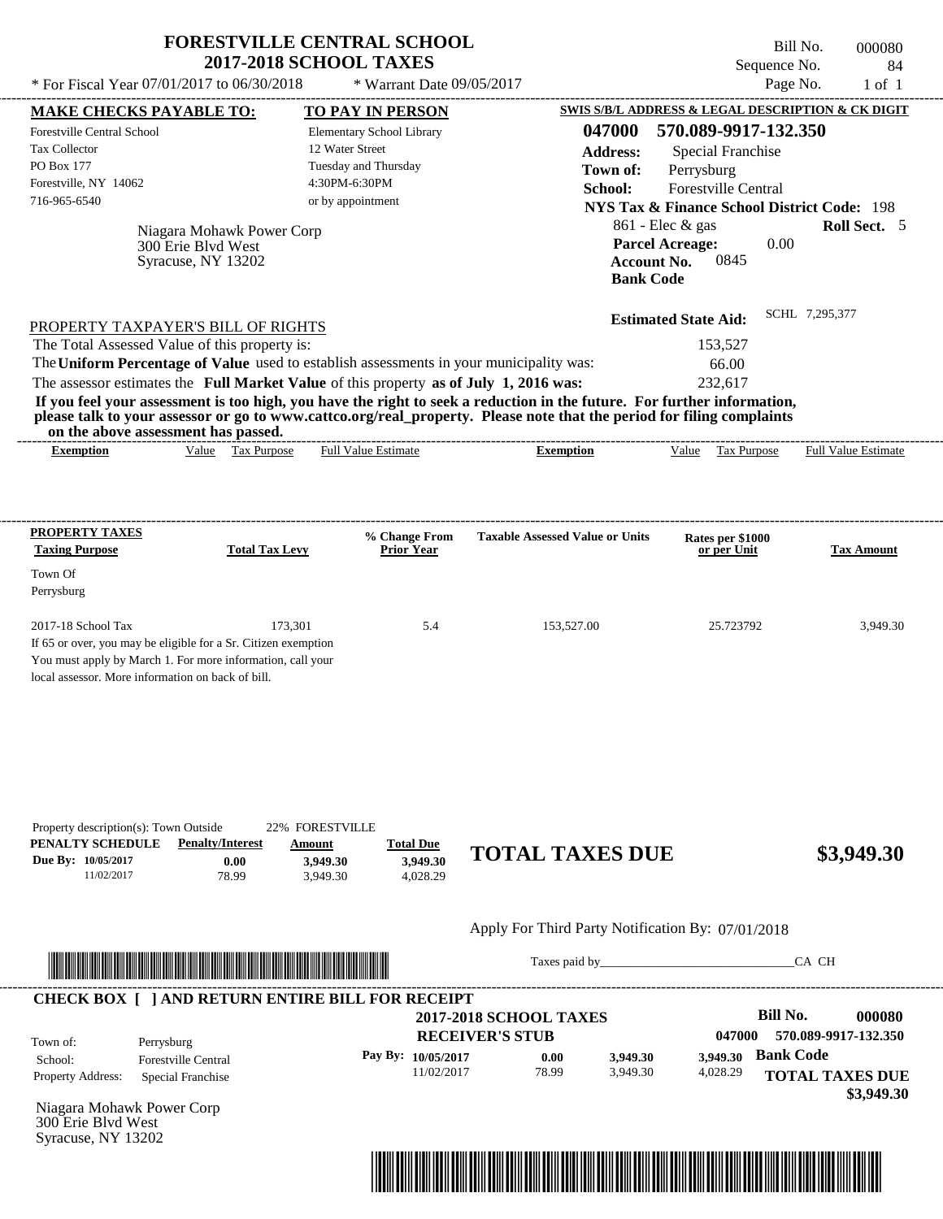# FORESTVILLE CENTRAL SCHOOL
## 2017-2018 SCHOOL TAXES

* For Fiscal Year 07/01/2017 to 06/30/2018 * Warrant Date 09/05/2017

Bill No. 000080
Sequence No. 84
Page No. 1 of 1

**MAKE CHECKS PAYABLE TO:**
Forestville Central School
Tax Collector
PO Box 177
Forestville, NY 14062
716-965-6540

**TO PAY IN PERSON**
Elementary School Library
12 Water Street
Tuesday and Thursday
4:30PM-6:30PM
or by appointment

**SWIS S/B/L ADDRESS & LEGAL DESCRIPTION & CK DIGIT**
**047000 570.089-9917-132.350**
**Address:** Special Franchise
**Town of:** Perrysburg
**School:** Forestville Central
**NYS Tax & Finance School District Code:** 198
861 - Elec & gas **Roll Sect.** 5
**Parcel Acreage:** 0.00
**Account No.** 0845
**Bank Code**

Niagara Mohawk Power Corp
300 Erie Blvd West
Syracuse, NY 13202

**Estimated State Aid:** SCHL 7,295,377

PROPERTY TAXPAYER'S BILL OF RIGHTS

The Total Assessed Value of this property is: 153,527
The **Uniform Percentage of Value** used to establish assessments in your municipality was: 66.00
The assessor estimates the **Full Market Value** of this property **as of July 1, 2016 was:** 232,617

**If you feel your assessment is too high, you have the right to seek a reduction in the future. For further information, please talk to your assessor or go to www.cattco.org/real_property. Please note that the period for filing complaints on the above assessment has passed.**

| Exemption | Value | Tax Purpose | Full Value Estimate | Exemption | Value | Tax Purpose | Full Value Estimate |
|---|---|---|---|---|---|---|---|

| PROPERTY TAXES Taxing Purpose | Total Tax Levy | % Change From Prior Year | Taxable Assessed Value or Units | Rates per $1000 or per Unit | Tax Amount |
|---|---|---|---|---|---|
| Town Of Perrysburg | | | | | |
| 2017-18 School Tax | 173,301 | 5.4 | 153,527.00 | 25.723792 | 3,949.30 |

If 65 or over, you may be eligible for a Sr. Citizen exemption
You must apply by March 1. For more information, call your local assessor. More information on back of bill.

Property description(s): Town Outside 22% FORESTVILLE

| PENALTY SCHEDULE | Penalty/Interest | Amount | Total Due |
|---|---|---|---|
| Due By: 10/05/2017 | 0.00 | 3,949.30 | 3,949.30 |
| 11/02/2017 | 78.99 | 3,949.30 | 4,028.29 |

**TOTAL TAXES DUE $3,949.30**

Apply For Third Party Notification By: 07/01/2018

Taxes paid by_______________________________CA CH

**CHECK BOX [ ] AND RETURN ENTIRE BILL FOR RECEIPT**

**2017-2018 SCHOOL TAXES**
**RECEIVER'S STUB**

**Bill No. 000080**
**047000 570.089-9917-132.350**

Town of: Perrysburg
School: Forestville Central
Property Address: Special Franchise

| Pay By: | | | |
|---|---|---|---|
| 10/05/2017 | 0.00 | 3,949.30 | 3,949.30 |
| 11/02/2017 | 78.99 | 3,949.30 | 4,028.29 |

**Bank Code**
**TOTAL TAXES DUE**
**$3,949.30**

Niagara Mohawk Power Corp
300 Erie Blvd West
Syracuse, NY 13202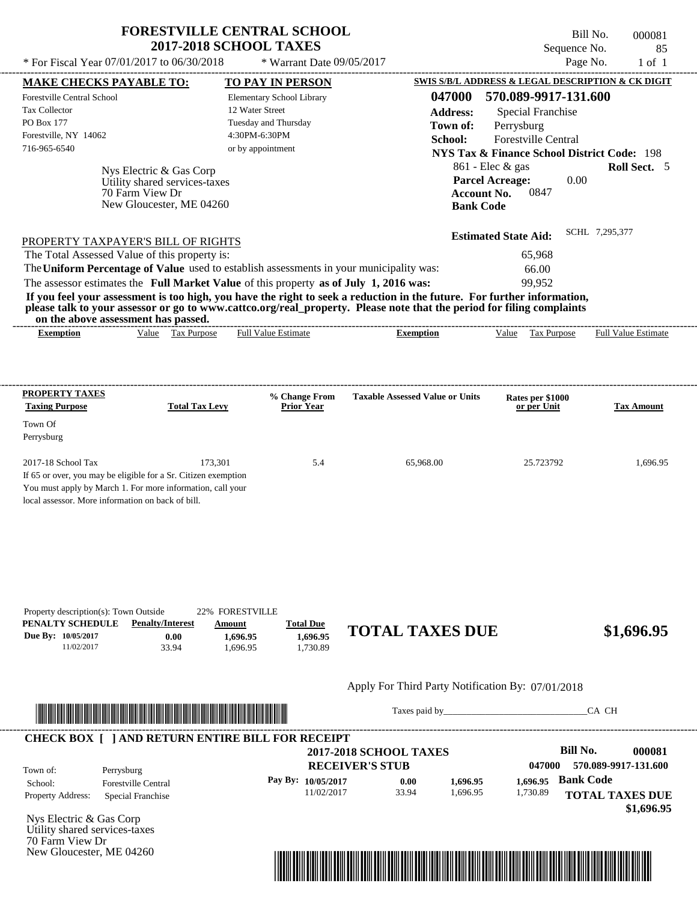# FORESTVILLE CENTRAL SCHOOL
## 2017-2018 SCHOOL TAXES

Bill No. 000081
Sequence No. 85
Page No. 1 of 1

\* For Fiscal Year 07/01/2017 to 06/30/2018 \* Warrant Date 09/05/2017

**MAKE CHECKS PAYABLE TO:**
Forestville Central School
Tax Collector
PO Box 177
Forestville, NY 14062
716-965-6540

**TO PAY IN PERSON**
Elementary School Library
12 Water Street
Tuesday and Thursday
4:30PM-6:30PM
or by appointment

**SWIS S/B/L ADDRESS & LEGAL DESCRIPTION & CK DIGIT**
**047000 570.089-9917-131.600**
**Address:** Special Franchise
**Town of:** Perrysburg
**School:** Forestville Central
**NYS Tax & Finance School District Code:** 198
861 - Elec & gas **Roll Sect.** 5
**Parcel Acreage:** 0.00
**Account No.** 0847
**Bank Code**

Nys Electric & Gas Corp
Utility shared services-taxes
70 Farm View Dr
New Gloucester, ME 04260

**Estimated State Aid:** SCHL 7,295,377

PROPERTY TAXPAYER'S BILL OF RIGHTS

The Total Assessed Value of this property is: 65,968
The **Uniform Percentage of Value** used to establish assessments in your municipality was: 66.00
The assessor estimates the **Full Market Value** of this property **as of July 1, 2016 was:** 99,952

**If you feel your assessment is too high, you have the right to seek a reduction in the future. For further information, please talk to your assessor or go to www.cattco.org/real_property. Please note that the period for filing complaints on the above assessment has passed.**

| Exemption | Value | Tax Purpose | Full Value Estimate | Exemption | Value | Tax Purpose | Full Value Estimate |
|---|---|---|---|---|---|---|---|

| PROPERTY TAXES Taxing Purpose | Total Tax Levy | % Change From Prior Year | Taxable Assessed Value or Units | Rates per $1000 or per Unit | Tax Amount |
|---|---|---|---|---|---|
| Town Of Perrysburg | | | | | |
| 2017-18 School Tax | 173,301 | 5.4 | 65,968.00 | 25.723792 | 1,696.95 |

If 65 or over, you may be eligible for a Sr. Citizen exemption
You must apply by March 1. For more information, call your local assessor. More information on back of bill.

Property description(s): Town Outside 22% FORESTVILLE

| PENALTY SCHEDULE | Penalty/Interest | Amount | Total Due |
|---|---|---|---|
| Due By: 10/05/2017 | 0.00 | 1,696.95 | 1,696.95 |
| 11/02/2017 | 33.94 | 1,696.95 | 1,730.89 |

**TOTAL TAXES DUE $1,696.95**

Apply For Third Party Notification By: 07/01/2018

Taxes paid by_______________________________CA CH

**CHECK BOX [ ] AND RETURN ENTIRE BILL FOR RECEIPT**

**2017-2018 SCHOOL TAXES**
**RECEIVER'S STUB**

**Bill No. 000081**
047000 570.089-9917-131.600

Town of: Perrysburg
School: Forestville Central
Property Address: Special Franchise

| Pay By: | | | |
|---|---|---|---|
| 10/05/2017 | 0.00 | 1,696.95 | 1,696.95 |
| 11/02/2017 | 33.94 | 1,696.95 | 1,730.89 |

**Bank Code**

**TOTAL TAXES DUE $1,696.95**

Nys Electric & Gas Corp
Utility shared services-taxes
70 Farm View Dr
New Gloucester, ME 04260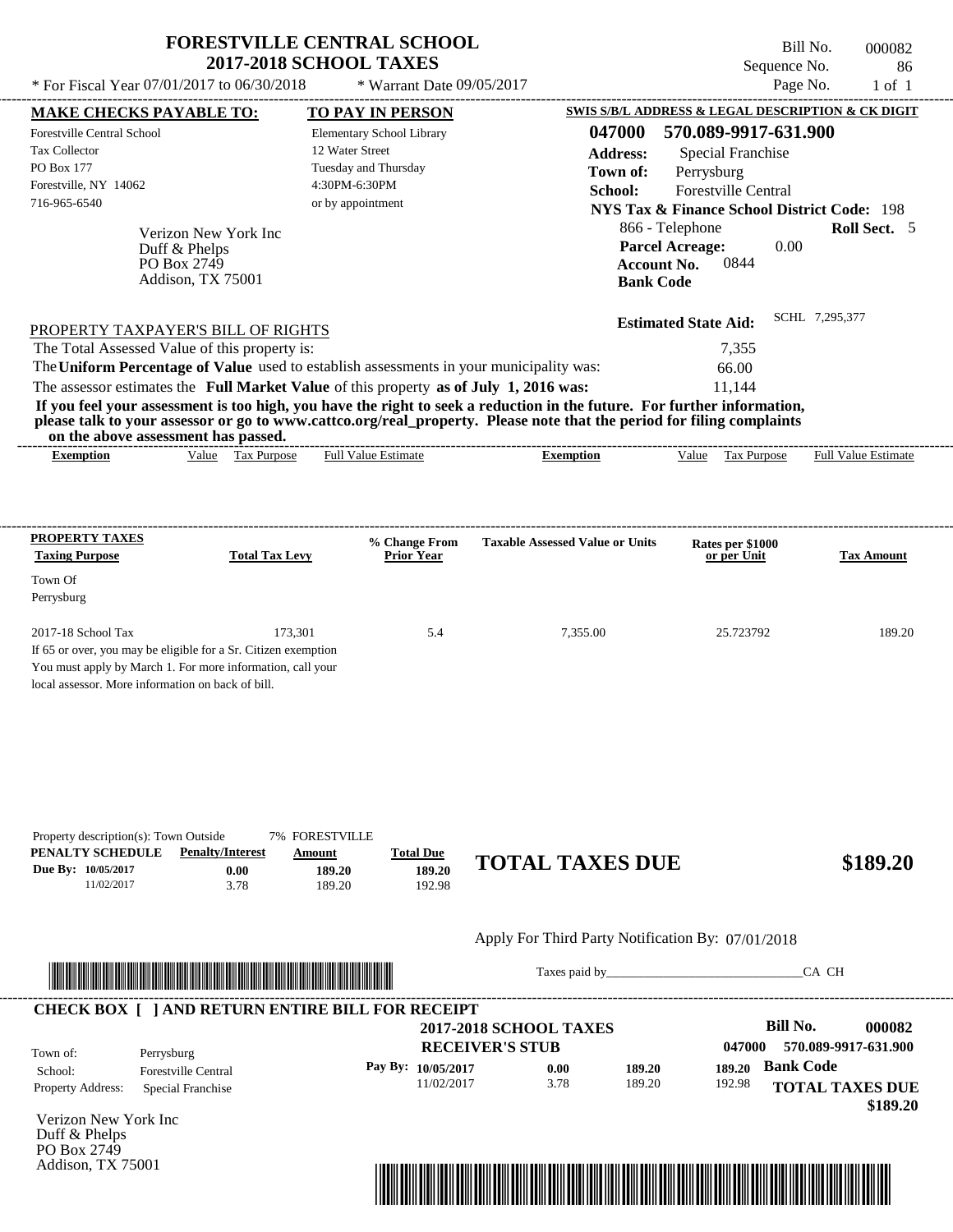# FORESTVILLE CENTRAL SCHOOL
## 2017-2018 SCHOOL TAXES

\* For Fiscal Year 07/01/2017 to 06/30/2018 \* Warrant Date 09/05/2017

Bill No. 000082
Sequence No. 86
Page No. 1 of 1

**MAKE CHECKS PAYABLE TO:**
Forestville Central School
Tax Collector
PO Box 177
Forestville, NY 14062
716-965-6540

**TO PAY IN PERSON**
Elementary School Library
12 Water Street
Tuesday and Thursday
4:30PM-6:30PM
or by appointment

**SWIS S/B/L ADDRESS & LEGAL DESCRIPTION & CK DIGIT**
**047000 570.089-9917-631.900**
**Address:** Special Franchise
**Town of:** Perrysburg
**School:** Forestville Central
**NYS Tax & Finance School District Code:** 198
866 - Telephone **Roll Sect.** 5
**Parcel Acreage:** 0.00
**Account No.** 0844
**Bank Code**

Verizon New York Inc
Duff & Phelps
PO Box 2749
Addison, TX 75001

**Estimated State Aid:** SCHL 7,295,377

PROPERTY TAXPAYER'S BILL OF RIGHTS

The Total Assessed Value of this property is: 7,355
The **Uniform Percentage of Value** used to establish assessments in your municipality was: 66.00
The assessor estimates the **Full Market Value** of this property **as of July 1, 2016 was:** 11,144

**If you feel your assessment is too high, you have the right to seek a reduction in the future. For further information, please talk to your assessor or go to www.cattco.org/real_property. Please note that the period for filing complaints on the above assessment has passed.**

| Exemption | Value | Tax Purpose | Full Value Estimate | Exemption | Value | Tax Purpose | Full Value Estimate |
|---|---|---|---|---|---|---|---|

| PROPERTY TAXES Taxing Purpose | Total Tax Levy | % Change From Prior Year | Taxable Assessed Value or Units | Rates per $1000 or per Unit | Tax Amount |
|---|---|---|---|---|---|
| Town Of Perrysburg | | | | | |
| 2017-18 School Tax | 173,301 | 5.4 | 7,355.00 | 25.723792 | 189.20 |

If 65 or over, you may be eligible for a Sr. Citizen exemption
You must apply by March 1. For more information, call your local assessor. More information on back of bill.

Property description(s): Town Outside 7% FORESTVILLE

| PENALTY SCHEDULE | Penalty/Interest | Amount | Total Due |
|---|---|---|---|
| Due By: 10/05/2017 | 0.00 | 189.20 | 189.20 |
| 11/02/2017 | 3.78 | 189.20 | 192.98 |

**TOTAL TAXES DUE $189.20**

Apply For Third Party Notification By: 07/01/2018

Taxes paid by\_\_\_\_\_\_\_\_\_\_\_\_\_\_\_\_\_\_\_\_\_\_\_\_\_\_\_\_\_\_CA CH

**CHECK BOX [ ] AND RETURN ENTIRE BILL FOR RECEIPT**

**2017-2018 SCHOOL TAXES**
**RECEIVER'S STUB**

**Bill No. 000082**
047000 570.089-9917-631.900

Town of: Perrysburg
School: Forestville Central
Property Address: Special Franchise

| Pay By: | | | |
|---|---|---|---|
| 10/05/2017 | 0.00 | 189.20 | 189.20 |
| 11/02/2017 | 3.78 | 189.20 | 192.98 |

**Bank Code**
**TOTAL TAXES DUE $189.20**

Verizon New York Inc
Duff & Phelps
PO Box 2749
Addison, TX 75001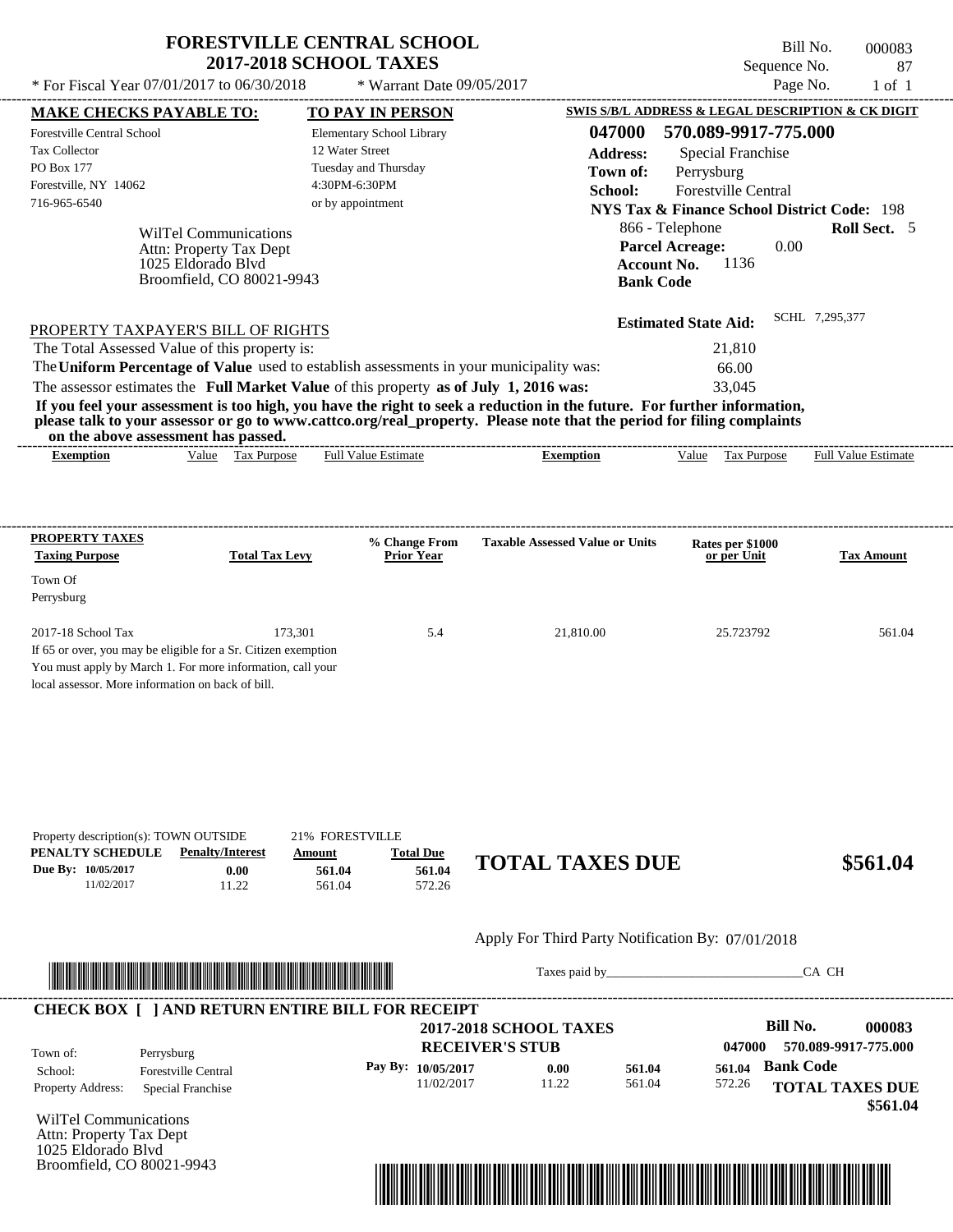# FORESTVILLE CENTRAL SCHOOL
## 2017-2018 SCHOOL TAXES

\* For Fiscal Year 07/01/2017 to 06/30/2018 &nbsp;&nbsp;&nbsp; \* Warrant Date 09/05/2017

Bill No. 000083
Sequence No. 87
Page No. 1 of 1

**MAKE CHECKS PAYABLE TO:**
Forestville Central School
Tax Collector
PO Box 177
Forestville, NY 14062
716-965-6540

**TO PAY IN PERSON**
Elementary School Library
12 Water Street
Tuesday and Thursday
4:30PM-6:30PM
or by appointment

**SWIS S/B/L ADDRESS & LEGAL DESCRIPTION & CK DIGIT**
**047000 570.089-9917-775.000**
**Address:** Special Franchise
**Town of:** Perrysburg
**School:** Forestville Central
**NYS Tax & Finance School District Code:** 198
866 - Telephone &nbsp;&nbsp; **Roll Sect.** 5
**Parcel Acreage:** 0.00
**Account No.** 1136
**Bank Code**

WilTel Communications
Attn: Property Tax Dept
1025 Eldorado Blvd
Broomfield, CO 80021-9943

**Estimated State Aid:** SCHL 7,295,377

PROPERTY TAXPAYER'S BILL OF RIGHTS

The Total Assessed Value of this property is: 21,810
The **Uniform Percentage of Value** used to establish assessments in your municipality was: 66.00
The assessor estimates the **Full Market Value** of this property **as of July 1, 2016 was:** 33,045

**If you feel your assessment is too high, you have the right to seek a reduction in the future. For further information, please talk to your assessor or go to www.cattco.org/real_property. Please note that the period for filing complaints on the above assessment has passed.**

| Exemption | Value | Tax Purpose | Full Value Estimate | Exemption | Value | Tax Purpose | Full Value Estimate |
|---|---|---|---|---|---|---|---|

| PROPERTY TAXES Taxing Purpose | Total Tax Levy | % Change From Prior Year | Taxable Assessed Value or Units | Rates per $1000 or per Unit | Tax Amount |
|---|---|---|---|---|---|
| Town Of Perrysburg | | | | | |
| 2017-18 School Tax | 173,301 | 5.4 | 21,810.00 | 25.723792 | 561.04 |

If 65 or over, you may be eligible for a Sr. Citizen exemption
You must apply by March 1. For more information, call your local assessor. More information on back of bill.

Property description(s): TOWN OUTSIDE &nbsp;&nbsp; 21% FORESTVILLE

| PENALTY SCHEDULE | Penalty/Interest | Amount | Total Due |
|---|---|---|---|
| Due By: 10/05/2017 | 0.00 | 561.04 | 561.04 |
| 11/02/2017 | 11.22 | 561.04 | 572.26 |

**TOTAL TAXES DUE $561.04**

Apply For Third Party Notification By: 07/01/2018

Taxes paid by_______________________________CA CH

**CHECK BOX [ ] AND RETURN ENTIRE BILL FOR RECEIPT**

**2017-2018 SCHOOL TAXES**
**RECEIVER'S STUB**

**Bill No. 000083**
**047000 570.089-9917-775.000**

| | |
|---|---|
| Town of: | Perrysburg |
| School: | Forestville Central |
| Property Address: | Special Franchise |

| Pay By: | | | |
|---|---|---|---|
| 10/05/2017 | 0.00 | 561.04 | 561.04 |
| 11/02/2017 | 11.22 | 561.04 | 572.26 |

**Bank Code**

**TOTAL TAXES DUE $561.04**

WilTel Communications
Attn: Property Tax Dept
1025 Eldorado Blvd
Broomfield, CO 80021-9943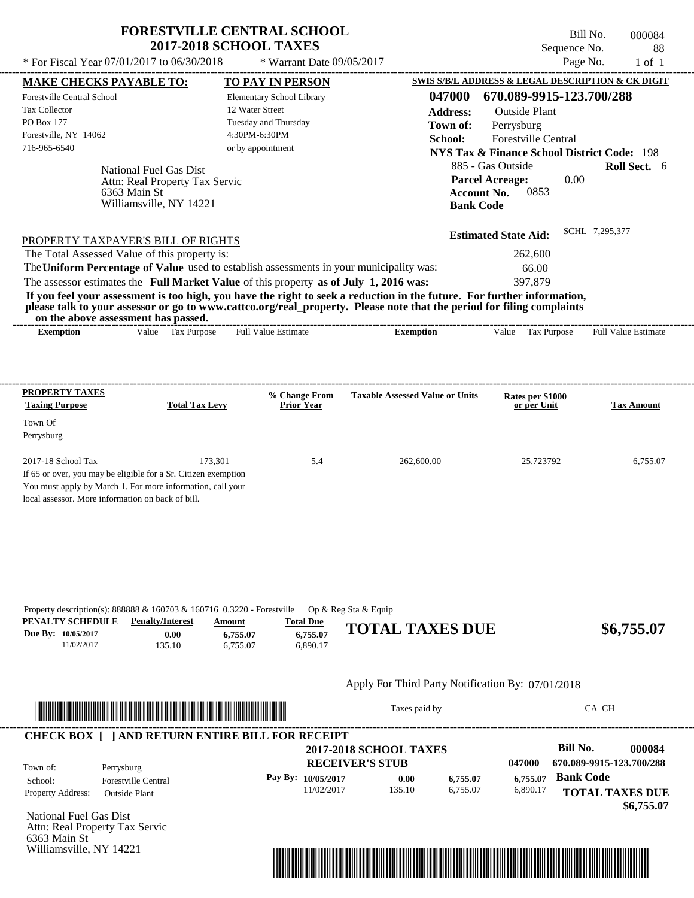# FORESTVILLE CENTRAL SCHOOL
## 2017-2018 SCHOOL TAXES

\* For Fiscal Year 07/01/2017 to 06/30/2018 &nbsp;&nbsp; \* Warrant Date 09/05/2017

Bill No. 000084
Sequence No. 88
Page No. 1 of 1

**MAKE CHECKS PAYABLE TO:**
Forestville Central School
Tax Collector
PO Box 177
Forestville, NY 14062
716-965-6540

**TO PAY IN PERSON**
Elementary School Library
12 Water Street
Tuesday and Thursday
4:30PM-6:30PM
or by appointment

**SWIS S/B/L ADDRESS & LEGAL DESCRIPTION & CK DIGIT**
**047000 670.089-9915-123.700/288**
**Address:** Outside Plant
**Town of:** Perrysburg
**School:** Forestville Central
**NYS Tax & Finance School District Code:** 198
885 - Gas Outside &nbsp;&nbsp; **Roll Sect.** 6
**Parcel Acreage:** 0.00
**Account No.** 0853
**Bank Code**

National Fuel Gas Dist
Attn: Real Property Tax Servic
6363 Main St
Williamsville, NY 14221

**Estimated State Aid:** SCHL 7,295,377

PROPERTY TAXPAYER'S BILL OF RIGHTS

The Total Assessed Value of this property is: 262,600

The **Uniform Percentage of Value** used to establish assessments in your municipality was: 66.00

The assessor estimates the **Full Market Value** of this property **as of July 1, 2016 was:** 397,879

**If you feel your assessment is too high, you have the right to seek a reduction in the future. For further information, please talk to your assessor or go to www.cattco.org/real_property. Please note that the period for filing complaints on the above assessment has passed.**

| Exemption | Value | Tax Purpose | Full Value Estimate | Exemption | Value | Tax Purpose | Full Value Estimate |
|---|---|---|---|---|---|---|---|

| PROPERTY TAXES Taxing Purpose | Total Tax Levy | % Change From Prior Year | Taxable Assessed Value or Units | Rates per $1000 or per Unit | Tax Amount |
|---|---|---|---|---|---|
| Town Of Perrysburg | | | | | |
| 2017-18 School Tax | 173,301 | 5.4 | 262,600.00 | 25.723792 | 6,755.07 |

If 65 or over, you may be eligible for a Sr. Citizen exemption
You must apply by March 1. For more information, call your
local assessor. More information on back of bill.

Property description(s): 888888 & 160703 & 160716 0.3220 - Forestville Op & Reg Sta & Equip

| PENALTY SCHEDULE | Penalty/Interest | Amount | Total Due |
|---|---|---|---|
| Due By: 10/05/2017 | 0.00 | 6,755.07 | 6,755.07 |
| 11/02/2017 | 135.10 | 6,755.07 | 6,890.17 |

**TOTAL TAXES DUE** **$6,755.07**

Apply For Third Party Notification By: 07/01/2018

Taxes paid by_______________________________CA CH

**CHECK BOX [ ] AND RETURN ENTIRE BILL FOR RECEIPT**

**2017-2018 SCHOOL TAXES**
**RECEIVER'S STUB**

**Bill No.** 000084
047000 670.089-9915-123.700/288

Town of: Perrysburg
School: Forestville Central
Property Address: Outside Plant

| Pay By: | | | | |
|---|---|---|---|---|
| 10/05/2017 | 0.00 | 6,755.07 | 6,755.07 | Bank Code |
| 11/02/2017 | 135.10 | 6,755.07 | 6,890.17 | |

**TOTAL TAXES DUE** **$6,755.07**

National Fuel Gas Dist
Attn: Real Property Tax Servic
6363 Main St
Williamsville, NY 14221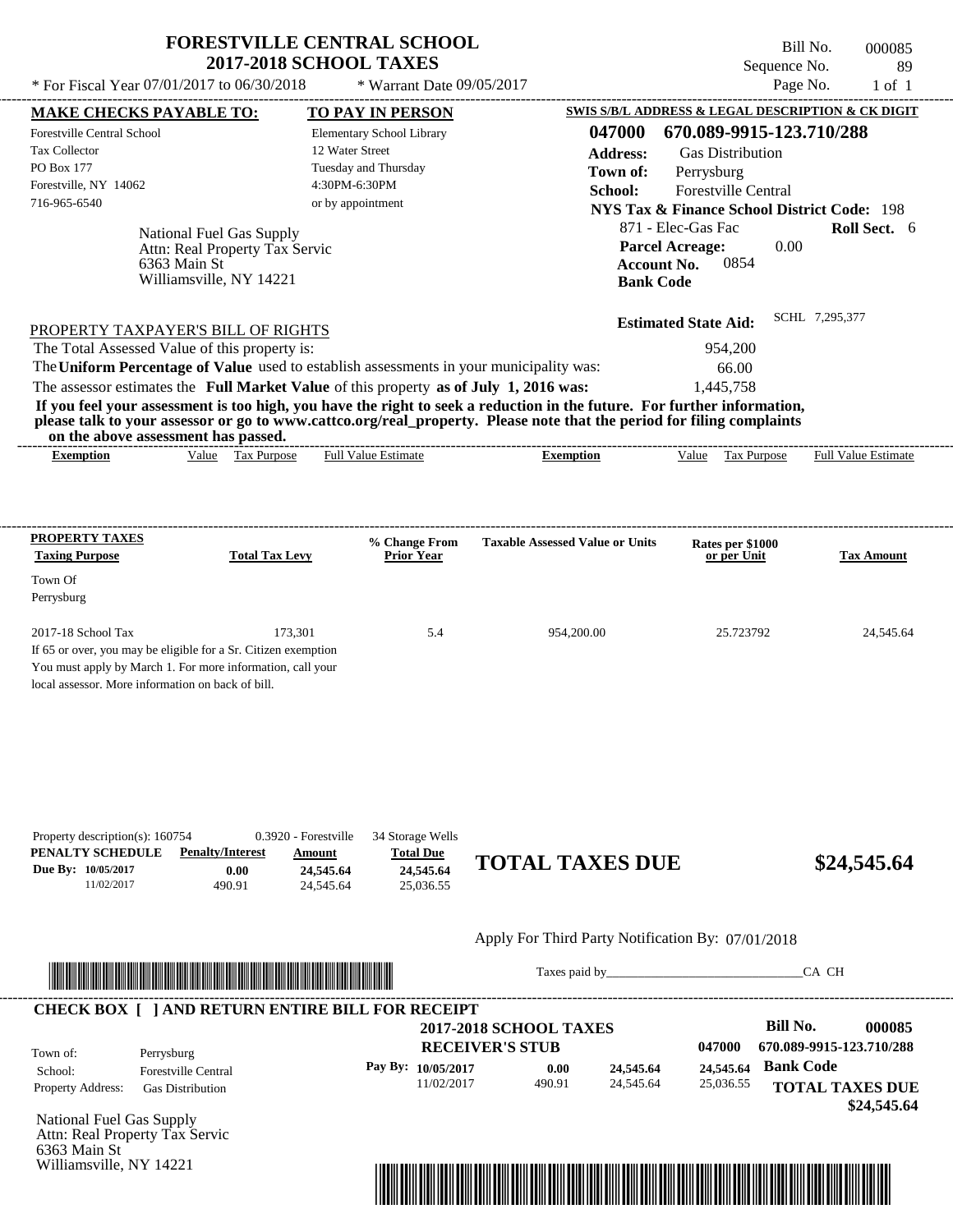# FORESTVILLE CENTRAL SCHOOL
## 2017-2018 SCHOOL TAXES

\* For Fiscal Year 07/01/2017 to 06/30/2018 \* Warrant Date 09/05/2017

Bill No. 000085
Sequence No. 89
Page No. 1 of 1

**MAKE CHECKS PAYABLE TO:**
Forestville Central School
Tax Collector
PO Box 177
Forestville, NY 14062
716-965-6540

**TO PAY IN PERSON**
Elementary School Library
12 Water Street
Tuesday and Thursday
4:30PM-6:30PM
or by appointment

**SWIS S/B/L ADDRESS & LEGAL DESCRIPTION & CK DIGIT**
**047000 670.089-9915-123.710/288**
**Address:** Gas Distribution
**Town of:** Perrysburg
**School:** Forestville Central
**NYS Tax & Finance School District Code:** 198
871 - Elec-Gas Fac **Roll Sect.** 6
**Parcel Acreage:** 0.00
**Account No.** 0854
**Bank Code**

National Fuel Gas Supply
Attn: Real Property Tax Servic
6363 Main St
Williamsville, NY 14221

**Estimated State Aid:** SCHL 7,295,377

PROPERTY TAXPAYER'S BILL OF RIGHTS

The Total Assessed Value of this property is: 954,200
The **Uniform Percentage of Value** used to establish assessments in your municipality was: 66.00
The assessor estimates the **Full Market Value** of this property **as of July 1, 2016 was:** 1,445,758

**If you feel your assessment is too high, you have the right to seek a reduction in the future. For further information, please talk to your assessor or go to www.cattco.org/real_property. Please note that the period for filing complaints on the above assessment has passed.**

| Exemption | Value | Tax Purpose | Full Value Estimate | Exemption | Value | Tax Purpose | Full Value Estimate |
|---|---|---|---|---|---|---|---|

| PROPERTY TAXES Taxing Purpose | Total Tax Levy | % Change From Prior Year | Taxable Assessed Value or Units | Rates per $1000 or per Unit | Tax Amount |
|---|---|---|---|---|---|
| Town Of Perrysburg | | | | | |
| 2017-18 School Tax | 173,301 | 5.4 | 954,200.00 | 25.723792 | 24,545.64 |

If 65 or over, you may be eligible for a Sr. Citizen exemption
You must apply by March 1. For more information, call your local assessor. More information on back of bill.

Property description(s): 160754 0.3920 - Forestville 34 Storage Wells

| PENALTY SCHEDULE | Penalty/Interest | Amount | Total Due |
|---|---|---|---|
| Due By: 10/05/2017 | 0.00 | 24,545.64 | 24,545.64 |
| 11/02/2017 | 490.91 | 24,545.64 | 25,036.55 |

**TOTAL TAXES DUE $24,545.64**

Apply For Third Party Notification By: 07/01/2018

Taxes paid by________________________________CA CH

**CHECK BOX [ ] AND RETURN ENTIRE BILL FOR RECEIPT**

**2017-2018 SCHOOL TAXES**
**RECEIVER'S STUB**

**Bill No. 000085**
047000 670.089-9915-123.710/288
**Bank Code**

Town of: Perrysburg
School: Forestville Central
Property Address: Gas Distribution

| Pay By: | | | |
|---|---|---|---|
| 10/05/2017 | 0.00 | 24,545.64 | 24,545.64 |
| 11/02/2017 | 490.91 | 24,545.64 | 25,036.55 |

**TOTAL TAXES DUE $24,545.64**

National Fuel Gas Supply
Attn: Real Property Tax Servic
6363 Main St
Williamsville, NY 14221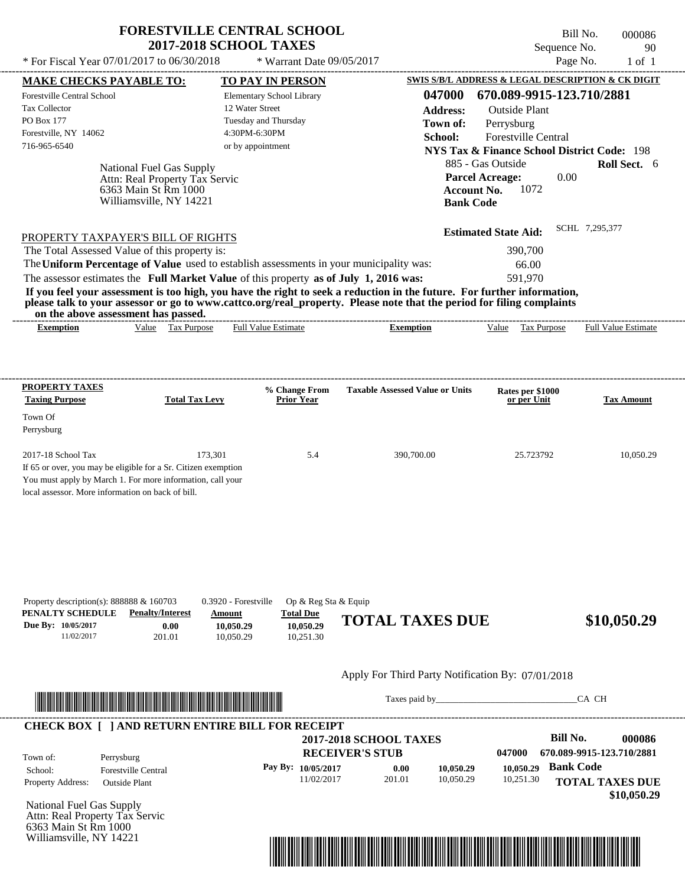# FORESTVILLE CENTRAL SCHOOL
## 2017-2018 SCHOOL TAXES

\* For Fiscal Year 07/01/2017 to 06/30/2018 \* Warrant Date 09/05/2017

Bill No. 000086
Sequence No. 90
Page No. 1 of 1

| MAKE CHECKS PAYABLE TO: | TO PAY IN PERSON | SWIS S/B/L ADDRESS & LEGAL DESCRIPTION & CK DIGIT |
|---|---|---|
| Forestville Central School | Elementary School Library | **047000 670.089-9915-123.710/2881** |
| Tax Collector | 12 Water Street | **Address:** Outside Plant |
| PO Box 177 | Tuesday and Thursday | **Town of:** Perrysburg |
| Forestville, NY 14062 | 4:30PM-6:30PM | **School:** Forestville Central |
| 716-965-6540 | or by appointment | **NYS Tax & Finance School District Code:** 198 |

National Fuel Gas Supply
Attn: Real Property Tax Servic
6363 Main St Rm 1000
Williamsville, NY 14221

885 - Gas Outside **Roll Sect.** 6
**Parcel Acreage:** 0.00
**Account No.** 1072
**Bank Code**

**Estimated State Aid:** SCHL 7,295,377

PROPERTY TAXPAYER'S BILL OF RIGHTS

The Total Assessed Value of this property is: 390,700
The **Uniform Percentage of Value** used to establish assessments in your municipality was: 66.00
The assessor estimates the **Full Market Value** of this property **as of July 1, 2016 was:** 591,970

**If you feel your assessment is too high, you have the right to seek a reduction in the future. For further information, please talk to your assessor or go to www.cattco.org/real_property. Please note that the period for filing complaints on the above assessment has passed.**

| Exemption | Value | Tax Purpose | Full Value Estimate | Exemption | Value | Tax Purpose | Full Value Estimate |
|---|---|---|---|---|---|---|---|

| PROPERTY TAXES Taxing Purpose | Total Tax Levy | % Change From Prior Year | Taxable Assessed Value or Units | Rates per $1000 or per Unit | Tax Amount |
|---|---|---|---|---|---|
| Town Of Perrysburg | | | | | |
| 2017-18 School Tax | 173,301 | 5.4 | 390,700.00 | 25.723792 | 10,050.29 |

If 65 or over, you may be eligible for a Sr. Citizen exemption
You must apply by March 1. For more information, call your local assessor. More information on back of bill.

Property description(s): 888888 & 160703 0.3920 - Forestville Op & Reg Sta & Equip

| PENALTY SCHEDULE | Penalty/Interest | Amount | Total Due |
|---|---|---|---|
| Due By: 10/05/2017 | 0.00 | 10,050.29 | 10,050.29 |
| 11/02/2017 | 201.01 | 10,050.29 | 10,251.30 |

**TOTAL TAXES DUE $10,050.29**

Apply For Third Party Notification By: 07/01/2018

Taxes paid by_______________________________CA CH

**CHECK BOX [ ] AND RETURN ENTIRE BILL FOR RECEIPT**

**2017-2018 SCHOOL TAXES**
**RECEIVER'S STUB**

**Bill No. 000086**
**047000 670.089-9915-123.710/2881**

Town of: Perrysburg
School: Forestville Central
Property Address: Outside Plant

| Pay By: | | | | |
|---|---|---|---|---|
| 10/05/2017 | 0.00 | 10,050.29 | 10,050.29 | **Bank Code** |
| 11/02/2017 | 201.01 | 10,050.29 | 10,251.30 | |

**TOTAL TAXES DUE**
**$10,050.29**

National Fuel Gas Supply
Attn: Real Property Tax Servic
6363 Main St Rm 1000
Williamsville, NY 14221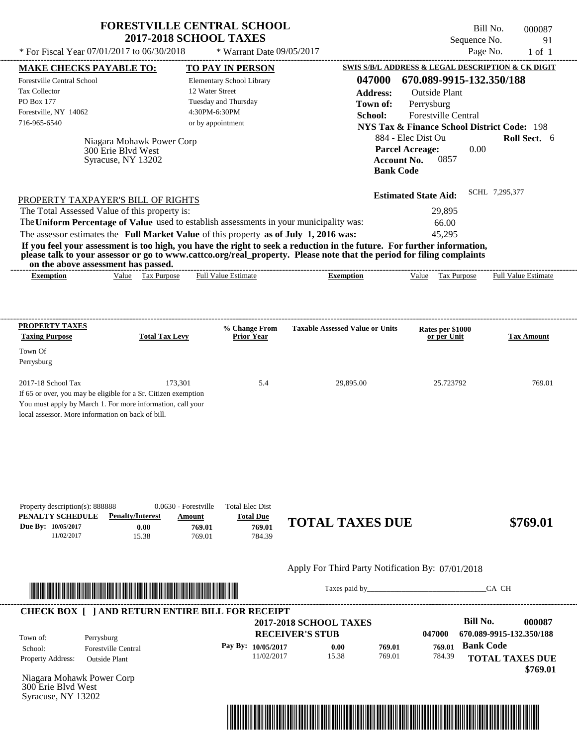# FORESTVILLE CENTRAL SCHOOL
## 2017-2018 SCHOOL TAXES

Bill No. 000087
Sequence No. 91

\* For Fiscal Year 07/01/2017 to 06/30/2018 \* Warrant Date 09/05/2017

**MAKE CHECKS PAYABLE TO:**
Forestville Central School
Tax Collector
PO Box 177
Forestville, NY 14062
716-965-6540

**TO PAY IN PERSON**
Elementary School Library
12 Water Street
Tuesday and Thursday
4:30PM-6:30PM
or by appointment

**SWIS S/B/L ADDRESS & LEGAL DESCRIPTION & CK DIGIT**
**047000 670.089-9915-132.350/188**
**Address:** Outside Plant
**Town of:** Perrysburg
**School:** Forestville Central
**NYS Tax & Finance School District Code:** 198
884 - Elec Dist Ou **Roll Sect.** 6
**Parcel Acreage:** 0.00
**Account No.** 0857
**Bank Code**

Niagara Mohawk Power Corp
300 Erie Blvd West
Syracuse, NY 13202

**Estimated State Aid:** SCHL 7,295,377

PROPERTY TAXPAYER'S BILL OF RIGHTS

The Total Assessed Value of this property is: 29,895
The **Uniform Percentage of Value** used to establish assessments in your municipality was: 66.00
The assessor estimates the **Full Market Value** of this property **as of July 1, 2016 was:** 45,295

**If you feel your assessment is too high, you have the right to seek a reduction in the future. For further information, please talk to your assessor or go to www.cattco.org/real_property. Please note that the period for filing complaints on the above assessment has passed.**

| Exemption | Value | Tax Purpose | Full Value Estimate | Exemption | Value | Tax Purpose | Full Value Estimate |
|---|---|---|---|---|---|---|---|

| PROPERTY TAXES Taxing Purpose | Total Tax Levy | % Change From Prior Year | Taxable Assessed Value or Units | Rates per $1000 or per Unit | Tax Amount |
|---|---|---|---|---|---|
| Town Of Perrysburg | | | | | |
| 2017-18 School Tax | 173,301 | 5.4 | 29,895.00 | 25.723792 | 769.01 |

If 65 or over, you may be eligible for a Sr. Citizen exemption
You must apply by March 1. For more information, call your local assessor. More information on back of bill.

Property description(s): 888888 0.0630 - Forestville Total Elec Dist

| PENALTY SCHEDULE | Penalty/Interest | Amount | Total Due |
|---|---|---|---|
| Due By: 10/05/2017 | 0.00 | 769.01 | 769.01 |
| 11/02/2017 | 15.38 | 769.01 | 784.39 |

**TOTAL TAXES DUE $769.01**

Apply For Third Party Notification By: 07/01/2018

Taxes paid by_______________________________CA CH

**CHECK BOX [ ] AND RETURN ENTIRE BILL FOR RECEIPT**

**2017-2018 SCHOOL TAXES**
**RECEIVER'S STUB**

**Bill No. 000087**
047000 670.089-9915-132.350/188
**Bank Code**

Town of: Perrysburg
School: Forestville Central
Property Address: Outside Plant

| Pay By: | | | |
|---|---|---|---|
| 10/05/2017 | 0.00 | 769.01 | 769.01 |
| 11/02/2017 | 15.38 | 769.01 | 784.39 |

**TOTAL TAXES DUE $769.01**

Niagara Mohawk Power Corp
300 Erie Blvd West
Syracuse, NY 13202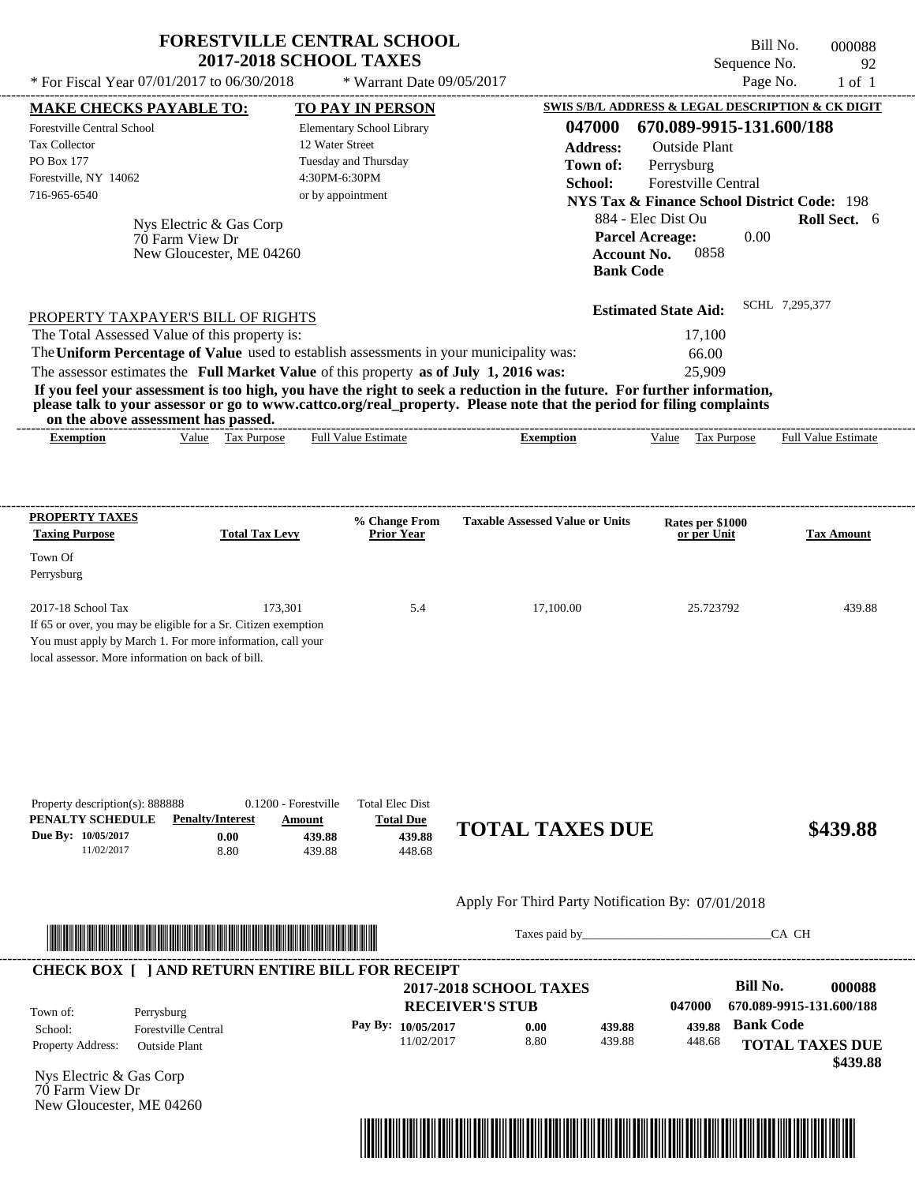# FORESTVILLE CENTRAL SCHOOL
## 2017-2018 SCHOOL TAXES

\* For Fiscal Year 07/01/2017 to 06/30/2018 \* Warrant Date 09/05/2017

Bill No. 000088
Sequence No. 92
Page No. 1 of 1

**MAKE CHECKS PAYABLE TO:**
Forestville Central School
Tax Collector
PO Box 177
Forestville, NY 14062
716-965-6540

**TO PAY IN PERSON**
Elementary School Library
12 Water Street
Tuesday and Thursday
4:30PM-6:30PM
or by appointment

**SWIS S/B/L ADDRESS & LEGAL DESCRIPTION & CK DIGIT**
**047000 670.089-9915-131.600/188**
**Address:** Outside Plant
**Town of:** Perrysburg
**School:** Forestville Central
**NYS Tax & Finance School District Code:** 198
884 - Elec Dist Ou **Roll Sect.** 6
**Parcel Acreage:** 0.00
**Account No.** 0858
**Bank Code**

Nys Electric & Gas Corp
70 Farm View Dr
New Gloucester, ME 04260

**Estimated State Aid:** SCHL 7,295,377

PROPERTY TAXPAYER'S BILL OF RIGHTS

The Total Assessed Value of this property is: 17,100
The **Uniform Percentage of Value** used to establish assessments in your municipality was: 66.00
The assessor estimates the **Full Market Value** of this property **as of July 1, 2016 was:** 25,909

**If you feel your assessment is too high, you have the right to seek a reduction in the future. For further information, please talk to your assessor or go to www.cattco.org/real_property. Please note that the period for filing complaints on the above assessment has passed.**

| Exemption | Value | Tax Purpose | Full Value Estimate | Exemption | Value | Tax Purpose | Full Value Estimate |
|---|---|---|---|---|---|---|---|

| PROPERTY TAXES Taxing Purpose | Total Tax Levy | % Change From Prior Year | Taxable Assessed Value or Units | Rates per $1000 or per Unit | Tax Amount |
|---|---|---|---|---|---|
| Town Of Perrysburg | | | | | |
| 2017-18 School Tax | 173,301 | 5.4 | 17,100.00 | 25.723792 | 439.88 |

If 65 or over, you may be eligible for a Sr. Citizen exemption
You must apply by March 1. For more information, call your local assessor. More information on back of bill.

Property description(s): 888888 0.1200 - Forestville Total Elec Dist

| PENALTY SCHEDULE | Penalty/Interest | Amount | Total Due |
|---|---|---|---|
| Due By: 10/05/2017 | 0.00 | 439.88 | 439.88 |
| 11/02/2017 | 8.80 | 439.88 | 448.68 |

**TOTAL TAXES DUE $439.88**

Apply For Third Party Notification By: 07/01/2018

Taxes paid by_______________________________CA CH

**CHECK BOX [ ] AND RETURN ENTIRE BILL FOR RECEIPT**

**2017-2018 SCHOOL TAXES**
**RECEIVER'S STUB**

**Bill No. 000088**
047000 670.089-9915-131.600/188
**Bank Code**

Town of: Perrysburg
School: Forestville Central
Property Address: Outside Plant

| Pay By: | | | |
|---|---|---|---|
| 10/05/2017 | 0.00 | 439.88 | 439.88 |
| 11/02/2017 | 8.80 | 439.88 | 448.68 |

**TOTAL TAXES DUE $439.88**

Nys Electric & Gas Corp
70 Farm View Dr
New Gloucester, ME 04260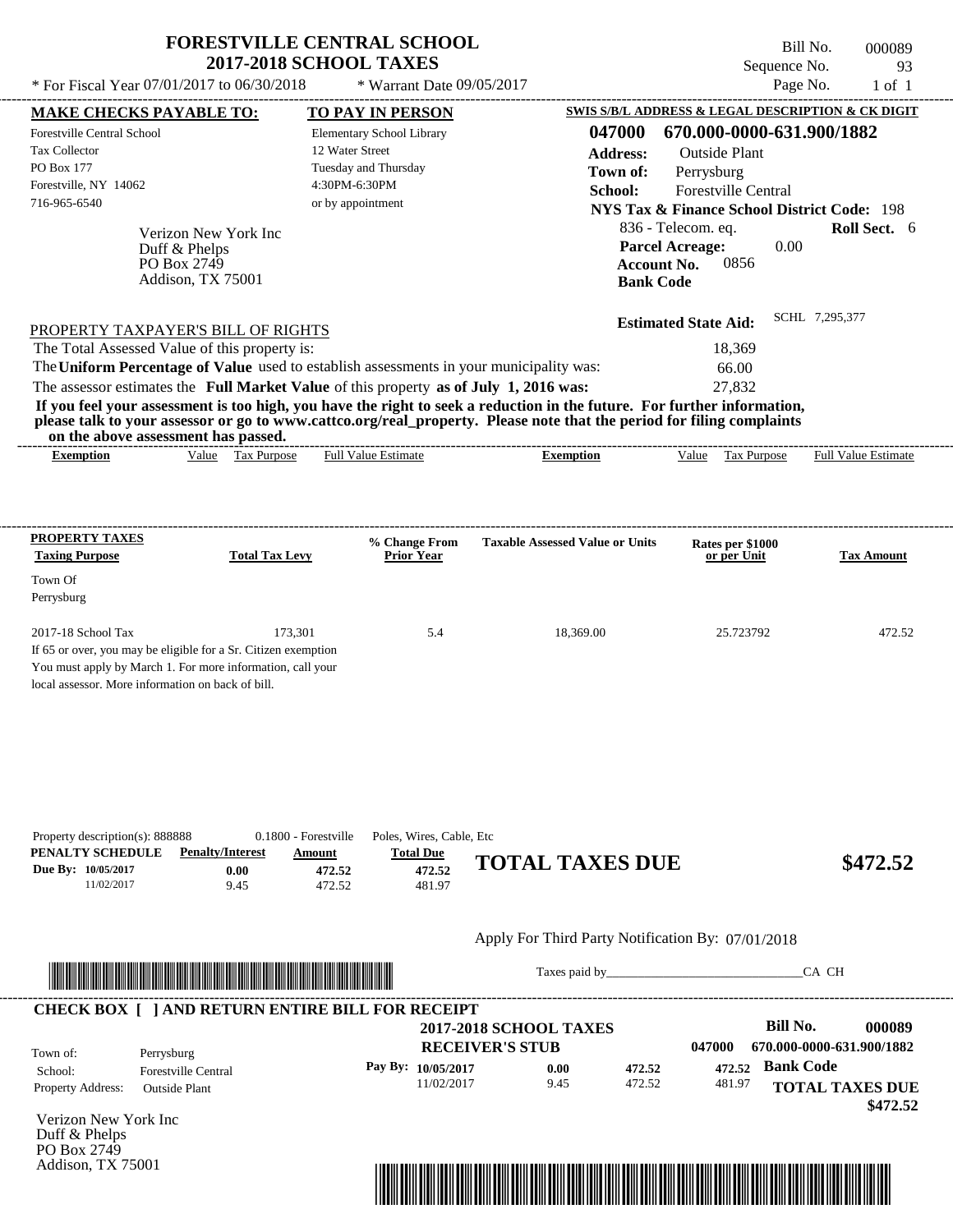# FORESTVILLE CENTRAL SCHOOL
## 2017-2018 SCHOOL TAXES

Bill No. 000089
Sequence No. 93
Page No. 1 of 1

\* For Fiscal Year 07/01/2017 to 06/30/2018 \* Warrant Date 09/05/2017

**MAKE CHECKS PAYABLE TO:**
Forestville Central School
Tax Collector
PO Box 177
Forestville, NY 14062
716-965-6540

**TO PAY IN PERSON**
Elementary School Library
12 Water Street
Tuesday and Thursday
4:30PM-6:30PM
or by appointment

**SWIS S/B/L ADDRESS & LEGAL DESCRIPTION & CK DIGIT**
**047000 670.000-0000-631.900/1882**
**Address:** Outside Plant
**Town of:** Perrysburg
**School:** Forestville Central
**NYS Tax & Finance School District Code:** 198
836 - Telecom. eq. **Roll Sect.** 6
**Parcel Acreage:** 0.00
**Account No.** 0856
**Bank Code**

Verizon New York Inc
Duff & Phelps
PO Box 2749
Addison, TX 75001

**Estimated State Aid:** SCHL 7,295,377

PROPERTY TAXPAYER'S BILL OF RIGHTS
The Total Assessed Value of this property is: 18,369
The **Uniform Percentage of Value** used to establish assessments in your municipality was: 66.00
The assessor estimates the **Full Market Value** of this property **as of July 1, 2016 was:** 27,832

**If you feel your assessment is too high, you have the right to seek a reduction in the future. For further information, please talk to your assessor or go to www.cattco.org/real_property. Please note that the period for filing complaints on the above assessment has passed.**

| Exemption | Value | Tax Purpose | Full Value Estimate | Exemption | Value | Tax Purpose | Full Value Estimate |
|---|---|---|---|---|---|---|---|

**PROPERTY TAXES**

| Taxing Purpose | Total Tax Levy | % Change From Prior Year | Taxable Assessed Value or Units | Rates per $1000 or per Unit | Tax Amount |
|---|---|---|---|---|---|
| Town Of Perrysburg | | | | | |
| 2017-18 School Tax | 173,301 | 5.4 | 18,369.00 | 25.723792 | 472.52 |

If 65 or over, you may be eligible for a Sr. Citizen exemption
You must apply by March 1. For more information, call your local assessor. More information on back of bill.

Property description(s): 888888 0.1800 - Forestville Poles, Wires, Cable, Etc

| PENALTY SCHEDULE | Penalty/Interest | Amount | Total Due |
|---|---|---|---|
| Due By: 10/05/2017 | 0.00 | 472.52 | 472.52 |
| 11/02/2017 | 9.45 | 472.52 | 481.97 |

**TOTAL TAXES DUE $472.52**

Apply For Third Party Notification By: 07/01/2018

Taxes paid by_______________________________CA CH

**CHECK BOX [ ] AND RETURN ENTIRE BILL FOR RECEIPT**

**2017-2018 SCHOOL TAXES**
**RECEIVER'S STUB**

**Bill No. 000089**
047000 670.000-0000-631.900/1882

Town of: Perrysburg
School: Forestville Central
Property Address: Outside Plant

| Pay By: | | | | |
|---|---|---|---|---|
| 10/05/2017 | 0.00 | 472.52 | 472.52 | **Bank Code** |
| 11/02/2017 | 9.45 | 472.52 | 481.97 | |

**TOTAL TAXES DUE $472.52**

Verizon New York Inc
Duff & Phelps
PO Box 2749
Addison, TX 75001